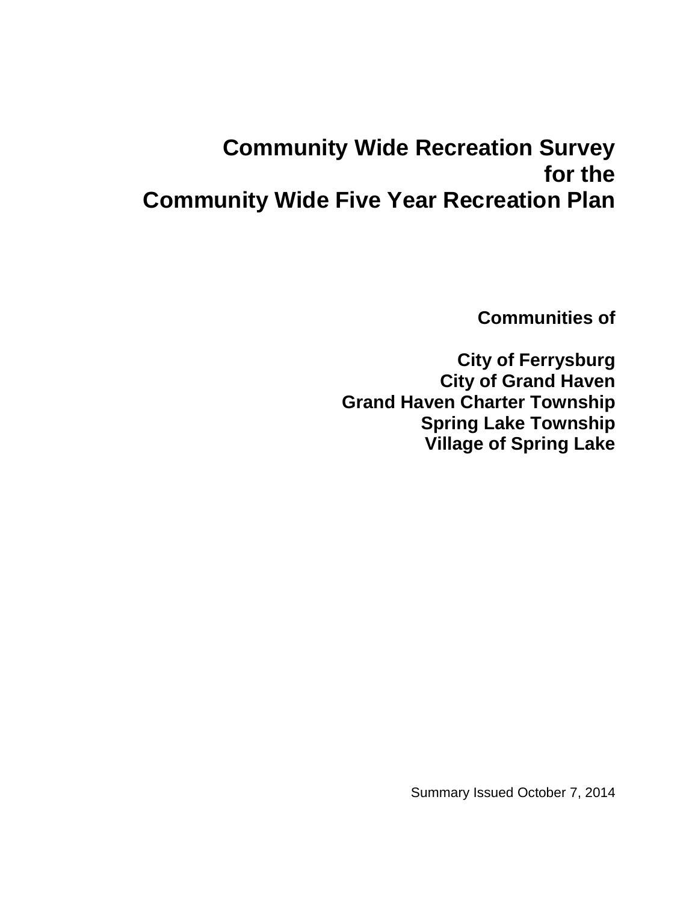# Community Wide Recreation Survey for the Community Wide Five Year Recreation Plan

**Communities of**

**City of Ferrysburg**
**City of Grand Haven**
**Grand Haven Charter Township**
**Spring Lake Township**
**Village of Spring Lake**

Summary Issued October 7, 2014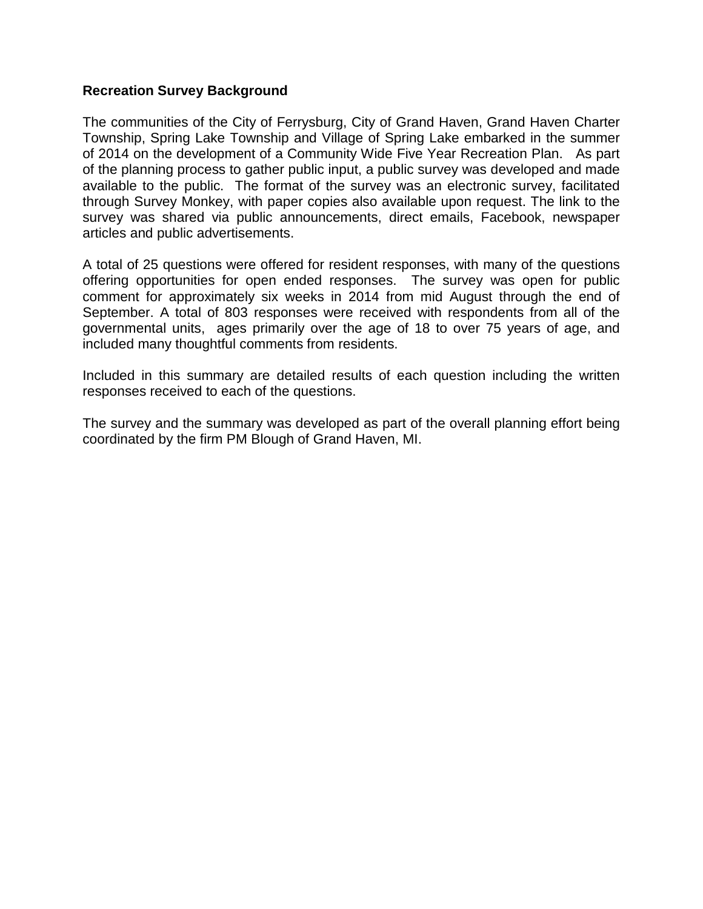**Recreation Survey Background**

The communities of the City of Ferrysburg, City of Grand Haven, Grand Haven Charter Township, Spring Lake Township and Village of Spring Lake embarked in the summer of 2014 on the development of a Community Wide Five Year Recreation Plan. As part of the planning process to gather public input, a public survey was developed and made available to the public. The format of the survey was an electronic survey, facilitated through Survey Monkey, with paper copies also available upon request. The link to the survey was shared via public announcements, direct emails, Facebook, newspaper articles and public advertisements.

A total of 25 questions were offered for resident responses, with many of the questions offering opportunities for open ended responses. The survey was open for public comment for approximately six weeks in 2014 from mid August through the end of September. A total of 803 responses were received with respondents from all of the governmental units, ages primarily over the age of 18 to over 75 years of age, and included many thoughtful comments from residents.

Included in this summary are detailed results of each question including the written responses received to each of the questions.

The survey and the summary was developed as part of the overall planning effort being coordinated by the firm PM Blough of Grand Haven, MI.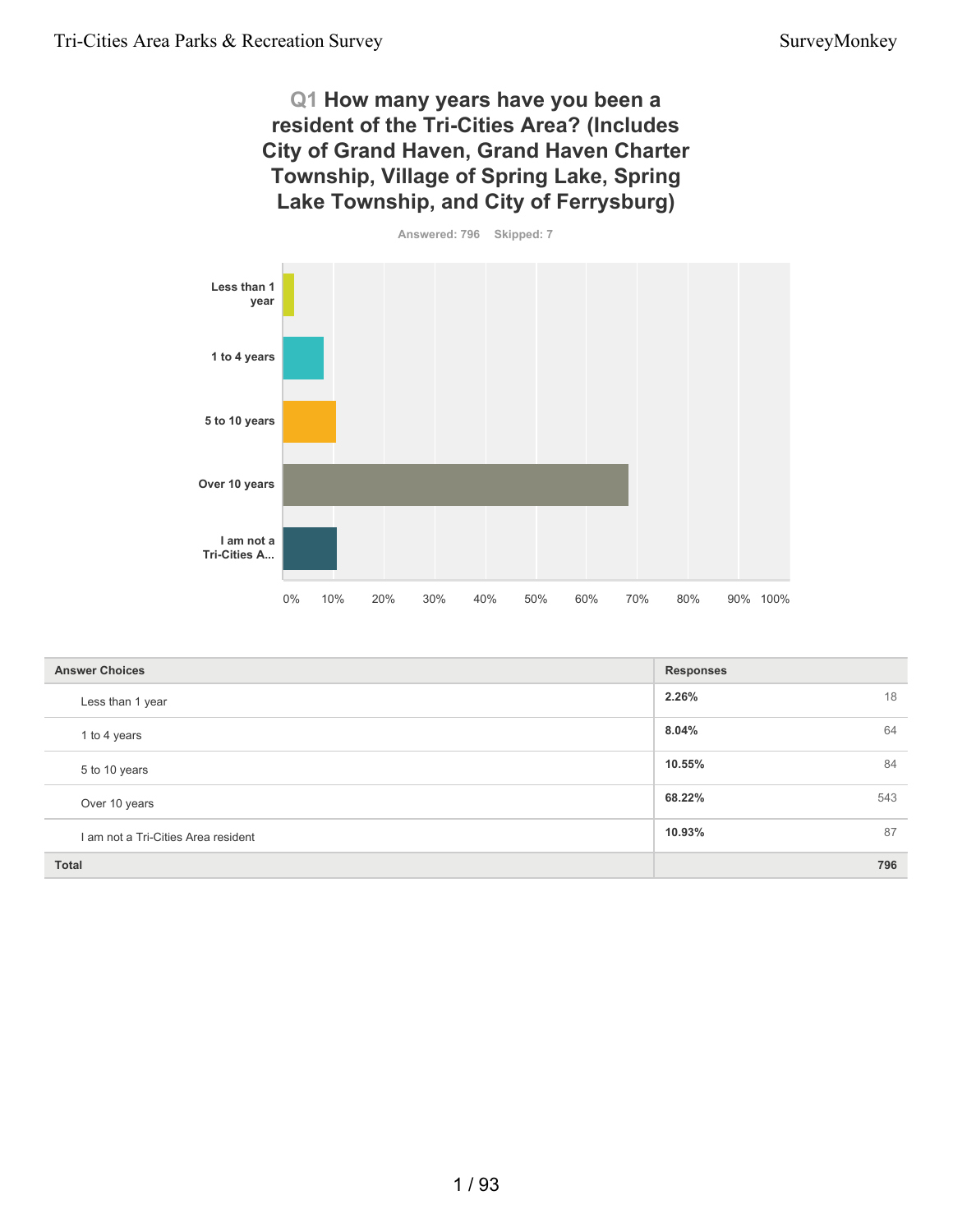## Q1 How many years have you been a resident of the Tri-Cities Area? (Includes City of Grand Haven, Grand Haven Charter Township, Village of Spring Lake, Spring Lake Township, and City of Ferrysburg)

Answered: 796 Skipped: 7

| Answer Choices | Responses | |
|---|---|---|
| Less than 1 year | **2.26%** | 18 |
| 1 to 4 years | **8.04%** | 64 |
| 5 to 10 years | **10.55%** | 84 |
| Over 10 years | **68.22%** | 543 |
| I am not a Tri-Cities Area resident | **10.93%** | 87 |
| **Total** | | **796** |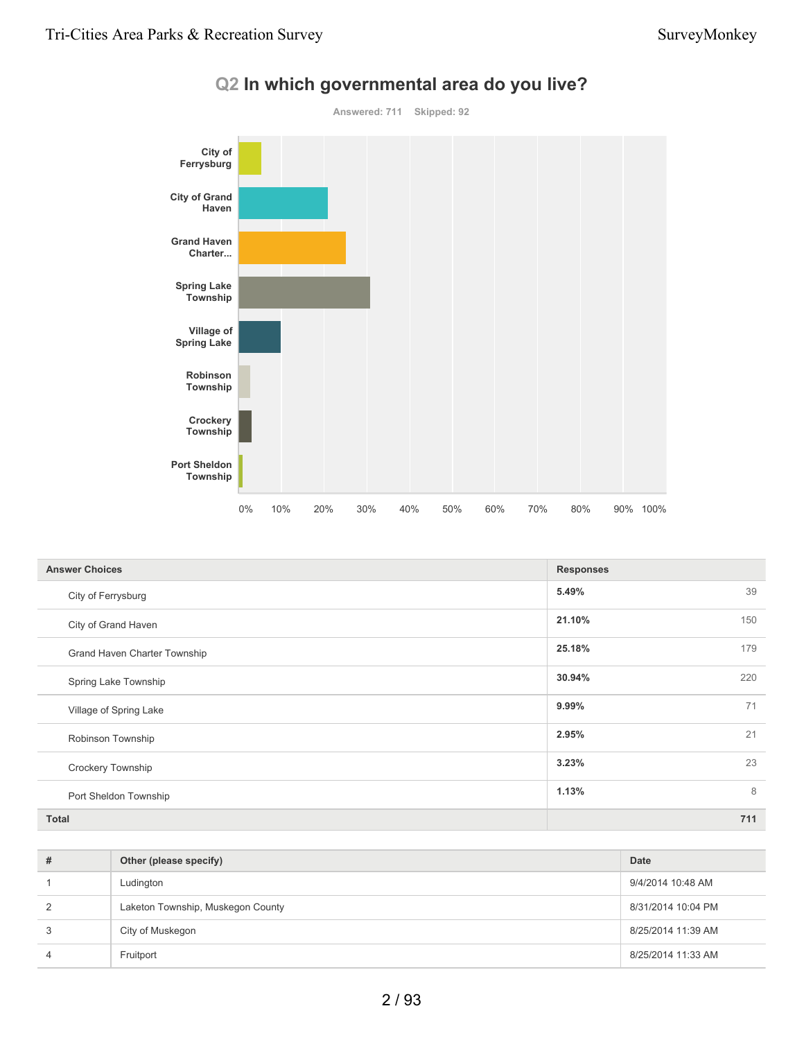## Q2 In which governmental area do you live?

Answered: 711 Skipped: 92

| Answer Choices | Responses | |
|---|---|---|
| City of Ferrysburg | 5.49% | 39 |
| City of Grand Haven | 21.10% | 150 |
| Grand Haven Charter Township | 25.18% | 179 |
| Spring Lake Township | 30.94% | 220 |
| Village of Spring Lake | 9.99% | 71 |
| Robinson Township | 2.95% | 21 |
| Crockery Township | 3.23% | 23 |
| Port Sheldon Township | 1.13% | 8 |
| **Total** | | **711** |

| # | Other (please specify) | Date |
|---|---|---|
| 1 | Ludington | 9/4/2014 10:48 AM |
| 2 | Laketon Township, Muskegon County | 8/31/2014 10:04 PM |
| 3 | City of Muskegon | 8/25/2014 11:39 AM |
| 4 | Fruitport | 8/25/2014 11:33 AM |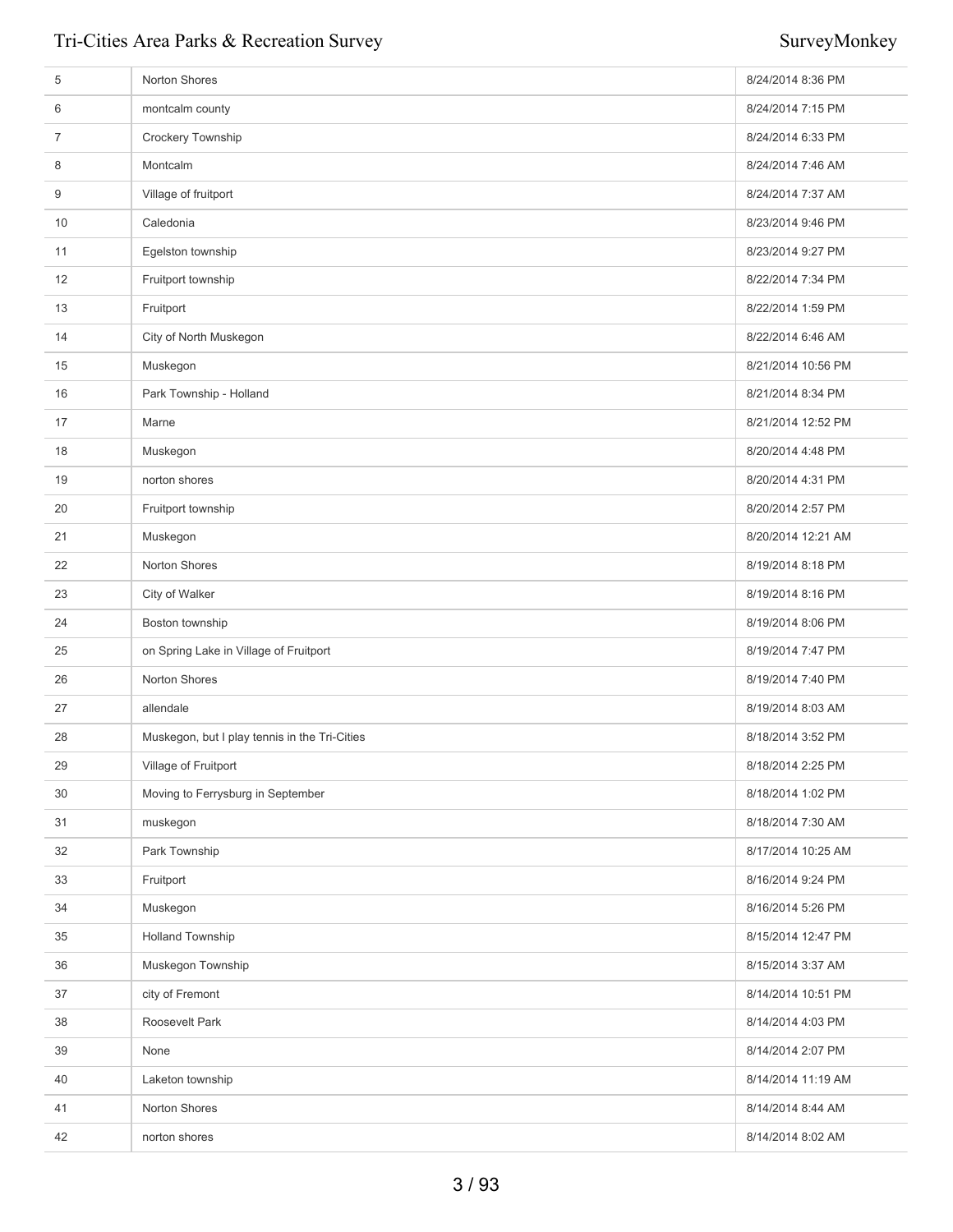| | | |
|---|---|---|
| 5 | Norton Shores | 8/24/2014 8:36 PM |
| 6 | montcalm county | 8/24/2014 7:15 PM |
| 7 | Crockery Township | 8/24/2014 6:33 PM |
| 8 | Montcalm | 8/24/2014 7:46 AM |
| 9 | Village of fruitport | 8/24/2014 7:37 AM |
| 10 | Caledonia | 8/23/2014 9:46 PM |
| 11 | Egelston township | 8/23/2014 9:27 PM |
| 12 | Fruitport township | 8/22/2014 7:34 PM |
| 13 | Fruitport | 8/22/2014 1:59 PM |
| 14 | City of North Muskegon | 8/22/2014 6:46 AM |
| 15 | Muskegon | 8/21/2014 10:56 PM |
| 16 | Park Township - Holland | 8/21/2014 8:34 PM |
| 17 | Marne | 8/21/2014 12:52 PM |
| 18 | Muskegon | 8/20/2014 4:48 PM |
| 19 | norton shores | 8/20/2014 4:31 PM |
| 20 | Fruitport township | 8/20/2014 2:57 PM |
| 21 | Muskegon | 8/20/2014 12:21 AM |
| 22 | Norton Shores | 8/19/2014 8:18 PM |
| 23 | City of Walker | 8/19/2014 8:16 PM |
| 24 | Boston township | 8/19/2014 8:06 PM |
| 25 | on Spring Lake in Village of Fruitport | 8/19/2014 7:47 PM |
| 26 | Norton Shores | 8/19/2014 7:40 PM |
| 27 | allendale | 8/19/2014 8:03 AM |
| 28 | Muskegon, but I play tennis in the Tri-Cities | 8/18/2014 3:52 PM |
| 29 | Village of Fruitport | 8/18/2014 2:25 PM |
| 30 | Moving to Ferrysburg in September | 8/18/2014 1:02 PM |
| 31 | muskegon | 8/18/2014 7:30 AM |
| 32 | Park Township | 8/17/2014 10:25 AM |
| 33 | Fruitport | 8/16/2014 9:24 PM |
| 34 | Muskegon | 8/16/2014 5:26 PM |
| 35 | Holland Township | 8/15/2014 12:47 PM |
| 36 | Muskegon Township | 8/15/2014 3:37 AM |
| 37 | city of Fremont | 8/14/2014 10:51 PM |
| 38 | Roosevelt Park | 8/14/2014 4:03 PM |
| 39 | None | 8/14/2014 2:07 PM |
| 40 | Laketon township | 8/14/2014 11:19 AM |
| 41 | Norton Shores | 8/14/2014 8:44 AM |
| 42 | norton shores | 8/14/2014 8:02 AM |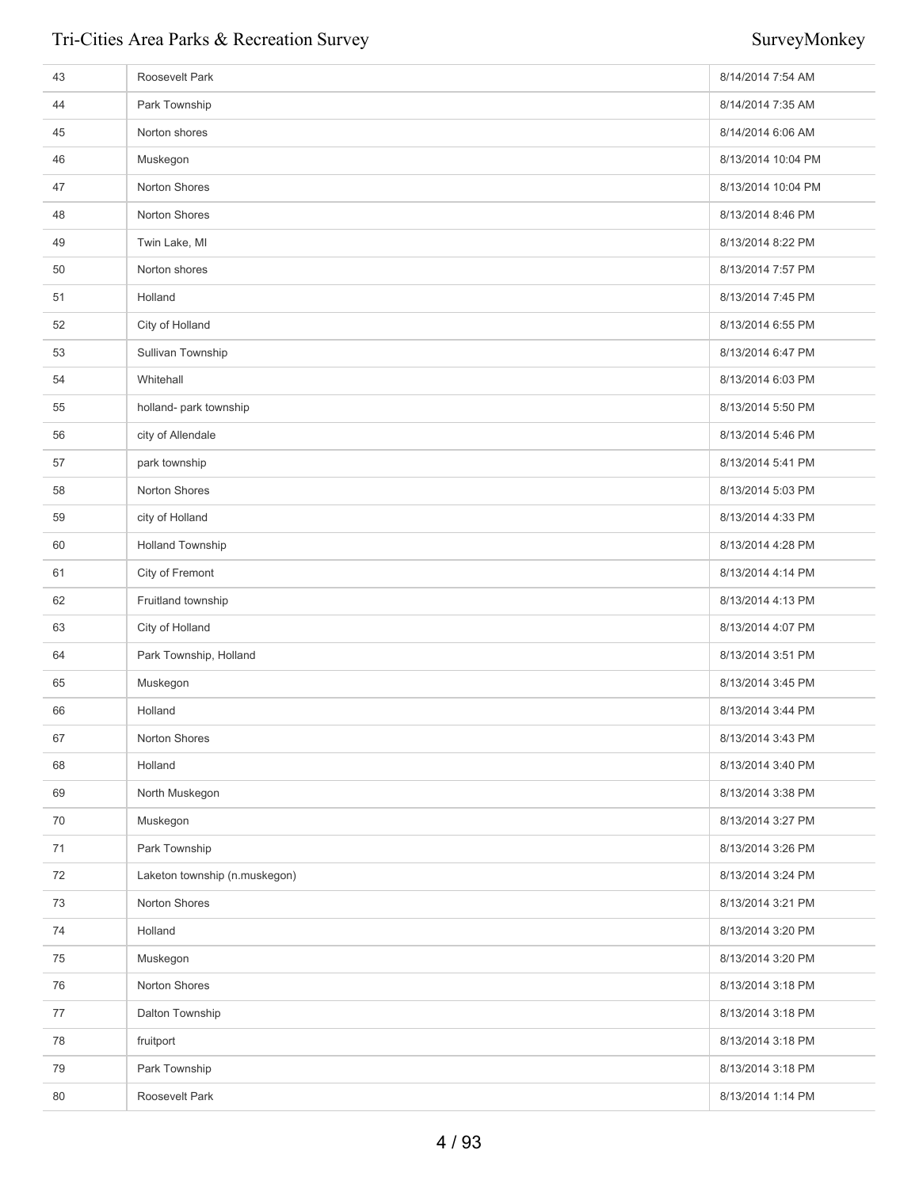| | | |
|---|---|---|
| 43 | Roosevelt Park | 8/14/2014 7:54 AM |
| 44 | Park Township | 8/14/2014 7:35 AM |
| 45 | Norton shores | 8/14/2014 6:06 AM |
| 46 | Muskegon | 8/13/2014 10:04 PM |
| 47 | Norton Shores | 8/13/2014 10:04 PM |
| 48 | Norton Shores | 8/13/2014 8:46 PM |
| 49 | Twin Lake, MI | 8/13/2014 8:22 PM |
| 50 | Norton shores | 8/13/2014 7:57 PM |
| 51 | Holland | 8/13/2014 7:45 PM |
| 52 | City of Holland | 8/13/2014 6:55 PM |
| 53 | Sullivan Township | 8/13/2014 6:47 PM |
| 54 | Whitehall | 8/13/2014 6:03 PM |
| 55 | holland- park township | 8/13/2014 5:50 PM |
| 56 | city of Allendale | 8/13/2014 5:46 PM |
| 57 | park township | 8/13/2014 5:41 PM |
| 58 | Norton Shores | 8/13/2014 5:03 PM |
| 59 | city of Holland | 8/13/2014 4:33 PM |
| 60 | Holland Township | 8/13/2014 4:28 PM |
| 61 | City of Fremont | 8/13/2014 4:14 PM |
| 62 | Fruitland township | 8/13/2014 4:13 PM |
| 63 | City of Holland | 8/13/2014 4:07 PM |
| 64 | Park Township, Holland | 8/13/2014 3:51 PM |
| 65 | Muskegon | 8/13/2014 3:45 PM |
| 66 | Holland | 8/13/2014 3:44 PM |
| 67 | Norton Shores | 8/13/2014 3:43 PM |
| 68 | Holland | 8/13/2014 3:40 PM |
| 69 | North Muskegon | 8/13/2014 3:38 PM |
| 70 | Muskegon | 8/13/2014 3:27 PM |
| 71 | Park Township | 8/13/2014 3:26 PM |
| 72 | Laketon township (n.muskegon) | 8/13/2014 3:24 PM |
| 73 | Norton Shores | 8/13/2014 3:21 PM |
| 74 | Holland | 8/13/2014 3:20 PM |
| 75 | Muskegon | 8/13/2014 3:20 PM |
| 76 | Norton Shores | 8/13/2014 3:18 PM |
| 77 | Dalton Township | 8/13/2014 3:18 PM |
| 78 | fruitport | 8/13/2014 3:18 PM |
| 79 | Park Township | 8/13/2014 3:18 PM |
| 80 | Roosevelt Park | 8/13/2014 1:14 PM |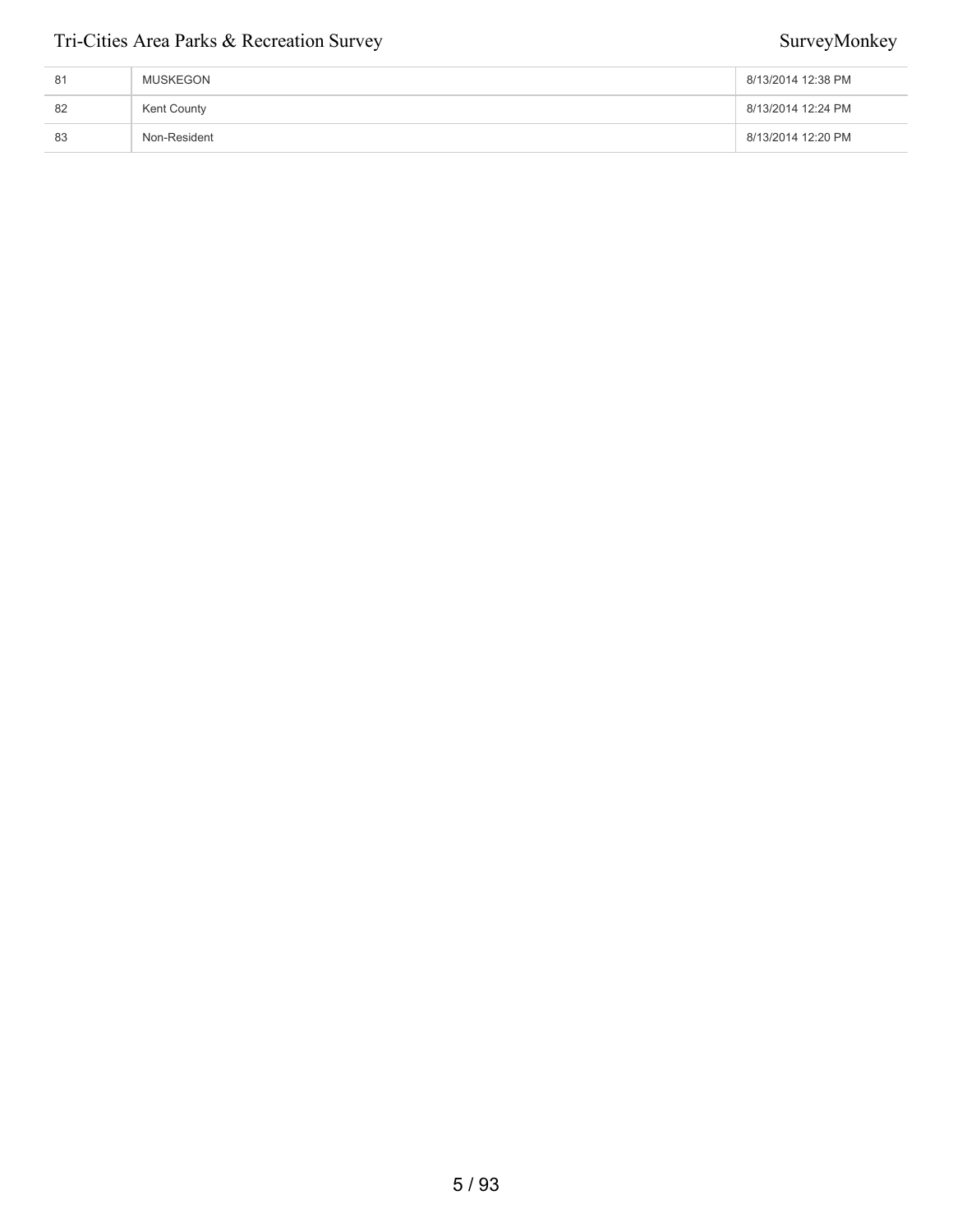| | | |
|---|---|---|
| 81 | MUSKEGON | 8/13/2014 12:38 PM |
| 82 | Kent County | 8/13/2014 12:24 PM |
| 83 | Non-Resident | 8/13/2014 12:20 PM |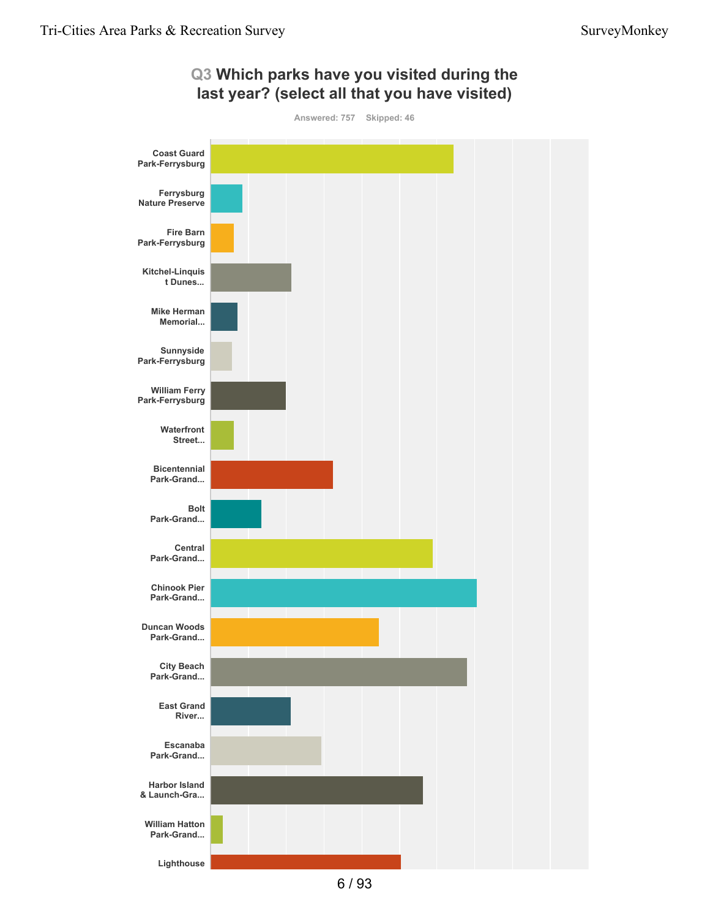## Q3 Which parks have you visited during the last year? (select all that you have visited)

Answered: 757 Skipped: 46

- Coast Guard Park-Ferrysburg
- Ferrysburg Nature Preserve
- Fire Barn Park-Ferrysburg
- Kitchel-Linquist Dunes...
- Mike Herman Memorial...
- Sunnyside Park-Ferrysburg
- William Ferry Park-Ferrysburg
- Waterfront Street...
- Bicentennial Park-Grand...
- Bolt Park-Grand...
- Central Park-Grand...
- Chinook Pier Park-Grand...
- Duncan Woods Park-Grand...
- City Beach Park-Grand...
- East Grand River...
- Escanaba Park-Grand...
- Harbor Island & Launch-Gra...
- William Hatton Park-Grand...
- Lighthouse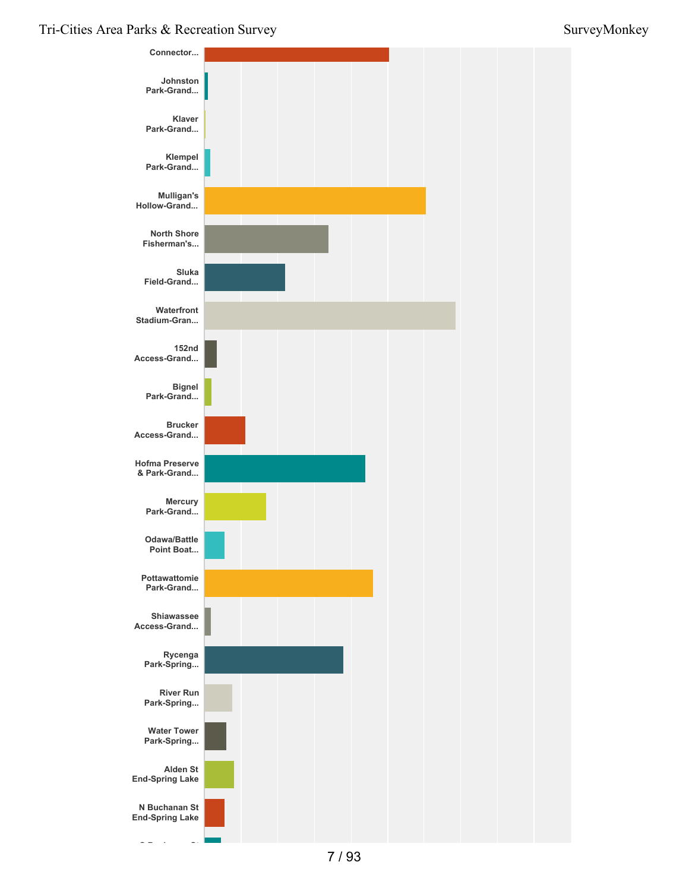Connector...

Johnston Park-Grand...

Klaver Park-Grand...

Klempel Park-Grand...

Mulligan's Hollow-Grand...

North Shore Fisherman's...

Sluka Field-Grand...

Waterfront Stadium-Gran...

152nd Access-Grand...

Bignel Park-Grand...

Brucker Access-Grand...

Hofma Preserve & Park-Grand...

Mercury Park-Grand...

Odawa/Battle Point Boat...

Pottawattomie Park-Grand...

Shiawassee Access-Grand...

Rycenga Park-Spring...

River Run Park-Spring...

Water Tower Park-Spring...

Alden St End-Spring Lake

N Buchanan St End-Spring Lake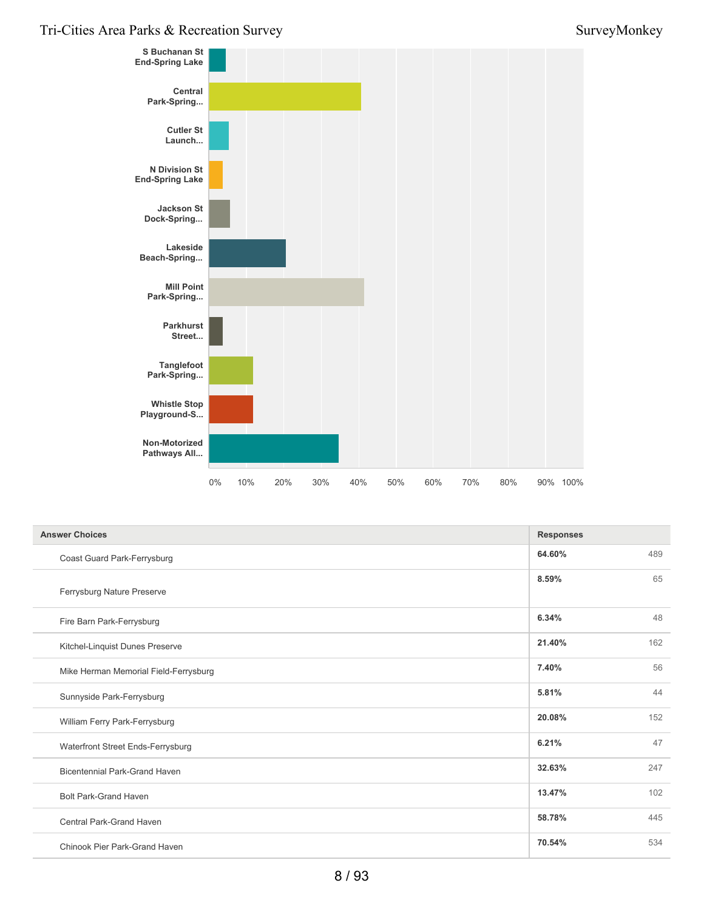| Answer Choices | Responses | |
|---|---|---|
| Coast Guard Park-Ferrysburg | 64.60% | 489 |
| Ferrysburg Nature Preserve | 8.59% | 65 |
| Fire Barn Park-Ferrysburg | 6.34% | 48 |
| Kitchel-Linquist Dunes Preserve | 21.40% | 162 |
| Mike Herman Memorial Field-Ferrysburg | 7.40% | 56 |
| Sunnyside Park-Ferrysburg | 5.81% | 44 |
| William Ferry Park-Ferrysburg | 20.08% | 152 |
| Waterfront Street Ends-Ferrysburg | 6.21% | 47 |
| Bicentennial Park-Grand Haven | 32.63% | 247 |
| Bolt Park-Grand Haven | 13.47% | 102 |
| Central Park-Grand Haven | 58.78% | 445 |
| Chinook Pier Park-Grand Haven | 70.54% | 534 |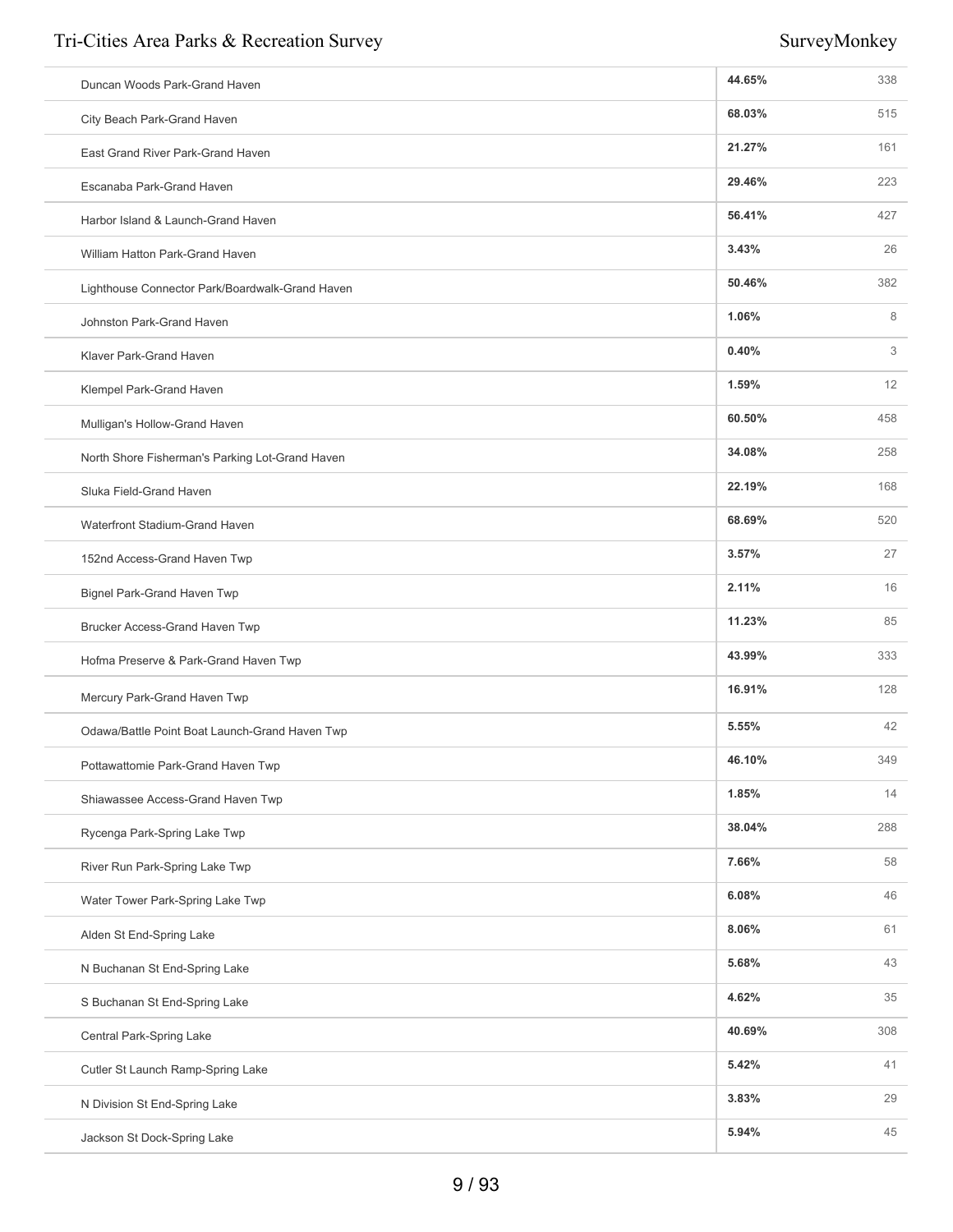| | | |
|---|---|---|
| Duncan Woods Park-Grand Haven | **44.65%** | 338 |
| City Beach Park-Grand Haven | **68.03%** | 515 |
| East Grand River Park-Grand Haven | **21.27%** | 161 |
| Escanaba Park-Grand Haven | **29.46%** | 223 |
| Harbor Island & Launch-Grand Haven | **56.41%** | 427 |
| William Hatton Park-Grand Haven | **3.43%** | 26 |
| Lighthouse Connector Park/Boardwalk-Grand Haven | **50.46%** | 382 |
| Johnston Park-Grand Haven | **1.06%** | 8 |
| Klaver Park-Grand Haven | **0.40%** | 3 |
| Klempel Park-Grand Haven | **1.59%** | 12 |
| Mulligan's Hollow-Grand Haven | **60.50%** | 458 |
| North Shore Fisherman's Parking Lot-Grand Haven | **34.08%** | 258 |
| Sluka Field-Grand Haven | **22.19%** | 168 |
| Waterfront Stadium-Grand Haven | **68.69%** | 520 |
| 152nd Access-Grand Haven Twp | **3.57%** | 27 |
| Bignel Park-Grand Haven Twp | **2.11%** | 16 |
| Brucker Access-Grand Haven Twp | **11.23%** | 85 |
| Hofma Preserve & Park-Grand Haven Twp | **43.99%** | 333 |
| Mercury Park-Grand Haven Twp | **16.91%** | 128 |
| Odawa/Battle Point Boat Launch-Grand Haven Twp | **5.55%** | 42 |
| Pottawattomie Park-Grand Haven Twp | **46.10%** | 349 |
| Shiawassee Access-Grand Haven Twp | **1.85%** | 14 |
| Rycenga Park-Spring Lake Twp | **38.04%** | 288 |
| River Run Park-Spring Lake Twp | **7.66%** | 58 |
| Water Tower Park-Spring Lake Twp | **6.08%** | 46 |
| Alden St End-Spring Lake | **8.06%** | 61 |
| N Buchanan St End-Spring Lake | **5.68%** | 43 |
| S Buchanan St End-Spring Lake | **4.62%** | 35 |
| Central Park-Spring Lake | **40.69%** | 308 |
| Cutler St Launch Ramp-Spring Lake | **5.42%** | 41 |
| N Division St End-Spring Lake | **3.83%** | 29 |
| Jackson St Dock-Spring Lake | **5.94%** | 45 |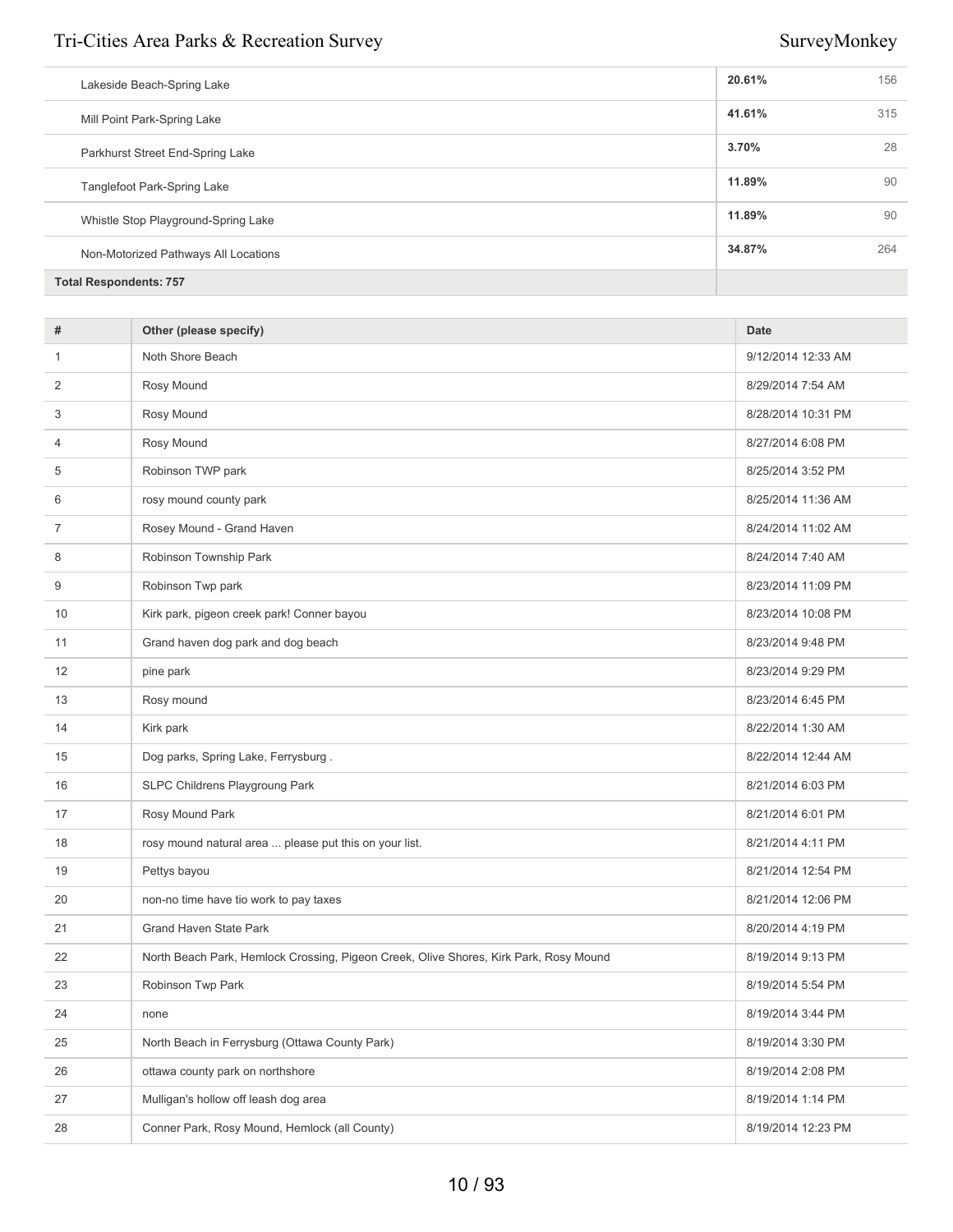| | | |
|---|---|---|
| Lakeside Beach-Spring Lake | 20.61% | 156 |
| Mill Point Park-Spring Lake | 41.61% | 315 |
| Parkhurst Street End-Spring Lake | 3.70% | 28 |
| Tanglefoot Park-Spring Lake | 11.89% | 90 |
| Whistle Stop Playground-Spring Lake | 11.89% | 90 |
| Non-Motorized Pathways All Locations | 34.87% | 264 |
| **Total Respondents: 757** | | |

| # | Other (please specify) | Date |
|---|---|---|
| 1 | Noth Shore Beach | 9/12/2014 12:33 AM |
| 2 | Rosy Mound | 8/29/2014 7:54 AM |
| 3 | Rosy Mound | 8/28/2014 10:31 PM |
| 4 | Rosy Mound | 8/27/2014 6:08 PM |
| 5 | Robinson TWP park | 8/25/2014 3:52 PM |
| 6 | rosy mound county park | 8/25/2014 11:36 AM |
| 7 | Rosey Mound - Grand Haven | 8/24/2014 11:02 AM |
| 8 | Robinson Township Park | 8/24/2014 7:40 AM |
| 9 | Robinson Twp park | 8/23/2014 11:09 PM |
| 10 | Kirk park, pigeon creek park! Conner bayou | 8/23/2014 10:08 PM |
| 11 | Grand haven dog park and dog beach | 8/23/2014 9:48 PM |
| 12 | pine park | 8/23/2014 9:29 PM |
| 13 | Rosy mound | 8/23/2014 6:45 PM |
| 14 | Kirk park | 8/22/2014 1:30 AM |
| 15 | Dog parks, Spring Lake, Ferrysburg . | 8/22/2014 12:44 AM |
| 16 | SLPC Childrens Playgroung Park | 8/21/2014 6:03 PM |
| 17 | Rosy Mound Park | 8/21/2014 6:01 PM |
| 18 | rosy mound natural area ... please put this on your list. | 8/21/2014 4:11 PM |
| 19 | Pettys bayou | 8/21/2014 12:54 PM |
| 20 | non-no time have tio work to pay taxes | 8/21/2014 12:06 PM |
| 21 | Grand Haven State Park | 8/20/2014 4:19 PM |
| 22 | North Beach Park, Hemlock Crossing, Pigeon Creek, Olive Shores, Kirk Park, Rosy Mound | 8/19/2014 9:13 PM |
| 23 | Robinson Twp Park | 8/19/2014 5:54 PM |
| 24 | none | 8/19/2014 3:44 PM |
| 25 | North Beach in Ferrysburg (Ottawa County Park) | 8/19/2014 3:30 PM |
| 26 | ottawa county park on northshore | 8/19/2014 2:08 PM |
| 27 | Mulligan's hollow off leash dog area | 8/19/2014 1:14 PM |
| 28 | Conner Park, Rosy Mound, Hemlock (all County) | 8/19/2014 12:23 PM |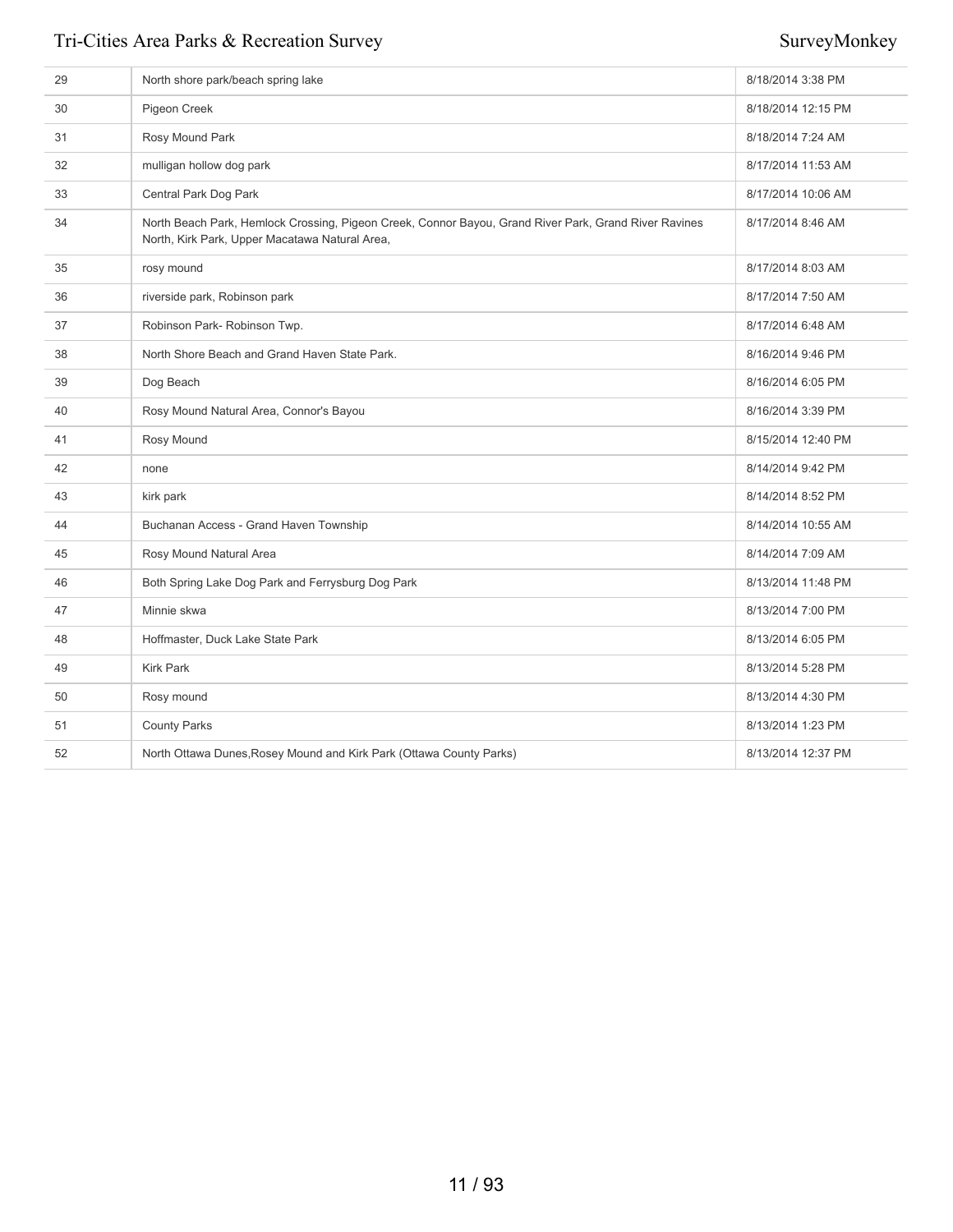| | | |
|---|---|---|
| 29 | North shore park/beach spring lake | 8/18/2014 3:38 PM |
| 30 | Pigeon Creek | 8/18/2014 12:15 PM |
| 31 | Rosy Mound Park | 8/18/2014 7:24 AM |
| 32 | mulligan hollow dog park | 8/17/2014 11:53 AM |
| 33 | Central Park Dog Park | 8/17/2014 10:06 AM |
| 34 | North Beach Park, Hemlock Crossing, Pigeon Creek, Connor Bayou, Grand River Park, Grand River Ravines North, Kirk Park, Upper Macatawa Natural Area, | 8/17/2014 8:46 AM |
| 35 | rosy mound | 8/17/2014 8:03 AM |
| 36 | riverside park, Robinson park | 8/17/2014 7:50 AM |
| 37 | Robinson Park- Robinson Twp. | 8/17/2014 6:48 AM |
| 38 | North Shore Beach and Grand Haven State Park. | 8/16/2014 9:46 PM |
| 39 | Dog Beach | 8/16/2014 6:05 PM |
| 40 | Rosy Mound Natural Area, Connor's Bayou | 8/16/2014 3:39 PM |
| 41 | Rosy Mound | 8/15/2014 12:40 PM |
| 42 | none | 8/14/2014 9:42 PM |
| 43 | kirk park | 8/14/2014 8:52 PM |
| 44 | Buchanan Access - Grand Haven Township | 8/14/2014 10:55 AM |
| 45 | Rosy Mound Natural Area | 8/14/2014 7:09 AM |
| 46 | Both Spring Lake Dog Park and Ferrysburg Dog Park | 8/13/2014 11:48 PM |
| 47 | Minnie skwa | 8/13/2014 7:00 PM |
| 48 | Hoffmaster, Duck Lake State Park | 8/13/2014 6:05 PM |
| 49 | Kirk Park | 8/13/2014 5:28 PM |
| 50 | Rosy mound | 8/13/2014 4:30 PM |
| 51 | County Parks | 8/13/2014 1:23 PM |
| 52 | North Ottawa Dunes,Rosey Mound and Kirk Park (Ottawa County Parks) | 8/13/2014 12:37 PM |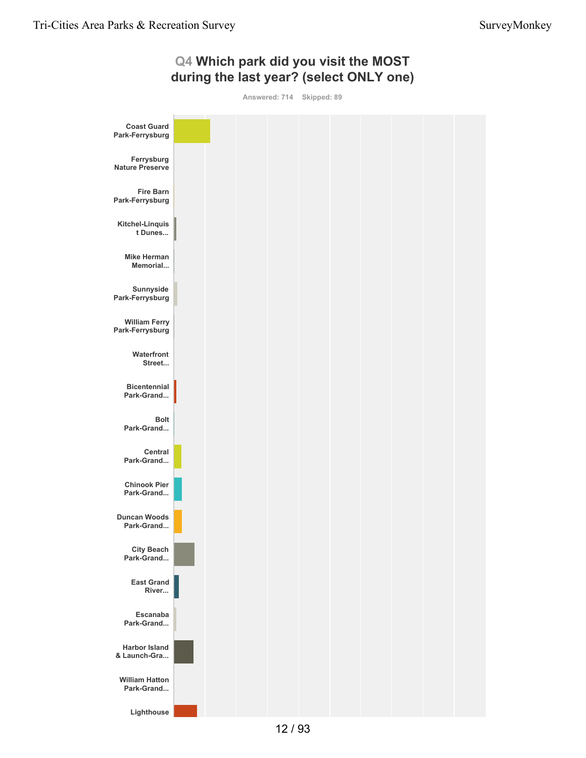## Q4 Which park did you visit the MOST during the last year? (select ONLY one)

Answered: 714 Skipped: 89

- Coast Guard Park-Ferrysburg
- Ferrysburg Nature Preserve
- Fire Barn Park-Ferrysburg
- Kitchel-Linquist Dunes...
- Mike Herman Memorial...
- Sunnyside Park-Ferrysburg
- William Ferry Park-Ferrysburg
- Waterfront Street...
- Bicentennial Park-Grand...
- Bolt Park-Grand...
- Central Park-Grand...
- Chinook Pier Park-Grand...
- Duncan Woods Park-Grand...
- City Beach Park-Grand...
- East Grand River...
- Escanaba Park-Grand...
- Harbor Island & Launch-Gra...
- William Hatton Park-Grand...
- Lighthouse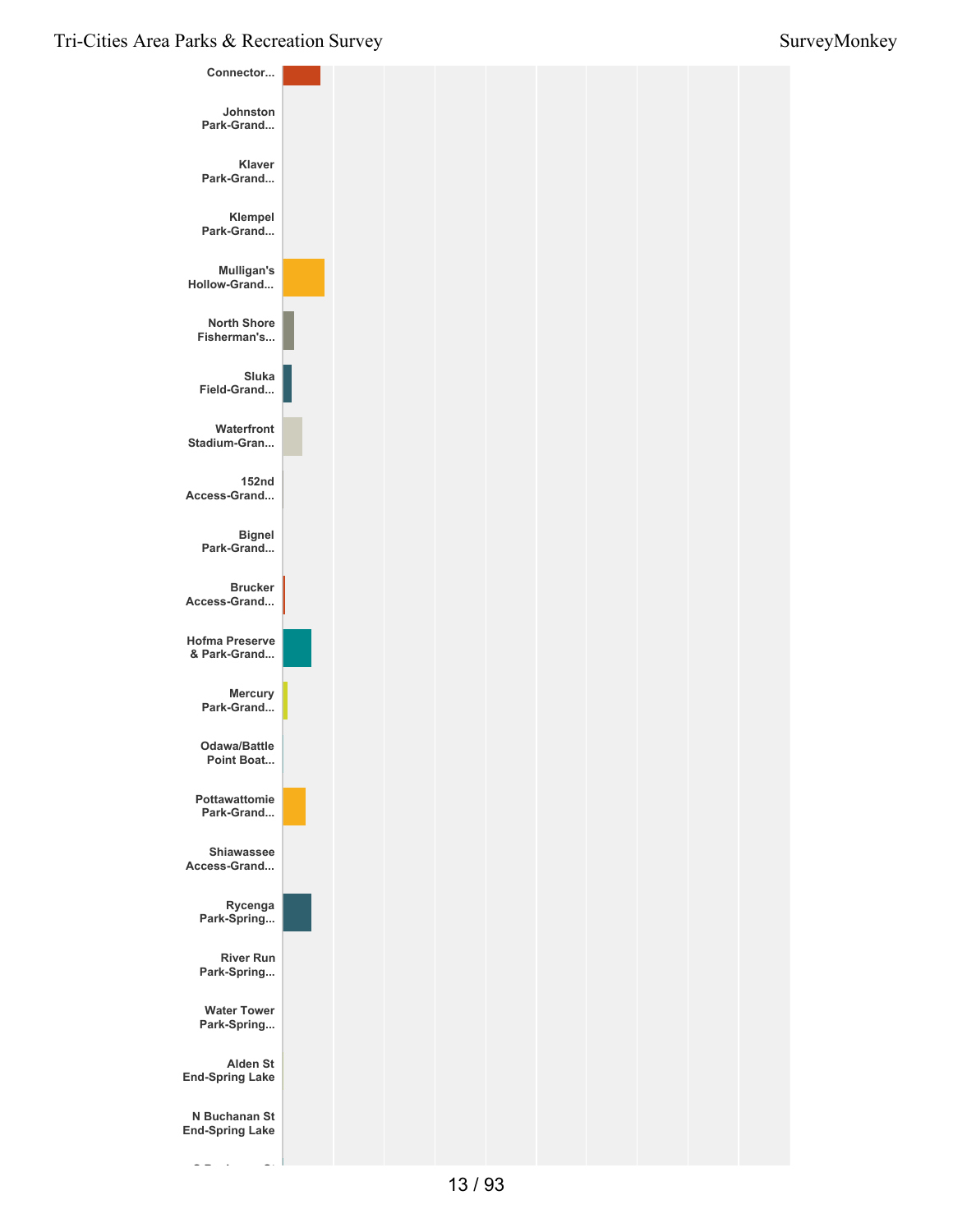Connector...

Johnston Park-Grand...

Klaver Park-Grand...

Klempel Park-Grand...

Mulligan's Hollow-Grand...

North Shore Fisherman's...

Sluka Field-Grand...

Waterfront Stadium-Gran...

152nd Access-Grand...

Bignel Park-Grand...

Brucker Access-Grand...

Hofma Preserve & Park-Grand...

Mercury Park-Grand...

Odawa/Battle Point Boat...

Pottawattomie Park-Grand...

Shiawassee Access-Grand...

Rycenga Park-Spring...

River Run Park-Spring...

Water Tower Park-Spring...

Alden St End-Spring Lake

N Buchanan St End-Spring Lake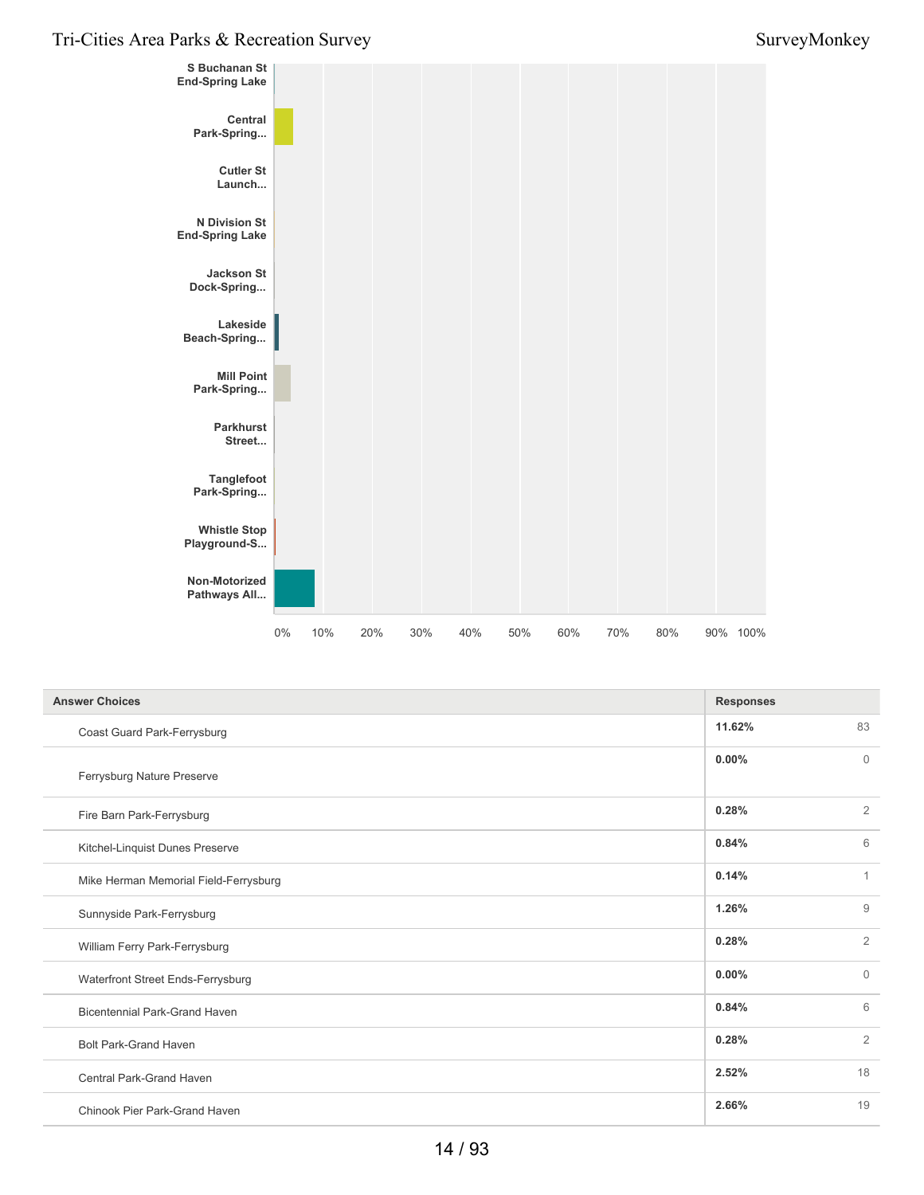| Answer Choices | Responses | |
|---|---|---|
| Coast Guard Park-Ferrysburg | **11.62%** | 83 |
| Ferrysburg Nature Preserve | **0.00%** | 0 |
| Fire Barn Park-Ferrysburg | **0.28%** | 2 |
| Kitchel-Linquist Dunes Preserve | **0.84%** | 6 |
| Mike Herman Memorial Field-Ferrysburg | **0.14%** | 1 |
| Sunnyside Park-Ferrysburg | **1.26%** | 9 |
| William Ferry Park-Ferrysburg | **0.28%** | 2 |
| Waterfront Street Ends-Ferrysburg | **0.00%** | 0 |
| Bicentennial Park-Grand Haven | **0.84%** | 6 |
| Bolt Park-Grand Haven | **0.28%** | 2 |
| Central Park-Grand Haven | **2.52%** | 18 |
| Chinook Pier Park-Grand Haven | **2.66%** | 19 |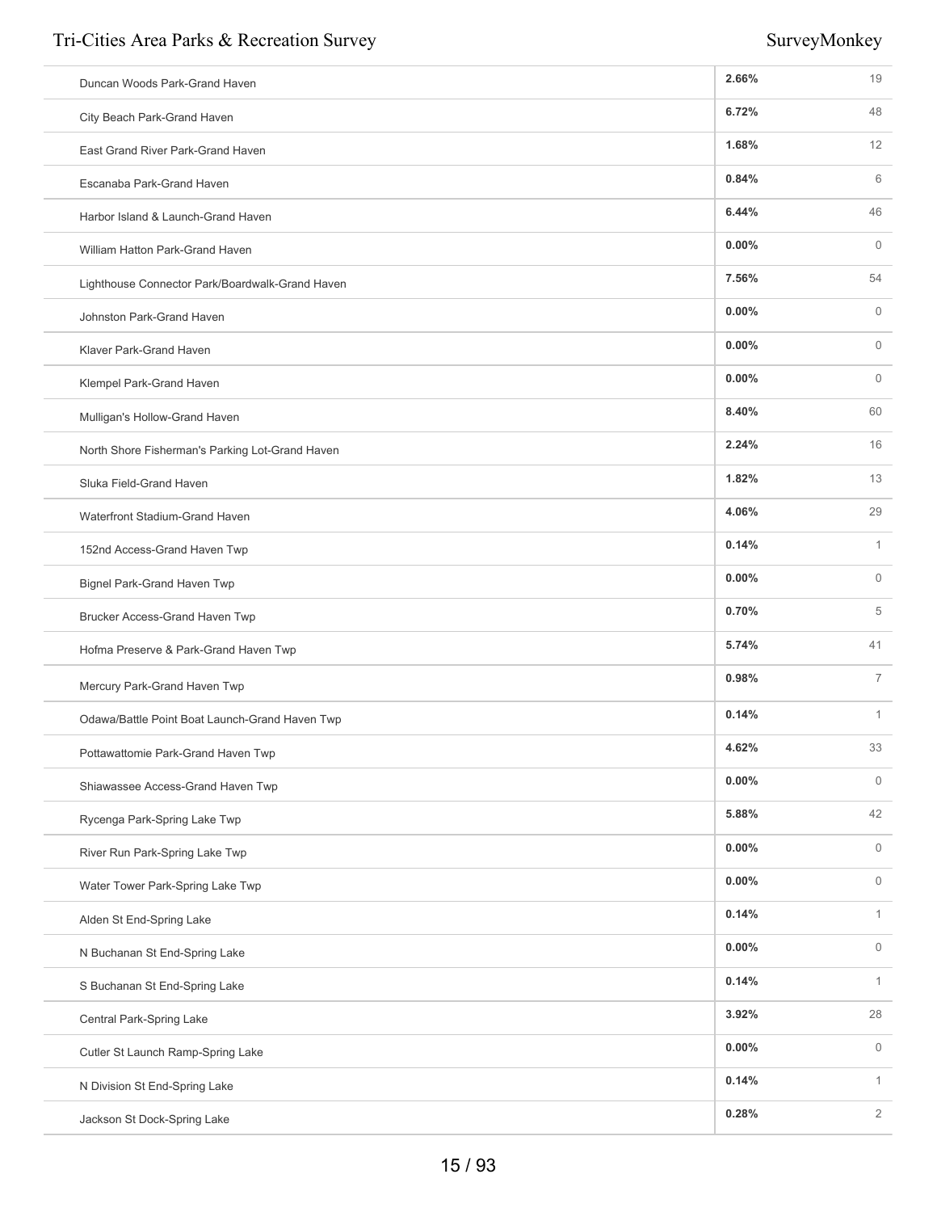| | | |
|---|---|---|
| Duncan Woods Park-Grand Haven | 2.66% | 19 |
| City Beach Park-Grand Haven | 6.72% | 48 |
| East Grand River Park-Grand Haven | 1.68% | 12 |
| Escanaba Park-Grand Haven | 0.84% | 6 |
| Harbor Island & Launch-Grand Haven | 6.44% | 46 |
| William Hatton Park-Grand Haven | 0.00% | 0 |
| Lighthouse Connector Park/Boardwalk-Grand Haven | 7.56% | 54 |
| Johnston Park-Grand Haven | 0.00% | 0 |
| Klaver Park-Grand Haven | 0.00% | 0 |
| Klempel Park-Grand Haven | 0.00% | 0 |
| Mulligan's Hollow-Grand Haven | 8.40% | 60 |
| North Shore Fisherman's Parking Lot-Grand Haven | 2.24% | 16 |
| Sluka Field-Grand Haven | 1.82% | 13 |
| Waterfront Stadium-Grand Haven | 4.06% | 29 |
| 152nd Access-Grand Haven Twp | 0.14% | 1 |
| Bignel Park-Grand Haven Twp | 0.00% | 0 |
| Brucker Access-Grand Haven Twp | 0.70% | 5 |
| Hofma Preserve & Park-Grand Haven Twp | 5.74% | 41 |
| Mercury Park-Grand Haven Twp | 0.98% | 7 |
| Odawa/Battle Point Boat Launch-Grand Haven Twp | 0.14% | 1 |
| Pottawattomie Park-Grand Haven Twp | 4.62% | 33 |
| Shiawassee Access-Grand Haven Twp | 0.00% | 0 |
| Rycenga Park-Spring Lake Twp | 5.88% | 42 |
| River Run Park-Spring Lake Twp | 0.00% | 0 |
| Water Tower Park-Spring Lake Twp | 0.00% | 0 |
| Alden St End-Spring Lake | 0.14% | 1 |
| N Buchanan St End-Spring Lake | 0.00% | 0 |
| S Buchanan St End-Spring Lake | 0.14% | 1 |
| Central Park-Spring Lake | 3.92% | 28 |
| Cutler St Launch Ramp-Spring Lake | 0.00% | 0 |
| N Division St End-Spring Lake | 0.14% | 1 |
| Jackson St Dock-Spring Lake | 0.28% | 2 |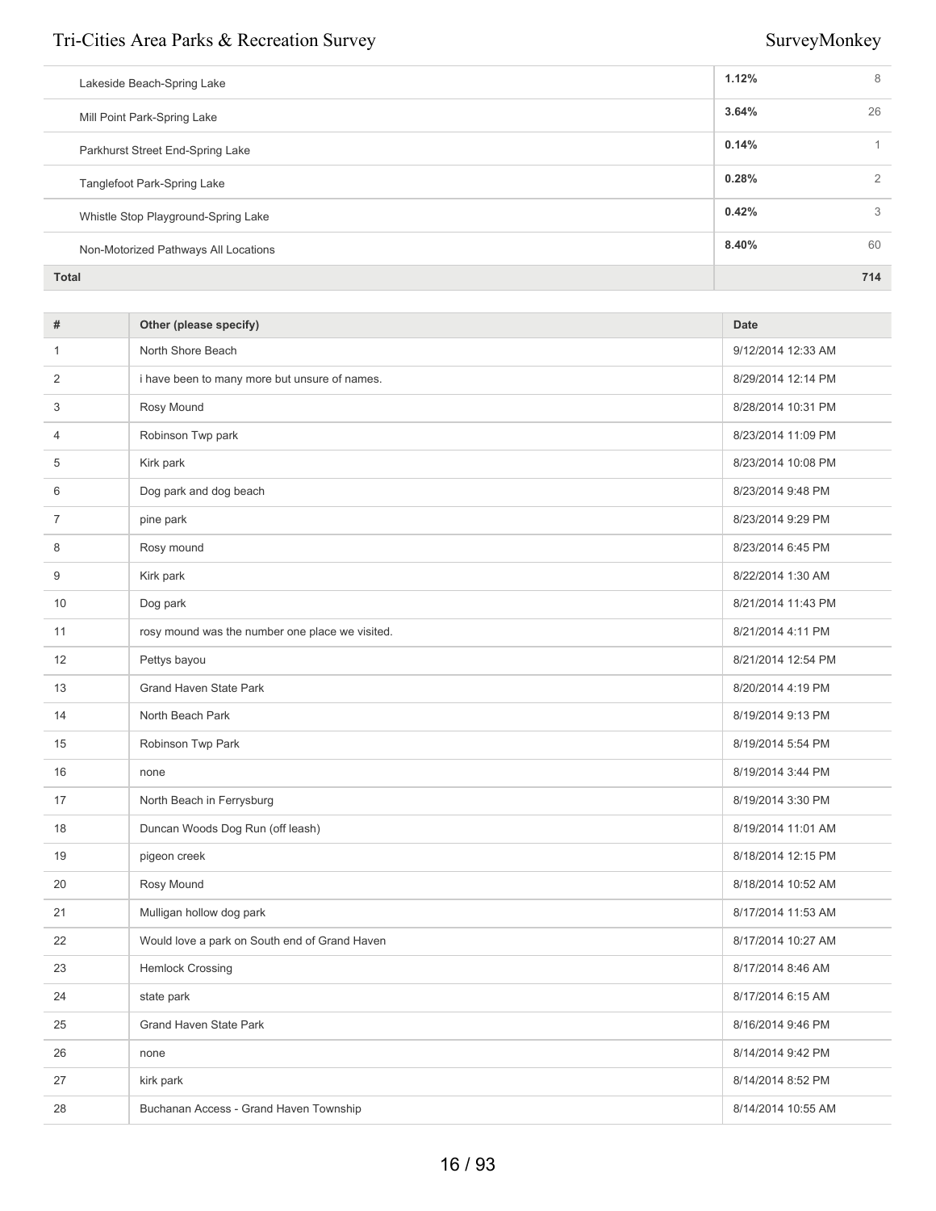| | | |
|---|---|---|
| Lakeside Beach-Spring Lake | 1.12% | 8 |
| Mill Point Park-Spring Lake | 3.64% | 26 |
| Parkhurst Street End-Spring Lake | 0.14% | 1 |
| Tanglefoot Park-Spring Lake | 0.28% | 2 |
| Whistle Stop Playground-Spring Lake | 0.42% | 3 |
| Non-Motorized Pathways All Locations | 8.40% | 60 |
| **Total** | | **714** |

| # | Other (please specify) | Date |
|---|---|---|
| 1 | North Shore Beach | 9/12/2014 12:33 AM |
| 2 | i have been to many more but unsure of names. | 8/29/2014 12:14 PM |
| 3 | Rosy Mound | 8/28/2014 10:31 PM |
| 4 | Robinson Twp park | 8/23/2014 11:09 PM |
| 5 | Kirk park | 8/23/2014 10:08 PM |
| 6 | Dog park and dog beach | 8/23/2014 9:48 PM |
| 7 | pine park | 8/23/2014 9:29 PM |
| 8 | Rosy mound | 8/23/2014 6:45 PM |
| 9 | Kirk park | 8/22/2014 1:30 AM |
| 10 | Dog park | 8/21/2014 11:43 PM |
| 11 | rosy mound was the number one place we visited. | 8/21/2014 4:11 PM |
| 12 | Pettys bayou | 8/21/2014 12:54 PM |
| 13 | Grand Haven State Park | 8/20/2014 4:19 PM |
| 14 | North Beach Park | 8/19/2014 9:13 PM |
| 15 | Robinson Twp Park | 8/19/2014 5:54 PM |
| 16 | none | 8/19/2014 3:44 PM |
| 17 | North Beach in Ferrysburg | 8/19/2014 3:30 PM |
| 18 | Duncan Woods Dog Run (off leash) | 8/19/2014 11:01 AM |
| 19 | pigeon creek | 8/18/2014 12:15 PM |
| 20 | Rosy Mound | 8/18/2014 10:52 AM |
| 21 | Mulligan hollow dog park | 8/17/2014 11:53 AM |
| 22 | Would love a park on South end of Grand Haven | 8/17/2014 10:27 AM |
| 23 | Hemlock Crossing | 8/17/2014 8:46 AM |
| 24 | state park | 8/17/2014 6:15 AM |
| 25 | Grand Haven State Park | 8/16/2014 9:46 PM |
| 26 | none | 8/14/2014 9:42 PM |
| 27 | kirk park | 8/14/2014 8:52 PM |
| 28 | Buchanan Access - Grand Haven Township | 8/14/2014 10:55 AM |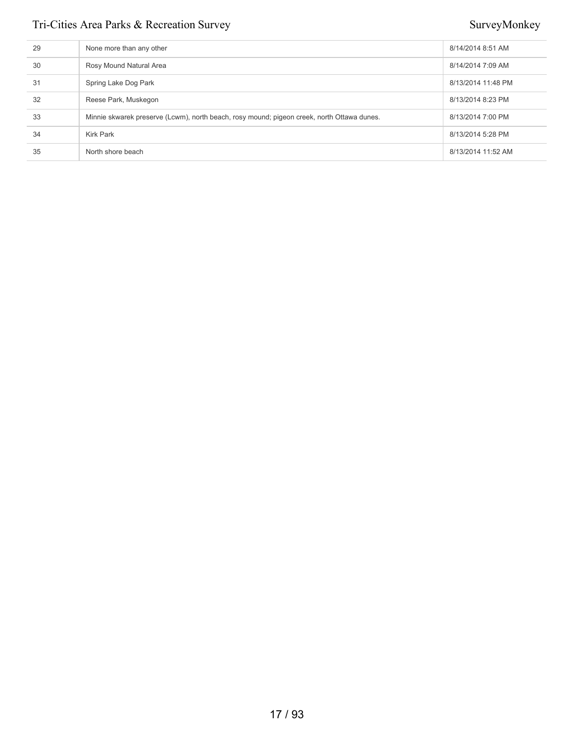| | | |
|---|---|---|
| 29 | None more than any other | 8/14/2014 8:51 AM |
| 30 | Rosy Mound Natural Area | 8/14/2014 7:09 AM |
| 31 | Spring Lake Dog Park | 8/13/2014 11:48 PM |
| 32 | Reese Park, Muskegon | 8/13/2014 8:23 PM |
| 33 | Minnie skwarek preserve (Lcwm), north beach, rosy mound; pigeon creek, north Ottawa dunes. | 8/13/2014 7:00 PM |
| 34 | Kirk Park | 8/13/2014 5:28 PM |
| 35 | North shore beach | 8/13/2014 11:52 AM |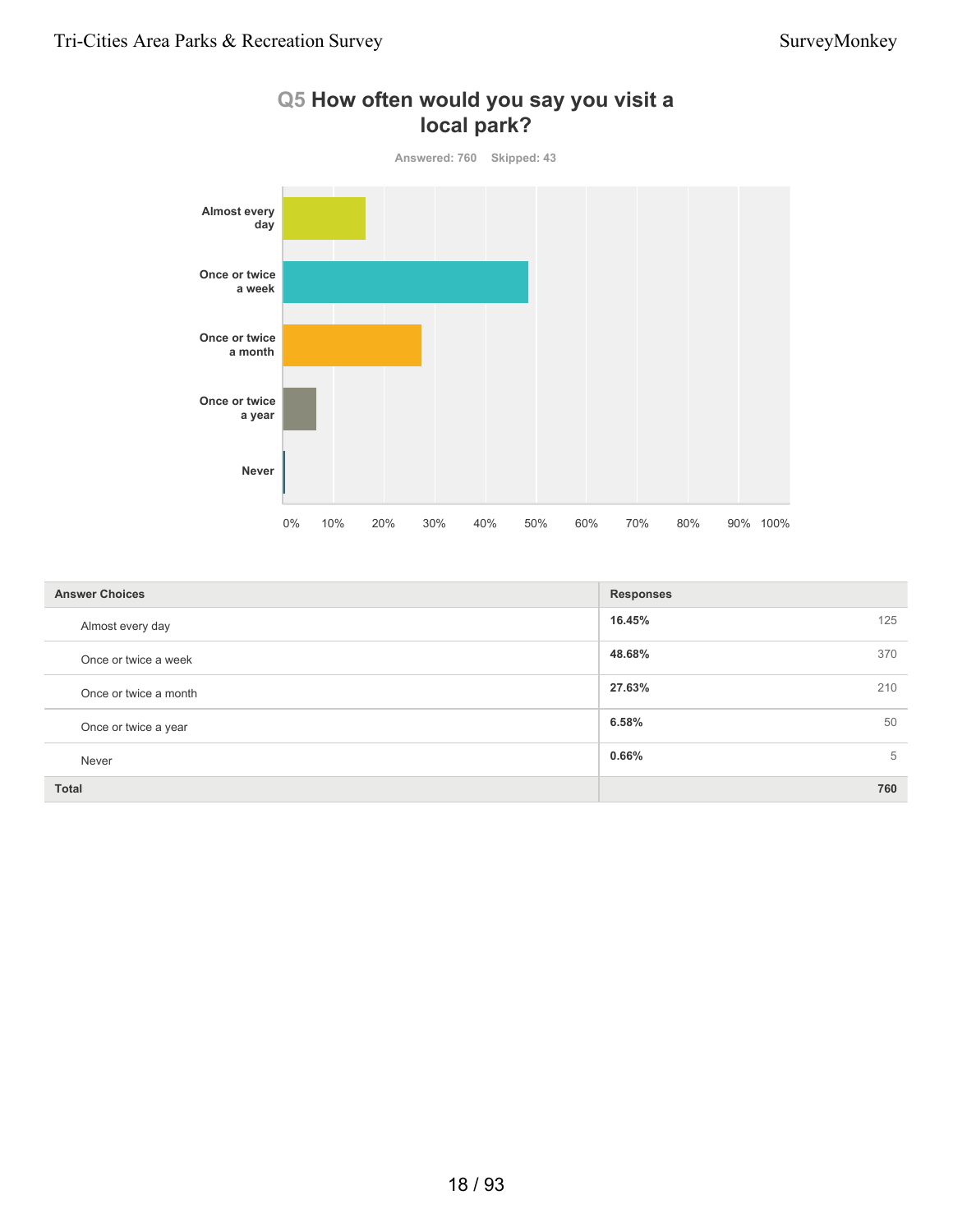## Q5 How often would you say you visit a local park?

Answered: 760 Skipped: 43

| Answer Choices | Responses | |
|---|---|---|
| Almost every day | 16.45% | 125 |
| Once or twice a week | 48.68% | 370 |
| Once or twice a month | 27.63% | 210 |
| Once or twice a year | 6.58% | 50 |
| Never | 0.66% | 5 |
| Total | | 760 |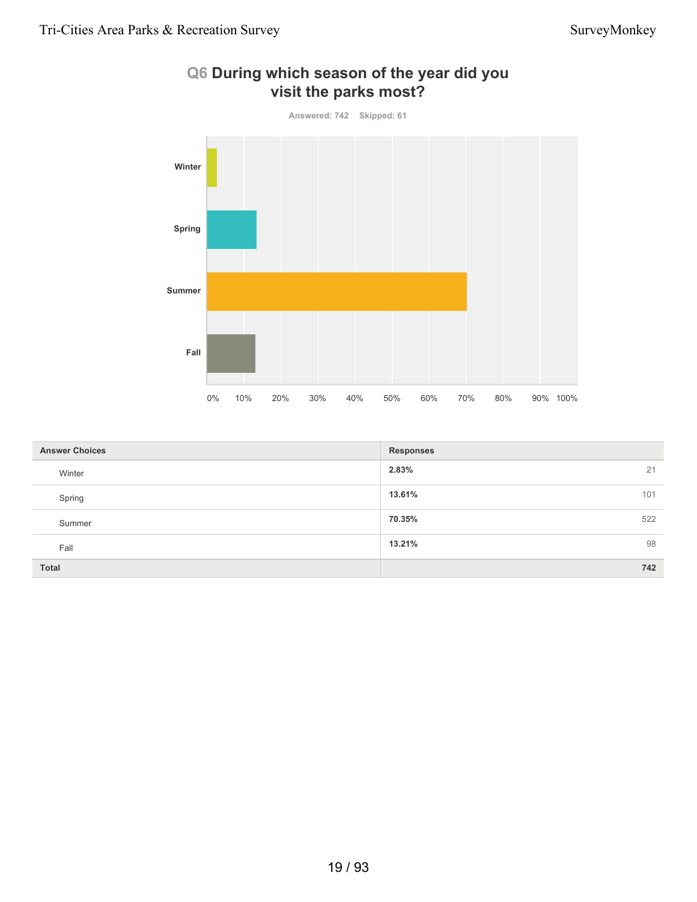# Q6 During which season of the year did you visit the parks most?

Answered: 742 Skipped: 61

| Answer Choices | Responses | |
|---|---|---|
| Winter | **2.83%** | 21 |
| Spring | **13.61%** | 101 |
| Summer | **70.35%** | 522 |
| Fall | **13.21%** | 98 |
| **Total** | | **742** |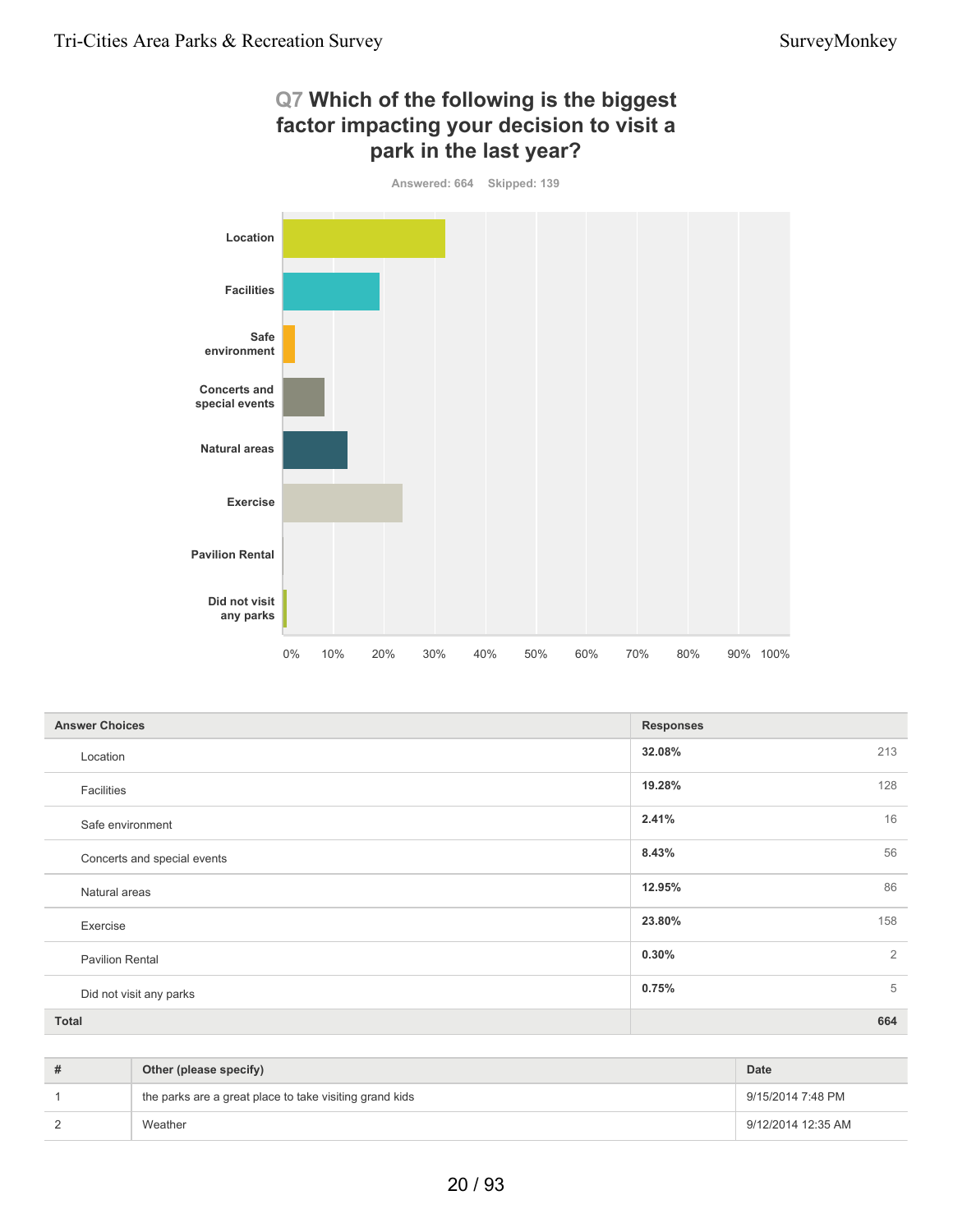## Q7 Which of the following is the biggest factor impacting your decision to visit a park in the last year?

Answered: 664 Skipped: 139

| Answer Choices | Responses | |
|---|---|---|
| Location | 32.08% | 213 |
| Facilities | 19.28% | 128 |
| Safe environment | 2.41% | 16 |
| Concerts and special events | 8.43% | 56 |
| Natural areas | 12.95% | 86 |
| Exercise | 23.80% | 158 |
| Pavilion Rental | 0.30% | 2 |
| Did not visit any parks | 0.75% | 5 |
| **Total** | | **664** |

| # | Other (please specify) | Date |
|---|---|---|
| 1 | the parks are a great place to take visiting grand kids | 9/15/2014 7:48 PM |
| 2 | Weather | 9/12/2014 12:35 AM |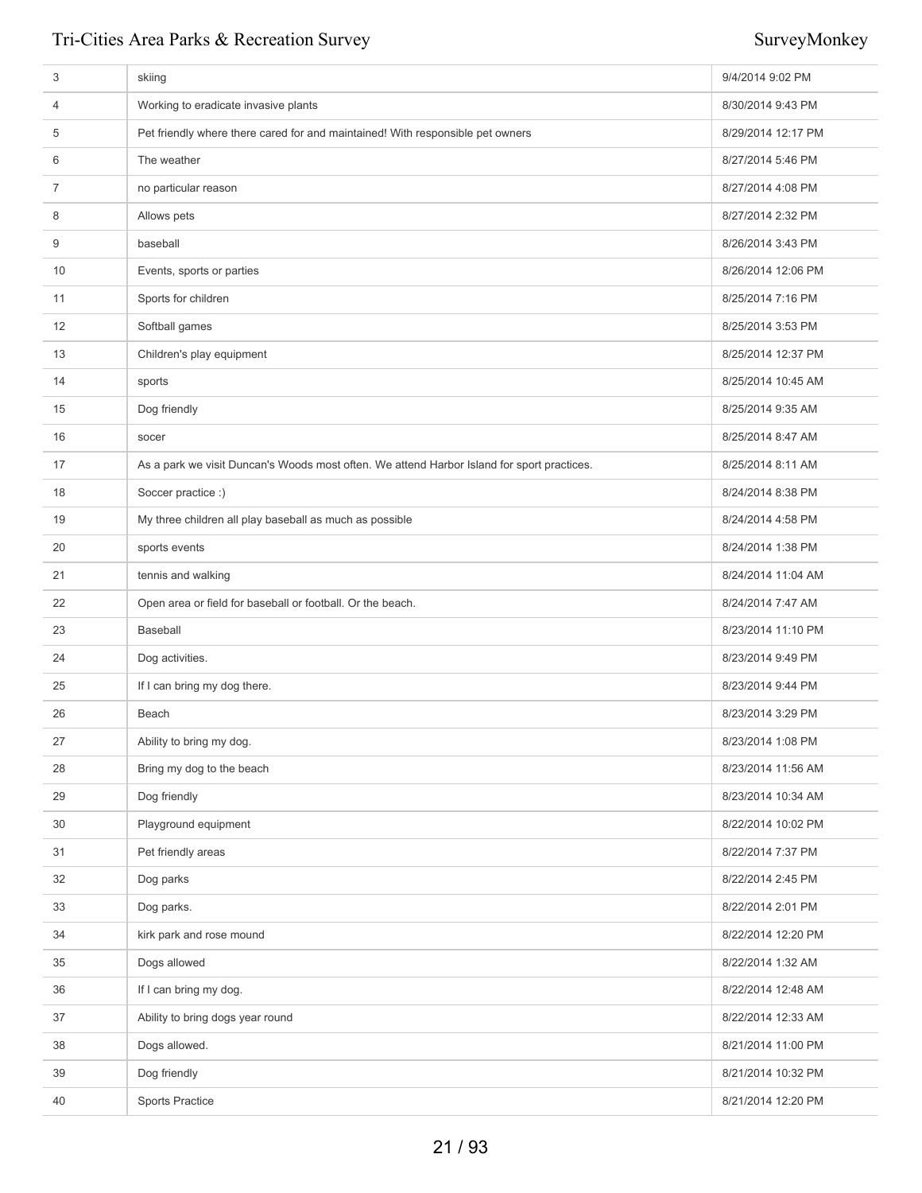| | | |
|---|---|---|
| 3 | skiing | 9/4/2014 9:02 PM |
| 4 | Working to eradicate invasive plants | 8/30/2014 9:43 PM |
| 5 | Pet friendly where there cared for and maintained! With responsible pet owners | 8/29/2014 12:17 PM |
| 6 | The weather | 8/27/2014 5:46 PM |
| 7 | no particular reason | 8/27/2014 4:08 PM |
| 8 | Allows pets | 8/27/2014 2:32 PM |
| 9 | baseball | 8/26/2014 3:43 PM |
| 10 | Events, sports or parties | 8/26/2014 12:06 PM |
| 11 | Sports for children | 8/25/2014 7:16 PM |
| 12 | Softball games | 8/25/2014 3:53 PM |
| 13 | Children's play equipment | 8/25/2014 12:37 PM |
| 14 | sports | 8/25/2014 10:45 AM |
| 15 | Dog friendly | 8/25/2014 9:35 AM |
| 16 | socer | 8/25/2014 8:47 AM |
| 17 | As a park we visit Duncan's Woods most often. We attend Harbor Island for sport practices. | 8/25/2014 8:11 AM |
| 18 | Soccer practice :) | 8/24/2014 8:38 PM |
| 19 | My three children all play baseball as much as possible | 8/24/2014 4:58 PM |
| 20 | sports events | 8/24/2014 1:38 PM |
| 21 | tennis and walking | 8/24/2014 11:04 AM |
| 22 | Open area or field for baseball or football. Or the beach. | 8/24/2014 7:47 AM |
| 23 | Baseball | 8/23/2014 11:10 PM |
| 24 | Dog activities. | 8/23/2014 9:49 PM |
| 25 | If I can bring my dog there. | 8/23/2014 9:44 PM |
| 26 | Beach | 8/23/2014 3:29 PM |
| 27 | Ability to bring my dog. | 8/23/2014 1:08 PM |
| 28 | Bring my dog to the beach | 8/23/2014 11:56 AM |
| 29 | Dog friendly | 8/23/2014 10:34 AM |
| 30 | Playground equipment | 8/22/2014 10:02 PM |
| 31 | Pet friendly areas | 8/22/2014 7:37 PM |
| 32 | Dog parks | 8/22/2014 2:45 PM |
| 33 | Dog parks. | 8/22/2014 2:01 PM |
| 34 | kirk park and rose mound | 8/22/2014 12:20 PM |
| 35 | Dogs allowed | 8/22/2014 1:32 AM |
| 36 | If I can bring my dog. | 8/22/2014 12:48 AM |
| 37 | Ability to bring dogs year round | 8/22/2014 12:33 AM |
| 38 | Dogs allowed. | 8/21/2014 11:00 PM |
| 39 | Dog friendly | 8/21/2014 10:32 PM |
| 40 | Sports Practice | 8/21/2014 12:20 PM |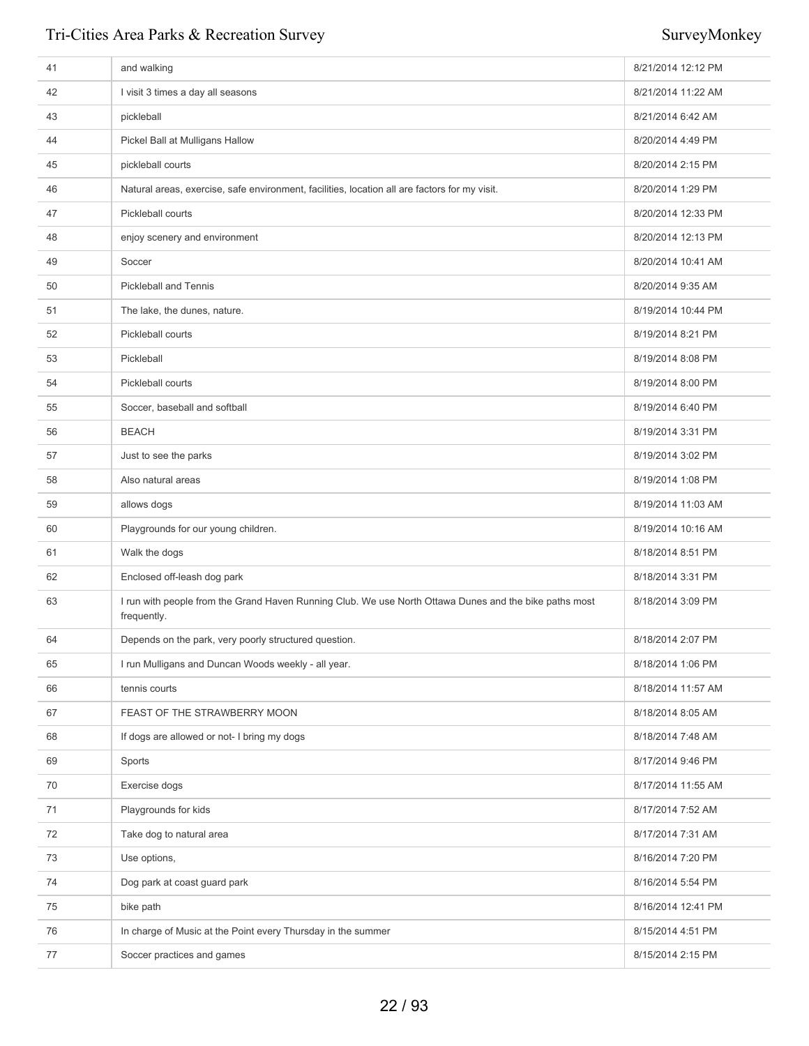| | | |
|---|---|---|
| 41 | and walking | 8/21/2014 12:12 PM |
| 42 | I visit 3 times a day all seasons | 8/21/2014 11:22 AM |
| 43 | pickleball | 8/21/2014 6:42 AM |
| 44 | Pickel Ball at Mulligans Hallow | 8/20/2014 4:49 PM |
| 45 | pickleball courts | 8/20/2014 2:15 PM |
| 46 | Natural areas, exercise, safe environment, facilities, location all are factors for my visit. | 8/20/2014 1:29 PM |
| 47 | Pickleball courts | 8/20/2014 12:33 PM |
| 48 | enjoy scenery and environment | 8/20/2014 12:13 PM |
| 49 | Soccer | 8/20/2014 10:41 AM |
| 50 | Pickleball and Tennis | 8/20/2014 9:35 AM |
| 51 | The lake, the dunes, nature. | 8/19/2014 10:44 PM |
| 52 | Pickleball courts | 8/19/2014 8:21 PM |
| 53 | Pickleball | 8/19/2014 8:08 PM |
| 54 | Pickleball courts | 8/19/2014 8:00 PM |
| 55 | Soccer, baseball and softball | 8/19/2014 6:40 PM |
| 56 | BEACH | 8/19/2014 3:31 PM |
| 57 | Just to see the parks | 8/19/2014 3:02 PM |
| 58 | Also natural areas | 8/19/2014 1:08 PM |
| 59 | allows dogs | 8/19/2014 11:03 AM |
| 60 | Playgrounds for our young children. | 8/19/2014 10:16 AM |
| 61 | Walk the dogs | 8/18/2014 8:51 PM |
| 62 | Enclosed off-leash dog park | 8/18/2014 3:31 PM |
| 63 | I run with people from the Grand Haven Running Club. We use North Ottawa Dunes and the bike paths most frequently. | 8/18/2014 3:09 PM |
| 64 | Depends on the park, very poorly structured question. | 8/18/2014 2:07 PM |
| 65 | I run Mulligans and Duncan Woods weekly - all year. | 8/18/2014 1:06 PM |
| 66 | tennis courts | 8/18/2014 11:57 AM |
| 67 | FEAST OF THE STRAWBERRY MOON | 8/18/2014 8:05 AM |
| 68 | If dogs are allowed or not- I bring my dogs | 8/18/2014 7:48 AM |
| 69 | Sports | 8/17/2014 9:46 PM |
| 70 | Exercise dogs | 8/17/2014 11:55 AM |
| 71 | Playgrounds for kids | 8/17/2014 7:52 AM |
| 72 | Take dog to natural area | 8/17/2014 7:31 AM |
| 73 | Use options, | 8/16/2014 7:20 PM |
| 74 | Dog park at coast guard park | 8/16/2014 5:54 PM |
| 75 | bike path | 8/16/2014 12:41 PM |
| 76 | In charge of Music at the Point every Thursday in the summer | 8/15/2014 4:51 PM |
| 77 | Soccer practices and games | 8/15/2014 2:15 PM |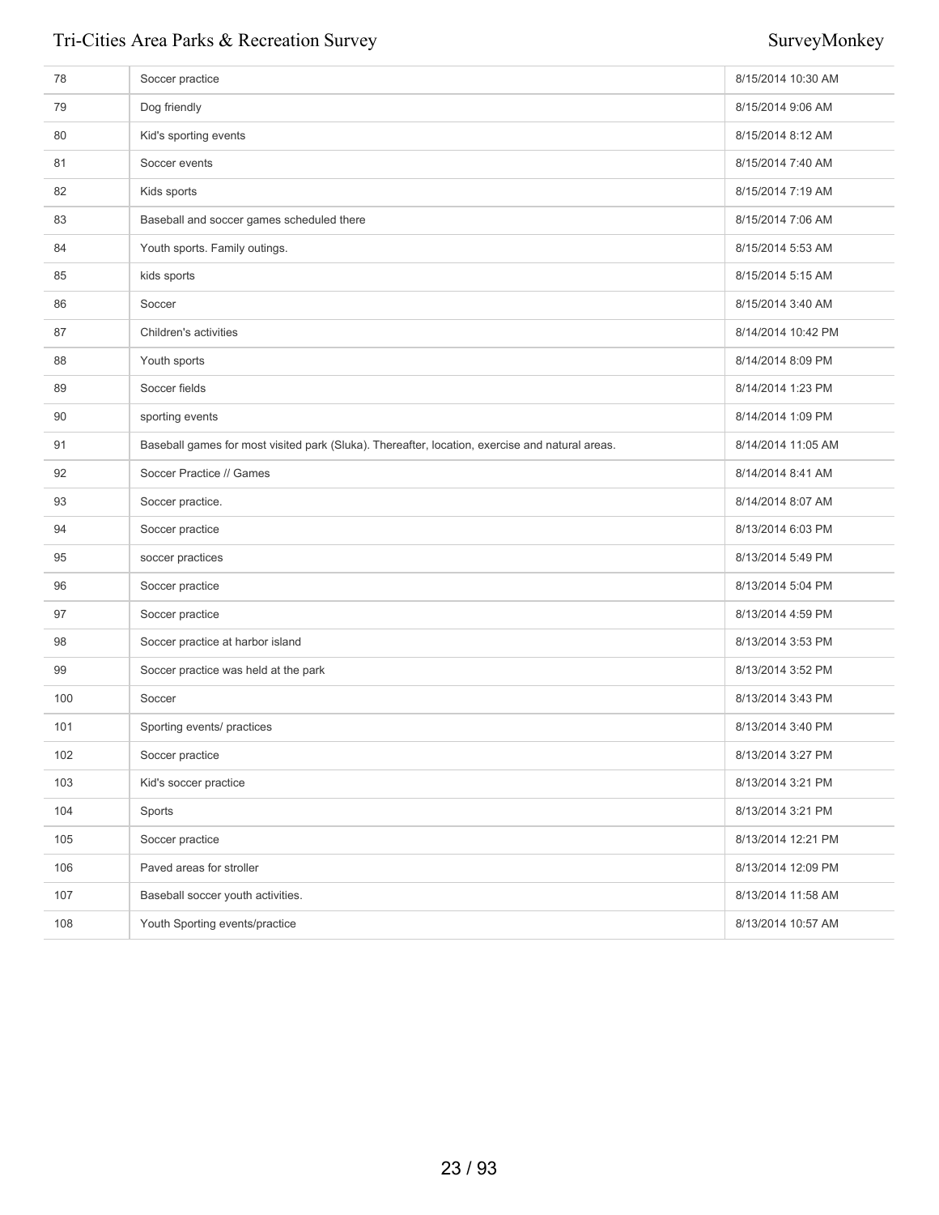| | | |
|---|---|---|
| 78 | Soccer practice | 8/15/2014 10:30 AM |
| 79 | Dog friendly | 8/15/2014 9:06 AM |
| 80 | Kid's sporting events | 8/15/2014 8:12 AM |
| 81 | Soccer events | 8/15/2014 7:40 AM |
| 82 | Kids sports | 8/15/2014 7:19 AM |
| 83 | Baseball and soccer games scheduled there | 8/15/2014 7:06 AM |
| 84 | Youth sports. Family outings. | 8/15/2014 5:53 AM |
| 85 | kids sports | 8/15/2014 5:15 AM |
| 86 | Soccer | 8/15/2014 3:40 AM |
| 87 | Children's activities | 8/14/2014 10:42 PM |
| 88 | Youth sports | 8/14/2014 8:09 PM |
| 89 | Soccer fields | 8/14/2014 1:23 PM |
| 90 | sporting events | 8/14/2014 1:09 PM |
| 91 | Baseball games for most visited park (Sluka). Thereafter, location, exercise and natural areas. | 8/14/2014 11:05 AM |
| 92 | Soccer Practice // Games | 8/14/2014 8:41 AM |
| 93 | Soccer practice. | 8/14/2014 8:07 AM |
| 94 | Soccer practice | 8/13/2014 6:03 PM |
| 95 | soccer practices | 8/13/2014 5:49 PM |
| 96 | Soccer practice | 8/13/2014 5:04 PM |
| 97 | Soccer practice | 8/13/2014 4:59 PM |
| 98 | Soccer practice at harbor island | 8/13/2014 3:53 PM |
| 99 | Soccer practice was held at the park | 8/13/2014 3:52 PM |
| 100 | Soccer | 8/13/2014 3:43 PM |
| 101 | Sporting events/ practices | 8/13/2014 3:40 PM |
| 102 | Soccer practice | 8/13/2014 3:27 PM |
| 103 | Kid's soccer practice | 8/13/2014 3:21 PM |
| 104 | Sports | 8/13/2014 3:21 PM |
| 105 | Soccer practice | 8/13/2014 12:21 PM |
| 106 | Paved areas for stroller | 8/13/2014 12:09 PM |
| 107 | Baseball soccer youth activities. | 8/13/2014 11:58 AM |
| 108 | Youth Sporting events/practice | 8/13/2014 10:57 AM |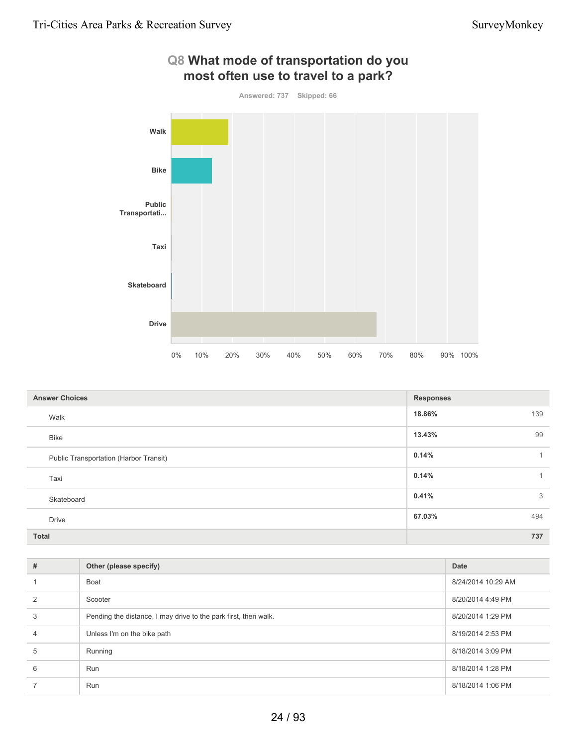## Q8 What mode of transportation do you most often use to travel to a park?

Answered: 737 Skipped: 66

| Answer Choices | Responses | |
|---|---|---|
| Walk | 18.86% | 139 |
| Bike | 13.43% | 99 |
| Public Transportation (Harbor Transit) | 0.14% | 1 |
| Taxi | 0.14% | 1 |
| Skateboard | 0.41% | 3 |
| Drive | 67.03% | 494 |
| **Total** | | **737** |

| # | Other (please specify) | Date |
|---|---|---|
| 1 | Boat | 8/24/2014 10:29 AM |
| 2 | Scooter | 8/20/2014 4:49 PM |
| 3 | Pending the distance, I may drive to the park first, then walk. | 8/20/2014 1:29 PM |
| 4 | Unless I'm on the bike path | 8/19/2014 2:53 PM |
| 5 | Running | 8/18/2014 3:09 PM |
| 6 | Run | 8/18/2014 1:28 PM |
| 7 | Run | 8/18/2014 1:06 PM |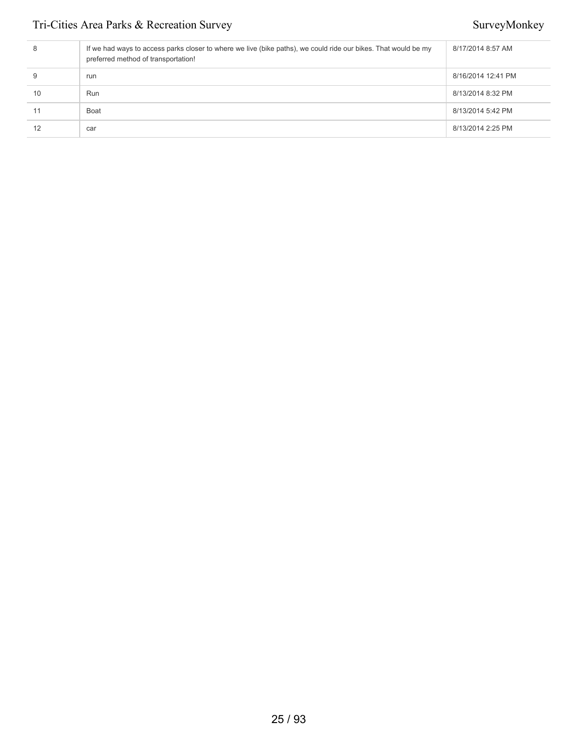| | | |
|---|---|---|
| 8 | If we had ways to access parks closer to where we live (bike paths), we could ride our bikes. That would be my preferred method of transportation! | 8/17/2014 8:57 AM |
| 9 | run | 8/16/2014 12:41 PM |
| 10 | Run | 8/13/2014 8:32 PM |
| 11 | Boat | 8/13/2014 5:42 PM |
| 12 | car | 8/13/2014 2:25 PM |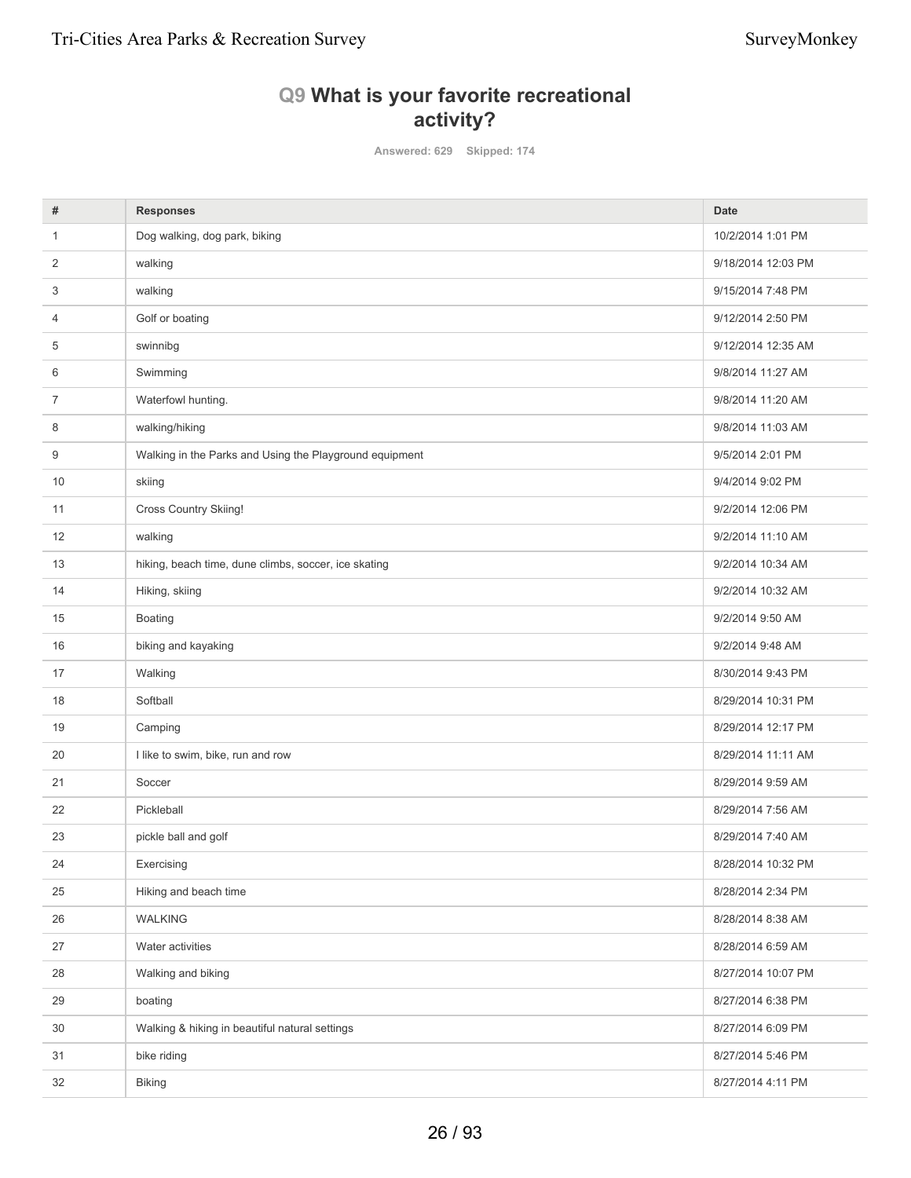## Q9 What is your favorite recreational activity?

Answered: 629 Skipped: 174

| # | Responses | Date |
|---|---|---|
| 1 | Dog walking, dog park, biking | 10/2/2014 1:01 PM |
| 2 | walking | 9/18/2014 12:03 PM |
| 3 | walking | 9/15/2014 7:48 PM |
| 4 | Golf or boating | 9/12/2014 2:50 PM |
| 5 | swinnibg | 9/12/2014 12:35 AM |
| 6 | Swimming | 9/8/2014 11:27 AM |
| 7 | Waterfowl hunting. | 9/8/2014 11:20 AM |
| 8 | walking/hiking | 9/8/2014 11:03 AM |
| 9 | Walking in the Parks and Using the Playground equipment | 9/5/2014 2:01 PM |
| 10 | skiing | 9/4/2014 9:02 PM |
| 11 | Cross Country Skiing! | 9/2/2014 12:06 PM |
| 12 | walking | 9/2/2014 11:10 AM |
| 13 | hiking, beach time, dune climbs, soccer, ice skating | 9/2/2014 10:34 AM |
| 14 | Hiking, skiing | 9/2/2014 10:32 AM |
| 15 | Boating | 9/2/2014 9:50 AM |
| 16 | biking and kayaking | 9/2/2014 9:48 AM |
| 17 | Walking | 8/30/2014 9:43 PM |
| 18 | Softball | 8/29/2014 10:31 PM |
| 19 | Camping | 8/29/2014 12:17 PM |
| 20 | I like to swim, bike, run and row | 8/29/2014 11:11 AM |
| 21 | Soccer | 8/29/2014 9:59 AM |
| 22 | Pickleball | 8/29/2014 7:56 AM |
| 23 | pickle ball and golf | 8/29/2014 7:40 AM |
| 24 | Exercising | 8/28/2014 10:32 PM |
| 25 | Hiking and beach time | 8/28/2014 2:34 PM |
| 26 | WALKING | 8/28/2014 8:38 AM |
| 27 | Water activities | 8/28/2014 6:59 AM |
| 28 | Walking and biking | 8/27/2014 10:07 PM |
| 29 | boating | 8/27/2014 6:38 PM |
| 30 | Walking & hiking in beautiful natural settings | 8/27/2014 6:09 PM |
| 31 | bike riding | 8/27/2014 5:46 PM |
| 32 | Biking | 8/27/2014 4:11 PM |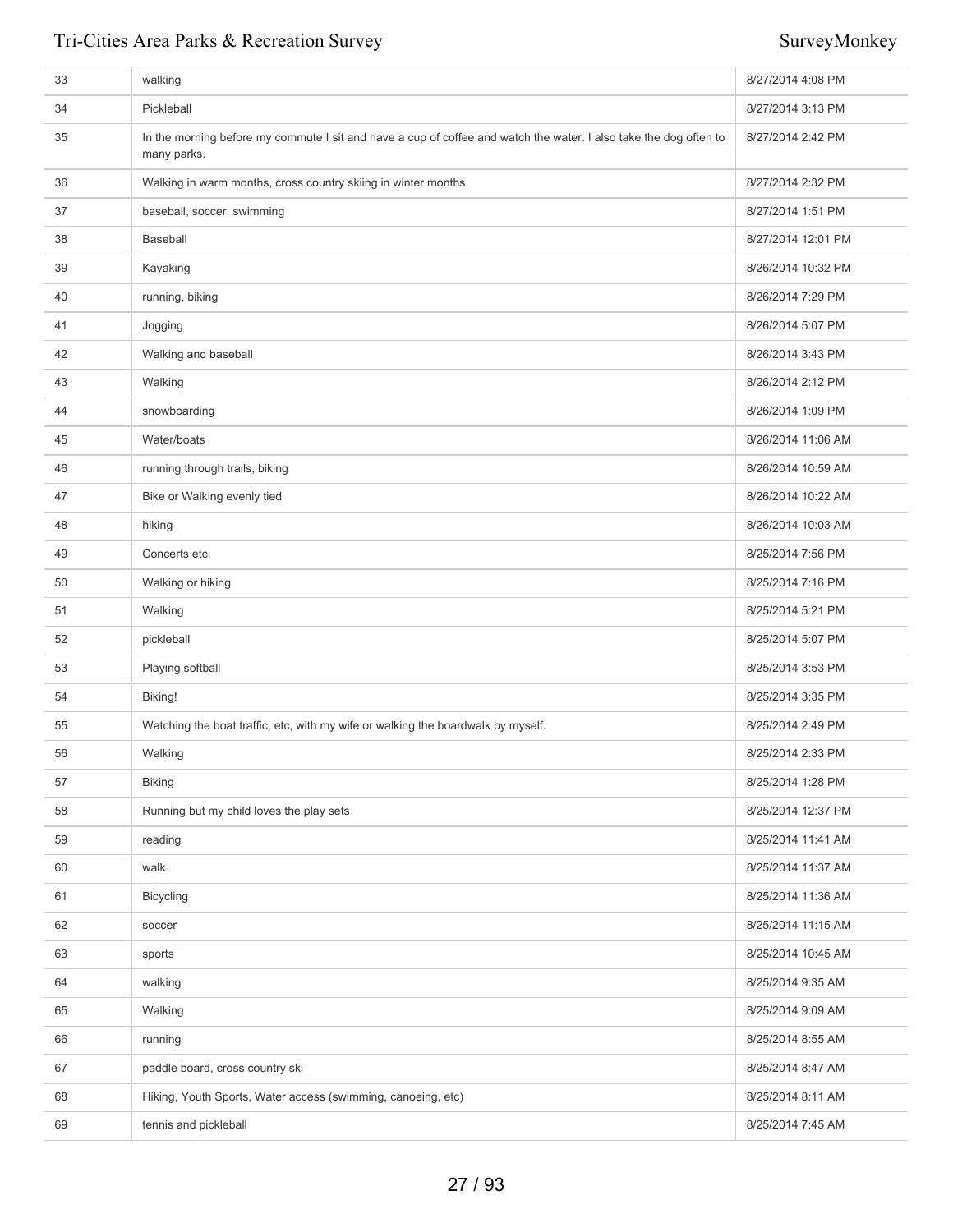| | | |
|---|---|---|
| 33 | walking | 8/27/2014 4:08 PM |
| 34 | Pickleball | 8/27/2014 3:13 PM |
| 35 | In the morning before my commute I sit and have a cup of coffee and watch the water. I also take the dog often to many parks. | 8/27/2014 2:42 PM |
| 36 | Walking in warm months, cross country skiing in winter months | 8/27/2014 2:32 PM |
| 37 | baseball, soccer, swimming | 8/27/2014 1:51 PM |
| 38 | Baseball | 8/27/2014 12:01 PM |
| 39 | Kayaking | 8/26/2014 10:32 PM |
| 40 | running, biking | 8/26/2014 7:29 PM |
| 41 | Jogging | 8/26/2014 5:07 PM |
| 42 | Walking and baseball | 8/26/2014 3:43 PM |
| 43 | Walking | 8/26/2014 2:12 PM |
| 44 | snowboarding | 8/26/2014 1:09 PM |
| 45 | Water/boats | 8/26/2014 11:06 AM |
| 46 | running through trails, biking | 8/26/2014 10:59 AM |
| 47 | Bike or Walking evenly tied | 8/26/2014 10:22 AM |
| 48 | hiking | 8/26/2014 10:03 AM |
| 49 | Concerts etc. | 8/25/2014 7:56 PM |
| 50 | Walking or hiking | 8/25/2014 7:16 PM |
| 51 | Walking | 8/25/2014 5:21 PM |
| 52 | pickleball | 8/25/2014 5:07 PM |
| 53 | Playing softball | 8/25/2014 3:53 PM |
| 54 | Biking! | 8/25/2014 3:35 PM |
| 55 | Watching the boat traffic, etc, with my wife or walking the boardwalk by myself. | 8/25/2014 2:49 PM |
| 56 | Walking | 8/25/2014 2:33 PM |
| 57 | Biking | 8/25/2014 1:28 PM |
| 58 | Running but my child loves the play sets | 8/25/2014 12:37 PM |
| 59 | reading | 8/25/2014 11:41 AM |
| 60 | walk | 8/25/2014 11:37 AM |
| 61 | Bicycling | 8/25/2014 11:36 AM |
| 62 | soccer | 8/25/2014 11:15 AM |
| 63 | sports | 8/25/2014 10:45 AM |
| 64 | walking | 8/25/2014 9:35 AM |
| 65 | Walking | 8/25/2014 9:09 AM |
| 66 | running | 8/25/2014 8:55 AM |
| 67 | paddle board, cross country ski | 8/25/2014 8:47 AM |
| 68 | Hiking, Youth Sports, Water access (swimming, canoeing, etc) | 8/25/2014 8:11 AM |
| 69 | tennis and pickleball | 8/25/2014 7:45 AM |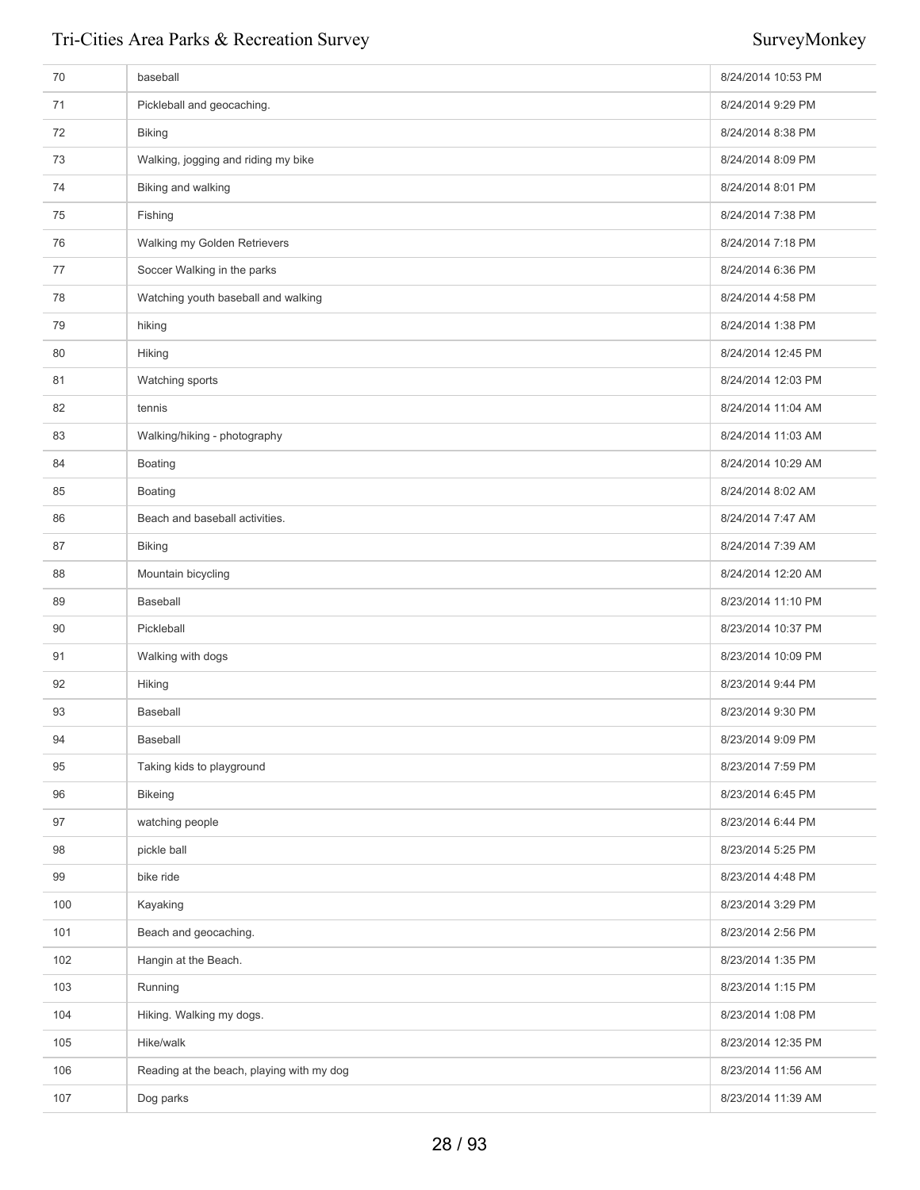| | | |
|---|---|---|
| 70 | baseball | 8/24/2014 10:53 PM |
| 71 | Pickleball and geocaching. | 8/24/2014 9:29 PM |
| 72 | Biking | 8/24/2014 8:38 PM |
| 73 | Walking, jogging and riding my bike | 8/24/2014 8:09 PM |
| 74 | Biking and walking | 8/24/2014 8:01 PM |
| 75 | Fishing | 8/24/2014 7:38 PM |
| 76 | Walking my Golden Retrievers | 8/24/2014 7:18 PM |
| 77 | Soccer Walking in the parks | 8/24/2014 6:36 PM |
| 78 | Watching youth baseball and walking | 8/24/2014 4:58 PM |
| 79 | hiking | 8/24/2014 1:38 PM |
| 80 | Hiking | 8/24/2014 12:45 PM |
| 81 | Watching sports | 8/24/2014 12:03 PM |
| 82 | tennis | 8/24/2014 11:04 AM |
| 83 | Walking/hiking - photography | 8/24/2014 11:03 AM |
| 84 | Boating | 8/24/2014 10:29 AM |
| 85 | Boating | 8/24/2014 8:02 AM |
| 86 | Beach and baseball activities. | 8/24/2014 7:47 AM |
| 87 | Biking | 8/24/2014 7:39 AM |
| 88 | Mountain bicycling | 8/24/2014 12:20 AM |
| 89 | Baseball | 8/23/2014 11:10 PM |
| 90 | Pickleball | 8/23/2014 10:37 PM |
| 91 | Walking with dogs | 8/23/2014 10:09 PM |
| 92 | Hiking | 8/23/2014 9:44 PM |
| 93 | Baseball | 8/23/2014 9:30 PM |
| 94 | Baseball | 8/23/2014 9:09 PM |
| 95 | Taking kids to playground | 8/23/2014 7:59 PM |
| 96 | Bikeing | 8/23/2014 6:45 PM |
| 97 | watching people | 8/23/2014 6:44 PM |
| 98 | pickle ball | 8/23/2014 5:25 PM |
| 99 | bike ride | 8/23/2014 4:48 PM |
| 100 | Kayaking | 8/23/2014 3:29 PM |
| 101 | Beach and geocaching. | 8/23/2014 2:56 PM |
| 102 | Hangin at the Beach. | 8/23/2014 1:35 PM |
| 103 | Running | 8/23/2014 1:15 PM |
| 104 | Hiking. Walking my dogs. | 8/23/2014 1:08 PM |
| 105 | Hike/walk | 8/23/2014 12:35 PM |
| 106 | Reading at the beach, playing with my dog | 8/23/2014 11:56 AM |
| 107 | Dog parks | 8/23/2014 11:39 AM |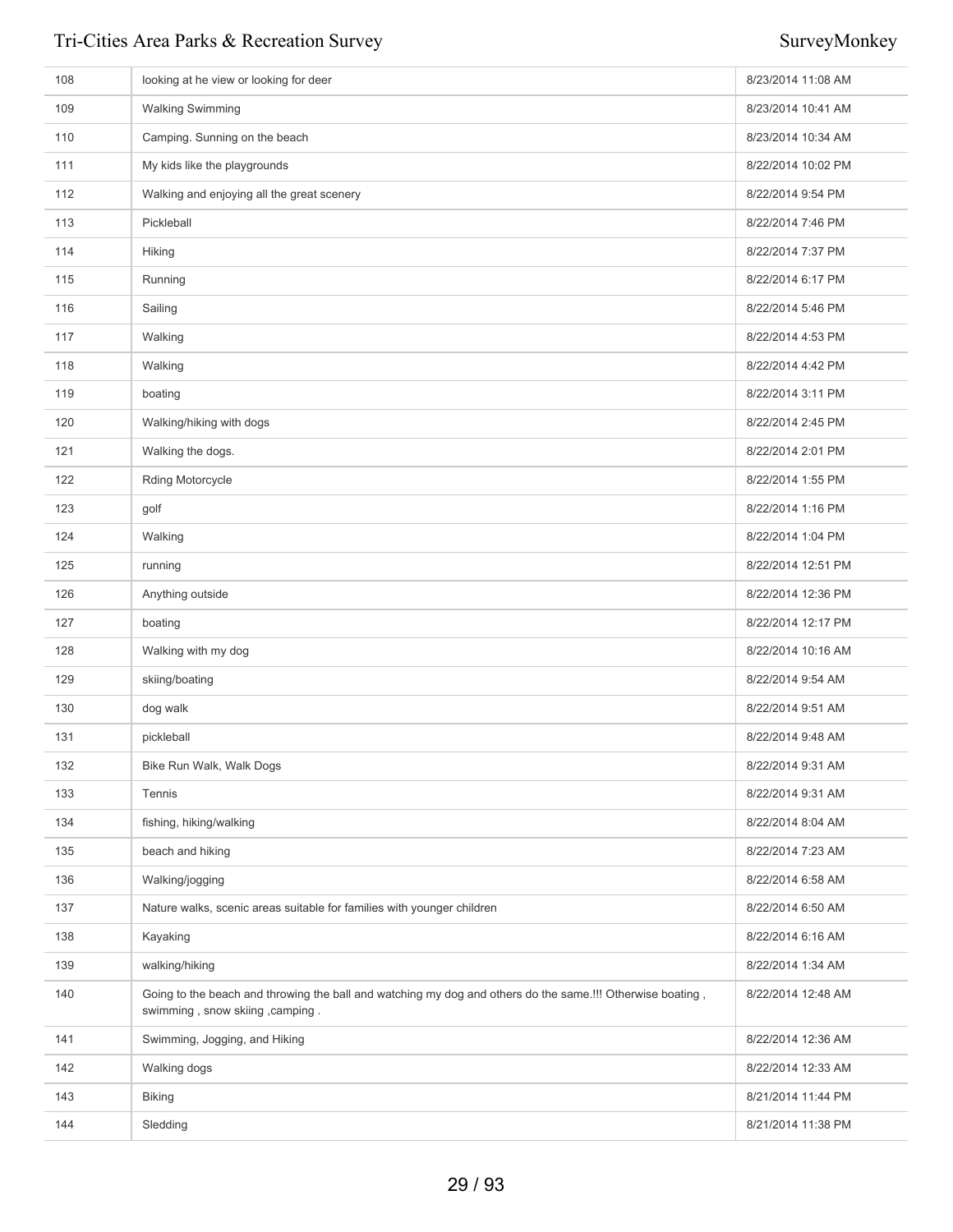| | | |
|---|---|---|
| 108 | looking at he view or looking for deer | 8/23/2014 11:08 AM |
| 109 | Walking Swimming | 8/23/2014 10:41 AM |
| 110 | Camping. Sunning on the beach | 8/23/2014 10:34 AM |
| 111 | My kids like the playgrounds | 8/22/2014 10:02 PM |
| 112 | Walking and enjoying all the great scenery | 8/22/2014 9:54 PM |
| 113 | Pickleball | 8/22/2014 7:46 PM |
| 114 | Hiking | 8/22/2014 7:37 PM |
| 115 | Running | 8/22/2014 6:17 PM |
| 116 | Sailing | 8/22/2014 5:46 PM |
| 117 | Walking | 8/22/2014 4:53 PM |
| 118 | Walking | 8/22/2014 4:42 PM |
| 119 | boating | 8/22/2014 3:11 PM |
| 120 | Walking/hiking with dogs | 8/22/2014 2:45 PM |
| 121 | Walking the dogs. | 8/22/2014 2:01 PM |
| 122 | Rding Motorcycle | 8/22/2014 1:55 PM |
| 123 | golf | 8/22/2014 1:16 PM |
| 124 | Walking | 8/22/2014 1:04 PM |
| 125 | running | 8/22/2014 12:51 PM |
| 126 | Anything outside | 8/22/2014 12:36 PM |
| 127 | boating | 8/22/2014 12:17 PM |
| 128 | Walking with my dog | 8/22/2014 10:16 AM |
| 129 | skiing/boating | 8/22/2014 9:54 AM |
| 130 | dog walk | 8/22/2014 9:51 AM |
| 131 | pickleball | 8/22/2014 9:48 AM |
| 132 | Bike Run Walk, Walk Dogs | 8/22/2014 9:31 AM |
| 133 | Tennis | 8/22/2014 9:31 AM |
| 134 | fishing, hiking/walking | 8/22/2014 8:04 AM |
| 135 | beach and hiking | 8/22/2014 7:23 AM |
| 136 | Walking/jogging | 8/22/2014 6:58 AM |
| 137 | Nature walks, scenic areas suitable for families with younger children | 8/22/2014 6:50 AM |
| 138 | Kayaking | 8/22/2014 6:16 AM |
| 139 | walking/hiking | 8/22/2014 1:34 AM |
| 140 | Going to the beach and throwing the ball and watching my dog and others do the same.!!! Otherwise boating , swimming , snow skiing ,camping . | 8/22/2014 12:48 AM |
| 141 | Swimming, Jogging, and Hiking | 8/22/2014 12:36 AM |
| 142 | Walking dogs | 8/22/2014 12:33 AM |
| 143 | Biking | 8/21/2014 11:44 PM |
| 144 | Sledding | 8/21/2014 11:38 PM |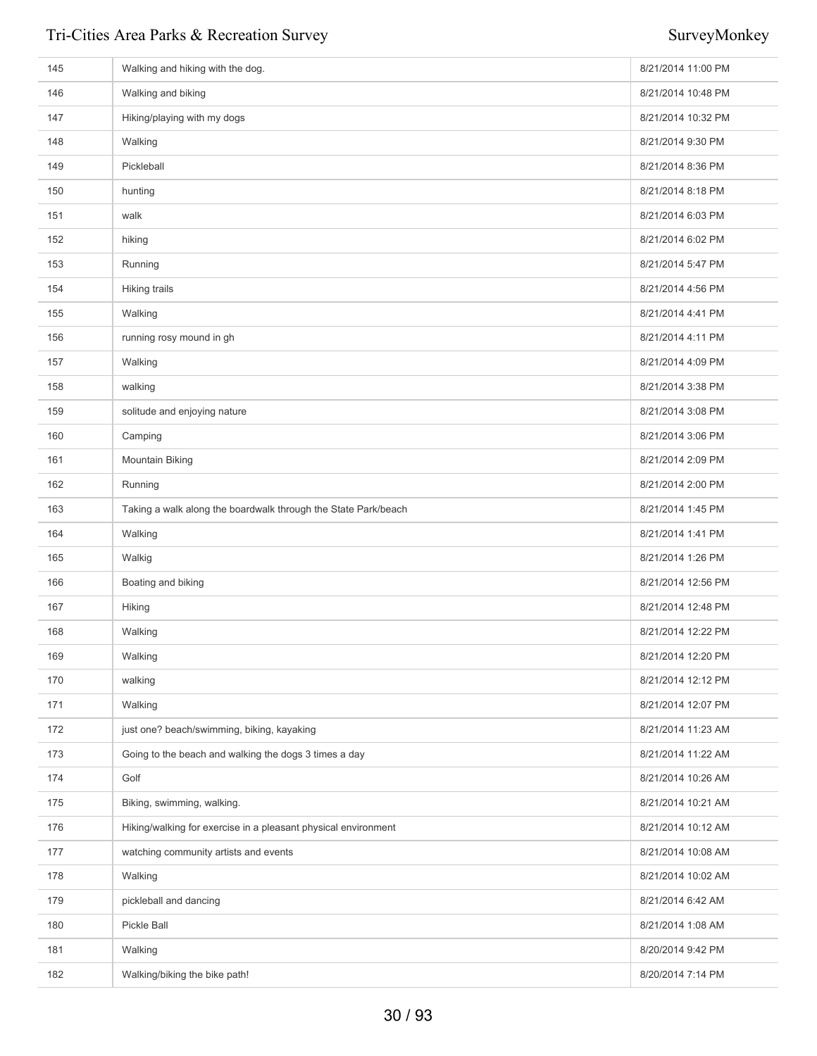| | | |
|---|---|---|
| 145 | Walking and hiking with the dog. | 8/21/2014 11:00 PM |
| 146 | Walking and biking | 8/21/2014 10:48 PM |
| 147 | Hiking/playing with my dogs | 8/21/2014 10:32 PM |
| 148 | Walking | 8/21/2014 9:30 PM |
| 149 | Pickleball | 8/21/2014 8:36 PM |
| 150 | hunting | 8/21/2014 8:18 PM |
| 151 | walk | 8/21/2014 6:03 PM |
| 152 | hiking | 8/21/2014 6:02 PM |
| 153 | Running | 8/21/2014 5:47 PM |
| 154 | Hiking trails | 8/21/2014 4:56 PM |
| 155 | Walking | 8/21/2014 4:41 PM |
| 156 | running rosy mound in gh | 8/21/2014 4:11 PM |
| 157 | Walking | 8/21/2014 4:09 PM |
| 158 | walking | 8/21/2014 3:38 PM |
| 159 | solitude and enjoying nature | 8/21/2014 3:08 PM |
| 160 | Camping | 8/21/2014 3:06 PM |
| 161 | Mountain Biking | 8/21/2014 2:09 PM |
| 162 | Running | 8/21/2014 2:00 PM |
| 163 | Taking a walk along the boardwalk through the State Park/beach | 8/21/2014 1:45 PM |
| 164 | Walking | 8/21/2014 1:41 PM |
| 165 | Walkig | 8/21/2014 1:26 PM |
| 166 | Boating and biking | 8/21/2014 12:56 PM |
| 167 | Hiking | 8/21/2014 12:48 PM |
| 168 | Walking | 8/21/2014 12:22 PM |
| 169 | Walking | 8/21/2014 12:20 PM |
| 170 | walking | 8/21/2014 12:12 PM |
| 171 | Walking | 8/21/2014 12:07 PM |
| 172 | just one? beach/swimming, biking, kayaking | 8/21/2014 11:23 AM |
| 173 | Going to the beach and walking the dogs 3 times a day | 8/21/2014 11:22 AM |
| 174 | Golf | 8/21/2014 10:26 AM |
| 175 | Biking, swimming, walking. | 8/21/2014 10:21 AM |
| 176 | Hiking/walking for exercise in a pleasant physical environment | 8/21/2014 10:12 AM |
| 177 | watching community artists and events | 8/21/2014 10:08 AM |
| 178 | Walking | 8/21/2014 10:02 AM |
| 179 | pickleball and dancing | 8/21/2014 6:42 AM |
| 180 | Pickle Ball | 8/21/2014 1:08 AM |
| 181 | Walking | 8/20/2014 9:42 PM |
| 182 | Walking/biking the bike path! | 8/20/2014 7:14 PM |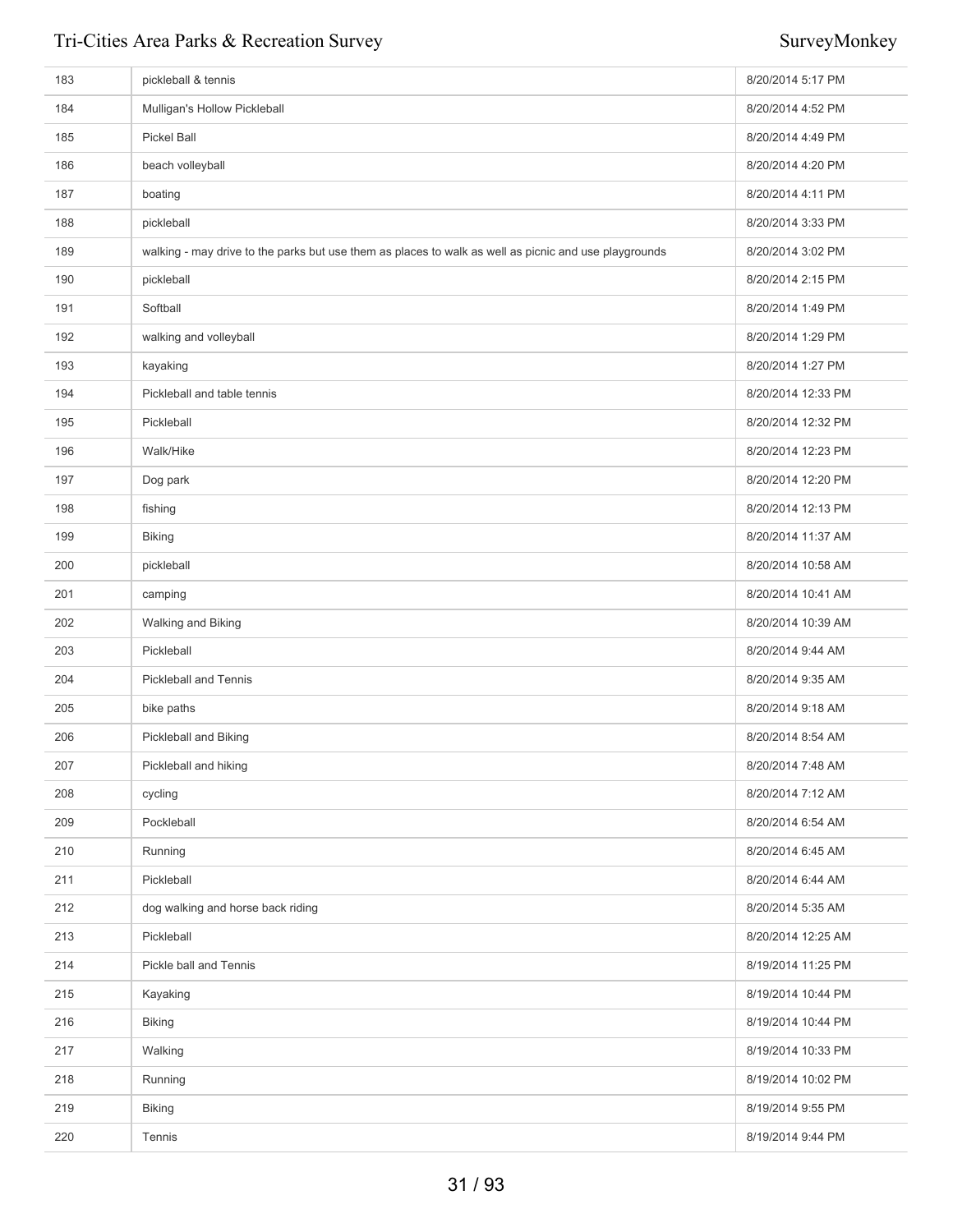| | | |
|---|---|---|
| 183 | pickleball & tennis | 8/20/2014 5:17 PM |
| 184 | Mulligan's Hollow Pickleball | 8/20/2014 4:52 PM |
| 185 | Pickel Ball | 8/20/2014 4:49 PM |
| 186 | beach volleyball | 8/20/2014 4:20 PM |
| 187 | boating | 8/20/2014 4:11 PM |
| 188 | pickleball | 8/20/2014 3:33 PM |
| 189 | walking - may drive to the parks but use them as places to walk as well as picnic and use playgrounds | 8/20/2014 3:02 PM |
| 190 | pickleball | 8/20/2014 2:15 PM |
| 191 | Softball | 8/20/2014 1:49 PM |
| 192 | walking and volleyball | 8/20/2014 1:29 PM |
| 193 | kayaking | 8/20/2014 1:27 PM |
| 194 | Pickleball and table tennis | 8/20/2014 12:33 PM |
| 195 | Pickleball | 8/20/2014 12:32 PM |
| 196 | Walk/Hike | 8/20/2014 12:23 PM |
| 197 | Dog park | 8/20/2014 12:20 PM |
| 198 | fishing | 8/20/2014 12:13 PM |
| 199 | Biking | 8/20/2014 11:37 AM |
| 200 | pickleball | 8/20/2014 10:58 AM |
| 201 | camping | 8/20/2014 10:41 AM |
| 202 | Walking and Biking | 8/20/2014 10:39 AM |
| 203 | Pickleball | 8/20/2014 9:44 AM |
| 204 | Pickleball and Tennis | 8/20/2014 9:35 AM |
| 205 | bike paths | 8/20/2014 9:18 AM |
| 206 | Pickleball and Biking | 8/20/2014 8:54 AM |
| 207 | Pickleball and hiking | 8/20/2014 7:48 AM |
| 208 | cycling | 8/20/2014 7:12 AM |
| 209 | Pockleball | 8/20/2014 6:54 AM |
| 210 | Running | 8/20/2014 6:45 AM |
| 211 | Pickleball | 8/20/2014 6:44 AM |
| 212 | dog walking and horse back riding | 8/20/2014 5:35 AM |
| 213 | Pickleball | 8/20/2014 12:25 AM |
| 214 | Pickle ball and Tennis | 8/19/2014 11:25 PM |
| 215 | Kayaking | 8/19/2014 10:44 PM |
| 216 | Biking | 8/19/2014 10:44 PM |
| 217 | Walking | 8/19/2014 10:33 PM |
| 218 | Running | 8/19/2014 10:02 PM |
| 219 | Biking | 8/19/2014 9:55 PM |
| 220 | Tennis | 8/19/2014 9:44 PM |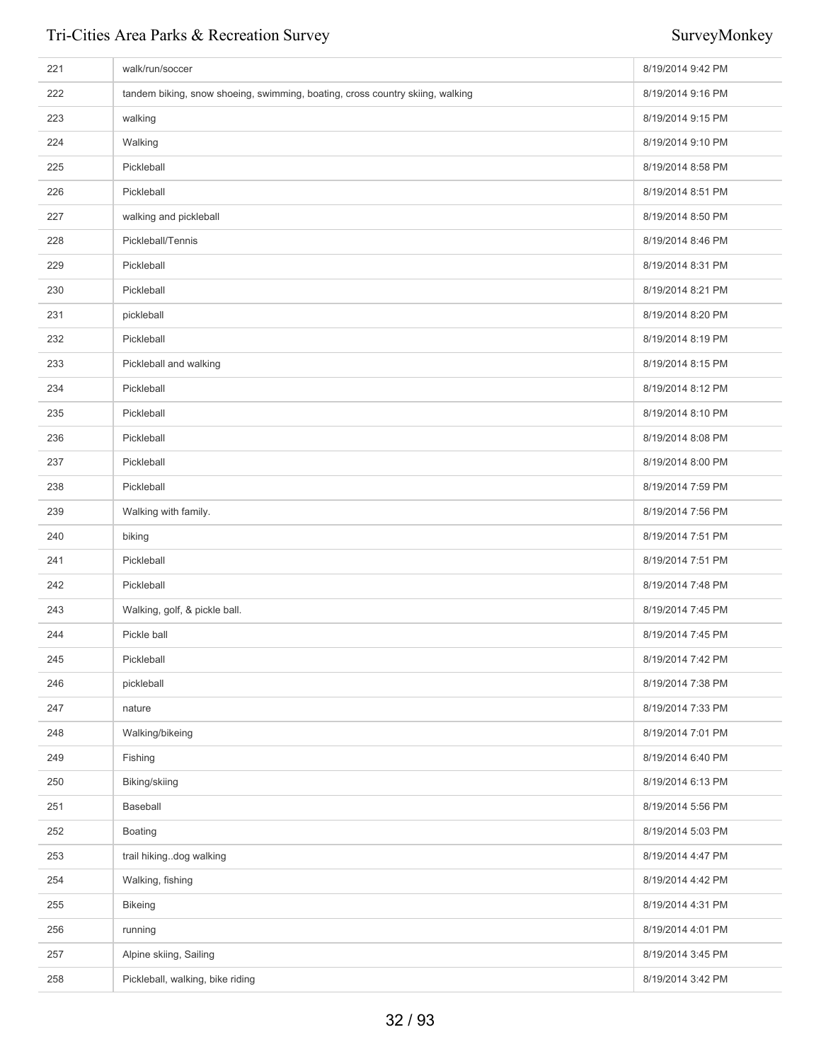| | | |
|---|---|---|
| 221 | walk/run/soccer | 8/19/2014 9:42 PM |
| 222 | tandem biking, snow shoeing, swimming, boating, cross country skiing, walking | 8/19/2014 9:16 PM |
| 223 | walking | 8/19/2014 9:15 PM |
| 224 | Walking | 8/19/2014 9:10 PM |
| 225 | Pickleball | 8/19/2014 8:58 PM |
| 226 | Pickleball | 8/19/2014 8:51 PM |
| 227 | walking and pickleball | 8/19/2014 8:50 PM |
| 228 | Pickleball/Tennis | 8/19/2014 8:46 PM |
| 229 | Pickleball | 8/19/2014 8:31 PM |
| 230 | Pickleball | 8/19/2014 8:21 PM |
| 231 | pickleball | 8/19/2014 8:20 PM |
| 232 | Pickleball | 8/19/2014 8:19 PM |
| 233 | Pickleball and walking | 8/19/2014 8:15 PM |
| 234 | Pickleball | 8/19/2014 8:12 PM |
| 235 | Pickleball | 8/19/2014 8:10 PM |
| 236 | Pickleball | 8/19/2014 8:08 PM |
| 237 | Pickleball | 8/19/2014 8:00 PM |
| 238 | Pickleball | 8/19/2014 7:59 PM |
| 239 | Walking with family. | 8/19/2014 7:56 PM |
| 240 | biking | 8/19/2014 7:51 PM |
| 241 | Pickleball | 8/19/2014 7:51 PM |
| 242 | Pickleball | 8/19/2014 7:48 PM |
| 243 | Walking, golf, & pickle ball. | 8/19/2014 7:45 PM |
| 244 | Pickle ball | 8/19/2014 7:45 PM |
| 245 | Pickleball | 8/19/2014 7:42 PM |
| 246 | pickleball | 8/19/2014 7:38 PM |
| 247 | nature | 8/19/2014 7:33 PM |
| 248 | Walking/bikeing | 8/19/2014 7:01 PM |
| 249 | Fishing | 8/19/2014 6:40 PM |
| 250 | Biking/skiing | 8/19/2014 6:13 PM |
| 251 | Baseball | 8/19/2014 5:56 PM |
| 252 | Boating | 8/19/2014 5:03 PM |
| 253 | trail hiking..dog walking | 8/19/2014 4:47 PM |
| 254 | Walking, fishing | 8/19/2014 4:42 PM |
| 255 | Bikeing | 8/19/2014 4:31 PM |
| 256 | running | 8/19/2014 4:01 PM |
| 257 | Alpine skiing, Sailing | 8/19/2014 3:45 PM |
| 258 | Pickleball, walking, bike riding | 8/19/2014 3:42 PM |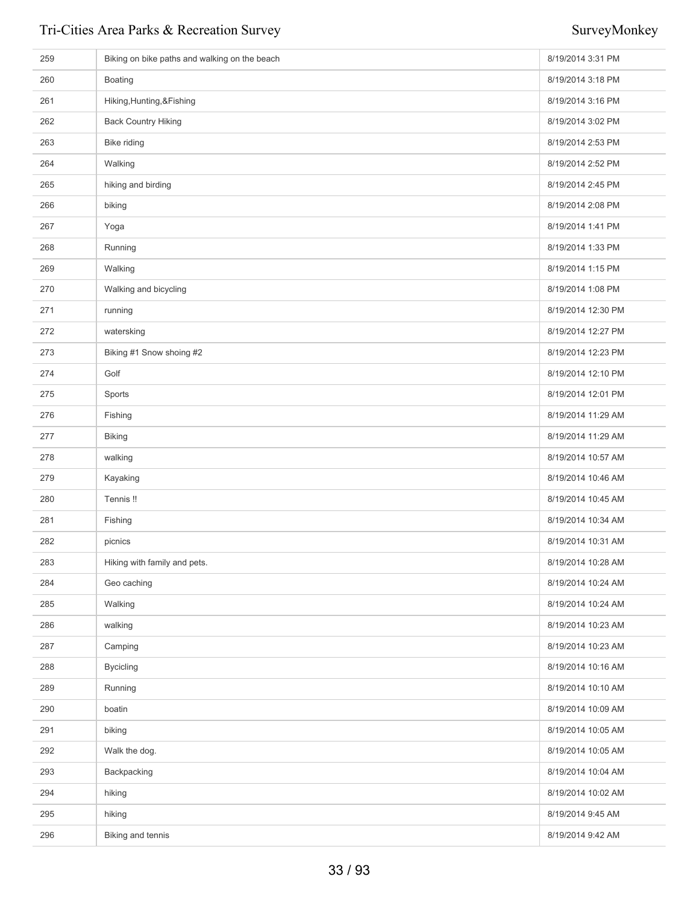| | | |
|---|---|---|
| 259 | Biking on bike paths and walking on the beach | 8/19/2014 3:31 PM |
| 260 | Boating | 8/19/2014 3:18 PM |
| 261 | Hiking,Hunting,&Fishing | 8/19/2014 3:16 PM |
| 262 | Back Country Hiking | 8/19/2014 3:02 PM |
| 263 | Bike riding | 8/19/2014 2:53 PM |
| 264 | Walking | 8/19/2014 2:52 PM |
| 265 | hiking and birding | 8/19/2014 2:45 PM |
| 266 | biking | 8/19/2014 2:08 PM |
| 267 | Yoga | 8/19/2014 1:41 PM |
| 268 | Running | 8/19/2014 1:33 PM |
| 269 | Walking | 8/19/2014 1:15 PM |
| 270 | Walking and bicycling | 8/19/2014 1:08 PM |
| 271 | running | 8/19/2014 12:30 PM |
| 272 | watersking | 8/19/2014 12:27 PM |
| 273 | Biking #1 Snow shoing #2 | 8/19/2014 12:23 PM |
| 274 | Golf | 8/19/2014 12:10 PM |
| 275 | Sports | 8/19/2014 12:01 PM |
| 276 | Fishing | 8/19/2014 11:29 AM |
| 277 | Biking | 8/19/2014 11:29 AM |
| 278 | walking | 8/19/2014 10:57 AM |
| 279 | Kayaking | 8/19/2014 10:46 AM |
| 280 | Tennis !! | 8/19/2014 10:45 AM |
| 281 | Fishing | 8/19/2014 10:34 AM |
| 282 | picnics | 8/19/2014 10:31 AM |
| 283 | Hiking with family and pets. | 8/19/2014 10:28 AM |
| 284 | Geo caching | 8/19/2014 10:24 AM |
| 285 | Walking | 8/19/2014 10:24 AM |
| 286 | walking | 8/19/2014 10:23 AM |
| 287 | Camping | 8/19/2014 10:23 AM |
| 288 | Bycicling | 8/19/2014 10:16 AM |
| 289 | Running | 8/19/2014 10:10 AM |
| 290 | boatin | 8/19/2014 10:09 AM |
| 291 | biking | 8/19/2014 10:05 AM |
| 292 | Walk the dog. | 8/19/2014 10:05 AM |
| 293 | Backpacking | 8/19/2014 10:04 AM |
| 294 | hiking | 8/19/2014 10:02 AM |
| 295 | hiking | 8/19/2014 9:45 AM |
| 296 | Biking and tennis | 8/19/2014 9:42 AM |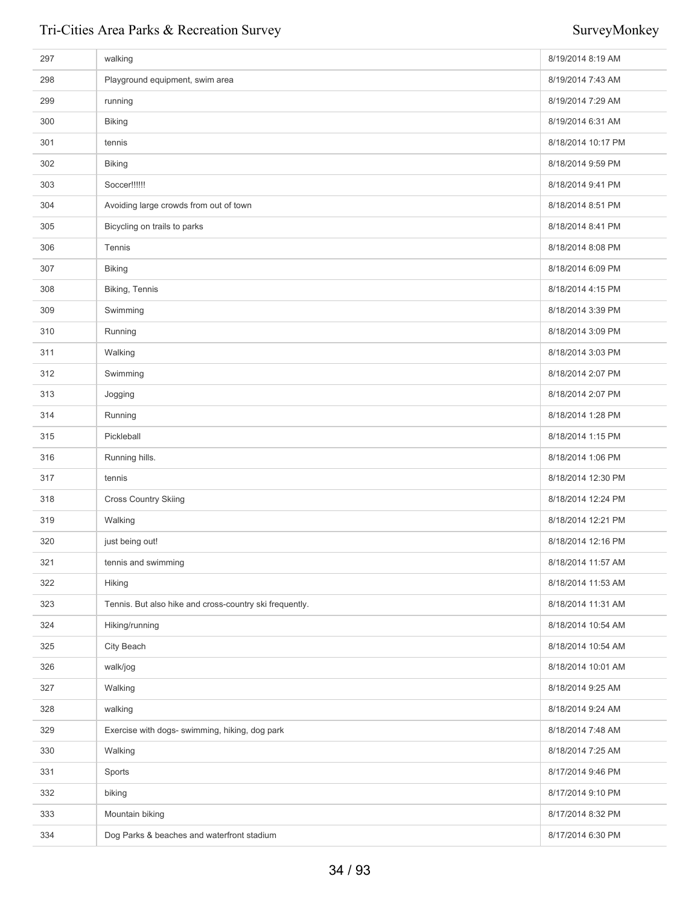| | | |
|---|---|---|
| 297 | walking | 8/19/2014 8:19 AM |
| 298 | Playground equipment, swim area | 8/19/2014 7:43 AM |
| 299 | running | 8/19/2014 7:29 AM |
| 300 | Biking | 8/19/2014 6:31 AM |
| 301 | tennis | 8/18/2014 10:17 PM |
| 302 | Biking | 8/18/2014 9:59 PM |
| 303 | Soccer!!!!!! | 8/18/2014 9:41 PM |
| 304 | Avoiding large crowds from out of town | 8/18/2014 8:51 PM |
| 305 | Bicycling on trails to parks | 8/18/2014 8:41 PM |
| 306 | Tennis | 8/18/2014 8:08 PM |
| 307 | Biking | 8/18/2014 6:09 PM |
| 308 | Biking, Tennis | 8/18/2014 4:15 PM |
| 309 | Swimming | 8/18/2014 3:39 PM |
| 310 | Running | 8/18/2014 3:09 PM |
| 311 | Walking | 8/18/2014 3:03 PM |
| 312 | Swimming | 8/18/2014 2:07 PM |
| 313 | Jogging | 8/18/2014 2:07 PM |
| 314 | Running | 8/18/2014 1:28 PM |
| 315 | Pickleball | 8/18/2014 1:15 PM |
| 316 | Running hills. | 8/18/2014 1:06 PM |
| 317 | tennis | 8/18/2014 12:30 PM |
| 318 | Cross Country Skiing | 8/18/2014 12:24 PM |
| 319 | Walking | 8/18/2014 12:21 PM |
| 320 | just being out! | 8/18/2014 12:16 PM |
| 321 | tennis and swimming | 8/18/2014 11:57 AM |
| 322 | Hiking | 8/18/2014 11:53 AM |
| 323 | Tennis. But also hike and cross-country ski frequently. | 8/18/2014 11:31 AM |
| 324 | Hiking/running | 8/18/2014 10:54 AM |
| 325 | City Beach | 8/18/2014 10:54 AM |
| 326 | walk/jog | 8/18/2014 10:01 AM |
| 327 | Walking | 8/18/2014 9:25 AM |
| 328 | walking | 8/18/2014 9:24 AM |
| 329 | Exercise with dogs- swimming, hiking, dog park | 8/18/2014 7:48 AM |
| 330 | Walking | 8/18/2014 7:25 AM |
| 331 | Sports | 8/17/2014 9:46 PM |
| 332 | biking | 8/17/2014 9:10 PM |
| 333 | Mountain biking | 8/17/2014 8:32 PM |
| 334 | Dog Parks & beaches and waterfront stadium | 8/17/2014 6:30 PM |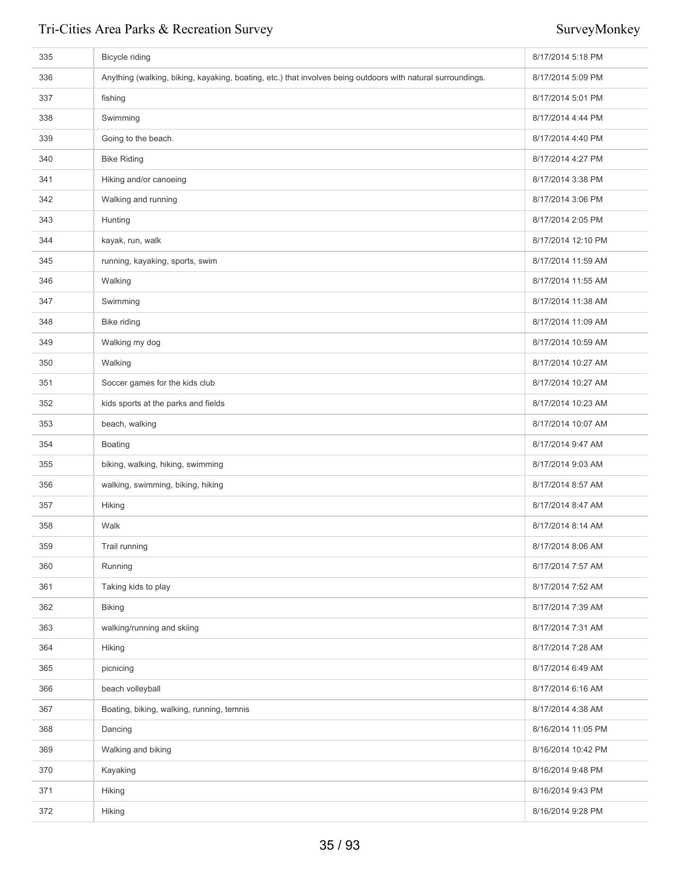| | | |
|---|---|---|
| 335 | Bicycle riding | 8/17/2014 5:18 PM |
| 336 | Anything (walking, biking, kayaking, boating, etc.) that involves being outdoors with natural surroundings. | 8/17/2014 5:09 PM |
| 337 | fishing | 8/17/2014 5:01 PM |
| 338 | Swimming | 8/17/2014 4:44 PM |
| 339 | Going to the beach. | 8/17/2014 4:40 PM |
| 340 | Bike Riding | 8/17/2014 4:27 PM |
| 341 | Hiking and/or canoeing | 8/17/2014 3:38 PM |
| 342 | Walking and running | 8/17/2014 3:06 PM |
| 343 | Hunting | 8/17/2014 2:05 PM |
| 344 | kayak, run, walk | 8/17/2014 12:10 PM |
| 345 | running, kayaking, sports, swim | 8/17/2014 11:59 AM |
| 346 | Walking | 8/17/2014 11:55 AM |
| 347 | Swimming | 8/17/2014 11:38 AM |
| 348 | Bike riding | 8/17/2014 11:09 AM |
| 349 | Walking my dog | 8/17/2014 10:59 AM |
| 350 | Walking | 8/17/2014 10:27 AM |
| 351 | Soccer games for the kids club | 8/17/2014 10:27 AM |
| 352 | kids sports at the parks and fields | 8/17/2014 10:23 AM |
| 353 | beach, walking | 8/17/2014 10:07 AM |
| 354 | Boating | 8/17/2014 9:47 AM |
| 355 | biking, walking, hiking, swimming | 8/17/2014 9:03 AM |
| 356 | walking, swimming, biking, hiking | 8/17/2014 8:57 AM |
| 357 | Hiking | 8/17/2014 8:47 AM |
| 358 | Walk | 8/17/2014 8:14 AM |
| 359 | Trail running | 8/17/2014 8:06 AM |
| 360 | Running | 8/17/2014 7:57 AM |
| 361 | Taking kids to play | 8/17/2014 7:52 AM |
| 362 | Biking | 8/17/2014 7:39 AM |
| 363 | walking/running and skiing | 8/17/2014 7:31 AM |
| 364 | Hiking | 8/17/2014 7:28 AM |
| 365 | picnicing | 8/17/2014 6:49 AM |
| 366 | beach volleyball | 8/17/2014 6:16 AM |
| 367 | Boating, biking, walking, running, temnis | 8/17/2014 4:38 AM |
| 368 | Dancing | 8/16/2014 11:05 PM |
| 369 | Walking and biking | 8/16/2014 10:42 PM |
| 370 | Kayaking | 8/16/2014 9:48 PM |
| 371 | Hiking | 8/16/2014 9:43 PM |
| 372 | Hiking | 8/16/2014 9:28 PM |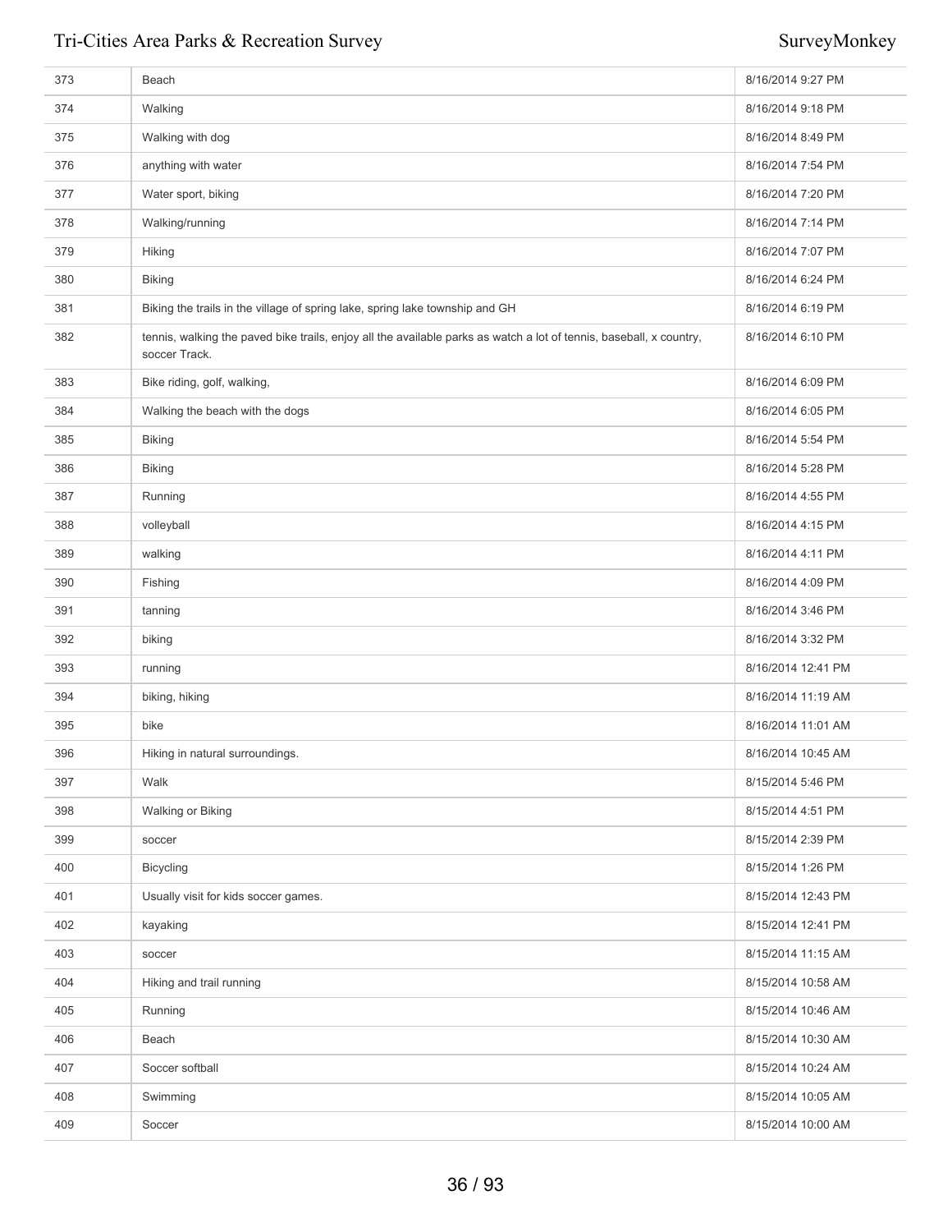| | | |
|---|---|---|
| 373 | Beach | 8/16/2014 9:27 PM |
| 374 | Walking | 8/16/2014 9:18 PM |
| 375 | Walking with dog | 8/16/2014 8:49 PM |
| 376 | anything with water | 8/16/2014 7:54 PM |
| 377 | Water sport, biking | 8/16/2014 7:20 PM |
| 378 | Walking/running | 8/16/2014 7:14 PM |
| 379 | Hiking | 8/16/2014 7:07 PM |
| 380 | Biking | 8/16/2014 6:24 PM |
| 381 | Biking the trails in the village of spring lake, spring lake township and GH | 8/16/2014 6:19 PM |
| 382 | tennis, walking the paved bike trails, enjoy all the available parks as watch a lot of tennis, baseball, x country, soccer Track. | 8/16/2014 6:10 PM |
| 383 | Bike riding, golf, walking, | 8/16/2014 6:09 PM |
| 384 | Walking the beach with the dogs | 8/16/2014 6:05 PM |
| 385 | Biking | 8/16/2014 5:54 PM |
| 386 | Biking | 8/16/2014 5:28 PM |
| 387 | Running | 8/16/2014 4:55 PM |
| 388 | volleyball | 8/16/2014 4:15 PM |
| 389 | walking | 8/16/2014 4:11 PM |
| 390 | Fishing | 8/16/2014 4:09 PM |
| 391 | tanning | 8/16/2014 3:46 PM |
| 392 | biking | 8/16/2014 3:32 PM |
| 393 | running | 8/16/2014 12:41 PM |
| 394 | biking, hiking | 8/16/2014 11:19 AM |
| 395 | bike | 8/16/2014 11:01 AM |
| 396 | Hiking in natural surroundings. | 8/16/2014 10:45 AM |
| 397 | Walk | 8/15/2014 5:46 PM |
| 398 | Walking or Biking | 8/15/2014 4:51 PM |
| 399 | soccer | 8/15/2014 2:39 PM |
| 400 | Bicycling | 8/15/2014 1:26 PM |
| 401 | Usually visit for kids soccer games. | 8/15/2014 12:43 PM |
| 402 | kayaking | 8/15/2014 12:41 PM |
| 403 | soccer | 8/15/2014 11:15 AM |
| 404 | Hiking and trail running | 8/15/2014 10:58 AM |
| 405 | Running | 8/15/2014 10:46 AM |
| 406 | Beach | 8/15/2014 10:30 AM |
| 407 | Soccer softball | 8/15/2014 10:24 AM |
| 408 | Swimming | 8/15/2014 10:05 AM |
| 409 | Soccer | 8/15/2014 10:00 AM |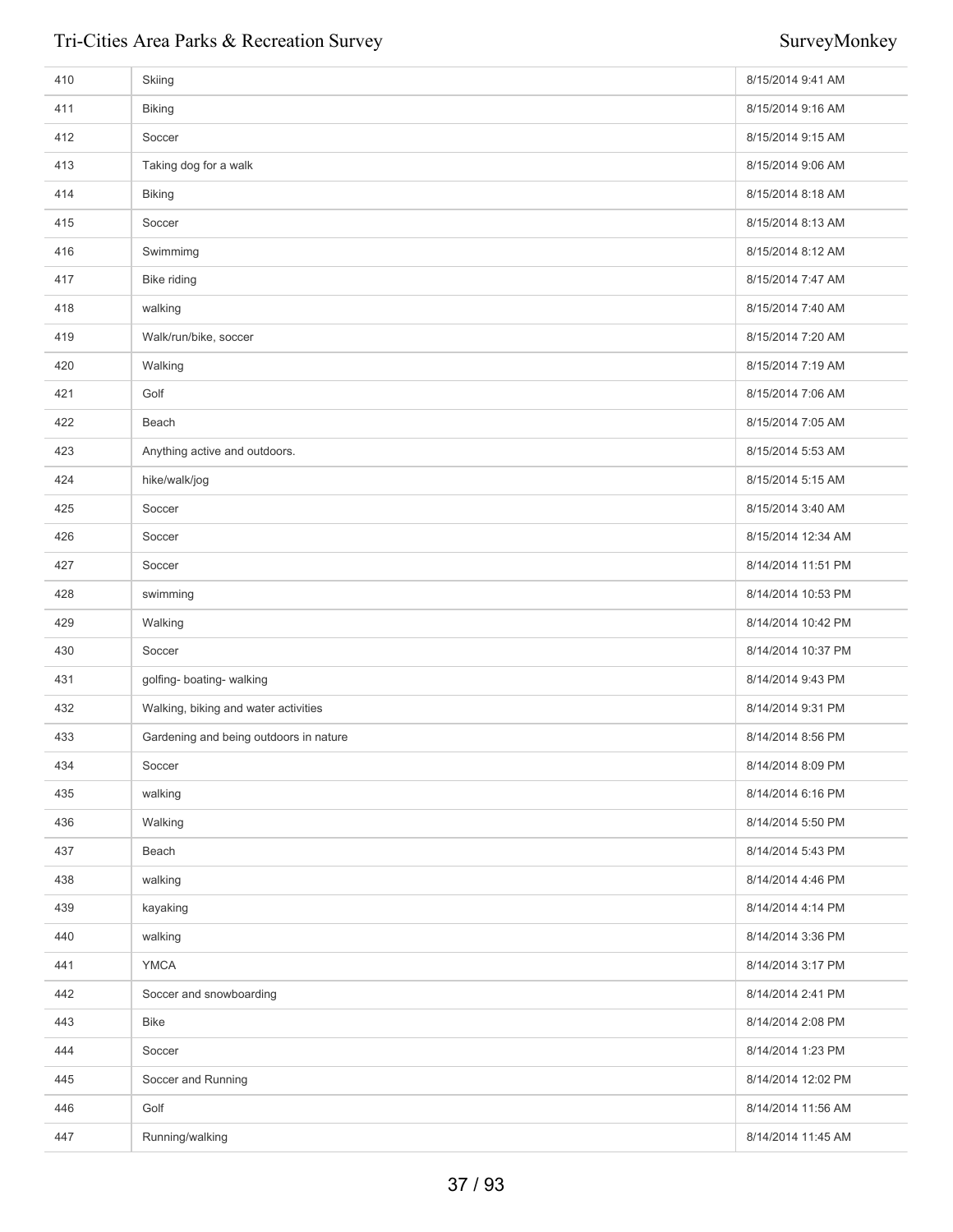| | | |
|---|---|---|
| 410 | Skiing | 8/15/2014 9:41 AM |
| 411 | Biking | 8/15/2014 9:16 AM |
| 412 | Soccer | 8/15/2014 9:15 AM |
| 413 | Taking dog for a walk | 8/15/2014 9:06 AM |
| 414 | Biking | 8/15/2014 8:18 AM |
| 415 | Soccer | 8/15/2014 8:13 AM |
| 416 | Swimmimg | 8/15/2014 8:12 AM |
| 417 | Bike riding | 8/15/2014 7:47 AM |
| 418 | walking | 8/15/2014 7:40 AM |
| 419 | Walk/run/bike, soccer | 8/15/2014 7:20 AM |
| 420 | Walking | 8/15/2014 7:19 AM |
| 421 | Golf | 8/15/2014 7:06 AM |
| 422 | Beach | 8/15/2014 7:05 AM |
| 423 | Anything active and outdoors. | 8/15/2014 5:53 AM |
| 424 | hike/walk/jog | 8/15/2014 5:15 AM |
| 425 | Soccer | 8/15/2014 3:40 AM |
| 426 | Soccer | 8/15/2014 12:34 AM |
| 427 | Soccer | 8/14/2014 11:51 PM |
| 428 | swimming | 8/14/2014 10:53 PM |
| 429 | Walking | 8/14/2014 10:42 PM |
| 430 | Soccer | 8/14/2014 10:37 PM |
| 431 | golfing- boating- walking | 8/14/2014 9:43 PM |
| 432 | Walking, biking and water activities | 8/14/2014 9:31 PM |
| 433 | Gardening and being outdoors in nature | 8/14/2014 8:56 PM |
| 434 | Soccer | 8/14/2014 8:09 PM |
| 435 | walking | 8/14/2014 6:16 PM |
| 436 | Walking | 8/14/2014 5:50 PM |
| 437 | Beach | 8/14/2014 5:43 PM |
| 438 | walking | 8/14/2014 4:46 PM |
| 439 | kayaking | 8/14/2014 4:14 PM |
| 440 | walking | 8/14/2014 3:36 PM |
| 441 | YMCA | 8/14/2014 3:17 PM |
| 442 | Soccer and snowboarding | 8/14/2014 2:41 PM |
| 443 | Bike | 8/14/2014 2:08 PM |
| 444 | Soccer | 8/14/2014 1:23 PM |
| 445 | Soccer and Running | 8/14/2014 12:02 PM |
| 446 | Golf | 8/14/2014 11:56 AM |
| 447 | Running/walking | 8/14/2014 11:45 AM |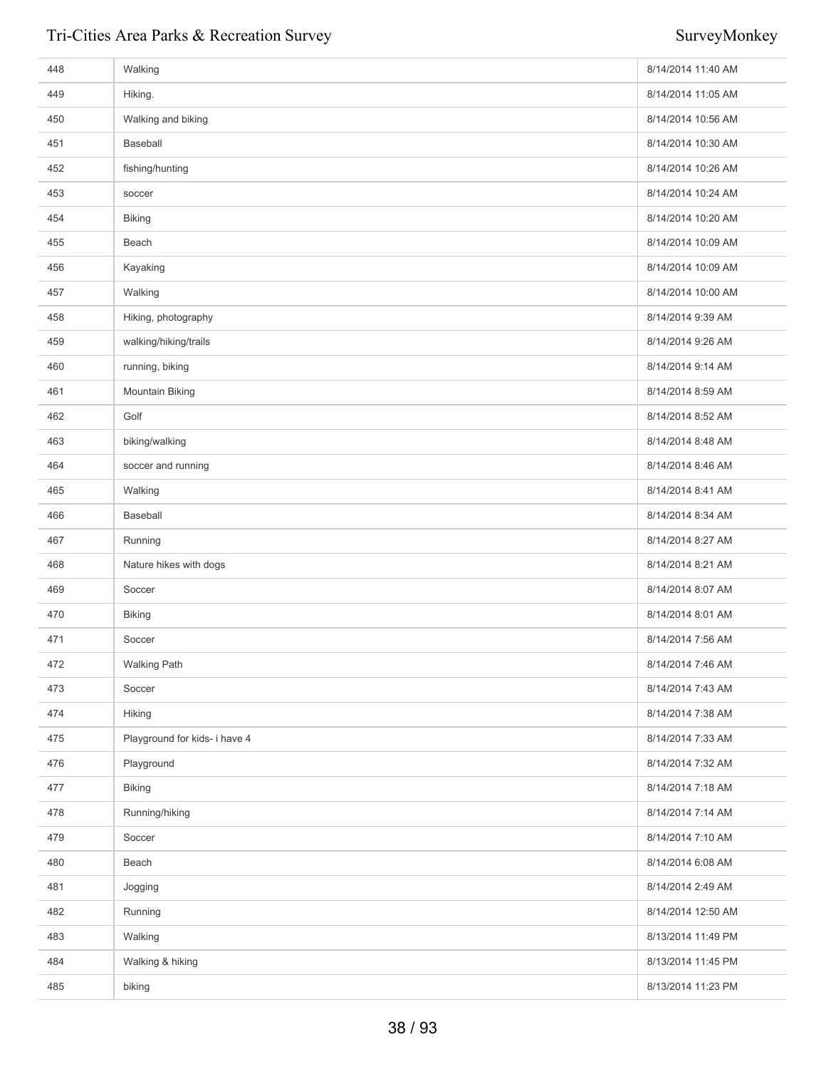| | | |
|---|---|---|
| 448 | Walking | 8/14/2014 11:40 AM |
| 449 | Hiking. | 8/14/2014 11:05 AM |
| 450 | Walking and biking | 8/14/2014 10:56 AM |
| 451 | Baseball | 8/14/2014 10:30 AM |
| 452 | fishing/hunting | 8/14/2014 10:26 AM |
| 453 | soccer | 8/14/2014 10:24 AM |
| 454 | Biking | 8/14/2014 10:20 AM |
| 455 | Beach | 8/14/2014 10:09 AM |
| 456 | Kayaking | 8/14/2014 10:09 AM |
| 457 | Walking | 8/14/2014 10:00 AM |
| 458 | Hiking, photography | 8/14/2014 9:39 AM |
| 459 | walking/hiking/trails | 8/14/2014 9:26 AM |
| 460 | running, biking | 8/14/2014 9:14 AM |
| 461 | Mountain Biking | 8/14/2014 8:59 AM |
| 462 | Golf | 8/14/2014 8:52 AM |
| 463 | biking/walking | 8/14/2014 8:48 AM |
| 464 | soccer and running | 8/14/2014 8:46 AM |
| 465 | Walking | 8/14/2014 8:41 AM |
| 466 | Baseball | 8/14/2014 8:34 AM |
| 467 | Running | 8/14/2014 8:27 AM |
| 468 | Nature hikes with dogs | 8/14/2014 8:21 AM |
| 469 | Soccer | 8/14/2014 8:07 AM |
| 470 | Biking | 8/14/2014 8:01 AM |
| 471 | Soccer | 8/14/2014 7:56 AM |
| 472 | Walking Path | 8/14/2014 7:46 AM |
| 473 | Soccer | 8/14/2014 7:43 AM |
| 474 | Hiking | 8/14/2014 7:38 AM |
| 475 | Playground for kids- i have 4 | 8/14/2014 7:33 AM |
| 476 | Playground | 8/14/2014 7:32 AM |
| 477 | Biking | 8/14/2014 7:18 AM |
| 478 | Running/hiking | 8/14/2014 7:14 AM |
| 479 | Soccer | 8/14/2014 7:10 AM |
| 480 | Beach | 8/14/2014 6:08 AM |
| 481 | Jogging | 8/14/2014 2:49 AM |
| 482 | Running | 8/14/2014 12:50 AM |
| 483 | Walking | 8/13/2014 11:49 PM |
| 484 | Walking & hiking | 8/13/2014 11:45 PM |
| 485 | biking | 8/13/2014 11:23 PM |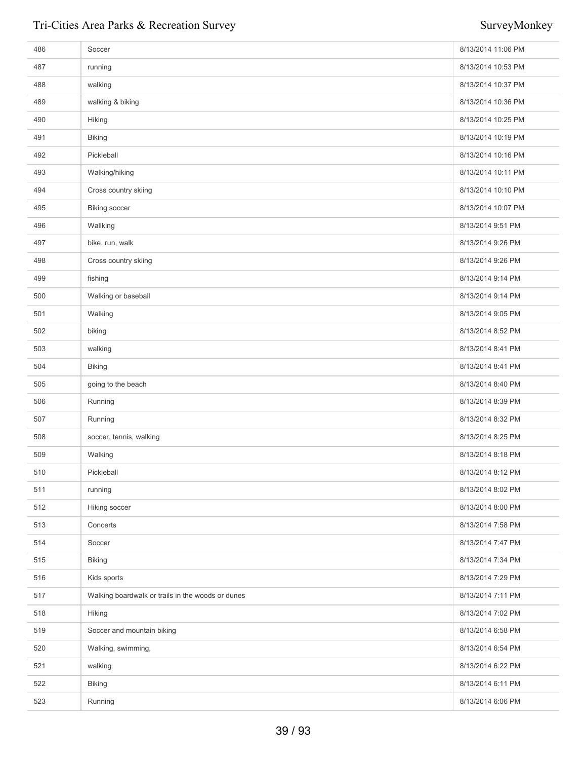| | | |
|---|---|---|
| 486 | Soccer | 8/13/2014 11:06 PM |
| 487 | running | 8/13/2014 10:53 PM |
| 488 | walking | 8/13/2014 10:37 PM |
| 489 | walking & biking | 8/13/2014 10:36 PM |
| 490 | Hiking | 8/13/2014 10:25 PM |
| 491 | Biking | 8/13/2014 10:19 PM |
| 492 | Pickleball | 8/13/2014 10:16 PM |
| 493 | Walking/hiking | 8/13/2014 10:11 PM |
| 494 | Cross country skiing | 8/13/2014 10:10 PM |
| 495 | Biking soccer | 8/13/2014 10:07 PM |
| 496 | Wallking | 8/13/2014 9:51 PM |
| 497 | bike, run, walk | 8/13/2014 9:26 PM |
| 498 | Cross country skiing | 8/13/2014 9:26 PM |
| 499 | fishing | 8/13/2014 9:14 PM |
| 500 | Walking or baseball | 8/13/2014 9:14 PM |
| 501 | Walking | 8/13/2014 9:05 PM |
| 502 | biking | 8/13/2014 8:52 PM |
| 503 | walking | 8/13/2014 8:41 PM |
| 504 | Biking | 8/13/2014 8:41 PM |
| 505 | going to the beach | 8/13/2014 8:40 PM |
| 506 | Running | 8/13/2014 8:39 PM |
| 507 | Running | 8/13/2014 8:32 PM |
| 508 | soccer, tennis, walking | 8/13/2014 8:25 PM |
| 509 | Walking | 8/13/2014 8:18 PM |
| 510 | Pickleball | 8/13/2014 8:12 PM |
| 511 | running | 8/13/2014 8:02 PM |
| 512 | Hiking soccer | 8/13/2014 8:00 PM |
| 513 | Concerts | 8/13/2014 7:58 PM |
| 514 | Soccer | 8/13/2014 7:47 PM |
| 515 | Biking | 8/13/2014 7:34 PM |
| 516 | Kids sports | 8/13/2014 7:29 PM |
| 517 | Walking boardwalk or trails in the woods or dunes | 8/13/2014 7:11 PM |
| 518 | Hiking | 8/13/2014 7:02 PM |
| 519 | Soccer and mountain biking | 8/13/2014 6:58 PM |
| 520 | Walking, swimming, | 8/13/2014 6:54 PM |
| 521 | walking | 8/13/2014 6:22 PM |
| 522 | Biking | 8/13/2014 6:11 PM |
| 523 | Running | 8/13/2014 6:06 PM |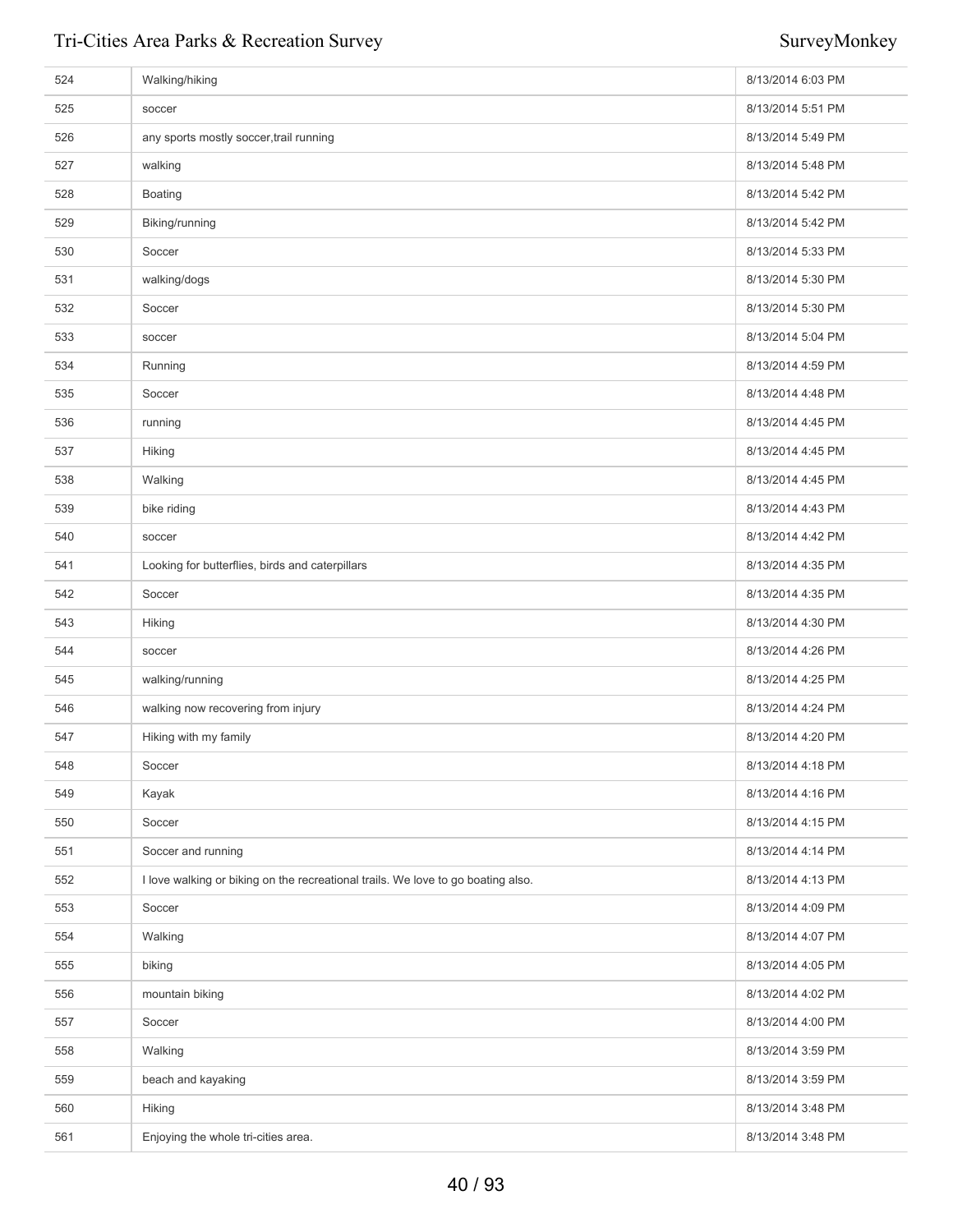| | | |
|---|---|---|
| 524 | Walking/hiking | 8/13/2014 6:03 PM |
| 525 | soccer | 8/13/2014 5:51 PM |
| 526 | any sports mostly soccer,trail running | 8/13/2014 5:49 PM |
| 527 | walking | 8/13/2014 5:48 PM |
| 528 | Boating | 8/13/2014 5:42 PM |
| 529 | Biking/running | 8/13/2014 5:42 PM |
| 530 | Soccer | 8/13/2014 5:33 PM |
| 531 | walking/dogs | 8/13/2014 5:30 PM |
| 532 | Soccer | 8/13/2014 5:30 PM |
| 533 | soccer | 8/13/2014 5:04 PM |
| 534 | Running | 8/13/2014 4:59 PM |
| 535 | Soccer | 8/13/2014 4:48 PM |
| 536 | running | 8/13/2014 4:45 PM |
| 537 | Hiking | 8/13/2014 4:45 PM |
| 538 | Walking | 8/13/2014 4:45 PM |
| 539 | bike riding | 8/13/2014 4:43 PM |
| 540 | soccer | 8/13/2014 4:42 PM |
| 541 | Looking for butterflies, birds and caterpillars | 8/13/2014 4:35 PM |
| 542 | Soccer | 8/13/2014 4:35 PM |
| 543 | Hiking | 8/13/2014 4:30 PM |
| 544 | soccer | 8/13/2014 4:26 PM |
| 545 | walking/running | 8/13/2014 4:25 PM |
| 546 | walking now recovering from injury | 8/13/2014 4:24 PM |
| 547 | Hiking with my family | 8/13/2014 4:20 PM |
| 548 | Soccer | 8/13/2014 4:18 PM |
| 549 | Kayak | 8/13/2014 4:16 PM |
| 550 | Soccer | 8/13/2014 4:15 PM |
| 551 | Soccer and running | 8/13/2014 4:14 PM |
| 552 | I love walking or biking on the recreational trails. We love to go boating also. | 8/13/2014 4:13 PM |
| 553 | Soccer | 8/13/2014 4:09 PM |
| 554 | Walking | 8/13/2014 4:07 PM |
| 555 | biking | 8/13/2014 4:05 PM |
| 556 | mountain biking | 8/13/2014 4:02 PM |
| 557 | Soccer | 8/13/2014 4:00 PM |
| 558 | Walking | 8/13/2014 3:59 PM |
| 559 | beach and kayaking | 8/13/2014 3:59 PM |
| 560 | Hiking | 8/13/2014 3:48 PM |
| 561 | Enjoying the whole tri-cities area. | 8/13/2014 3:48 PM |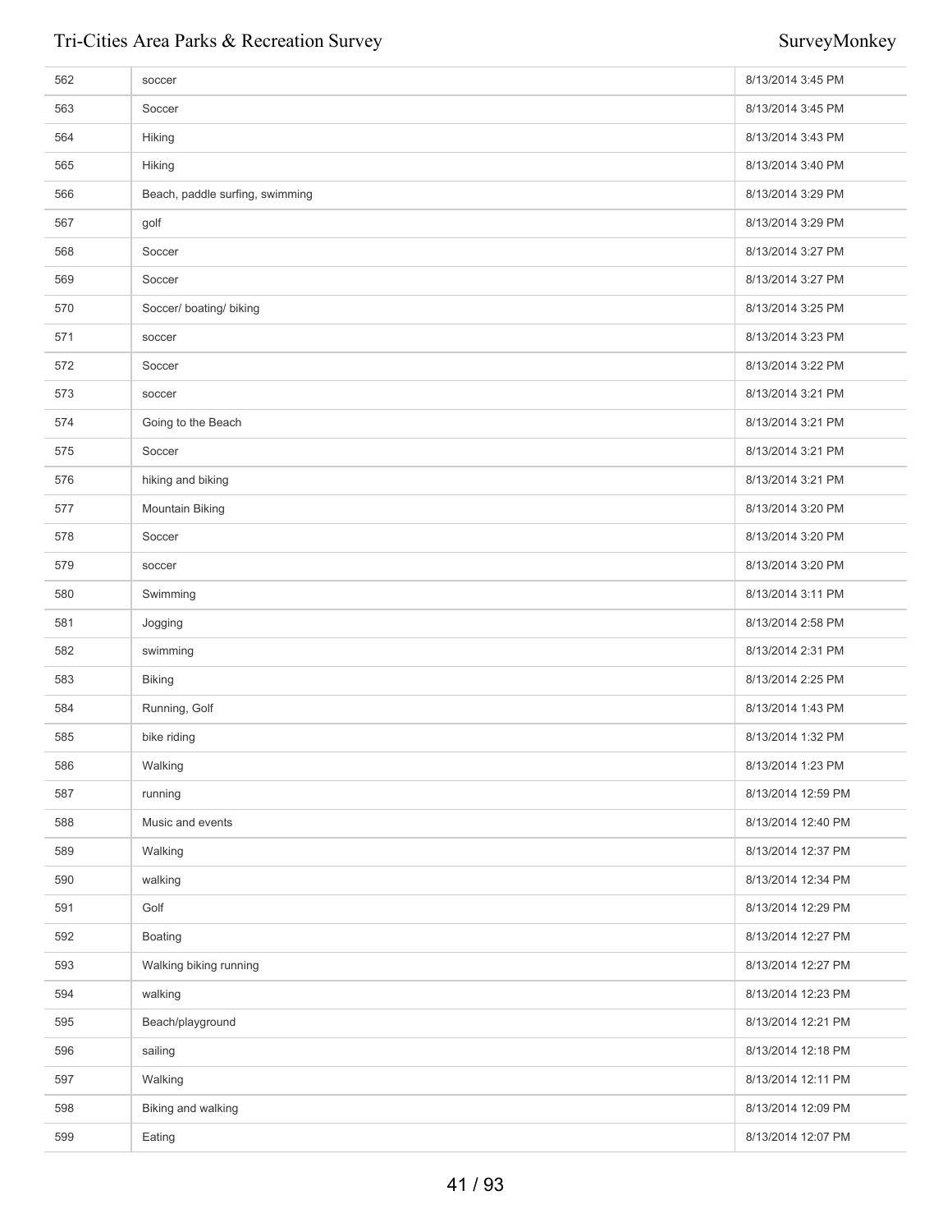| | | |
|---|---|---|
| 562 | soccer | 8/13/2014 3:45 PM |
| 563 | Soccer | 8/13/2014 3:45 PM |
| 564 | Hiking | 8/13/2014 3:43 PM |
| 565 | Hiking | 8/13/2014 3:40 PM |
| 566 | Beach, paddle surfing, swimming | 8/13/2014 3:29 PM |
| 567 | golf | 8/13/2014 3:29 PM |
| 568 | Soccer | 8/13/2014 3:27 PM |
| 569 | Soccer | 8/13/2014 3:27 PM |
| 570 | Soccer/ boating/ biking | 8/13/2014 3:25 PM |
| 571 | soccer | 8/13/2014 3:23 PM |
| 572 | Soccer | 8/13/2014 3:22 PM |
| 573 | soccer | 8/13/2014 3:21 PM |
| 574 | Going to the Beach | 8/13/2014 3:21 PM |
| 575 | Soccer | 8/13/2014 3:21 PM |
| 576 | hiking and biking | 8/13/2014 3:21 PM |
| 577 | Mountain Biking | 8/13/2014 3:20 PM |
| 578 | Soccer | 8/13/2014 3:20 PM |
| 579 | soccer | 8/13/2014 3:20 PM |
| 580 | Swimming | 8/13/2014 3:11 PM |
| 581 | Jogging | 8/13/2014 2:58 PM |
| 582 | swimming | 8/13/2014 2:31 PM |
| 583 | Biking | 8/13/2014 2:25 PM |
| 584 | Running, Golf | 8/13/2014 1:43 PM |
| 585 | bike riding | 8/13/2014 1:32 PM |
| 586 | Walking | 8/13/2014 1:23 PM |
| 587 | running | 8/13/2014 12:59 PM |
| 588 | Music and events | 8/13/2014 12:40 PM |
| 589 | Walking | 8/13/2014 12:37 PM |
| 590 | walking | 8/13/2014 12:34 PM |
| 591 | Golf | 8/13/2014 12:29 PM |
| 592 | Boating | 8/13/2014 12:27 PM |
| 593 | Walking biking running | 8/13/2014 12:27 PM |
| 594 | walking | 8/13/2014 12:23 PM |
| 595 | Beach/playground | 8/13/2014 12:21 PM |
| 596 | sailing | 8/13/2014 12:18 PM |
| 597 | Walking | 8/13/2014 12:11 PM |
| 598 | Biking and walking | 8/13/2014 12:09 PM |
| 599 | Eating | 8/13/2014 12:07 PM |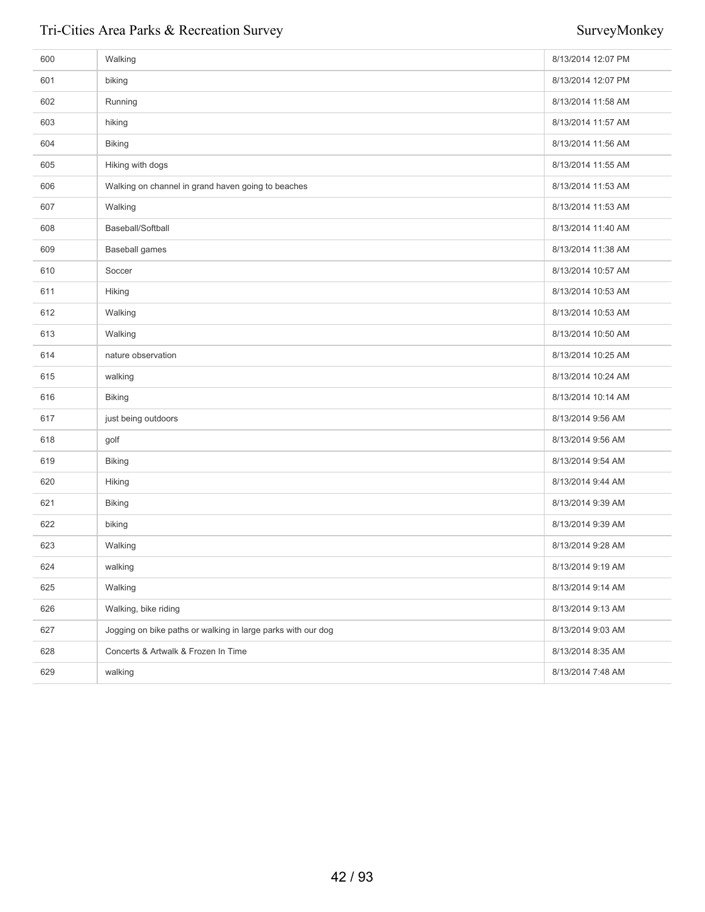| | | |
|---|---|---|
| 600 | Walking | 8/13/2014 12:07 PM |
| 601 | biking | 8/13/2014 12:07 PM |
| 602 | Running | 8/13/2014 11:58 AM |
| 603 | hiking | 8/13/2014 11:57 AM |
| 604 | Biking | 8/13/2014 11:56 AM |
| 605 | Hiking with dogs | 8/13/2014 11:55 AM |
| 606 | Walking on channel in grand haven going to beaches | 8/13/2014 11:53 AM |
| 607 | Walking | 8/13/2014 11:53 AM |
| 608 | Baseball/Softball | 8/13/2014 11:40 AM |
| 609 | Baseball games | 8/13/2014 11:38 AM |
| 610 | Soccer | 8/13/2014 10:57 AM |
| 611 | Hiking | 8/13/2014 10:53 AM |
| 612 | Walking | 8/13/2014 10:53 AM |
| 613 | Walking | 8/13/2014 10:50 AM |
| 614 | nature observation | 8/13/2014 10:25 AM |
| 615 | walking | 8/13/2014 10:24 AM |
| 616 | Biking | 8/13/2014 10:14 AM |
| 617 | just being outdoors | 8/13/2014 9:56 AM |
| 618 | golf | 8/13/2014 9:56 AM |
| 619 | Biking | 8/13/2014 9:54 AM |
| 620 | Hiking | 8/13/2014 9:44 AM |
| 621 | Biking | 8/13/2014 9:39 AM |
| 622 | biking | 8/13/2014 9:39 AM |
| 623 | Walking | 8/13/2014 9:28 AM |
| 624 | walking | 8/13/2014 9:19 AM |
| 625 | Walking | 8/13/2014 9:14 AM |
| 626 | Walking, bike riding | 8/13/2014 9:13 AM |
| 627 | Jogging on bike paths or walking in large parks with our dog | 8/13/2014 9:03 AM |
| 628 | Concerts & Artwalk & Frozen In Time | 8/13/2014 8:35 AM |
| 629 | walking | 8/13/2014 7:48 AM |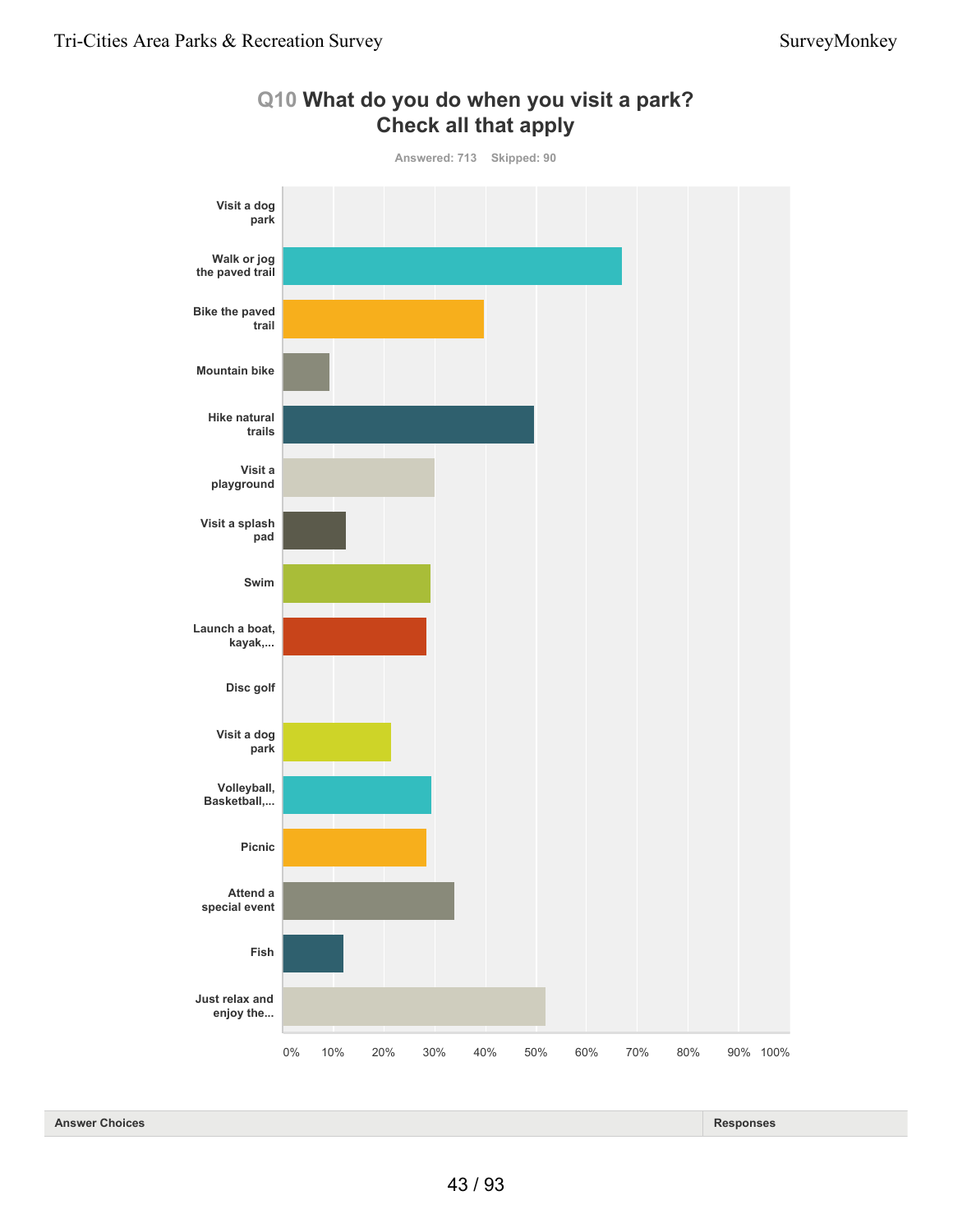## Q10 What do you do when you visit a park? Check all that apply

Answered: 713 Skipped: 90

Visit a dog park

Walk or jog the paved trail

Bike the paved trail

Mountain bike

Hike natural trails

Visit a playground

Visit a splash pad

Swim

Launch a boat, kayak,...

Disc golf

Visit a dog park

Volleyball, Basketball,...

Picnic

Attend a special event

Fish

Just relax and enjoy the...

0% 10% 20% 30% 40% 50% 60% 70% 80% 90% 100%

| Answer Choices | Responses |
|---|---|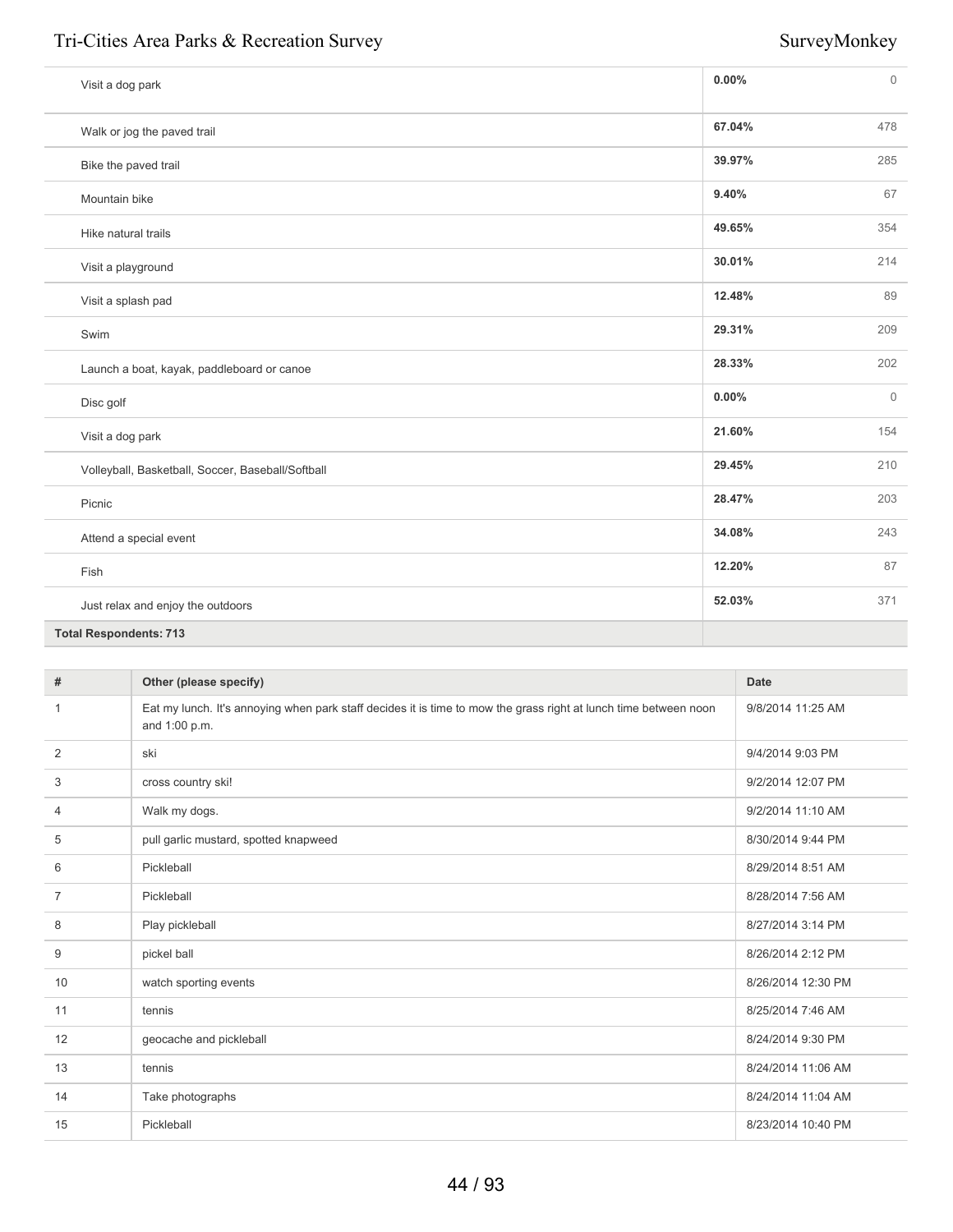| | | |
|---|---|---|
| Visit a dog park | **0.00%** | 0 |
| Walk or jog the paved trail | **67.04%** | 478 |
| Bike the paved trail | **39.97%** | 285 |
| Mountain bike | **9.40%** | 67 |
| Hike natural trails | **49.65%** | 354 |
| Visit a playground | **30.01%** | 214 |
| Visit a splash pad | **12.48%** | 89 |
| Swim | **29.31%** | 209 |
| Launch a boat, kayak, paddleboard or canoe | **28.33%** | 202 |
| Disc golf | **0.00%** | 0 |
| Visit a dog park | **21.60%** | 154 |
| Volleyball, Basketball, Soccer, Baseball/Softball | **29.45%** | 210 |
| Picnic | **28.47%** | 203 |
| Attend a special event | **34.08%** | 243 |
| Fish | **12.20%** | 87 |
| Just relax and enjoy the outdoors | **52.03%** | 371 |
| **Total Respondents: 713** | | |

| # | Other (please specify) | Date |
|---|---|---|
| 1 | Eat my lunch. It's annoying when park staff decides it is time to mow the grass right at lunch time between noon and 1:00 p.m. | 9/8/2014 11:25 AM |
| 2 | ski | 9/4/2014 9:03 PM |
| 3 | cross country ski! | 9/2/2014 12:07 PM |
| 4 | Walk my dogs. | 9/2/2014 11:10 AM |
| 5 | pull garlic mustard, spotted knapweed | 8/30/2014 9:44 PM |
| 6 | Pickleball | 8/29/2014 8:51 AM |
| 7 | Pickleball | 8/28/2014 7:56 AM |
| 8 | Play pickleball | 8/27/2014 3:14 PM |
| 9 | pickel ball | 8/26/2014 2:12 PM |
| 10 | watch sporting events | 8/26/2014 12:30 PM |
| 11 | tennis | 8/25/2014 7:46 AM |
| 12 | geocache and pickleball | 8/24/2014 9:30 PM |
| 13 | tennis | 8/24/2014 11:06 AM |
| 14 | Take photographs | 8/24/2014 11:04 AM |
| 15 | Pickleball | 8/23/2014 10:40 PM |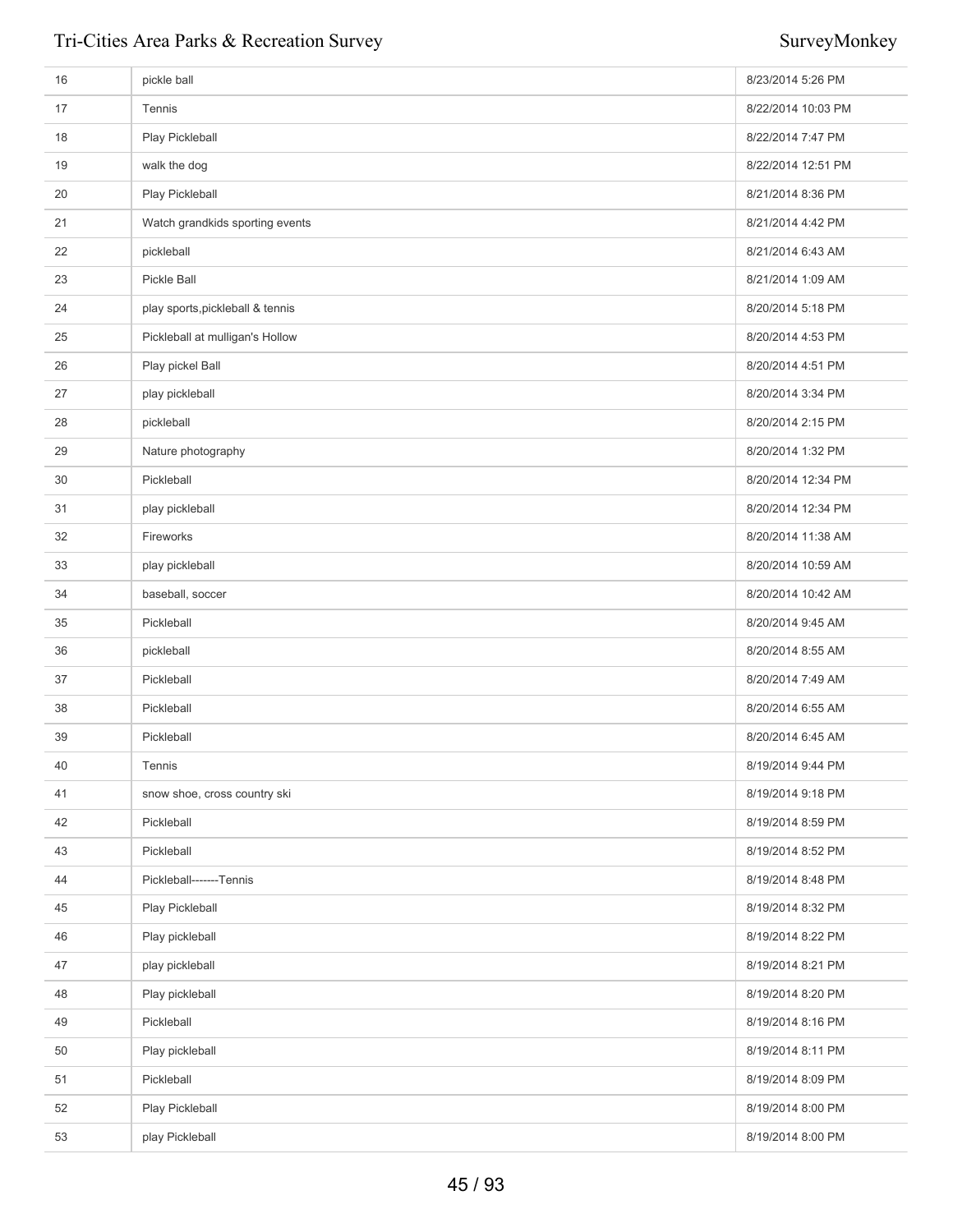| | | |
|---|---|---|
| 16 | pickle ball | 8/23/2014 5:26 PM |
| 17 | Tennis | 8/22/2014 10:03 PM |
| 18 | Play Pickleball | 8/22/2014 7:47 PM |
| 19 | walk the dog | 8/22/2014 12:51 PM |
| 20 | Play Pickleball | 8/21/2014 8:36 PM |
| 21 | Watch grandkids sporting events | 8/21/2014 4:42 PM |
| 22 | pickleball | 8/21/2014 6:43 AM |
| 23 | Pickle Ball | 8/21/2014 1:09 AM |
| 24 | play sports,pickleball & tennis | 8/20/2014 5:18 PM |
| 25 | Pickleball at mulligan's Hollow | 8/20/2014 4:53 PM |
| 26 | Play pickel Ball | 8/20/2014 4:51 PM |
| 27 | play pickleball | 8/20/2014 3:34 PM |
| 28 | pickleball | 8/20/2014 2:15 PM |
| 29 | Nature photography | 8/20/2014 1:32 PM |
| 30 | Pickleball | 8/20/2014 12:34 PM |
| 31 | play pickleball | 8/20/2014 12:34 PM |
| 32 | Fireworks | 8/20/2014 11:38 AM |
| 33 | play pickleball | 8/20/2014 10:59 AM |
| 34 | baseball, soccer | 8/20/2014 10:42 AM |
| 35 | Pickleball | 8/20/2014 9:45 AM |
| 36 | pickleball | 8/20/2014 8:55 AM |
| 37 | Pickleball | 8/20/2014 7:49 AM |
| 38 | Pickleball | 8/20/2014 6:55 AM |
| 39 | Pickleball | 8/20/2014 6:45 AM |
| 40 | Tennis | 8/19/2014 9:44 PM |
| 41 | snow shoe, cross country ski | 8/19/2014 9:18 PM |
| 42 | Pickleball | 8/19/2014 8:59 PM |
| 43 | Pickleball | 8/19/2014 8:52 PM |
| 44 | Pickleball-------Tennis | 8/19/2014 8:48 PM |
| 45 | Play Pickleball | 8/19/2014 8:32 PM |
| 46 | Play pickleball | 8/19/2014 8:22 PM |
| 47 | play pickleball | 8/19/2014 8:21 PM |
| 48 | Play pickleball | 8/19/2014 8:20 PM |
| 49 | Pickleball | 8/19/2014 8:16 PM |
| 50 | Play pickleball | 8/19/2014 8:11 PM |
| 51 | Pickleball | 8/19/2014 8:09 PM |
| 52 | Play Pickleball | 8/19/2014 8:00 PM |
| 53 | play Pickleball | 8/19/2014 8:00 PM |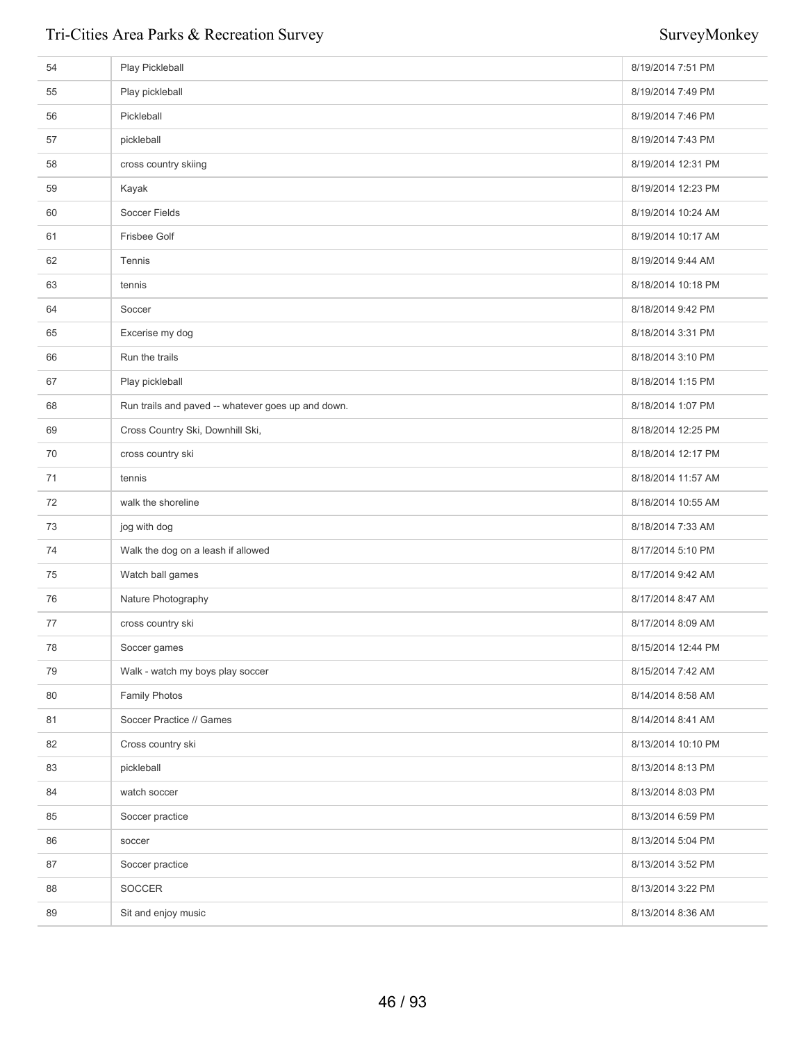| | | |
|---|---|---|
| 54 | Play Pickleball | 8/19/2014 7:51 PM |
| 55 | Play pickleball | 8/19/2014 7:49 PM |
| 56 | Pickleball | 8/19/2014 7:46 PM |
| 57 | pickleball | 8/19/2014 7:43 PM |
| 58 | cross country skiing | 8/19/2014 12:31 PM |
| 59 | Kayak | 8/19/2014 12:23 PM |
| 60 | Soccer Fields | 8/19/2014 10:24 AM |
| 61 | Frisbee Golf | 8/19/2014 10:17 AM |
| 62 | Tennis | 8/19/2014 9:44 AM |
| 63 | tennis | 8/18/2014 10:18 PM |
| 64 | Soccer | 8/18/2014 9:42 PM |
| 65 | Excerise my dog | 8/18/2014 3:31 PM |
| 66 | Run the trails | 8/18/2014 3:10 PM |
| 67 | Play pickleball | 8/18/2014 1:15 PM |
| 68 | Run trails and paved -- whatever goes up and down. | 8/18/2014 1:07 PM |
| 69 | Cross Country Ski, Downhill Ski, | 8/18/2014 12:25 PM |
| 70 | cross country ski | 8/18/2014 12:17 PM |
| 71 | tennis | 8/18/2014 11:57 AM |
| 72 | walk the shoreline | 8/18/2014 10:55 AM |
| 73 | jog with dog | 8/18/2014 7:33 AM |
| 74 | Walk the dog on a leash if allowed | 8/17/2014 5:10 PM |
| 75 | Watch ball games | 8/17/2014 9:42 AM |
| 76 | Nature Photography | 8/17/2014 8:47 AM |
| 77 | cross country ski | 8/17/2014 8:09 AM |
| 78 | Soccer games | 8/15/2014 12:44 PM |
| 79 | Walk - watch my boys play soccer | 8/15/2014 7:42 AM |
| 80 | Family Photos | 8/14/2014 8:58 AM |
| 81 | Soccer Practice // Games | 8/14/2014 8:41 AM |
| 82 | Cross country ski | 8/13/2014 10:10 PM |
| 83 | pickleball | 8/13/2014 8:13 PM |
| 84 | watch soccer | 8/13/2014 8:03 PM |
| 85 | Soccer practice | 8/13/2014 6:59 PM |
| 86 | soccer | 8/13/2014 5:04 PM |
| 87 | Soccer practice | 8/13/2014 3:52 PM |
| 88 | SOCCER | 8/13/2014 3:22 PM |
| 89 | Sit and enjoy music | 8/13/2014 8:36 AM |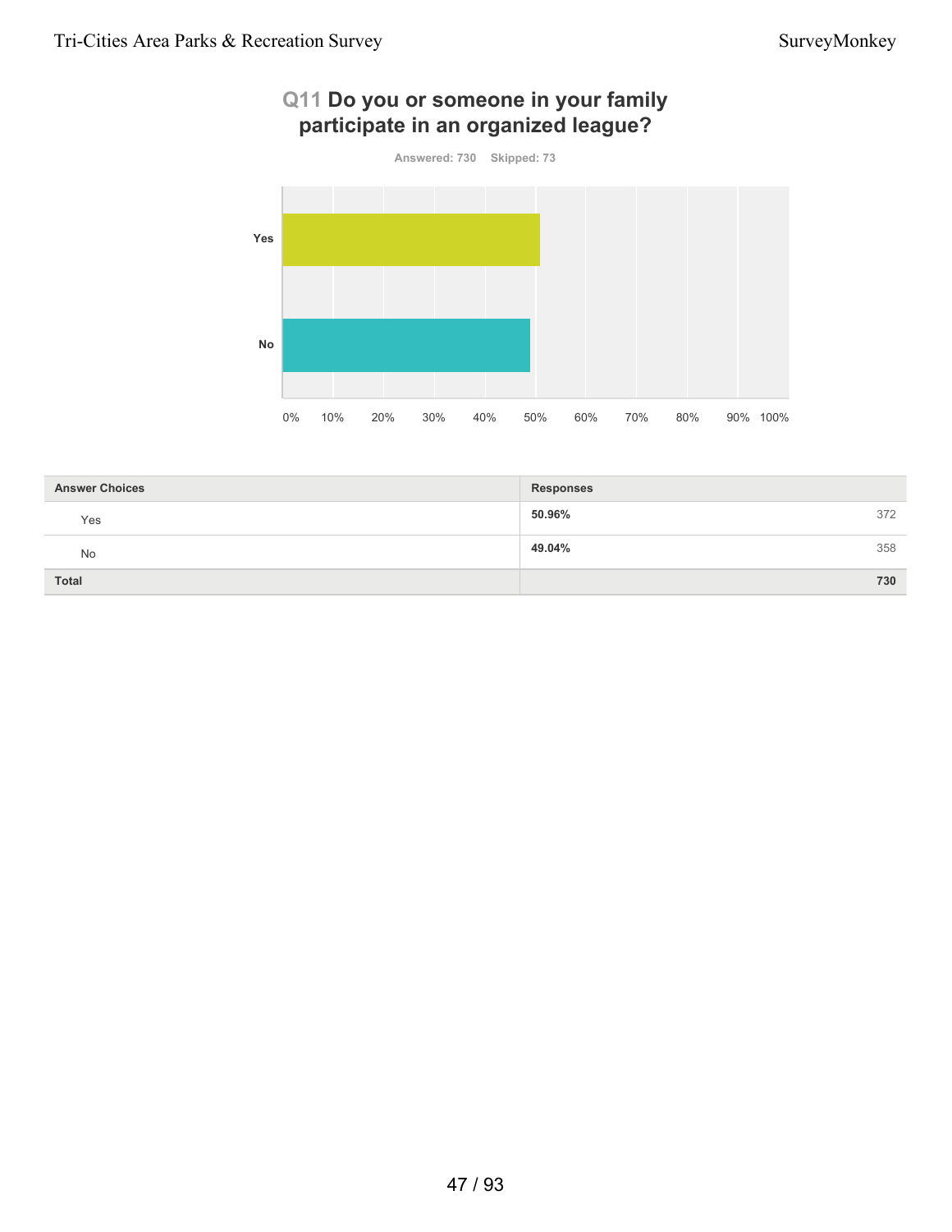## Q11 Do you or someone in your family participate in an organized league?

Answered: 730 Skipped: 73

| Answer Choices | Responses | |
|---|---|---|
| Yes | **50.96%** | 372 |
| No | **49.04%** | 358 |
| **Total** | | **730** |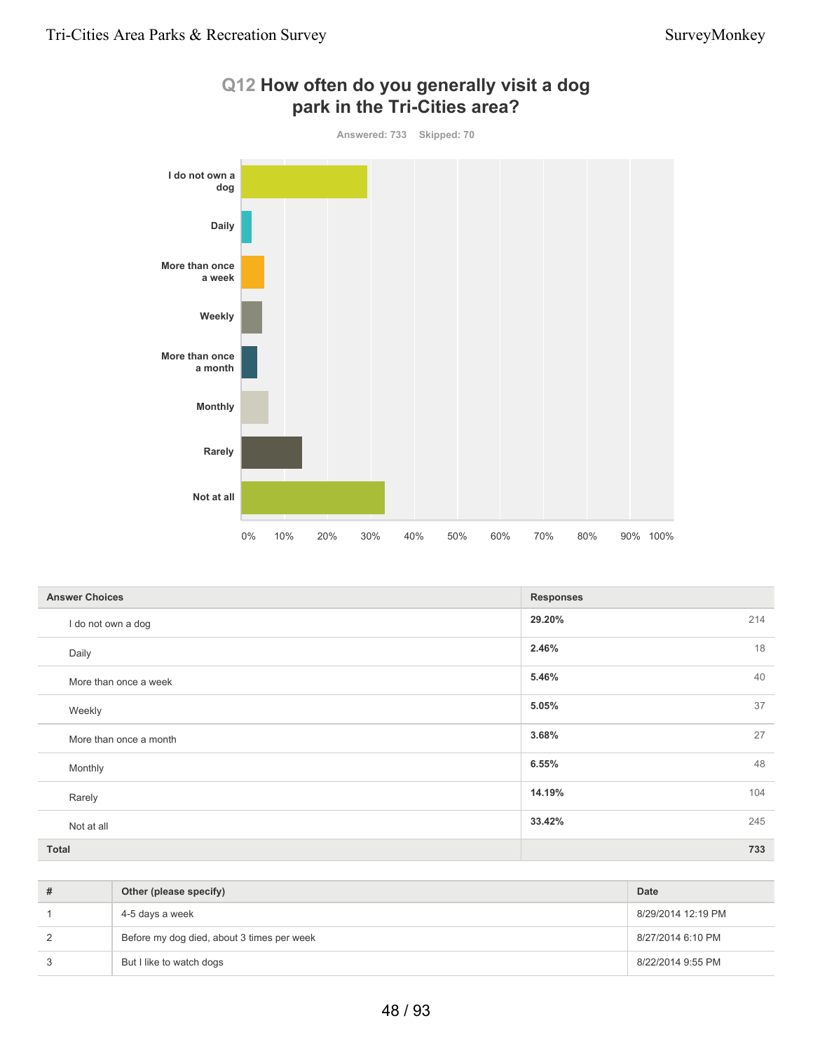## Q12 How often do you generally visit a dog park in the Tri-Cities area?

Answered: 733 Skipped: 70

| Answer Choices | Responses | |
|---|---|---|
| I do not own a dog | 29.20% | 214 |
| Daily | 2.46% | 18 |
| More than once a week | 5.46% | 40 |
| Weekly | 5.05% | 37 |
| More than once a month | 3.68% | 27 |
| Monthly | 6.55% | 48 |
| Rarely | 14.19% | 104 |
| Not at all | 33.42% | 245 |
| **Total** | | **733** |

| # | Other (please specify) | Date |
|---|---|---|
| 1 | 4-5 days a week | 8/29/2014 12:19 PM |
| 2 | Before my dog died, about 3 times per week | 8/27/2014 6:10 PM |
| 3 | But I like to watch dogs | 8/22/2014 9:55 PM |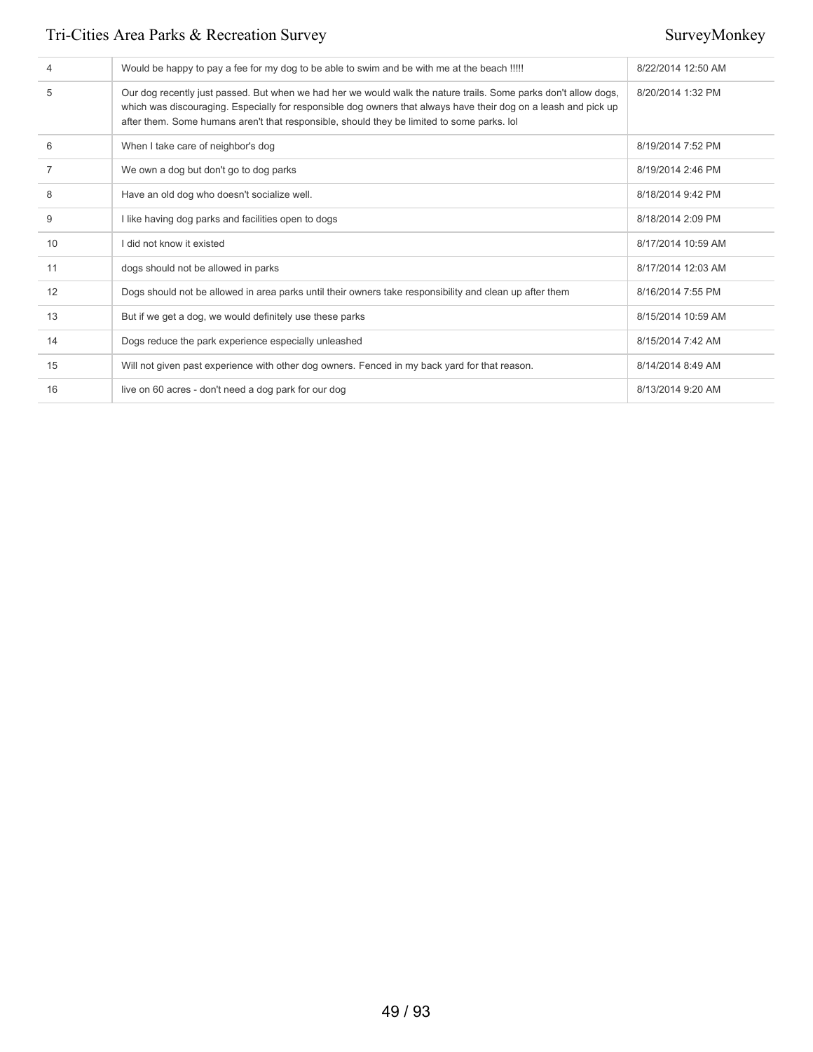| 4 | Would be happy to pay a fee for my dog to be able to swim and be with me at the beach !!!!! | 8/22/2014 12:50 AM |
|---|---|---|
| 5 | Our dog recently just passed. But when we had her we would walk the nature trails. Some parks don't allow dogs, which was discouraging. Especially for responsible dog owners that always have their dog on a leash and pick up after them. Some humans aren't that responsible, should they be limited to some parks. lol | 8/20/2014 1:32 PM |
| 6 | When I take care of neighbor's dog | 8/19/2014 7:52 PM |
| 7 | We own a dog but don't go to dog parks | 8/19/2014 2:46 PM |
| 8 | Have an old dog who doesn't socialize well. | 8/18/2014 9:42 PM |
| 9 | I like having dog parks and facilities open to dogs | 8/18/2014 2:09 PM |
| 10 | I did not know it existed | 8/17/2014 10:59 AM |
| 11 | dogs should not be allowed in parks | 8/17/2014 12:03 AM |
| 12 | Dogs should not be allowed in area parks until their owners take responsibility and clean up after them | 8/16/2014 7:55 PM |
| 13 | But if we get a dog, we would definitely use these parks | 8/15/2014 10:59 AM |
| 14 | Dogs reduce the park experience especially unleashed | 8/15/2014 7:42 AM |
| 15 | Will not given past experience with other dog owners. Fenced in my back yard for that reason. | 8/14/2014 8:49 AM |
| 16 | live on 60 acres - don't need a dog park for our dog | 8/13/2014 9:20 AM |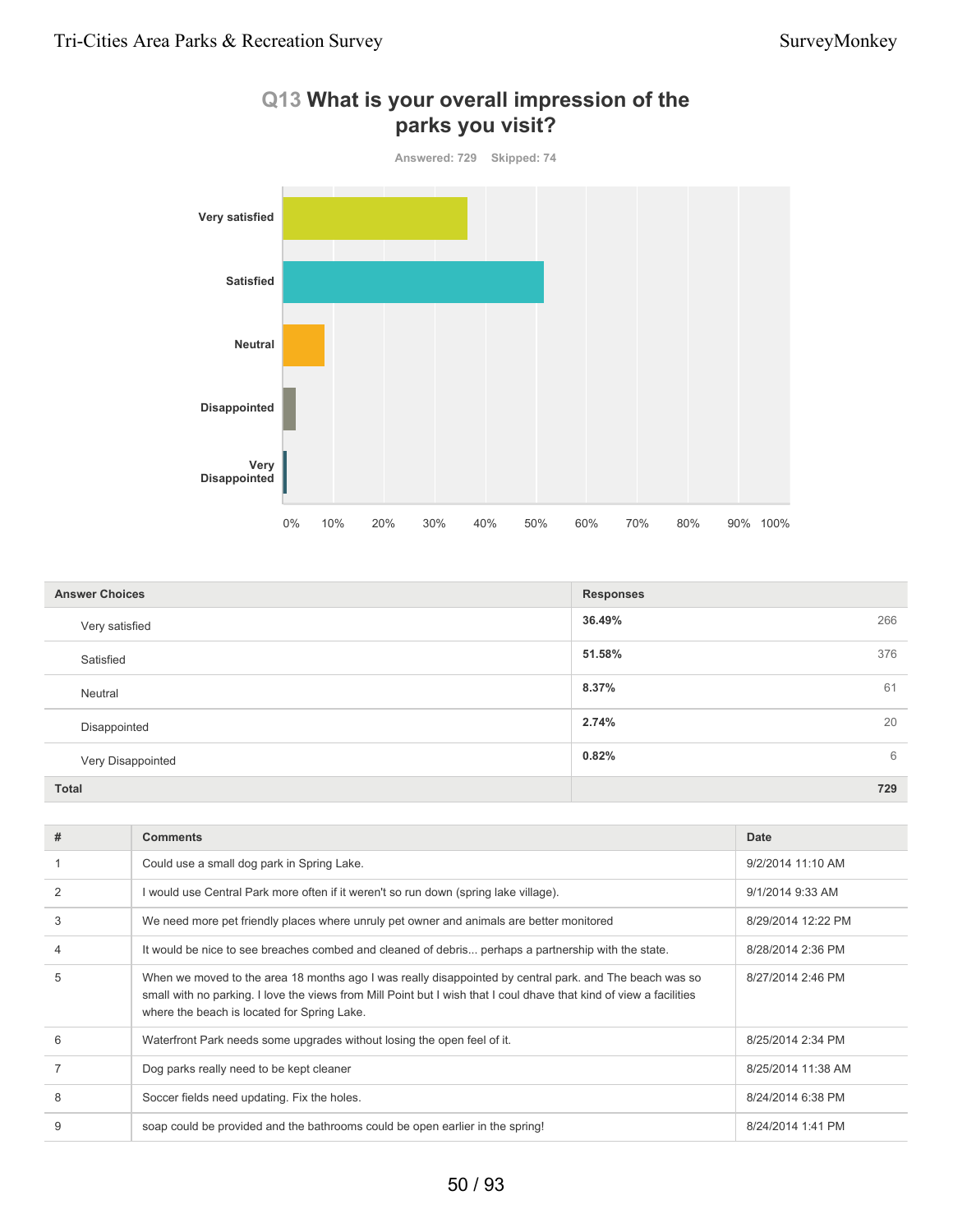## Q13 What is your overall impression of the parks you visit?

Answered: 729 Skipped: 74

| Answer Choices | Responses | |
|---|---|---|
| Very satisfied | 36.49% | 266 |
| Satisfied | 51.58% | 376 |
| Neutral | 8.37% | 61 |
| Disappointed | 2.74% | 20 |
| Very Disappointed | 0.82% | 6 |
| **Total** | | **729** |

| # | Comments | Date |
|---|---|---|
| 1 | Could use a small dog park in Spring Lake. | 9/2/2014 11:10 AM |
| 2 | I would use Central Park more often if it weren't so run down (spring lake village). | 9/1/2014 9:33 AM |
| 3 | We need more pet friendly places where unruly pet owner and animals are better monitored | 8/29/2014 12:22 PM |
| 4 | It would be nice to see breaches combed and cleaned of debris... perhaps a partnership with the state. | 8/28/2014 2:36 PM |
| 5 | When we moved to the area 18 months ago I was really disappointed by central park. and The beach was so small with no parking. I love the views from Mill Point but I wish that I coul dhave that kind of view a facilities where the beach is located for Spring Lake. | 8/27/2014 2:46 PM |
| 6 | Waterfront Park needs some upgrades without losing the open feel of it. | 8/25/2014 2:34 PM |
| 7 | Dog parks really need to be kept cleaner | 8/25/2014 11:38 AM |
| 8 | Soccer fields need updating. Fix the holes. | 8/24/2014 6:38 PM |
| 9 | soap could be provided and the bathrooms could be open earlier in the spring! | 8/24/2014 1:41 PM |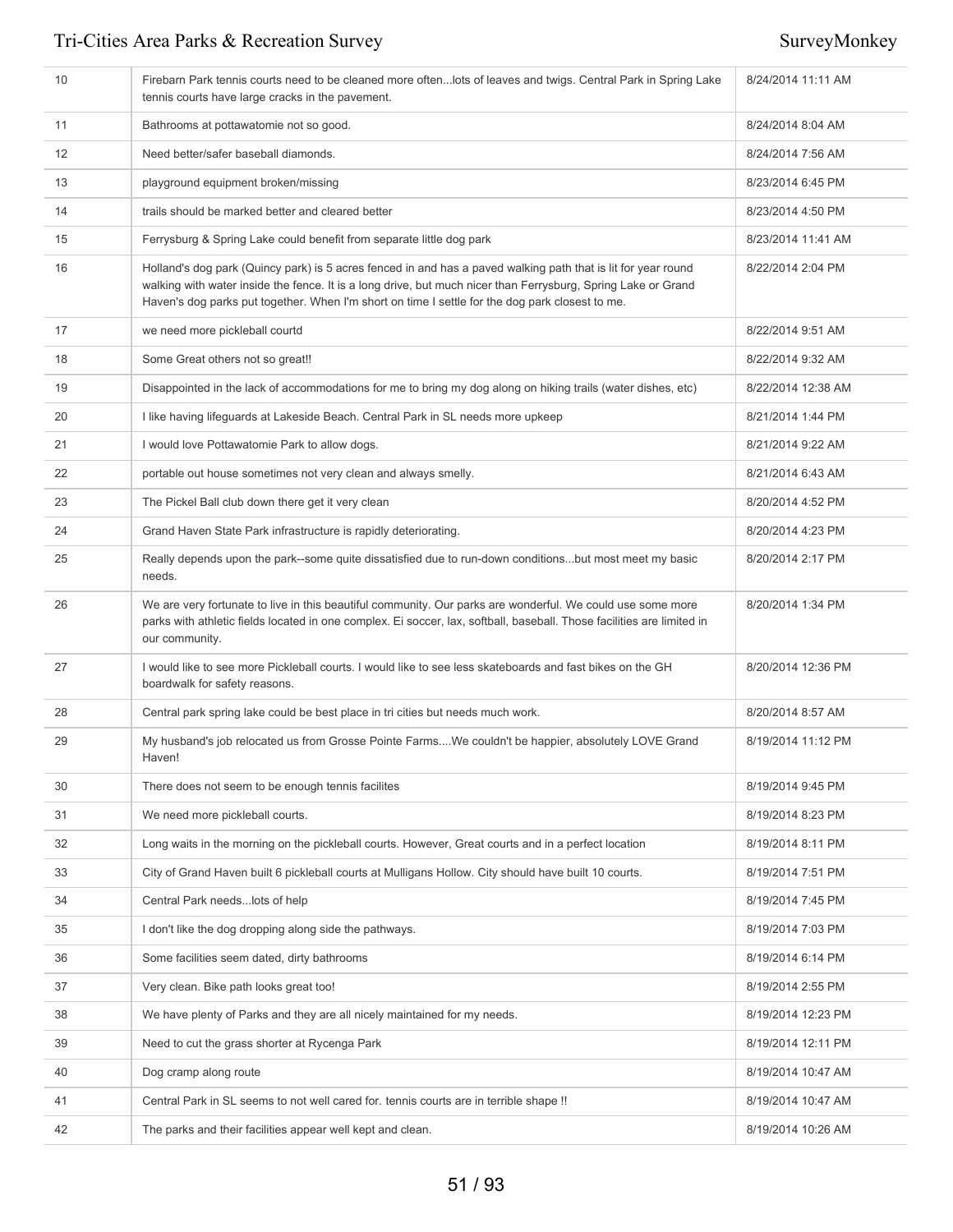| | | |
|---|---|---|
| 10 | Firebarn Park tennis courts need to be cleaned more often...lots of leaves and twigs. Central Park in Spring Lake tennis courts have large cracks in the pavement. | 8/24/2014 11:11 AM |
| 11 | Bathrooms at pottawatomie not so good. | 8/24/2014 8:04 AM |
| 12 | Need better/safer baseball diamonds. | 8/24/2014 7:56 AM |
| 13 | playground equipment broken/missing | 8/23/2014 6:45 PM |
| 14 | trails should be marked better and cleared better | 8/23/2014 4:50 PM |
| 15 | Ferrysburg & Spring Lake could benefit from separate little dog park | 8/23/2014 11:41 AM |
| 16 | Holland's dog park (Quincy park) is 5 acres fenced in and has a paved walking path that is lit for year round walking with water inside the fence. It is a long drive, but much nicer than Ferrysburg, Spring Lake or Grand Haven's dog parks put together. When I'm short on time I settle for the dog park closest to me. | 8/22/2014 2:04 PM |
| 17 | we need more pickleball courtd | 8/22/2014 9:51 AM |
| 18 | Some Great others not so great!! | 8/22/2014 9:32 AM |
| 19 | Disappointed in the lack of accommodations for me to bring my dog along on hiking trails (water dishes, etc) | 8/22/2014 12:38 AM |
| 20 | I like having lifeguards at Lakeside Beach. Central Park in SL needs more upkeep | 8/21/2014 1:44 PM |
| 21 | I would love Pottawatomie Park to allow dogs. | 8/21/2014 9:22 AM |
| 22 | portable out house sometimes not very clean and always smelly. | 8/21/2014 6:43 AM |
| 23 | The Pickel Ball club down there get it very clean | 8/20/2014 4:52 PM |
| 24 | Grand Haven State Park infrastructure is rapidly deteriorating. | 8/20/2014 4:23 PM |
| 25 | Really depends upon the park--some quite dissatisfied due to run-down conditions...but most meet my basic needs. | 8/20/2014 2:17 PM |
| 26 | We are very fortunate to live in this beautiful community. Our parks are wonderful. We could use some more parks with athletic fields located in one complex. Ei soccer, lax, softball, baseball. Those facilities are limited in our community. | 8/20/2014 1:34 PM |
| 27 | I would like to see more Pickleball courts. I would like to see less skateboards and fast bikes on the GH boardwalk for safety reasons. | 8/20/2014 12:36 PM |
| 28 | Central park spring lake could be best place in tri cities but needs much work. | 8/20/2014 8:57 AM |
| 29 | My husband's job relocated us from Grosse Pointe Farms....We couldn't be happier, absolutely LOVE Grand Haven! | 8/19/2014 11:12 PM |
| 30 | There does not seem to be enough tennis facilites | 8/19/2014 9:45 PM |
| 31 | We need more pickleball courts. | 8/19/2014 8:23 PM |
| 32 | Long waits in the morning on the pickleball courts. However, Great courts and in a perfect location | 8/19/2014 8:11 PM |
| 33 | City of Grand Haven built 6 pickleball courts at Mulligans Hollow. City should have built 10 courts. | 8/19/2014 7:51 PM |
| 34 | Central Park needs...lots of help | 8/19/2014 7:45 PM |
| 35 | I don't like the dog dropping along side the pathways. | 8/19/2014 7:03 PM |
| 36 | Some facilities seem dated, dirty bathrooms | 8/19/2014 6:14 PM |
| 37 | Very clean. Bike path looks great too! | 8/19/2014 2:55 PM |
| 38 | We have plenty of Parks and they are all nicely maintained for my needs. | 8/19/2014 12:23 PM |
| 39 | Need to cut the grass shorter at Rycenga Park | 8/19/2014 12:11 PM |
| 40 | Dog cramp along route | 8/19/2014 10:47 AM |
| 41 | Central Park in SL seems to not well cared for. tennis courts are in terrible shape !! | 8/19/2014 10:47 AM |
| 42 | The parks and their facilities appear well kept and clean. | 8/19/2014 10:26 AM |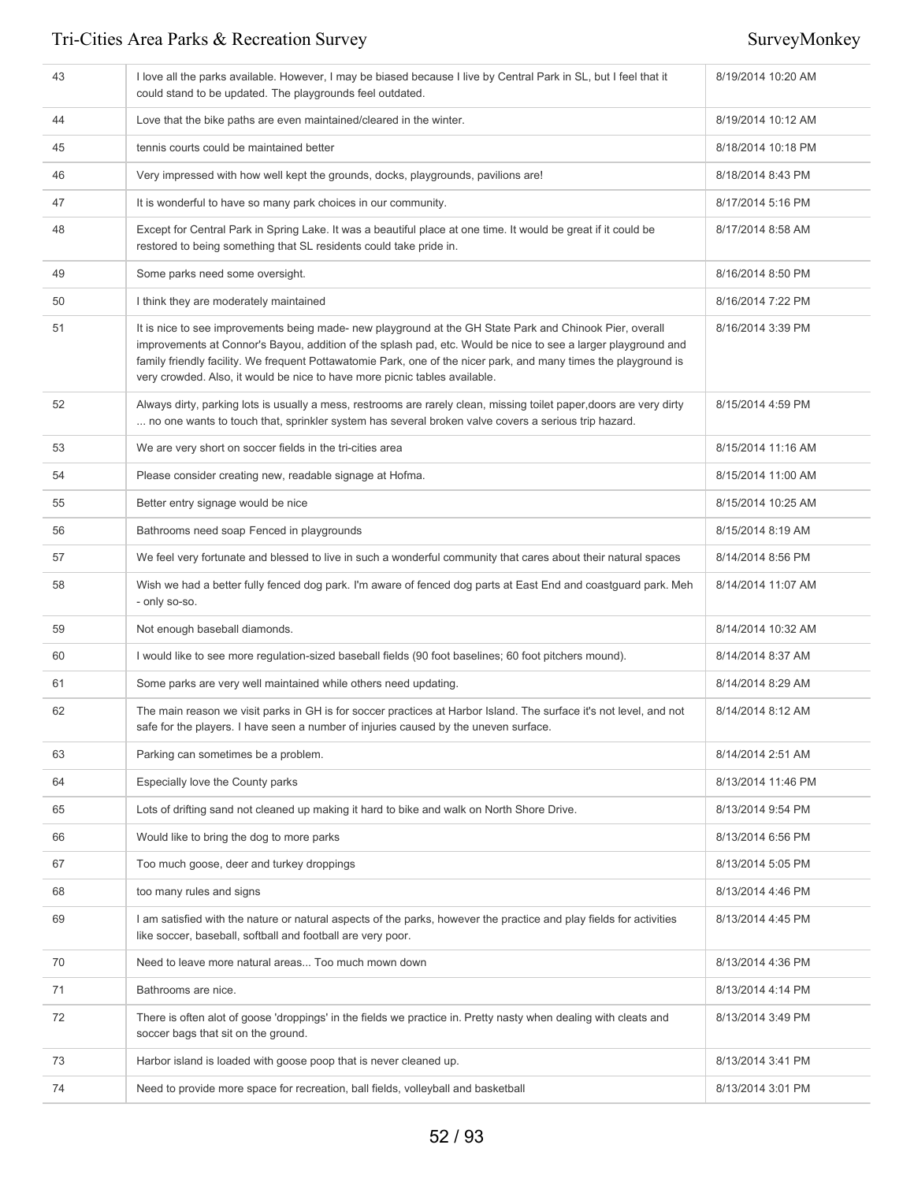| | | |
|---|---|---|
| 43 | I love all the parks available. However, I may be biased because I live by Central Park in SL, but I feel that it could stand to be updated. The playgrounds feel outdated. | 8/19/2014 10:20 AM |
| 44 | Love that the bike paths are even maintained/cleared in the winter. | 8/19/2014 10:12 AM |
| 45 | tennis courts could be maintained better | 8/18/2014 10:18 PM |
| 46 | Very impressed with how well kept the grounds, docks, playgrounds, pavilions are! | 8/18/2014 8:43 PM |
| 47 | It is wonderful to have so many park choices in our community. | 8/17/2014 5:16 PM |
| 48 | Except for Central Park in Spring Lake. It was a beautiful place at one time. It would be great if it could be restored to being something that SL residents could take pride in. | 8/17/2014 8:58 AM |
| 49 | Some parks need some oversight. | 8/16/2014 8:50 PM |
| 50 | I think they are moderately maintained | 8/16/2014 7:22 PM |
| 51 | It is nice to see improvements being made- new playground at the GH State Park and Chinook Pier, overall improvements at Connor's Bayou, addition of the splash pad, etc. Would be nice to see a larger playground and family friendly facility. We frequent Pottawatomie Park, one of the nicer park, and many times the playground is very crowded. Also, it would be nice to have more picnic tables available. | 8/16/2014 3:39 PM |
| 52 | Always dirty, parking lots is usually a mess, restrooms are rarely clean, missing toilet paper,doors are very dirty ... no one wants to touch that, sprinkler system has several broken valve covers a serious trip hazard. | 8/15/2014 4:59 PM |
| 53 | We are very short on soccer fields in the tri-cities area | 8/15/2014 11:16 AM |
| 54 | Please consider creating new, readable signage at Hofma. | 8/15/2014 11:00 AM |
| 55 | Better entry signage would be nice | 8/15/2014 10:25 AM |
| 56 | Bathrooms need soap Fenced in playgrounds | 8/15/2014 8:19 AM |
| 57 | We feel very fortunate and blessed to live in such a wonderful community that cares about their natural spaces | 8/14/2014 8:56 PM |
| 58 | Wish we had a better fully fenced dog park. I'm aware of fenced dog parts at East End and coastguard park. Meh - only so-so. | 8/14/2014 11:07 AM |
| 59 | Not enough baseball diamonds. | 8/14/2014 10:32 AM |
| 60 | I would like to see more regulation-sized baseball fields (90 foot baselines; 60 foot pitchers mound). | 8/14/2014 8:37 AM |
| 61 | Some parks are very well maintained while others need updating. | 8/14/2014 8:29 AM |
| 62 | The main reason we visit parks in GH is for soccer practices at Harbor Island. The surface it's not level, and not safe for the players. I have seen a number of injuries caused by the uneven surface. | 8/14/2014 8:12 AM |
| 63 | Parking can sometimes be a problem. | 8/14/2014 2:51 AM |
| 64 | Especially love the County parks | 8/13/2014 11:46 PM |
| 65 | Lots of drifting sand not cleaned up making it hard to bike and walk on North Shore Drive. | 8/13/2014 9:54 PM |
| 66 | Would like to bring the dog to more parks | 8/13/2014 6:56 PM |
| 67 | Too much goose, deer and turkey droppings | 8/13/2014 5:05 PM |
| 68 | too many rules and signs | 8/13/2014 4:46 PM |
| 69 | I am satisfied with the nature or natural aspects of the parks, however the practice and play fields for activities like soccer, baseball, softball and football are very poor. | 8/13/2014 4:45 PM |
| 70 | Need to leave more natural areas... Too much mown down | 8/13/2014 4:36 PM |
| 71 | Bathrooms are nice. | 8/13/2014 4:14 PM |
| 72 | There is often alot of goose 'droppings' in the fields we practice in. Pretty nasty when dealing with cleats and soccer bags that sit on the ground. | 8/13/2014 3:49 PM |
| 73 | Harbor island is loaded with goose poop that is never cleaned up. | 8/13/2014 3:41 PM |
| 74 | Need to provide more space for recreation, ball fields, volleyball and basketball | 8/13/2014 3:01 PM |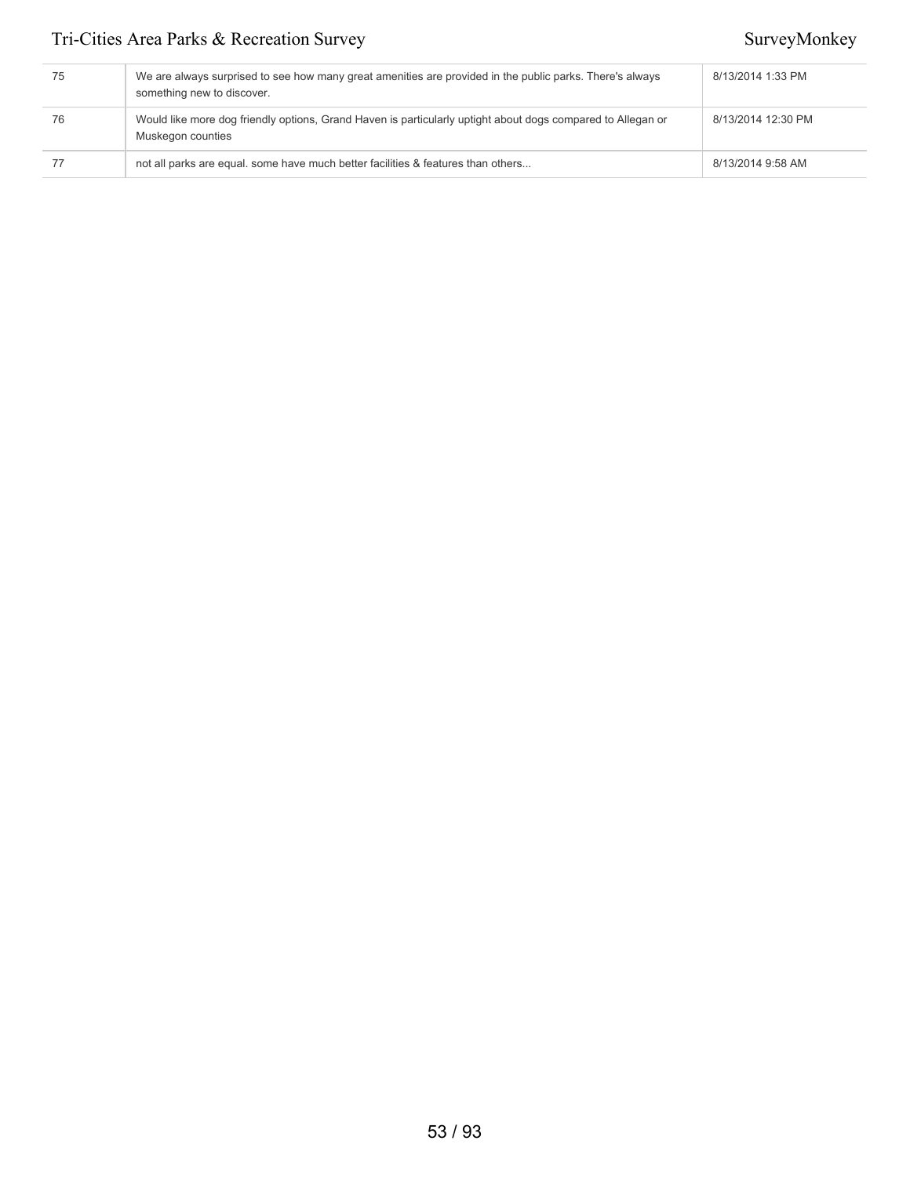| | | |
|---|---|---|
| 75 | We are always surprised to see how many great amenities are provided in the public parks. There's always something new to discover. | 8/13/2014 1:33 PM |
| 76 | Would like more dog friendly options, Grand Haven is particularly uptight about dogs compared to Allegan or Muskegon counties | 8/13/2014 12:30 PM |
| 77 | not all parks are equal. some have much better facilities & features than others... | 8/13/2014 9:58 AM |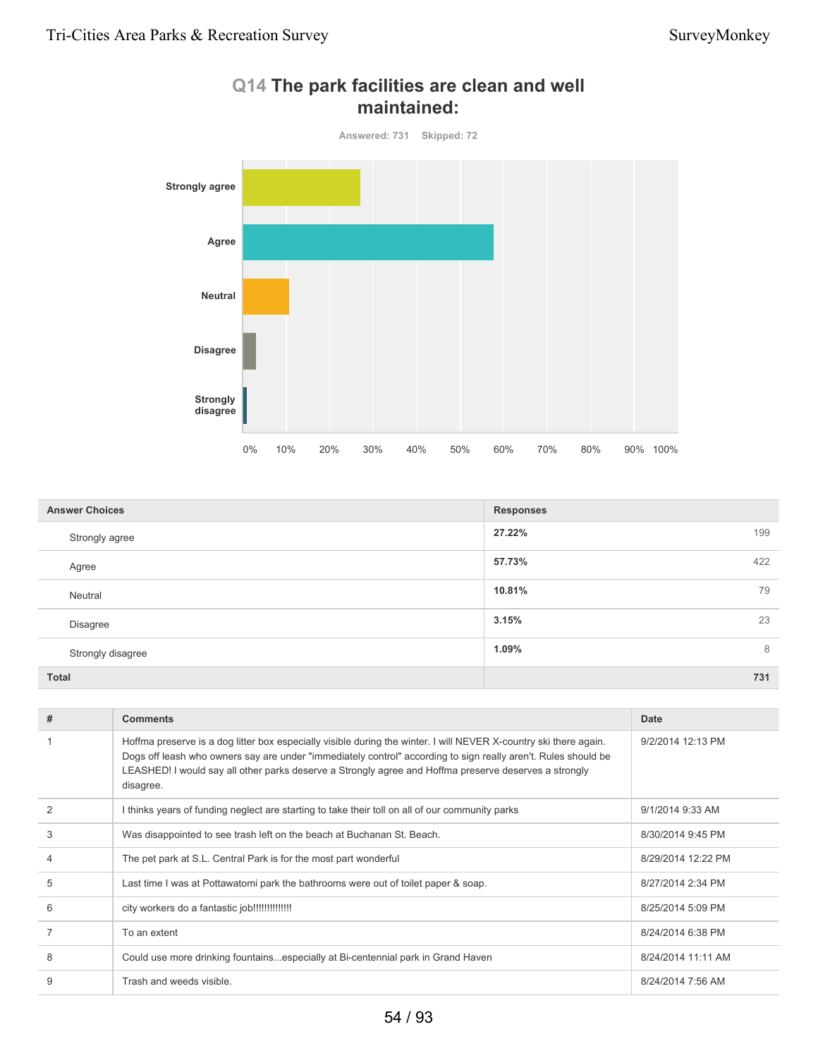## Q14 The park facilities are clean and well maintained:

Answered: 731 Skipped: 72

| Answer Choices | Responses | |
|---|---|---|
| Strongly agree | 27.22% | 199 |
| Agree | 57.73% | 422 |
| Neutral | 10.81% | 79 |
| Disagree | 3.15% | 23 |
| Strongly disagree | 1.09% | 8 |
| **Total** | | **731** |

| # | Comments | Date |
|---|---|---|
| 1 | Hoffma preserve is a dog litter box especially visible during the winter. I will NEVER X-country ski there again. Dogs off leash who owners say are under "immediately control" according to sign really aren't. Rules should be LEASHED! I would say all other parks deserve a Strongly agree and Hoffma preserve deserves a strongly disagree. | 9/2/2014 12:13 PM |
| 2 | I thinks years of funding neglect are starting to take their toll on all of our community parks | 9/1/2014 9:33 AM |
| 3 | Was disappointed to see trash left on the beach at Buchanan St. Beach. | 8/30/2014 9:45 PM |
| 4 | The pet park at S.L. Central Park is for the most part wonderful | 8/29/2014 12:22 PM |
| 5 | Last time I was at Pottawatomi park the bathrooms were out of toilet paper & soap. | 8/27/2014 2:34 PM |
| 6 | city workers do a fantastic job!!!!!!!!!!!!!! | 8/25/2014 5:09 PM |
| 7 | To an extent | 8/24/2014 6:38 PM |
| 8 | Could use more drinking fountains...especially at Bi-centennial park in Grand Haven | 8/24/2014 11:11 AM |
| 9 | Trash and weeds visible. | 8/24/2014 7:56 AM |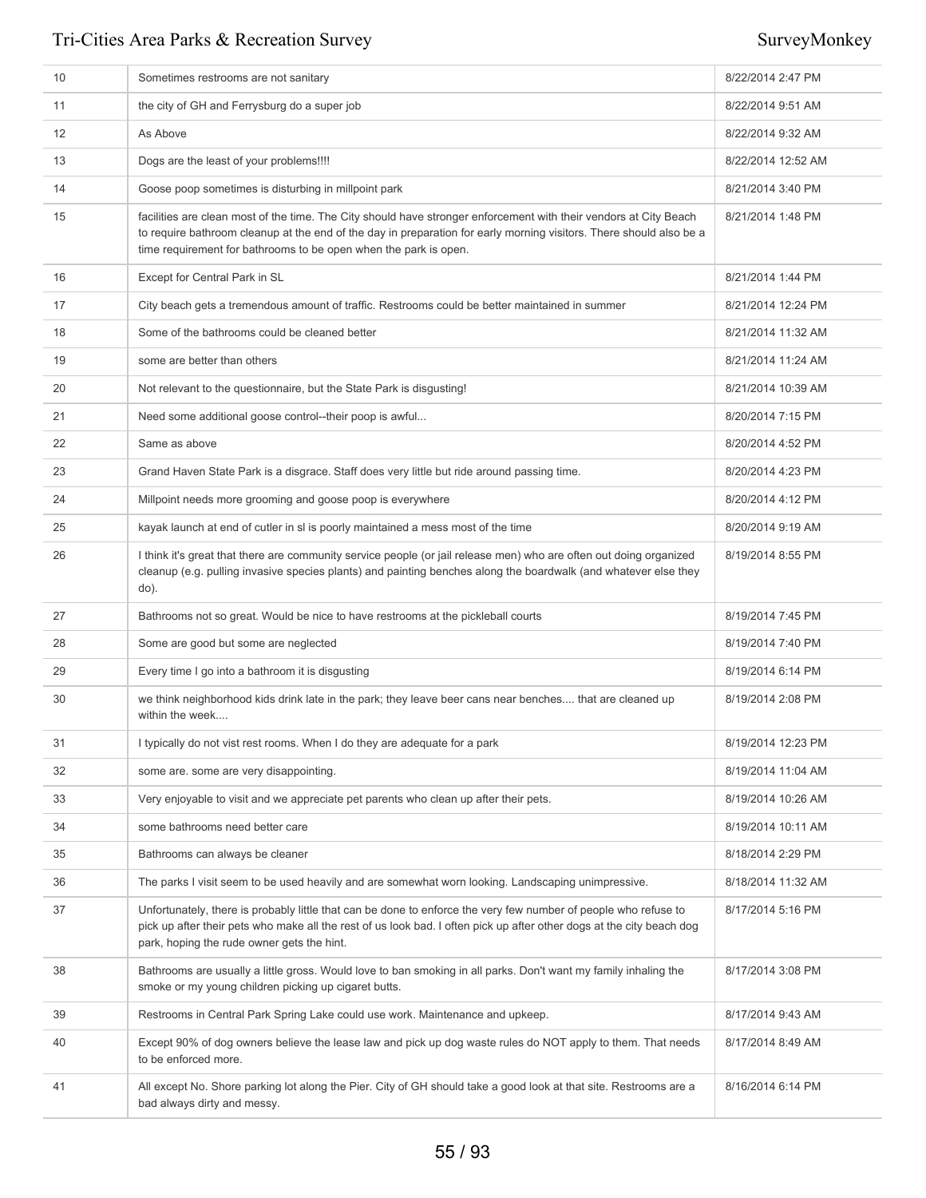| | | |
|---|---|---|
| 10 | Sometimes restrooms are not sanitary | 8/22/2014 2:47 PM |
| 11 | the city of GH and Ferrysburg do a super job | 8/22/2014 9:51 AM |
| 12 | As Above | 8/22/2014 9:32 AM |
| 13 | Dogs are the least of your problems!!!! | 8/22/2014 12:52 AM |
| 14 | Goose poop sometimes is disturbing in millpoint park | 8/21/2014 3:40 PM |
| 15 | facilities are clean most of the time. The City should have stronger enforcement with their vendors at City Beach to require bathroom cleanup at the end of the day in preparation for early morning visitors. There should also be a time requirement for bathrooms to be open when the park is open. | 8/21/2014 1:48 PM |
| 16 | Except for Central Park in SL | 8/21/2014 1:44 PM |
| 17 | City beach gets a tremendous amount of traffic. Restrooms could be better maintained in summer | 8/21/2014 12:24 PM |
| 18 | Some of the bathrooms could be cleaned better | 8/21/2014 11:32 AM |
| 19 | some are better than others | 8/21/2014 11:24 AM |
| 20 | Not relevant to the questionnaire, but the State Park is disgusting! | 8/21/2014 10:39 AM |
| 21 | Need some additional goose control--their poop is awful... | 8/20/2014 7:15 PM |
| 22 | Same as above | 8/20/2014 4:52 PM |
| 23 | Grand Haven State Park is a disgrace. Staff does very little but ride around passing time. | 8/20/2014 4:23 PM |
| 24 | Millpoint needs more grooming and goose poop is everywhere | 8/20/2014 4:12 PM |
| 25 | kayak launch at end of cutler in sl is poorly maintained a mess most of the time | 8/20/2014 9:19 AM |
| 26 | I think it's great that there are community service people (or jail release men) who are often out doing organized cleanup (e.g. pulling invasive species plants) and painting benches along the boardwalk (and whatever else they do). | 8/19/2014 8:55 PM |
| 27 | Bathrooms not so great. Would be nice to have restrooms at the pickleball courts | 8/19/2014 7:45 PM |
| 28 | Some are good but some are neglected | 8/19/2014 7:40 PM |
| 29 | Every time I go into a bathroom it is disgusting | 8/19/2014 6:14 PM |
| 30 | we think neighborhood kids drink late in the park; they leave beer cans near benches.... that are cleaned up within the week.... | 8/19/2014 2:08 PM |
| 31 | I typically do not vist rest rooms. When I do they are adequate for a park | 8/19/2014 12:23 PM |
| 32 | some are. some are very disappointing. | 8/19/2014 11:04 AM |
| 33 | Very enjoyable to visit and we appreciate pet parents who clean up after their pets. | 8/19/2014 10:26 AM |
| 34 | some bathrooms need better care | 8/19/2014 10:11 AM |
| 35 | Bathrooms can always be cleaner | 8/18/2014 2:29 PM |
| 36 | The parks I visit seem to be used heavily and are somewhat worn looking. Landscaping unimpressive. | 8/18/2014 11:32 AM |
| 37 | Unfortunately, there is probably little that can be done to enforce the very few number of people who refuse to pick up after their pets who make all the rest of us look bad. I often pick up after other dogs at the city beach dog park, hoping the rude owner gets the hint. | 8/17/2014 5:16 PM |
| 38 | Bathrooms are usually a little gross. Would love to ban smoking in all parks. Don't want my family inhaling the smoke or my young children picking up cigaret butts. | 8/17/2014 3:08 PM |
| 39 | Restrooms in Central Park Spring Lake could use work. Maintenance and upkeep. | 8/17/2014 9:43 AM |
| 40 | Except 90% of dog owners believe the lease law and pick up dog waste rules do NOT apply to them. That needs to be enforced more. | 8/17/2014 8:49 AM |
| 41 | All except No. Shore parking lot along the Pier. City of GH should take a good look at that site. Restrooms are a bad always dirty and messy. | 8/16/2014 6:14 PM |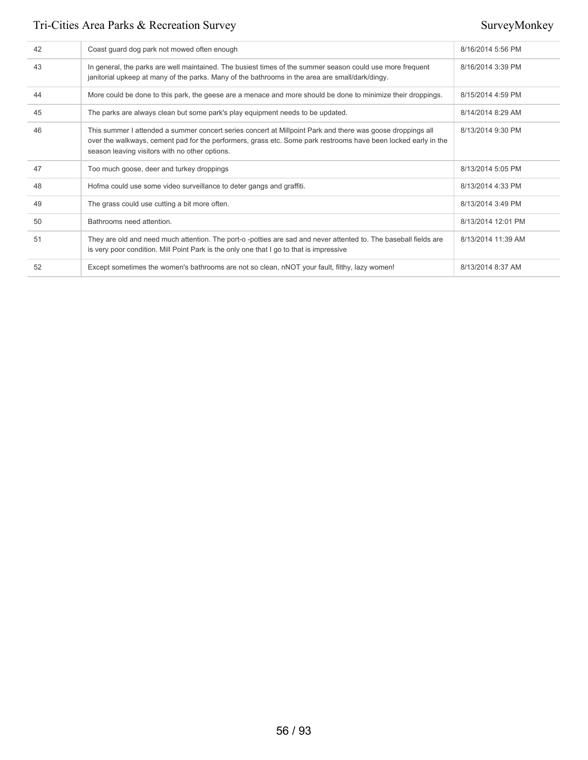| | | |
|---|---|---|
| 42 | Coast guard dog park not mowed often enough | 8/16/2014 5:56 PM |
| 43 | In general, the parks are well maintained. The busiest times of the summer season could use more frequent janitorial upkeep at many of the parks. Many of the bathrooms in the area are small/dark/dingy. | 8/16/2014 3:39 PM |
| 44 | More could be done to this park, the geese are a menace and more should be done to minimize their droppings. | 8/15/2014 4:59 PM |
| 45 | The parks are always clean but some park's play equipment needs to be updated. | 8/14/2014 8:29 AM |
| 46 | This summer I attended a summer concert series concert at Millpoint Park and there was goose droppings all over the walkways, cement pad for the performers, grass etc. Some park restrooms have been locked early in the season leaving visitors with no other options. | 8/13/2014 9:30 PM |
| 47 | Too much goose, deer and turkey droppings | 8/13/2014 5:05 PM |
| 48 | Hofma could use some video surveillance to deter gangs and graffiti. | 8/13/2014 4:33 PM |
| 49 | The grass could use cutting a bit more often. | 8/13/2014 3:49 PM |
| 50 | Bathrooms need attention. | 8/13/2014 12:01 PM |
| 51 | They are old and need much attention. The port-o -potties are sad and never attented to. The baseball fields are is very poor condition. Mill Point Park is the only one that I go to that is impressive | 8/13/2014 11:39 AM |
| 52 | Except sometimes the women's bathrooms are not so clean, nNOT your fault, filthy, lazy women! | 8/13/2014 8:37 AM |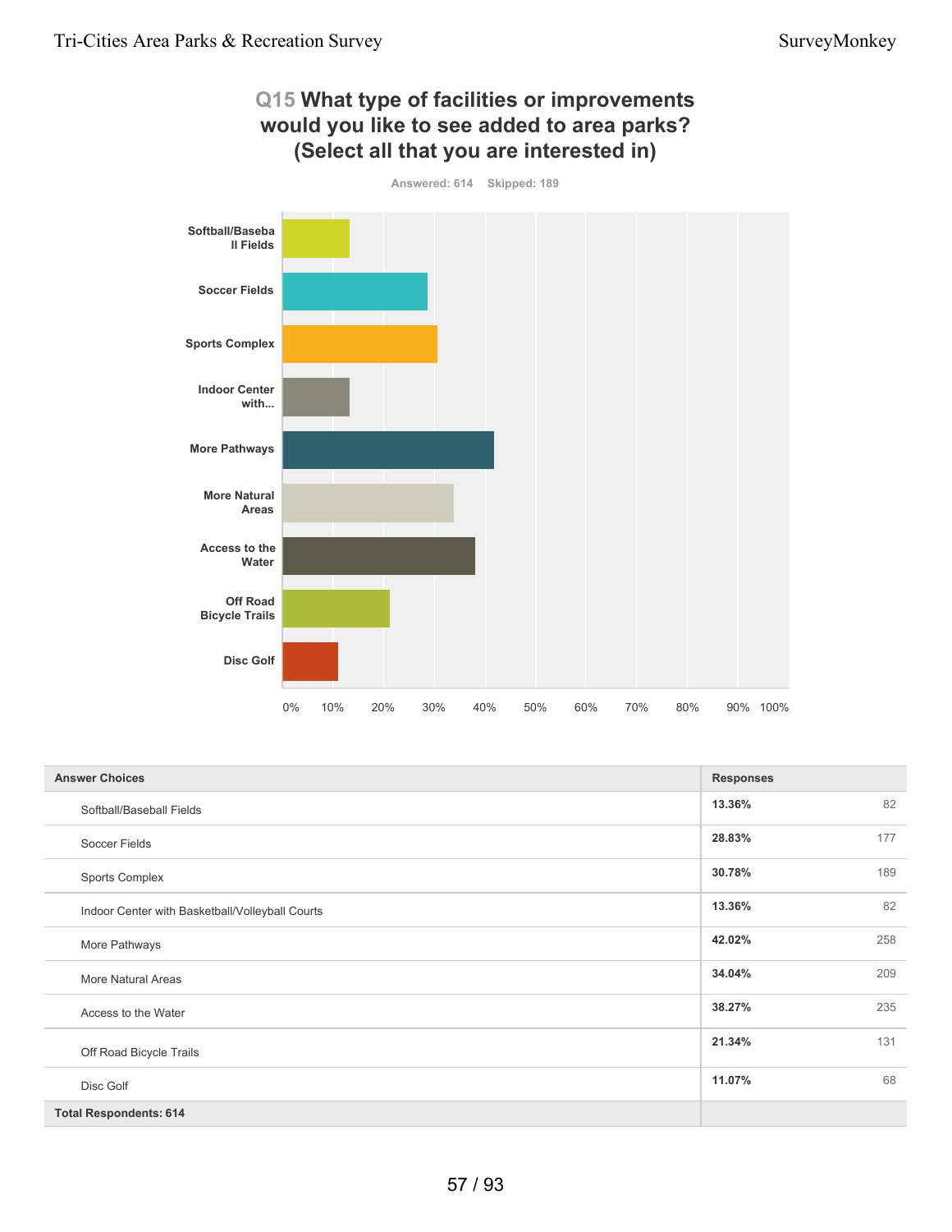## Q15 What type of facilities or improvements would you like to see added to area parks? (Select all that you are interested in)

Answered: 614 Skipped: 189

| Answer Choices | Responses | |
|---|---|---|
| Softball/Baseball Fields | 13.36% | 82 |
| Soccer Fields | 28.83% | 177 |
| Sports Complex | 30.78% | 189 |
| Indoor Center with Basketball/Volleyball Courts | 13.36% | 82 |
| More Pathways | 42.02% | 258 |
| More Natural Areas | 34.04% | 209 |
| Access to the Water | 38.27% | 235 |
| Off Road Bicycle Trails | 21.34% | 131 |
| Disc Golf | 11.07% | 68 |
| **Total Respondents: 614** | | |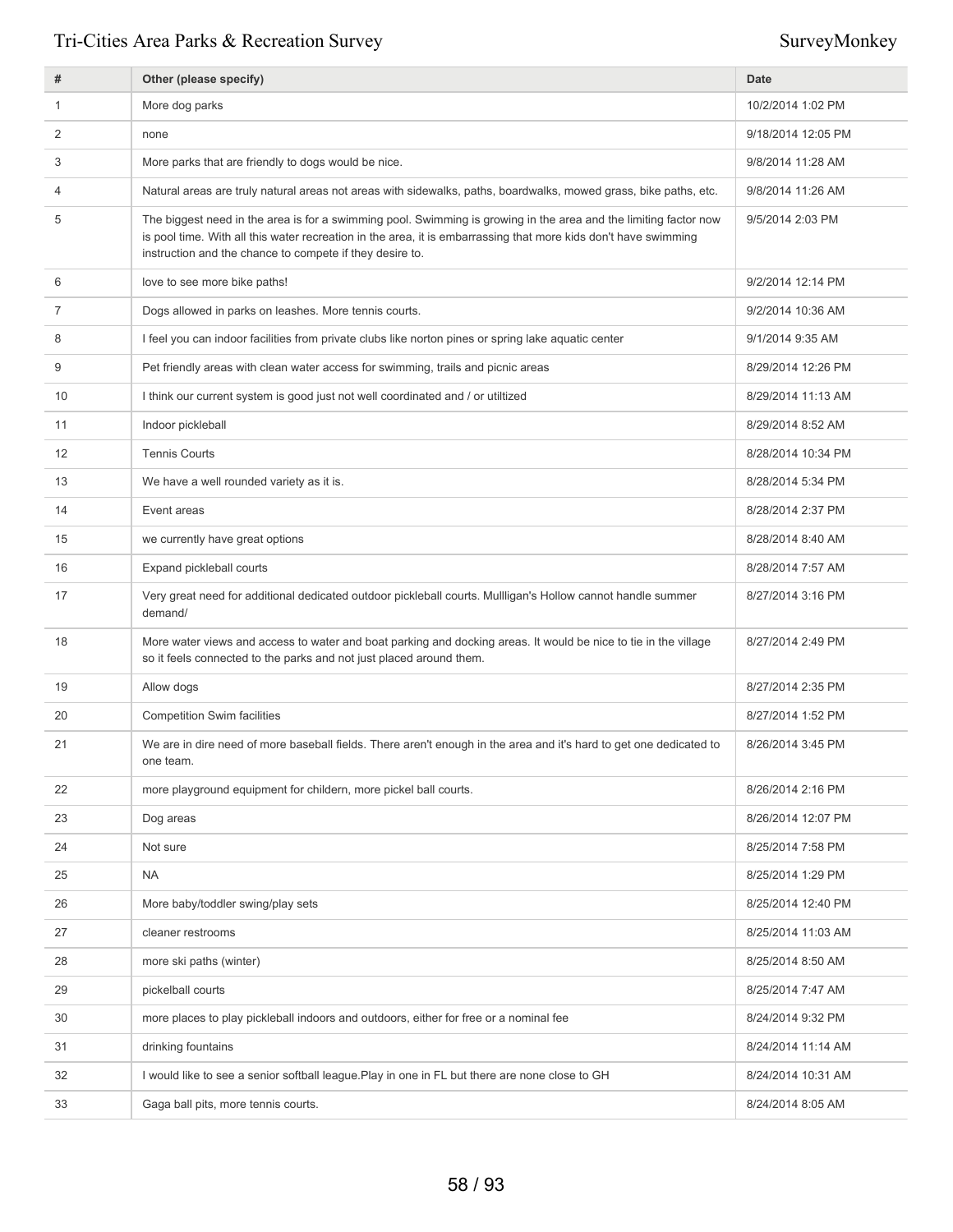| # | Other (please specify) | Date |
|---|---|---|
| 1 | More dog parks | 10/2/2014 1:02 PM |
| 2 | none | 9/18/2014 12:05 PM |
| 3 | More parks that are friendly to dogs would be nice. | 9/8/2014 11:28 AM |
| 4 | Natural areas are truly natural areas not areas with sidewalks, paths, boardwalks, mowed grass, bike paths, etc. | 9/8/2014 11:26 AM |
| 5 | The biggest need in the area is for a swimming pool. Swimming is growing in the area and the limiting factor now is pool time. With all this water recreation in the area, it is embarrassing that more kids don't have swimming instruction and the chance to compete if they desire to. | 9/5/2014 2:03 PM |
| 6 | love to see more bike paths! | 9/2/2014 12:14 PM |
| 7 | Dogs allowed in parks on leashes. More tennis courts. | 9/2/2014 10:36 AM |
| 8 | I feel you can indoor facilities from private clubs like norton pines or spring lake aquatic center | 9/1/2014 9:35 AM |
| 9 | Pet friendly areas with clean water access for swimming, trails and picnic areas | 8/29/2014 12:26 PM |
| 10 | I think our current system is good just not well coordinated and / or utiltized | 8/29/2014 11:13 AM |
| 11 | Indoor pickleball | 8/29/2014 8:52 AM |
| 12 | Tennis Courts | 8/28/2014 10:34 PM |
| 13 | We have a well rounded variety as it is. | 8/28/2014 5:34 PM |
| 14 | Event areas | 8/28/2014 2:37 PM |
| 15 | we currently have great options | 8/28/2014 8:40 AM |
| 16 | Expand pickleball courts | 8/28/2014 7:57 AM |
| 17 | Very great need for additional dedicated outdoor pickleball courts. Mullligan's Hollow cannot handle summer demand/ | 8/27/2014 3:16 PM |
| 18 | More water views and access to water and boat parking and docking areas. It would be nice to tie in the village so it feels connected to the parks and not just placed around them. | 8/27/2014 2:49 PM |
| 19 | Allow dogs | 8/27/2014 2:35 PM |
| 20 | Competition Swim facilities | 8/27/2014 1:52 PM |
| 21 | We are in dire need of more baseball fields. There aren't enough in the area and it's hard to get one dedicated to one team. | 8/26/2014 3:45 PM |
| 22 | more playground equipment for childern, more pickel ball courts. | 8/26/2014 2:16 PM |
| 23 | Dog areas | 8/26/2014 12:07 PM |
| 24 | Not sure | 8/25/2014 7:58 PM |
| 25 | NA | 8/25/2014 1:29 PM |
| 26 | More baby/toddler swing/play sets | 8/25/2014 12:40 PM |
| 27 | cleaner restrooms | 8/25/2014 11:03 AM |
| 28 | more ski paths (winter) | 8/25/2014 8:50 AM |
| 29 | pickelball courts | 8/25/2014 7:47 AM |
| 30 | more places to play pickleball indoors and outdoors, either for free or a nominal fee | 8/24/2014 9:32 PM |
| 31 | drinking fountains | 8/24/2014 11:14 AM |
| 32 | I would like to see a senior softball league.Play in one in FL but there are none close to GH | 8/24/2014 10:31 AM |
| 33 | Gaga ball pits, more tennis courts. | 8/24/2014 8:05 AM |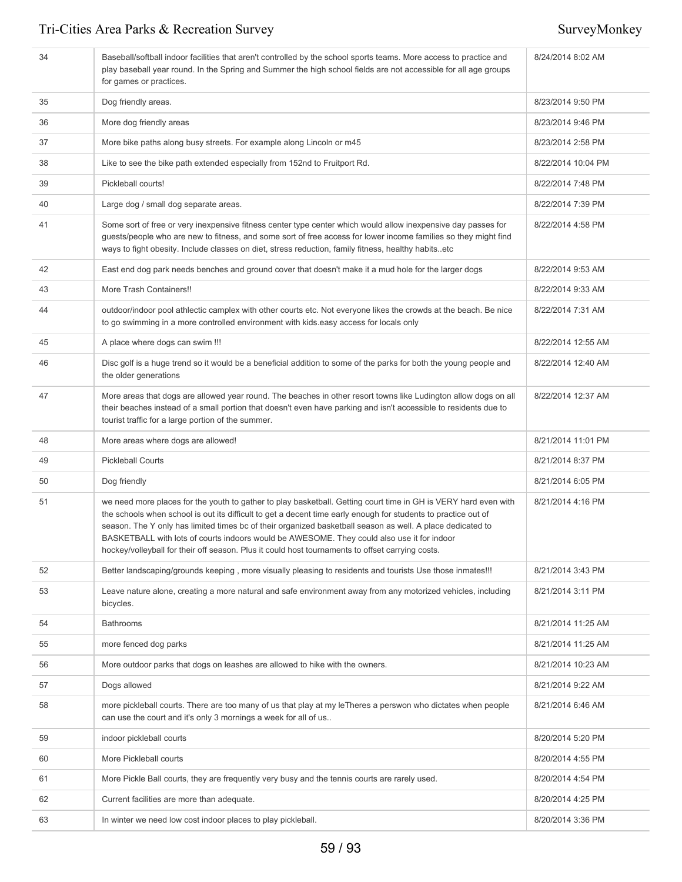| | | |
|---|---|---|
| 34 | Baseball/softball indoor facilities that aren't controlled by the school sports teams. More access to practice and play baseball year round. In the Spring and Summer the high school fields are not accessible for all age groups for games or practices. | 8/24/2014 8:02 AM |
| 35 | Dog friendly areas. | 8/23/2014 9:50 PM |
| 36 | More dog friendly areas | 8/23/2014 9:46 PM |
| 37 | More bike paths along busy streets. For example along Lincoln or m45 | 8/23/2014 2:58 PM |
| 38 | Like to see the bike path extended especially from 152nd to Fruitport Rd. | 8/22/2014 10:04 PM |
| 39 | Pickleball courts! | 8/22/2014 7:48 PM |
| 40 | Large dog / small dog separate areas. | 8/22/2014 7:39 PM |
| 41 | Some sort of free or very inexpensive fitness center type center which would allow inexpensive day passes for guests/people who are new to fitness, and some sort of free access for lower income families so they might find ways to fight obesity. Include classes on diet, stress reduction, family fitness, healthy habits..etc | 8/22/2014 4:58 PM |
| 42 | East end dog park needs benches and ground cover that doesn't make it a mud hole for the larger dogs | 8/22/2014 9:53 AM |
| 43 | More Trash Containers!! | 8/22/2014 9:33 AM |
| 44 | outdoor/indoor pool athlectic camplex with other courts etc. Not everyone likes the crowds at the beach. Be nice to go swimming in a more controlled environment with kids.easy access for locals only | 8/22/2014 7:31 AM |
| 45 | A place where dogs can swim !!! | 8/22/2014 12:55 AM |
| 46 | Disc golf is a huge trend so it would be a beneficial addition to some of the parks for both the young people and the older generations | 8/22/2014 12:40 AM |
| 47 | More areas that dogs are allowed year round. The beaches in other resort towns like Ludington allow dogs on all their beaches instead of a small portion that doesn't even have parking and isn't accessible to residents due to tourist traffic for a large portion of the summer. | 8/22/2014 12:37 AM |
| 48 | More areas where dogs are allowed! | 8/21/2014 11:01 PM |
| 49 | Pickleball Courts | 8/21/2014 8:37 PM |
| 50 | Dog friendly | 8/21/2014 6:05 PM |
| 51 | we need more places for the youth to gather to play basketball. Getting court time in GH is VERY hard even with the schools when school is out its difficult to get a decent time early enough for students to practice out of season. The Y only has limited times bc of their organized basketball season as well. A place dedicated to BASKETBALL with lots of courts indoors would be AWESOME. They could also use it for indoor hockey/volleyball for their off season. Plus it could host tournaments to offset carrying costs. | 8/21/2014 4:16 PM |
| 52 | Better landscaping/grounds keeping , more visually pleasing to residents and tourists Use those inmates!!! | 8/21/2014 3:43 PM |
| 53 | Leave nature alone, creating a more natural and safe environment away from any motorized vehicles, including bicycles. | 8/21/2014 3:11 PM |
| 54 | Bathrooms | 8/21/2014 11:25 AM |
| 55 | more fenced dog parks | 8/21/2014 11:25 AM |
| 56 | More outdoor parks that dogs on leashes are allowed to hike with the owners. | 8/21/2014 10:23 AM |
| 57 | Dogs allowed | 8/21/2014 9:22 AM |
| 58 | more pickleball courts. There are too many of us that play at my leTheres a perswon who dictates when people can use the court and it's only 3 mornings a week for all of us.. | 8/21/2014 6:46 AM |
| 59 | indoor pickleball courts | 8/20/2014 5:20 PM |
| 60 | More Pickleball courts | 8/20/2014 4:55 PM |
| 61 | More Pickle Ball courts, they are frequently very busy and the tennis courts are rarely used. | 8/20/2014 4:54 PM |
| 62 | Current facilities are more than adequate. | 8/20/2014 4:25 PM |
| 63 | In winter we need low cost indoor places to play pickleball. | 8/20/2014 3:36 PM |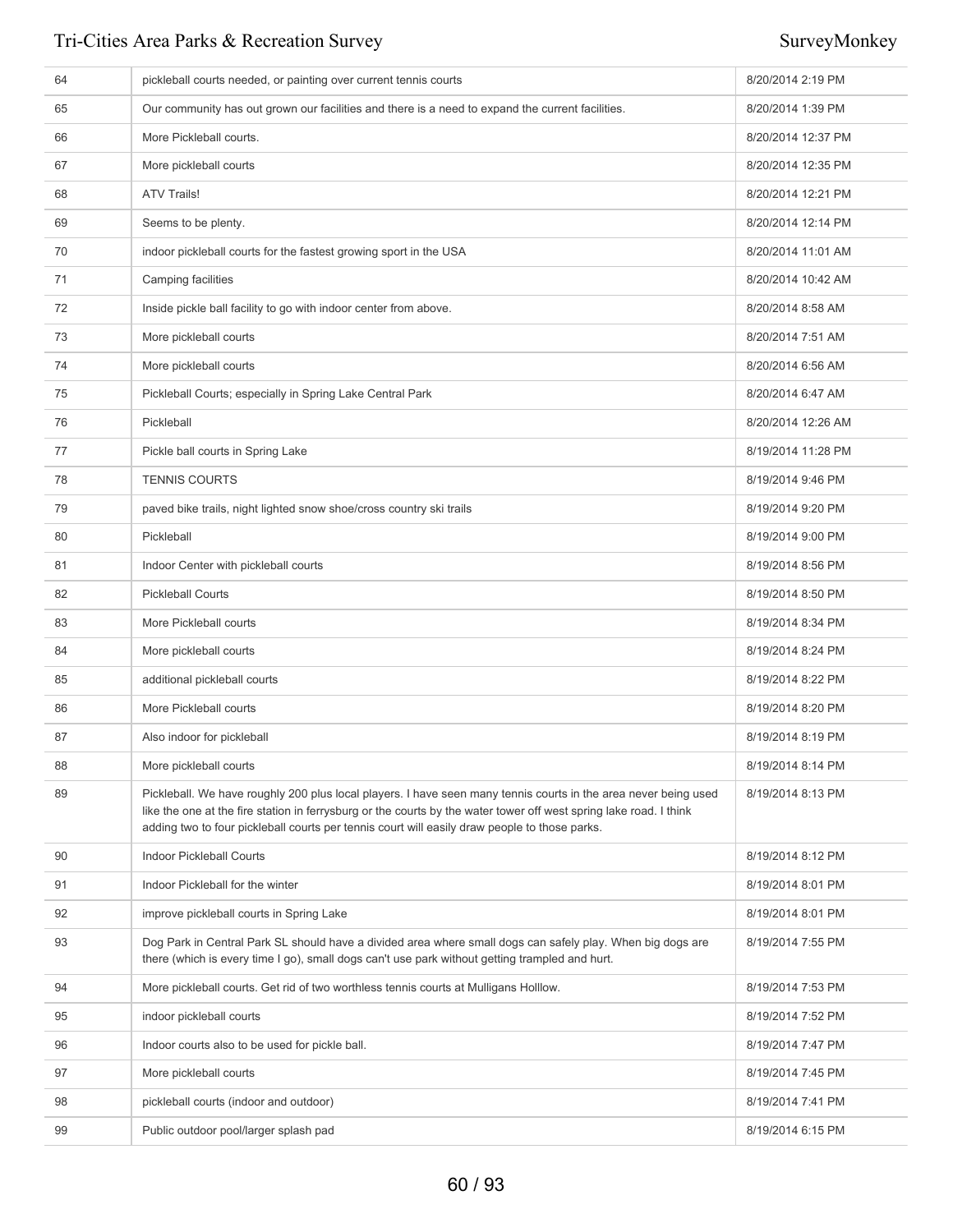| | | |
|---|---|---|
| 64 | pickleball courts needed, or painting over current tennis courts | 8/20/2014 2:19 PM |
| 65 | Our community has out grown our facilities and there is a need to expand the current facilities. | 8/20/2014 1:39 PM |
| 66 | More Pickleball courts. | 8/20/2014 12:37 PM |
| 67 | More pickleball courts | 8/20/2014 12:35 PM |
| 68 | ATV Trails! | 8/20/2014 12:21 PM |
| 69 | Seems to be plenty. | 8/20/2014 12:14 PM |
| 70 | indoor pickleball courts for the fastest growing sport in the USA | 8/20/2014 11:01 AM |
| 71 | Camping facilities | 8/20/2014 10:42 AM |
| 72 | Inside pickle ball facility to go with indoor center from above. | 8/20/2014 8:58 AM |
| 73 | More pickleball courts | 8/20/2014 7:51 AM |
| 74 | More pickleball courts | 8/20/2014 6:56 AM |
| 75 | Pickleball Courts; especially in Spring Lake Central Park | 8/20/2014 6:47 AM |
| 76 | Pickleball | 8/20/2014 12:26 AM |
| 77 | Pickle ball courts in Spring Lake | 8/19/2014 11:28 PM |
| 78 | TENNIS COURTS | 8/19/2014 9:46 PM |
| 79 | paved bike trails, night lighted snow shoe/cross country ski trails | 8/19/2014 9:20 PM |
| 80 | Pickleball | 8/19/2014 9:00 PM |
| 81 | Indoor Center with pickleball courts | 8/19/2014 8:56 PM |
| 82 | Pickleball Courts | 8/19/2014 8:50 PM |
| 83 | More Pickleball courts | 8/19/2014 8:34 PM |
| 84 | More pickleball courts | 8/19/2014 8:24 PM |
| 85 | additional pickleball courts | 8/19/2014 8:22 PM |
| 86 | More Pickleball courts | 8/19/2014 8:20 PM |
| 87 | Also indoor for pickleball | 8/19/2014 8:19 PM |
| 88 | More pickleball courts | 8/19/2014 8:14 PM |
| 89 | Pickleball. We have roughly 200 plus local players. I have seen many tennis courts in the area never being used like the one at the fire station in ferrysburg or the courts by the water tower off west spring lake road. I think adding two to four pickleball courts per tennis court will easily draw people to those parks. | 8/19/2014 8:13 PM |
| 90 | Indoor Pickleball Courts | 8/19/2014 8:12 PM |
| 91 | Indoor Pickleball for the winter | 8/19/2014 8:01 PM |
| 92 | improve pickleball courts in Spring Lake | 8/19/2014 8:01 PM |
| 93 | Dog Park in Central Park SL should have a divided area where small dogs can safely play. When big dogs are there (which is every time I go), small dogs can't use park without getting trampled and hurt. | 8/19/2014 7:55 PM |
| 94 | More pickleball courts. Get rid of two worthless tennis courts at Mulligans Holllow. | 8/19/2014 7:53 PM |
| 95 | indoor pickleball courts | 8/19/2014 7:52 PM |
| 96 | Indoor courts also to be used for pickle ball. | 8/19/2014 7:47 PM |
| 97 | More pickleball courts | 8/19/2014 7:45 PM |
| 98 | pickleball courts (indoor and outdoor) | 8/19/2014 7:41 PM |
| 99 | Public outdoor pool/larger splash pad | 8/19/2014 6:15 PM |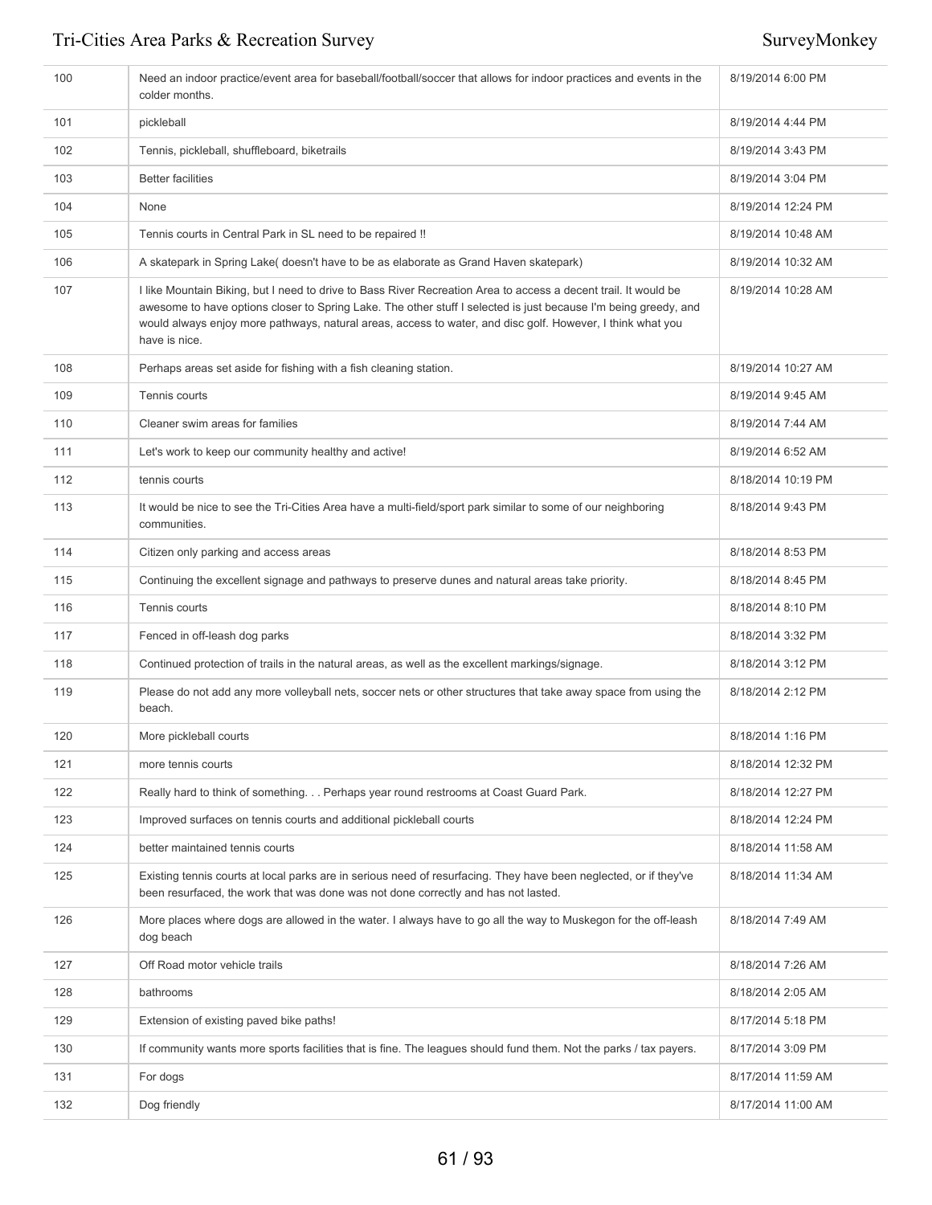| | | |
|---|---|---|
| 100 | Need an indoor practice/event area for baseball/football/soccer that allows for indoor practices and events in the colder months. | 8/19/2014 6:00 PM |
| 101 | pickleball | 8/19/2014 4:44 PM |
| 102 | Tennis, pickleball, shuffleboard, biketrails | 8/19/2014 3:43 PM |
| 103 | Better facilities | 8/19/2014 3:04 PM |
| 104 | None | 8/19/2014 12:24 PM |
| 105 | Tennis courts in Central Park in SL need to be repaired !! | 8/19/2014 10:48 AM |
| 106 | A skatepark in Spring Lake( doesn't have to be as elaborate as Grand Haven skatepark) | 8/19/2014 10:32 AM |
| 107 | I like Mountain Biking, but I need to drive to Bass River Recreation Area to access a decent trail. It would be awesome to have options closer to Spring Lake. The other stuff I selected is just because I'm being greedy, and would always enjoy more pathways, natural areas, access to water, and disc golf. However, I think what you have is nice. | 8/19/2014 10:28 AM |
| 108 | Perhaps areas set aside for fishing with a fish cleaning station. | 8/19/2014 10:27 AM |
| 109 | Tennis courts | 8/19/2014 9:45 AM |
| 110 | Cleaner swim areas for families | 8/19/2014 7:44 AM |
| 111 | Let's work to keep our community healthy and active! | 8/19/2014 6:52 AM |
| 112 | tennis courts | 8/18/2014 10:19 PM |
| 113 | It would be nice to see the Tri-Cities Area have a multi-field/sport park similar to some of our neighboring communities. | 8/18/2014 9:43 PM |
| 114 | Citizen only parking and access areas | 8/18/2014 8:53 PM |
| 115 | Continuing the excellent signage and pathways to preserve dunes and natural areas take priority. | 8/18/2014 8:45 PM |
| 116 | Tennis courts | 8/18/2014 8:10 PM |
| 117 | Fenced in off-leash dog parks | 8/18/2014 3:32 PM |
| 118 | Continued protection of trails in the natural areas, as well as the excellent markings/signage. | 8/18/2014 3:12 PM |
| 119 | Please do not add any more volleyball nets, soccer nets or other structures that take away space from using the beach. | 8/18/2014 2:12 PM |
| 120 | More pickleball courts | 8/18/2014 1:16 PM |
| 121 | more tennis courts | 8/18/2014 12:32 PM |
| 122 | Really hard to think of something. . . Perhaps year round restrooms at Coast Guard Park. | 8/18/2014 12:27 PM |
| 123 | Improved surfaces on tennis courts and additional pickleball courts | 8/18/2014 12:24 PM |
| 124 | better maintained tennis courts | 8/18/2014 11:58 AM |
| 125 | Existing tennis courts at local parks are in serious need of resurfacing. They have been neglected, or if they've been resurfaced, the work that was done was not done correctly and has not lasted. | 8/18/2014 11:34 AM |
| 126 | More places where dogs are allowed in the water. I always have to go all the way to Muskegon for the off-leash dog beach | 8/18/2014 7:49 AM |
| 127 | Off Road motor vehicle trails | 8/18/2014 7:26 AM |
| 128 | bathrooms | 8/18/2014 2:05 AM |
| 129 | Extension of existing paved bike paths! | 8/17/2014 5:18 PM |
| 130 | If community wants more sports facilities that is fine. The leagues should fund them. Not the parks / tax payers. | 8/17/2014 3:09 PM |
| 131 | For dogs | 8/17/2014 11:59 AM |
| 132 | Dog friendly | 8/17/2014 11:00 AM |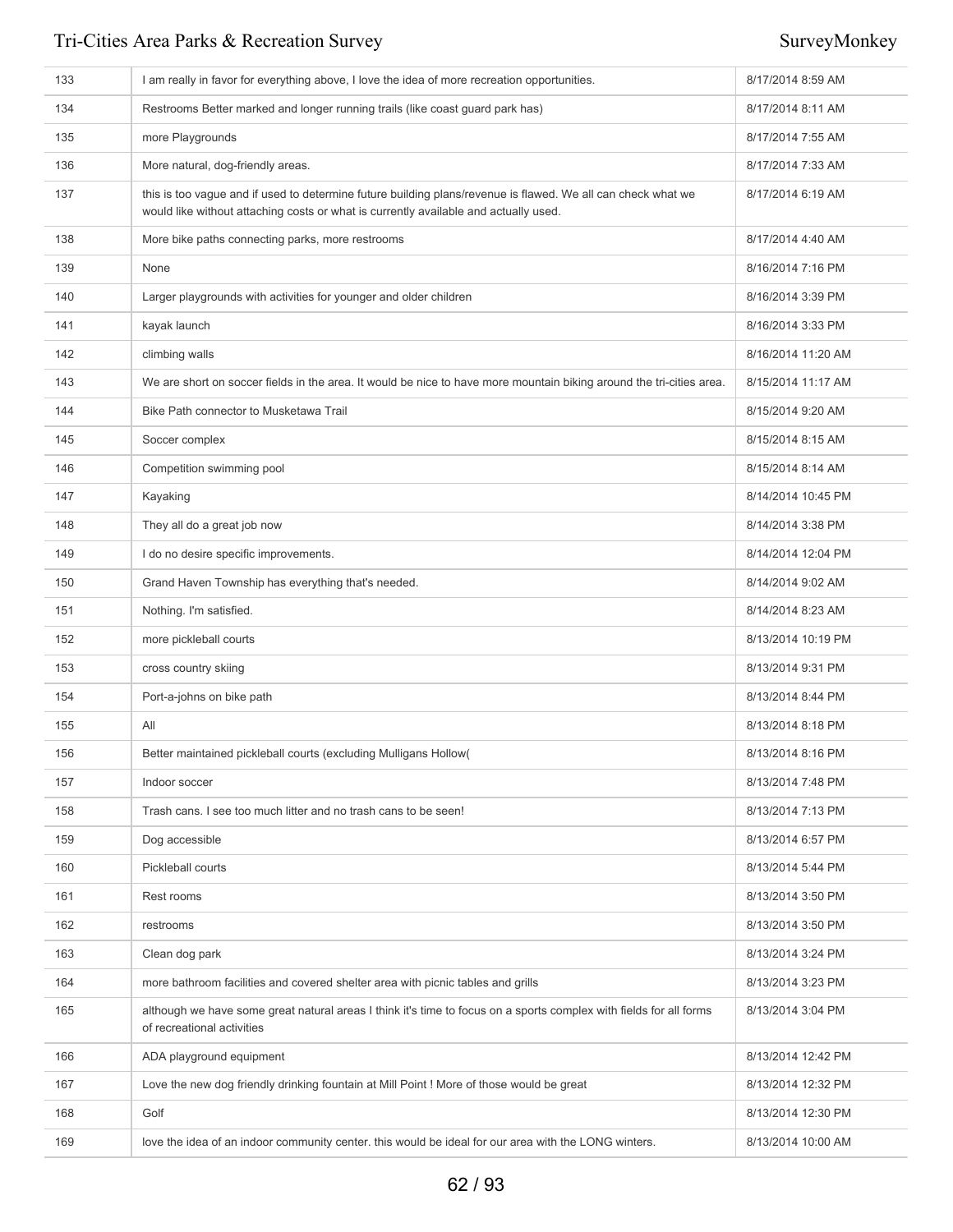| | | |
|---|---|---|
| 133 | I am really in favor for everything above, I love the idea of more recreation opportunities. | 8/17/2014 8:59 AM |
| 134 | Restrooms Better marked and longer running trails (like coast guard park has) | 8/17/2014 8:11 AM |
| 135 | more Playgrounds | 8/17/2014 7:55 AM |
| 136 | More natural, dog-friendly areas. | 8/17/2014 7:33 AM |
| 137 | this is too vague and if used to determine future building plans/revenue is flawed. We all can check what we would like without attaching costs or what is currently available and actually used. | 8/17/2014 6:19 AM |
| 138 | More bike paths connecting parks, more restrooms | 8/17/2014 4:40 AM |
| 139 | None | 8/16/2014 7:16 PM |
| 140 | Larger playgrounds with activities for younger and older children | 8/16/2014 3:39 PM |
| 141 | kayak launch | 8/16/2014 3:33 PM |
| 142 | climbing walls | 8/16/2014 11:20 AM |
| 143 | We are short on soccer fields in the area. It would be nice to have more mountain biking around the tri-cities area. | 8/15/2014 11:17 AM |
| 144 | Bike Path connector to Musketawa Trail | 8/15/2014 9:20 AM |
| 145 | Soccer complex | 8/15/2014 8:15 AM |
| 146 | Competition swimming pool | 8/15/2014 8:14 AM |
| 147 | Kayaking | 8/14/2014 10:45 PM |
| 148 | They all do a great job now | 8/14/2014 3:38 PM |
| 149 | I do no desire specific improvements. | 8/14/2014 12:04 PM |
| 150 | Grand Haven Township has everything that's needed. | 8/14/2014 9:02 AM |
| 151 | Nothing. I'm satisfied. | 8/14/2014 8:23 AM |
| 152 | more pickleball courts | 8/13/2014 10:19 PM |
| 153 | cross country skiing | 8/13/2014 9:31 PM |
| 154 | Port-a-johns on bike path | 8/13/2014 8:44 PM |
| 155 | All | 8/13/2014 8:18 PM |
| 156 | Better maintained pickleball courts (excluding Mulligans Hollow( | 8/13/2014 8:16 PM |
| 157 | Indoor soccer | 8/13/2014 7:48 PM |
| 158 | Trash cans. I see too much litter and no trash cans to be seen! | 8/13/2014 7:13 PM |
| 159 | Dog accessible | 8/13/2014 6:57 PM |
| 160 | Pickleball courts | 8/13/2014 5:44 PM |
| 161 | Rest rooms | 8/13/2014 3:50 PM |
| 162 | restrooms | 8/13/2014 3:50 PM |
| 163 | Clean dog park | 8/13/2014 3:24 PM |
| 164 | more bathroom facilities and covered shelter area with picnic tables and grills | 8/13/2014 3:23 PM |
| 165 | although we have some great natural areas I think it's time to focus on a sports complex with fields for all forms of recreational activities | 8/13/2014 3:04 PM |
| 166 | ADA playground equipment | 8/13/2014 12:42 PM |
| 167 | Love the new dog friendly drinking fountain at Mill Point ! More of those would be great | 8/13/2014 12:32 PM |
| 168 | Golf | 8/13/2014 12:30 PM |
| 169 | love the idea of an indoor community center. this would be ideal for our area with the LONG winters. | 8/13/2014 10:00 AM |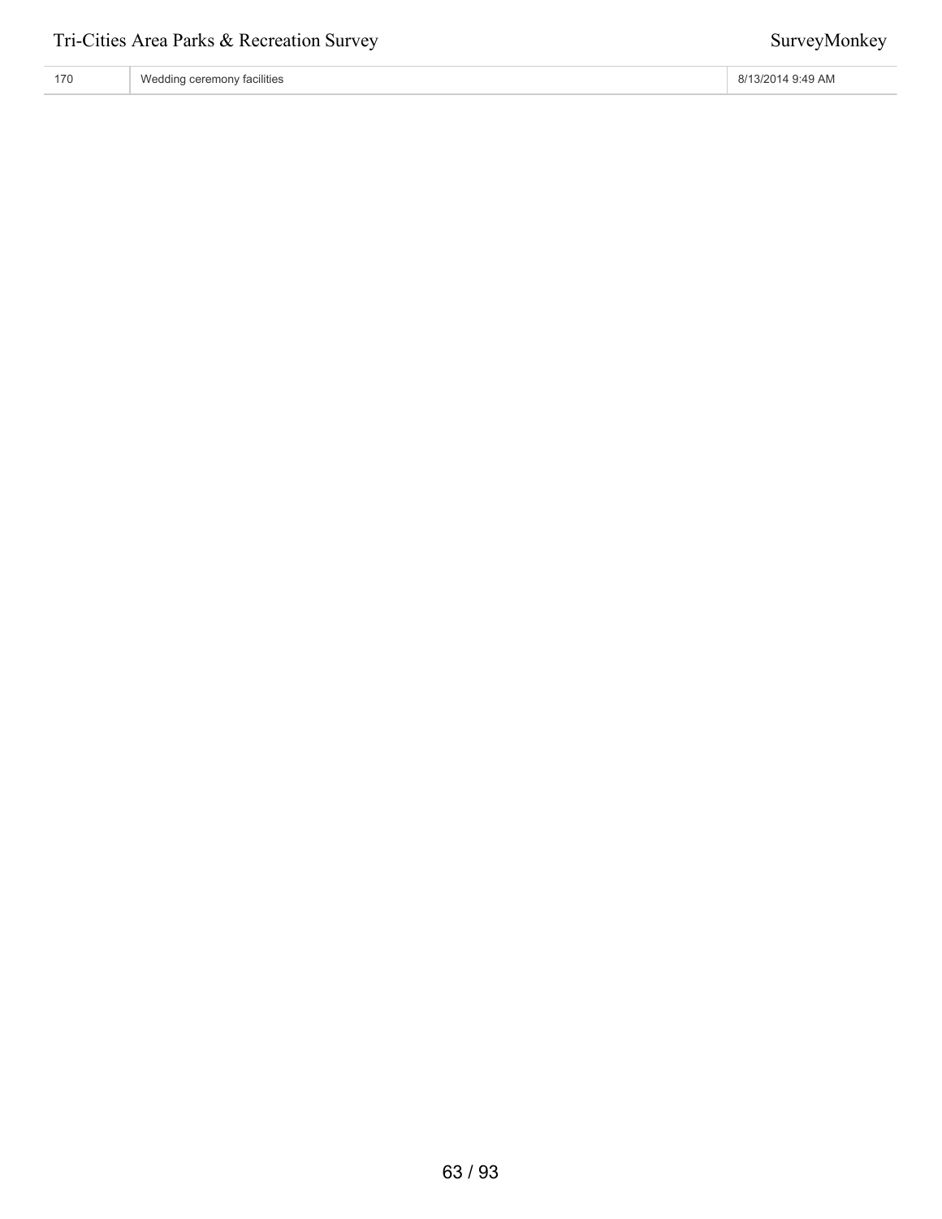| 170 | Wedding ceremony facilities | 8/13/2014 9:49 AM |
|---|---|---|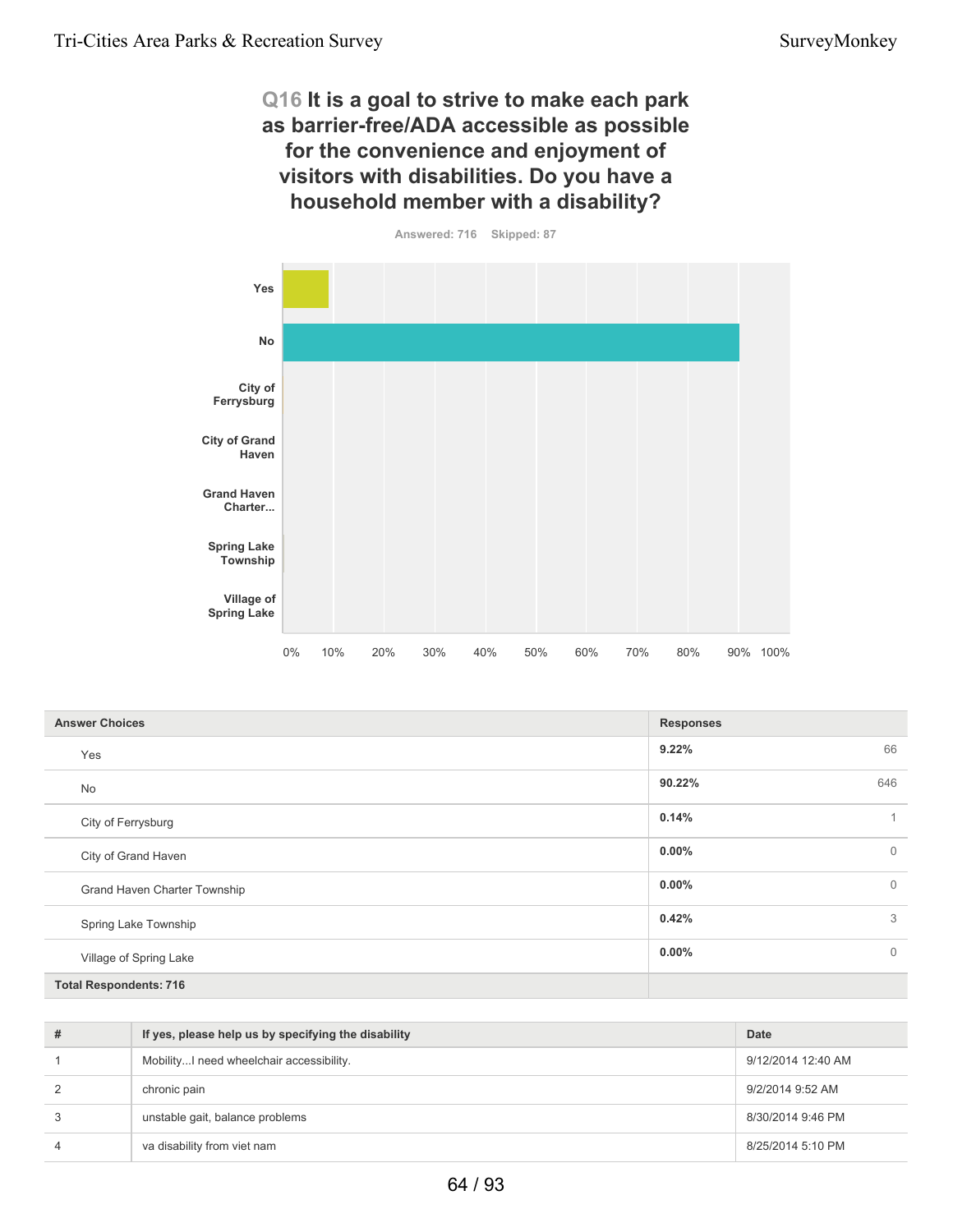## Q16 It is a goal to strive to make each park as barrier-free/ADA accessible as possible for the convenience and enjoyment of visitors with disabilities. Do you have a household member with a disability?

Answered: 716 Skipped: 87

| Answer Choices | Responses | |
|---|---|---|
| Yes | 9.22% | 66 |
| No | 90.22% | 646 |
| City of Ferrysburg | 0.14% | 1 |
| City of Grand Haven | 0.00% | 0 |
| Grand Haven Charter Township | 0.00% | 0 |
| Spring Lake Township | 0.42% | 3 |
| Village of Spring Lake | 0.00% | 0 |
| **Total Respondents: 716** | | |

| # | If yes, please help us by specifying the disability | Date |
|---|---|---|
| 1 | Mobility...I need wheelchair accessibility. | 9/12/2014 12:40 AM |
| 2 | chronic pain | 9/2/2014 9:52 AM |
| 3 | unstable gait, balance problems | 8/30/2014 9:46 PM |
| 4 | va disability from viet nam | 8/25/2014 5:10 PM |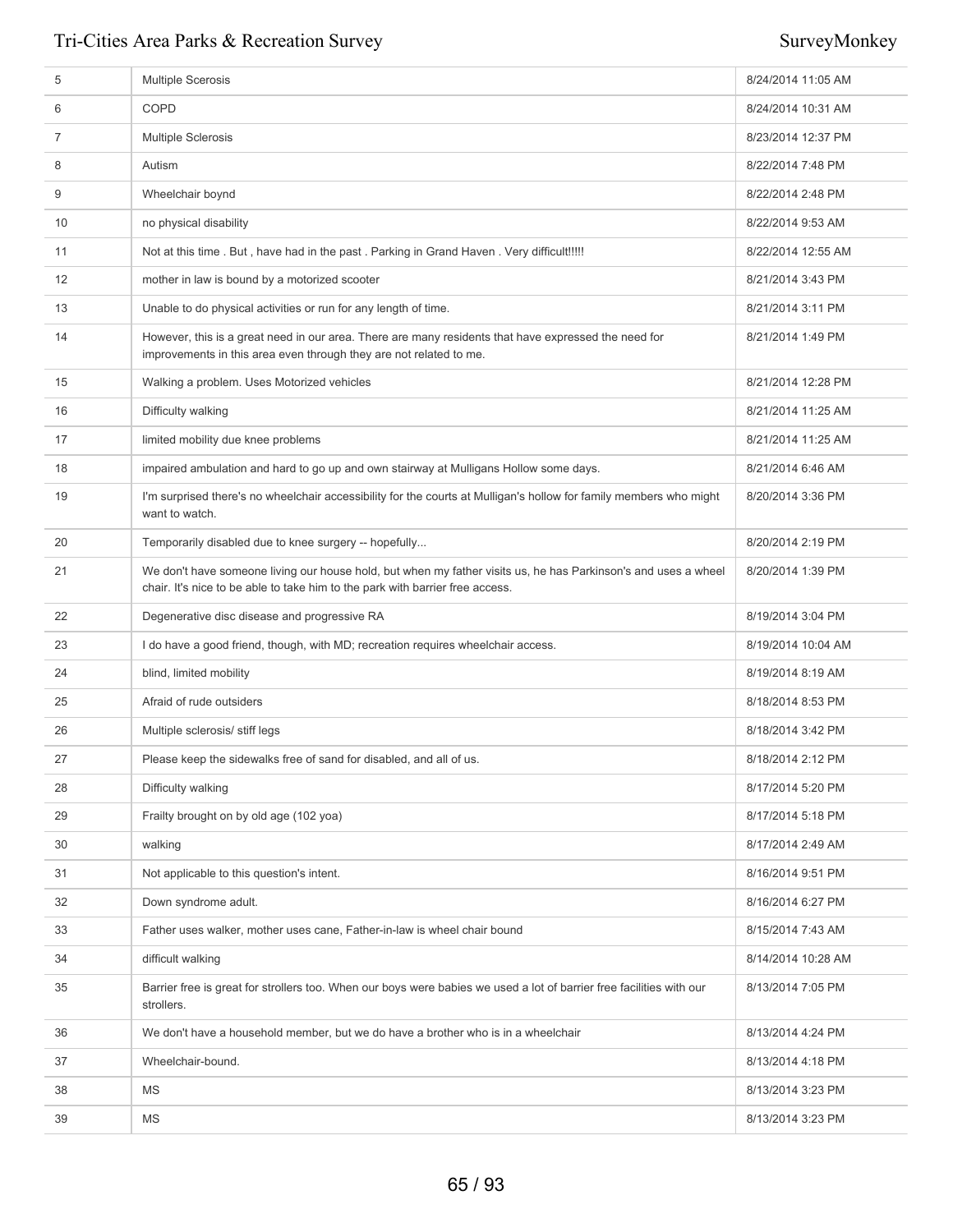| | | |
|---|---|---|
| 5 | Multiple Scerosis | 8/24/2014 11:05 AM |
| 6 | COPD | 8/24/2014 10:31 AM |
| 7 | Multiple Sclerosis | 8/23/2014 12:37 PM |
| 8 | Autism | 8/22/2014 7:48 PM |
| 9 | Wheelchair boynd | 8/22/2014 2:48 PM |
| 10 | no physical disability | 8/22/2014 9:53 AM |
| 11 | Not at this time . But , have had in the past . Parking in Grand Haven . Very difficult!!!!! | 8/22/2014 12:55 AM |
| 12 | mother in law is bound by a motorized scooter | 8/21/2014 3:43 PM |
| 13 | Unable to do physical activities or run for any length of time. | 8/21/2014 3:11 PM |
| 14 | However, this is a great need in our area. There are many residents that have expressed the need for improvements in this area even through they are not related to me. | 8/21/2014 1:49 PM |
| 15 | Walking a problem. Uses Motorized vehicles | 8/21/2014 12:28 PM |
| 16 | Difficulty walking | 8/21/2014 11:25 AM |
| 17 | limited mobility due knee problems | 8/21/2014 11:25 AM |
| 18 | impaired ambulation and hard to go up and own stairway at Mulligans Hollow some days. | 8/21/2014 6:46 AM |
| 19 | I'm surprised there's no wheelchair accessibility for the courts at Mulligan's hollow for family members who might want to watch. | 8/20/2014 3:36 PM |
| 20 | Temporarily disabled due to knee surgery -- hopefully... | 8/20/2014 2:19 PM |
| 21 | We don't have someone living our house hold, but when my father visits us, he has Parkinson's and uses a wheel chair. It's nice to be able to take him to the park with barrier free access. | 8/20/2014 1:39 PM |
| 22 | Degenerative disc disease and progressive RA | 8/19/2014 3:04 PM |
| 23 | I do have a good friend, though, with MD; recreation requires wheelchair access. | 8/19/2014 10:04 AM |
| 24 | blind, limited mobility | 8/19/2014 8:19 AM |
| 25 | Afraid of rude outsiders | 8/18/2014 8:53 PM |
| 26 | Multiple sclerosis/ stiff legs | 8/18/2014 3:42 PM |
| 27 | Please keep the sidewalks free of sand for disabled, and all of us. | 8/18/2014 2:12 PM |
| 28 | Difficulty walking | 8/17/2014 5:20 PM |
| 29 | Frailty brought on by old age (102 yoa) | 8/17/2014 5:18 PM |
| 30 | walking | 8/17/2014 2:49 AM |
| 31 | Not applicable to this question's intent. | 8/16/2014 9:51 PM |
| 32 | Down syndrome adult. | 8/16/2014 6:27 PM |
| 33 | Father uses walker, mother uses cane, Father-in-law is wheel chair bound | 8/15/2014 7:43 AM |
| 34 | difficult walking | 8/14/2014 10:28 AM |
| 35 | Barrier free is great for strollers too. When our boys were babies we used a lot of barrier free facilities with our strollers. | 8/13/2014 7:05 PM |
| 36 | We don't have a household member, but we do have a brother who is in a wheelchair | 8/13/2014 4:24 PM |
| 37 | Wheelchair-bound. | 8/13/2014 4:18 PM |
| 38 | MS | 8/13/2014 3:23 PM |
| 39 | MS | 8/13/2014 3:23 PM |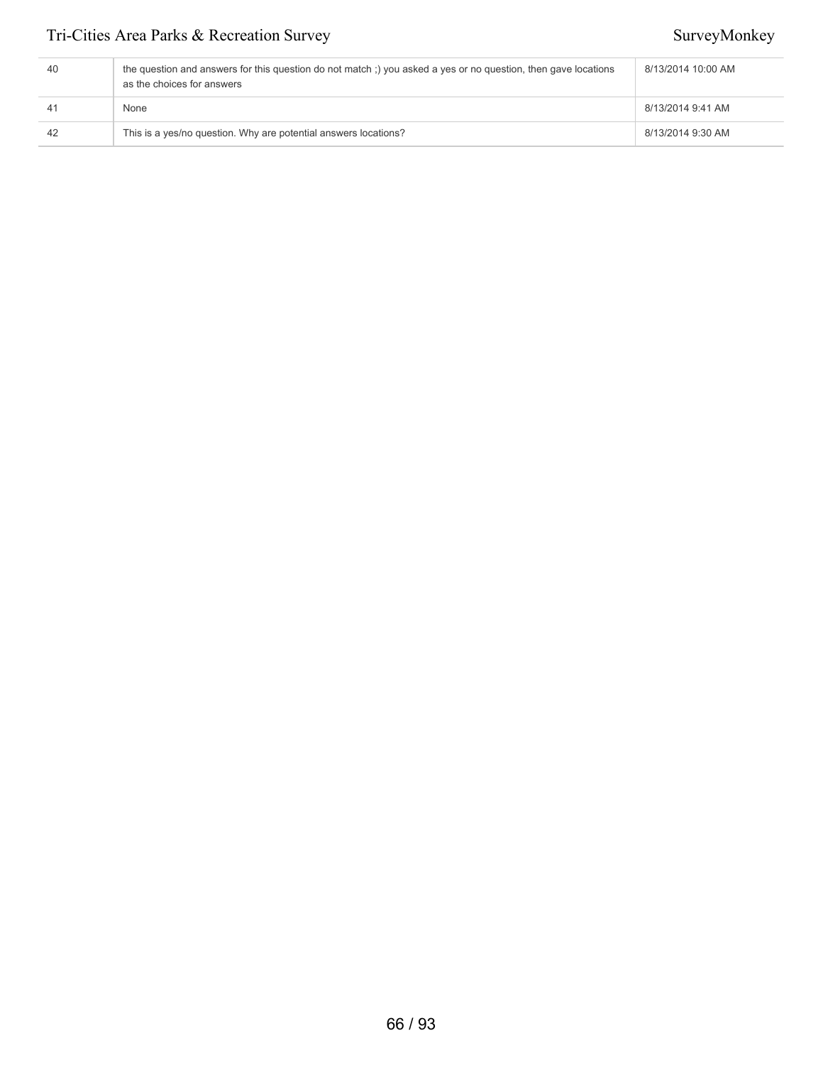| | | |
|---|---|---|
| 40 | the question and answers for this question do not match ;) you asked a yes or no question, then gave locations as the choices for answers | 8/13/2014 10:00 AM |
| 41 | None | 8/13/2014 9:41 AM |
| 42 | This is a yes/no question. Why are potential answers locations? | 8/13/2014 9:30 AM |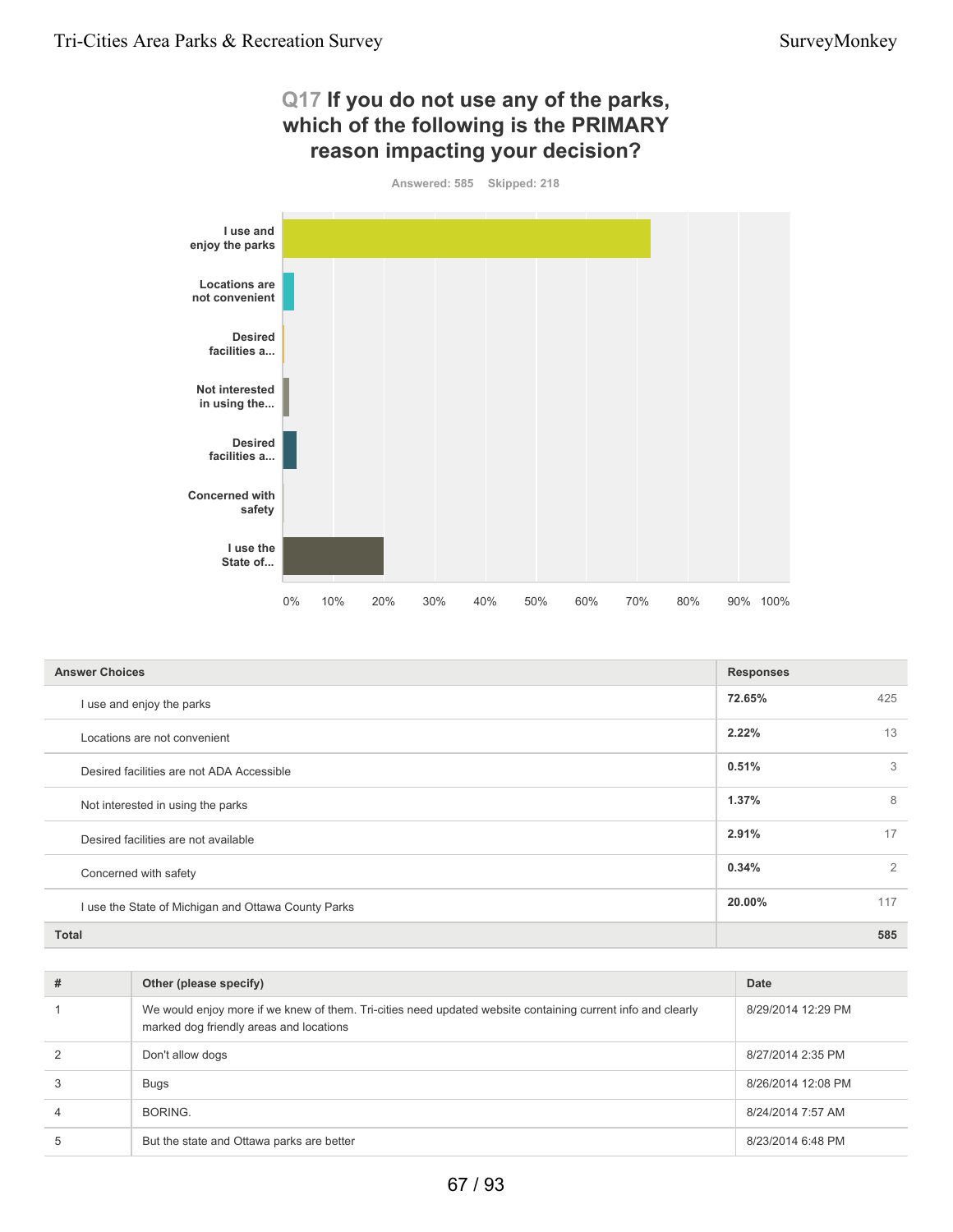## Q17 If you do not use any of the parks, which of the following is the PRIMARY reason impacting your decision?

Answered: 585 Skipped: 218

| Answer Choices | Responses | |
|---|---|---|
| I use and enjoy the parks | 72.65% | 425 |
| Locations are not convenient | 2.22% | 13 |
| Desired facilities are not ADA Accessible | 0.51% | 3 |
| Not interested in using the parks | 1.37% | 8 |
| Desired facilities are not available | 2.91% | 17 |
| Concerned with safety | 0.34% | 2 |
| I use the State of Michigan and Ottawa County Parks | 20.00% | 117 |
| **Total** | | **585** |

| # | Other (please specify) | Date |
|---|---|---|
| 1 | We would enjoy more if we knew of them. Tri-cities need updated website containing current info and clearly marked dog friendly areas and locations | 8/29/2014 12:29 PM |
| 2 | Don't allow dogs | 8/27/2014 2:35 PM |
| 3 | Bugs | 8/26/2014 12:08 PM |
| 4 | BORING. | 8/24/2014 7:57 AM |
| 5 | But the state and Ottawa parks are better | 8/23/2014 6:48 PM |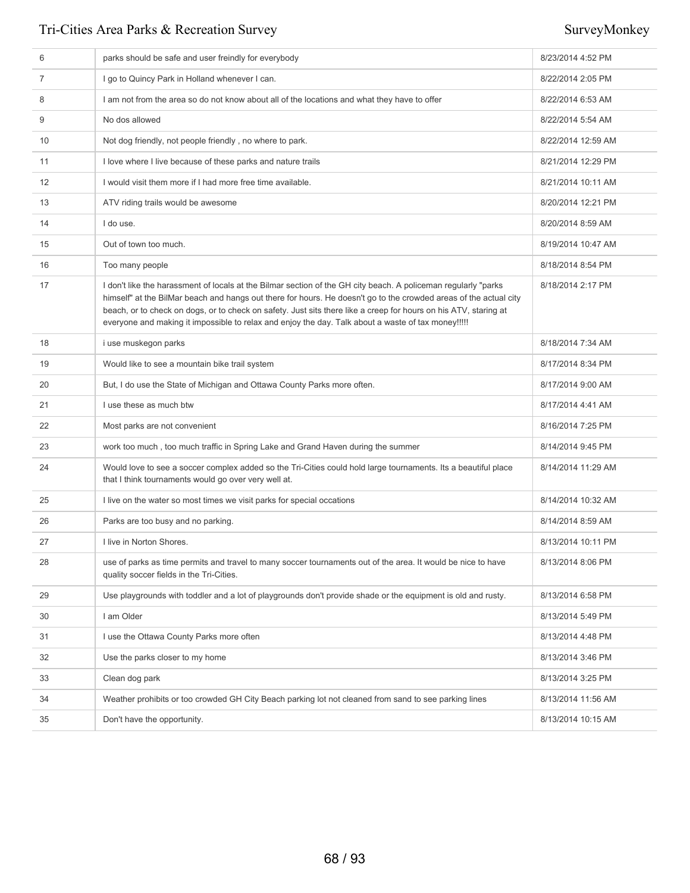| | | |
|---|---|---|
| 6 | parks should be safe and user freindly for everybody | 8/23/2014 4:52 PM |
| 7 | I go to Quincy Park in Holland whenever I can. | 8/22/2014 2:05 PM |
| 8 | I am not from the area so do not know about all of the locations and what they have to offer | 8/22/2014 6:53 AM |
| 9 | No dos allowed | 8/22/2014 5:54 AM |
| 10 | Not dog friendly, not people friendly , no where to park. | 8/22/2014 12:59 AM |
| 11 | I love where I live because of these parks and nature trails | 8/21/2014 12:29 PM |
| 12 | I would visit them more if I had more free time available. | 8/21/2014 10:11 AM |
| 13 | ATV riding trails would be awesome | 8/20/2014 12:21 PM |
| 14 | I do use. | 8/20/2014 8:59 AM |
| 15 | Out of town too much. | 8/19/2014 10:47 AM |
| 16 | Too many people | 8/18/2014 8:54 PM |
| 17 | I don't like the harassment of locals at the Bilmar section of the GH city beach. A policeman regularly "parks himself" at the BilMar beach and hangs out there for hours. He doesn't go to the crowded areas of the actual city beach, or to check on dogs, or to check on safety. Just sits there like a creep for hours on his ATV, staring at everyone and making it impossible to relax and enjoy the day. Talk about a waste of tax money!!!!! | 8/18/2014 2:17 PM |
| 18 | i use muskegon parks | 8/18/2014 7:34 AM |
| 19 | Would like to see a mountain bike trail system | 8/17/2014 8:34 PM |
| 20 | But, I do use the State of Michigan and Ottawa County Parks more often. | 8/17/2014 9:00 AM |
| 21 | I use these as much btw | 8/17/2014 4:41 AM |
| 22 | Most parks are not convenient | 8/16/2014 7:25 PM |
| 23 | work too much , too much traffic in Spring Lake and Grand Haven during the summer | 8/14/2014 9:45 PM |
| 24 | Would love to see a soccer complex added so the Tri-Cities could hold large tournaments. Its a beautiful place that I think tournaments would go over very well at. | 8/14/2014 11:29 AM |
| 25 | I live on the water so most times we visit parks for special occations | 8/14/2014 10:32 AM |
| 26 | Parks are too busy and no parking. | 8/14/2014 8:59 AM |
| 27 | I live in Norton Shores. | 8/13/2014 10:11 PM |
| 28 | use of parks as time permits and travel to many soccer tournaments out of the area. It would be nice to have quality soccer fields in the Tri-Cities. | 8/13/2014 8:06 PM |
| 29 | Use playgrounds with toddler and a lot of playgrounds don't provide shade or the equipment is old and rusty. | 8/13/2014 6:58 PM |
| 30 | I am Older | 8/13/2014 5:49 PM |
| 31 | I use the Ottawa County Parks more often | 8/13/2014 4:48 PM |
| 32 | Use the parks closer to my home | 8/13/2014 3:46 PM |
| 33 | Clean dog park | 8/13/2014 3:25 PM |
| 34 | Weather prohibits or too crowded GH City Beach parking lot not cleaned from sand to see parking lines | 8/13/2014 11:56 AM |
| 35 | Don't have the opportunity. | 8/13/2014 10:15 AM |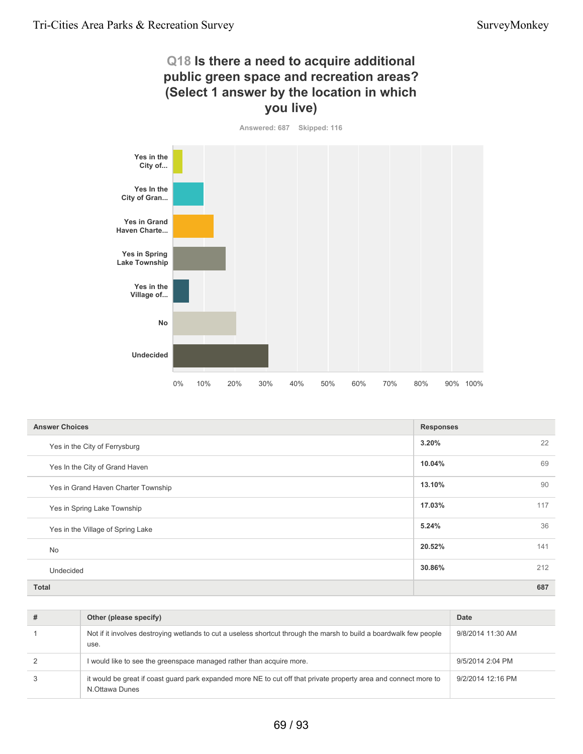## Q18 Is there a need to acquire additional public green space and recreation areas? (Select 1 answer by the location in which you live)

Answered: 687 Skipped: 116

| Answer Choices | Responses | |
|---|---|---|
| Yes in the City of Ferrysburg | 3.20% | 22 |
| Yes In the City of Grand Haven | 10.04% | 69 |
| Yes in Grand Haven Charter Township | 13.10% | 90 |
| Yes in Spring Lake Township | 17.03% | 117 |
| Yes in the Village of Spring Lake | 5.24% | 36 |
| No | 20.52% | 141 |
| Undecided | 30.86% | 212 |
| **Total** | | **687** |

| # | Other (please specify) | Date |
|---|---|---|
| 1 | Not if it involves destroying wetlands to cut a useless shortcut through the marsh to build a boardwalk few people use. | 9/8/2014 11:30 AM |
| 2 | I would like to see the greenspace managed rather than acquire more. | 9/5/2014 2:04 PM |
| 3 | it would be great if coast guard park expanded more NE to cut off that private property area and connect more to N.Ottawa Dunes | 9/2/2014 12:16 PM |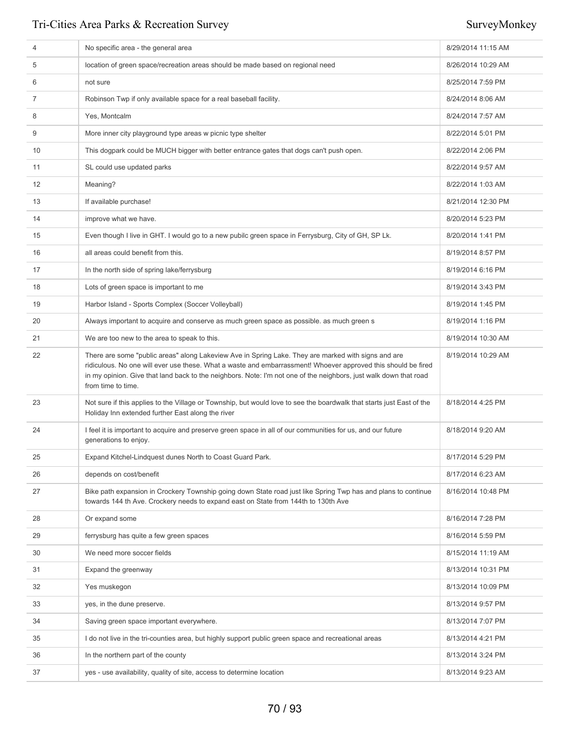| | | |
|---|---|---|
| 4 | No specific area - the general area | 8/29/2014 11:15 AM |
| 5 | location of green space/recreation areas should be made based on regional need | 8/26/2014 10:29 AM |
| 6 | not sure | 8/25/2014 7:59 PM |
| 7 | Robinson Twp if only available space for a real baseball facility. | 8/24/2014 8:06 AM |
| 8 | Yes, Montcalm | 8/24/2014 7:57 AM |
| 9 | More inner city playground type areas w picnic type shelter | 8/22/2014 5:01 PM |
| 10 | This dogpark could be MUCH bigger with better entrance gates that dogs can't push open. | 8/22/2014 2:06 PM |
| 11 | SL could use updated parks | 8/22/2014 9:57 AM |
| 12 | Meaning? | 8/22/2014 1:03 AM |
| 13 | If available purchase! | 8/21/2014 12:30 PM |
| 14 | improve what we have. | 8/20/2014 5:23 PM |
| 15 | Even though I live in GHT. I would go to a new pubilc green space in Ferrysburg, City of GH, SP Lk. | 8/20/2014 1:41 PM |
| 16 | all areas could benefit from this. | 8/19/2014 8:57 PM |
| 17 | In the north side of spring lake/ferrysburg | 8/19/2014 6:16 PM |
| 18 | Lots of green space is important to me | 8/19/2014 3:43 PM |
| 19 | Harbor Island - Sports Complex (Soccer Volleyball) | 8/19/2014 1:45 PM |
| 20 | Always important to acquire and conserve as much green space as possible. as much green s | 8/19/2014 1:16 PM |
| 21 | We are too new to the area to speak to this. | 8/19/2014 10:30 AM |
| 22 | There are some "public areas" along Lakeview Ave in Spring Lake. They are marked with signs and are ridiculous. No one will ever use these. What a waste and embarrassment! Whoever approved this should be fired in my opinion. Give that land back to the neighbors. Note: I'm not one of the neighbors, just walk down that road from time to time. | 8/19/2014 10:29 AM |
| 23 | Not sure if this applies to the Village or Township, but would love to see the boardwalk that starts just East of the Holiday Inn extended further East along the river | 8/18/2014 4:25 PM |
| 24 | I feel it is important to acquire and preserve green space in all of our communities for us, and our future generations to enjoy. | 8/18/2014 9:20 AM |
| 25 | Expand Kitchel-Lindquest dunes North to Coast Guard Park. | 8/17/2014 5:29 PM |
| 26 | depends on cost/benefit | 8/17/2014 6:23 AM |
| 27 | Bike path expansion in Crockery Township going down State road just like Spring Twp has and plans to continue towards 144 th Ave. Crockery needs to expand east on State from 144th to 130th Ave | 8/16/2014 10:48 PM |
| 28 | Or expand some | 8/16/2014 7:28 PM |
| 29 | ferrysburg has quite a few green spaces | 8/16/2014 5:59 PM |
| 30 | We need more soccer fields | 8/15/2014 11:19 AM |
| 31 | Expand the greenway | 8/13/2014 10:31 PM |
| 32 | Yes muskegon | 8/13/2014 10:09 PM |
| 33 | yes, in the dune preserve. | 8/13/2014 9:57 PM |
| 34 | Saving green space important everywhere. | 8/13/2014 7:07 PM |
| 35 | I do not live in the tri-counties area, but highly support public green space and recreational areas | 8/13/2014 4:21 PM |
| 36 | In the northern part of the county | 8/13/2014 3:24 PM |
| 37 | yes - use availability, quality of site, access to determine location | 8/13/2014 9:23 AM |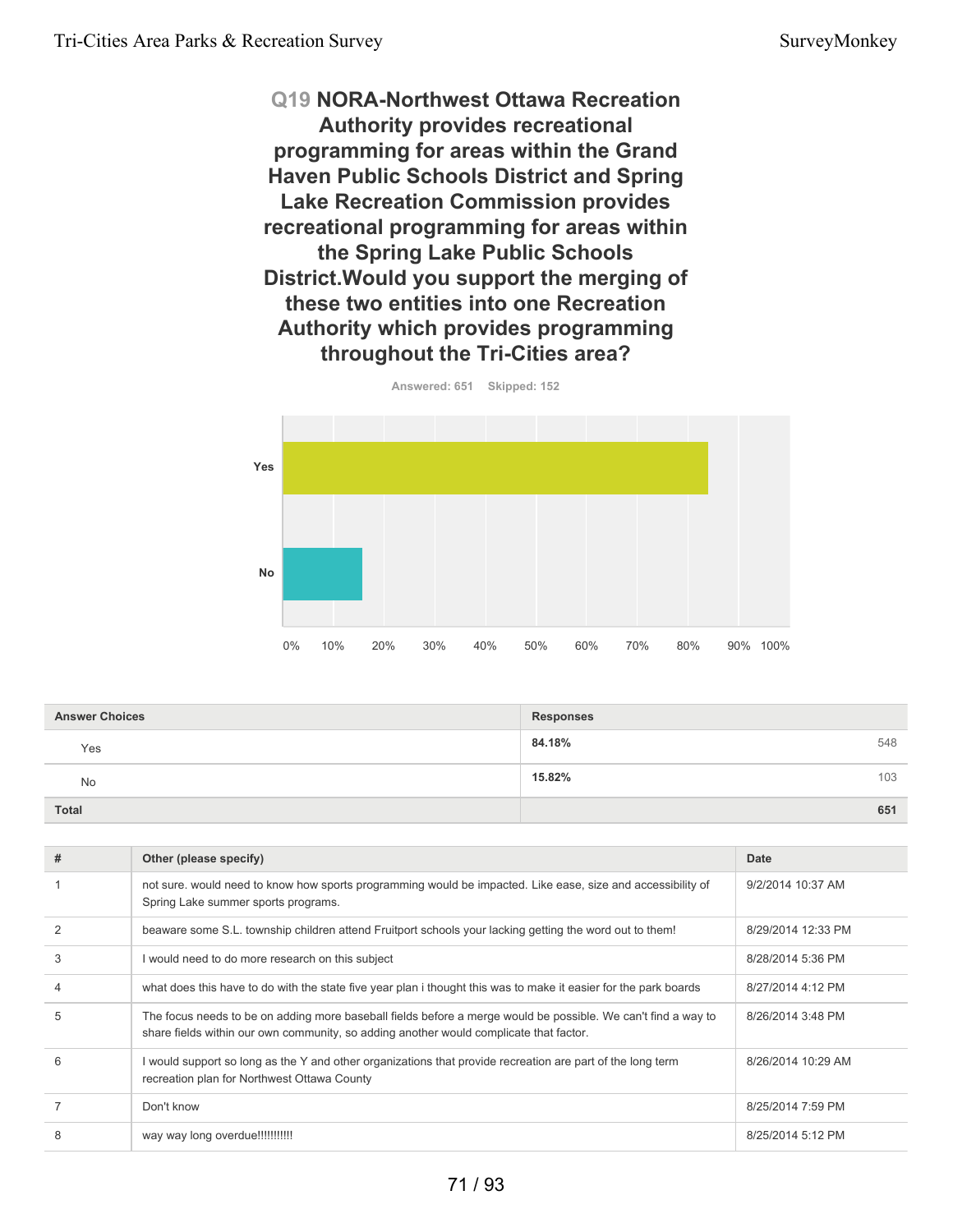## Q19 NORA-Northwest Ottawa Recreation Authority provides recreational programming for areas within the Grand Haven Public Schools District and Spring Lake Recreation Commission provides recreational programming for areas within the Spring Lake Public Schools District.Would you support the merging of these two entities into one Recreation Authority which provides programming throughout the Tri-Cities area?

Answered: 651 Skipped: 152

| Answer Choices | Responses | |
|---|---|---|
| Yes | 84.18% | 548 |
| No | 15.82% | 103 |
| **Total** | | **651** |

| # | Other (please specify) | Date |
|---|---|---|
| 1 | not sure. would need to know how sports programming would be impacted. Like ease, size and accessibility of Spring Lake summer sports programs. | 9/2/2014 10:37 AM |
| 2 | beaware some S.L. township children attend Fruitport schools your lacking getting the word out to them! | 8/29/2014 12:33 PM |
| 3 | I would need to do more research on this subject | 8/28/2014 5:36 PM |
| 4 | what does this have to do with the state five year plan i thought this was to make it easier for the park boards | 8/27/2014 4:12 PM |
| 5 | The focus needs to be on adding more baseball fields before a merge would be possible. We can't find a way to share fields within our own community, so adding another would complicate that factor. | 8/26/2014 3:48 PM |
| 6 | I would support so long as the Y and other organizations that provide recreation are part of the long term recreation plan for Northwest Ottawa County | 8/26/2014 10:29 AM |
| 7 | Don't know | 8/25/2014 7:59 PM |
| 8 | way way long overdue!!!!!!!!!!! | 8/25/2014 5:12 PM |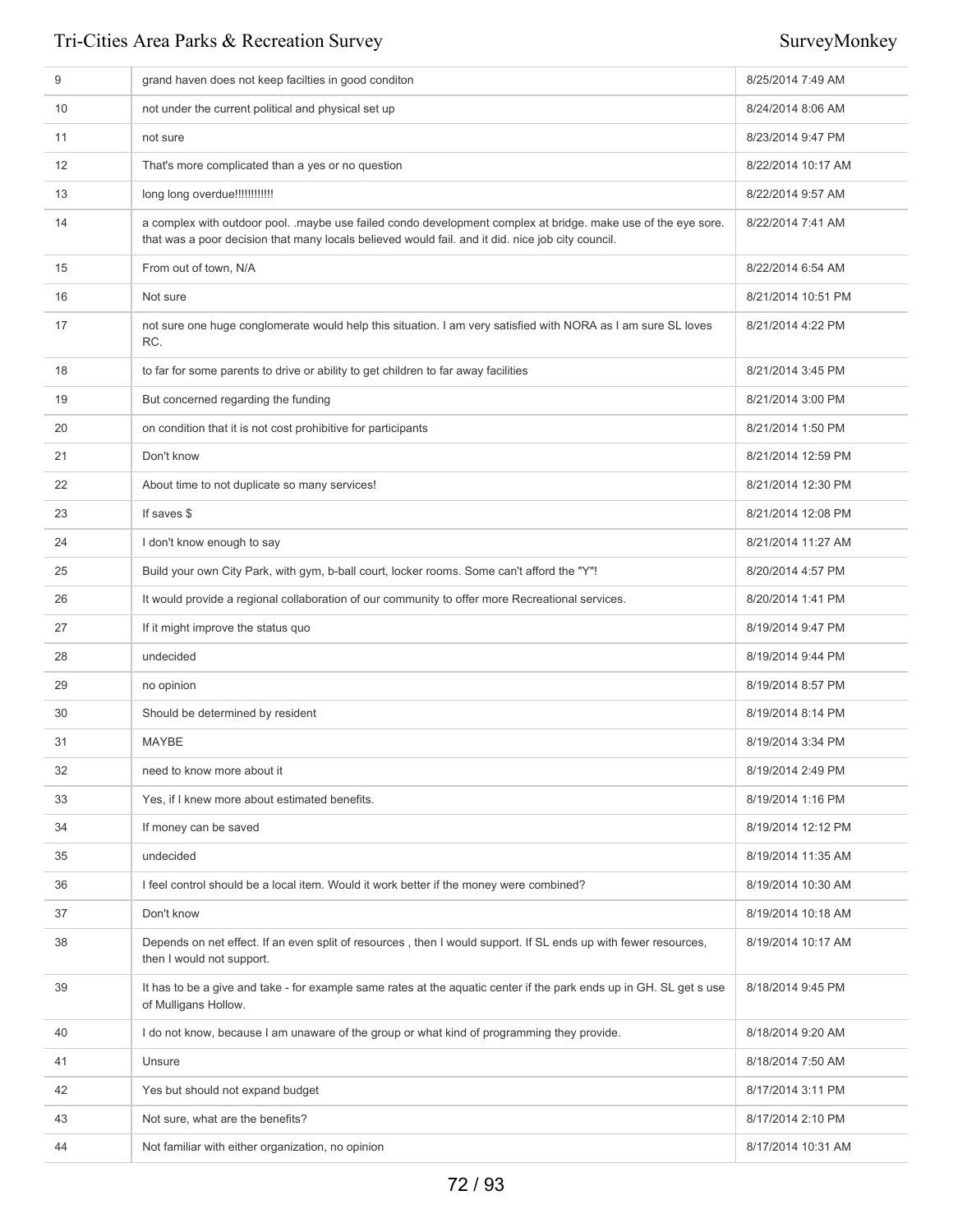| | | |
|---|---|---|
| 9 | grand haven does not keep facilties in good conditon | 8/25/2014 7:49 AM |
| 10 | not under the current political and physical set up | 8/24/2014 8:06 AM |
| 11 | not sure | 8/23/2014 9:47 PM |
| 12 | That's more complicated than a yes or no question | 8/22/2014 10:17 AM |
| 13 | long long overdue!!!!!!!!!!!! | 8/22/2014 9:57 AM |
| 14 | a complex with outdoor pool. .maybe use failed condo development complex at bridge. make use of the eye sore. that was a poor decision that many locals believed would fail. and it did. nice job city council. | 8/22/2014 7:41 AM |
| 15 | From out of town, N/A | 8/22/2014 6:54 AM |
| 16 | Not sure | 8/21/2014 10:51 PM |
| 17 | not sure one huge conglomerate would help this situation. I am very satisfied with NORA as I am sure SL loves RC. | 8/21/2014 4:22 PM |
| 18 | to far for some parents to drive or ability to get children to far away facilities | 8/21/2014 3:45 PM |
| 19 | But concerned regarding the funding | 8/21/2014 3:00 PM |
| 20 | on condition that it is not cost prohibitive for participants | 8/21/2014 1:50 PM |
| 21 | Don't know | 8/21/2014 12:59 PM |
| 22 | About time to not duplicate so many services! | 8/21/2014 12:30 PM |
| 23 | If saves $ | 8/21/2014 12:08 PM |
| 24 | I don't know enough to say | 8/21/2014 11:27 AM |
| 25 | Build your own City Park, with gym, b-ball court, locker rooms. Some can't afford the "Y"! | 8/20/2014 4:57 PM |
| 26 | It would provide a regional collaboration of our community to offer more Recreational services. | 8/20/2014 1:41 PM |
| 27 | If it might improve the status quo | 8/19/2014 9:47 PM |
| 28 | undecided | 8/19/2014 9:44 PM |
| 29 | no opinion | 8/19/2014 8:57 PM |
| 30 | Should be determined by resident | 8/19/2014 8:14 PM |
| 31 | MAYBE | 8/19/2014 3:34 PM |
| 32 | need to know more about it | 8/19/2014 2:49 PM |
| 33 | Yes, if I knew more about estimated benefits. | 8/19/2014 1:16 PM |
| 34 | If money can be saved | 8/19/2014 12:12 PM |
| 35 | undecided | 8/19/2014 11:35 AM |
| 36 | I feel control should be a local item. Would it work better if the money were combined? | 8/19/2014 10:30 AM |
| 37 | Don't know | 8/19/2014 10:18 AM |
| 38 | Depends on net effect. If an even split of resources , then I would support. If SL ends up with fewer resources, then I would not support. | 8/19/2014 10:17 AM |
| 39 | It has to be a give and take - for example same rates at the aquatic center if the park ends up in GH. SL get s use of Mulligans Hollow. | 8/18/2014 9:45 PM |
| 40 | I do not know, because I am unaware of the group or what kind of programming they provide. | 8/18/2014 9:20 AM |
| 41 | Unsure | 8/18/2014 7:50 AM |
| 42 | Yes but should not expand budget | 8/17/2014 3:11 PM |
| 43 | Not sure, what are the benefits? | 8/17/2014 2:10 PM |
| 44 | Not familiar with either organization, no opinion | 8/17/2014 10:31 AM |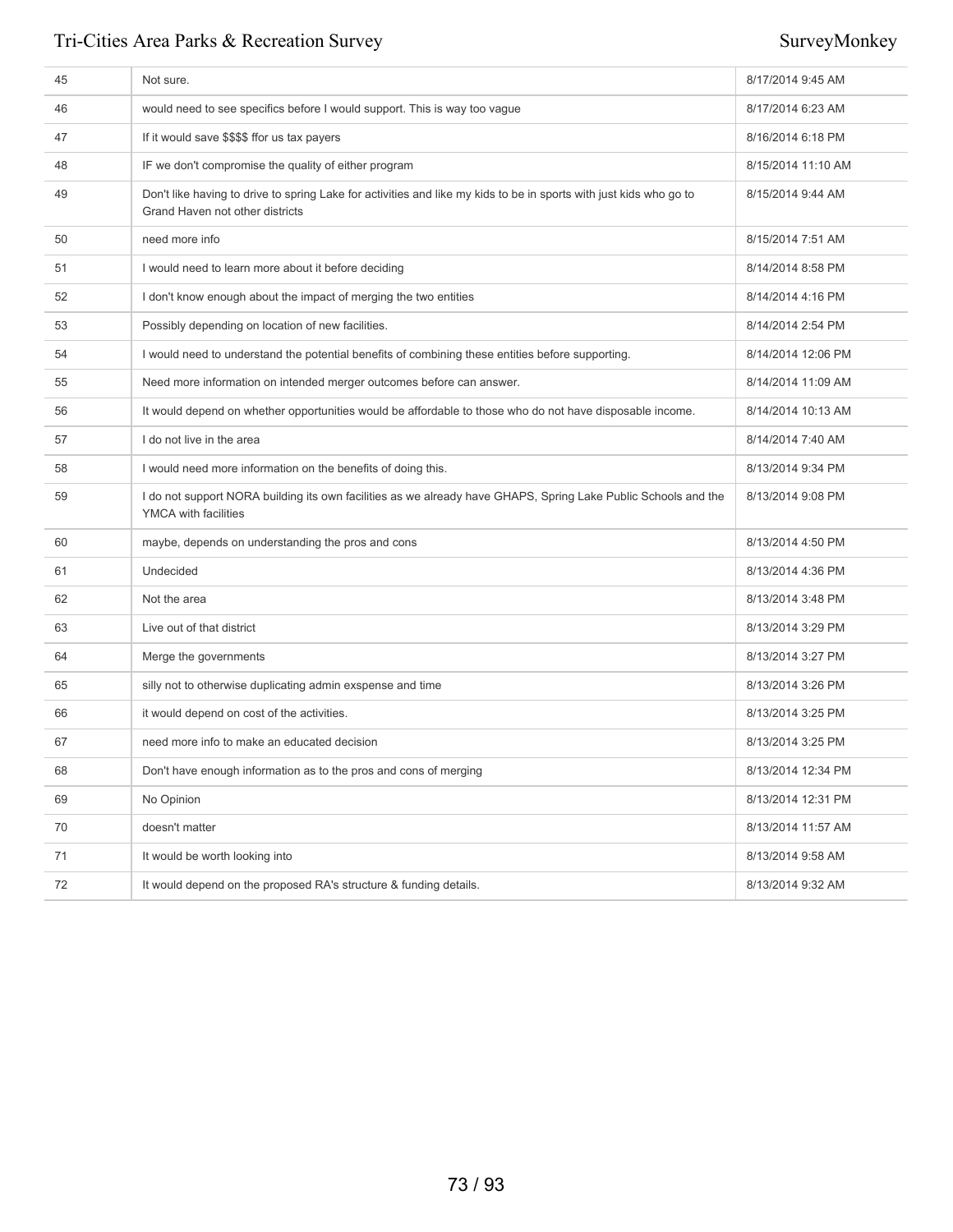| 45 | Not sure. | 8/17/2014 9:45 AM |
|---|---|---|
| 46 | would need to see specifics before I would support. This is way too vague | 8/17/2014 6:23 AM |
| 47 | If it would save $$$$ ffor us tax payers | 8/16/2014 6:18 PM |
| 48 | IF we don't compromise the quality of either program | 8/15/2014 11:10 AM |
| 49 | Don't like having to drive to spring Lake for activities and like my kids to be in sports with just kids who go to Grand Haven not other districts | 8/15/2014 9:44 AM |
| 50 | need more info | 8/15/2014 7:51 AM |
| 51 | I would need to learn more about it before deciding | 8/14/2014 8:58 PM |
| 52 | I don't know enough about the impact of merging the two entities | 8/14/2014 4:16 PM |
| 53 | Possibly depending on location of new facilities. | 8/14/2014 2:54 PM |
| 54 | I would need to understand the potential benefits of combining these entities before supporting. | 8/14/2014 12:06 PM |
| 55 | Need more information on intended merger outcomes before can answer. | 8/14/2014 11:09 AM |
| 56 | It would depend on whether opportunities would be affordable to those who do not have disposable income. | 8/14/2014 10:13 AM |
| 57 | I do not live in the area | 8/14/2014 7:40 AM |
| 58 | I would need more information on the benefits of doing this. | 8/13/2014 9:34 PM |
| 59 | I do not support NORA building its own facilities as we already have GHAPS, Spring Lake Public Schools and the YMCA with facilities | 8/13/2014 9:08 PM |
| 60 | maybe, depends on understanding the pros and cons | 8/13/2014 4:50 PM |
| 61 | Undecided | 8/13/2014 4:36 PM |
| 62 | Not the area | 8/13/2014 3:48 PM |
| 63 | Live out of that district | 8/13/2014 3:29 PM |
| 64 | Merge the governments | 8/13/2014 3:27 PM |
| 65 | silly not to otherwise duplicating admin exspense and time | 8/13/2014 3:26 PM |
| 66 | it would depend on cost of the activities. | 8/13/2014 3:25 PM |
| 67 | need more info to make an educated decision | 8/13/2014 3:25 PM |
| 68 | Don't have enough information as to the pros and cons of merging | 8/13/2014 12:34 PM |
| 69 | No Opinion | 8/13/2014 12:31 PM |
| 70 | doesn't matter | 8/13/2014 11:57 AM |
| 71 | It would be worth looking into | 8/13/2014 9:58 AM |
| 72 | It would depend on the proposed RA's structure & funding details. | 8/13/2014 9:32 AM |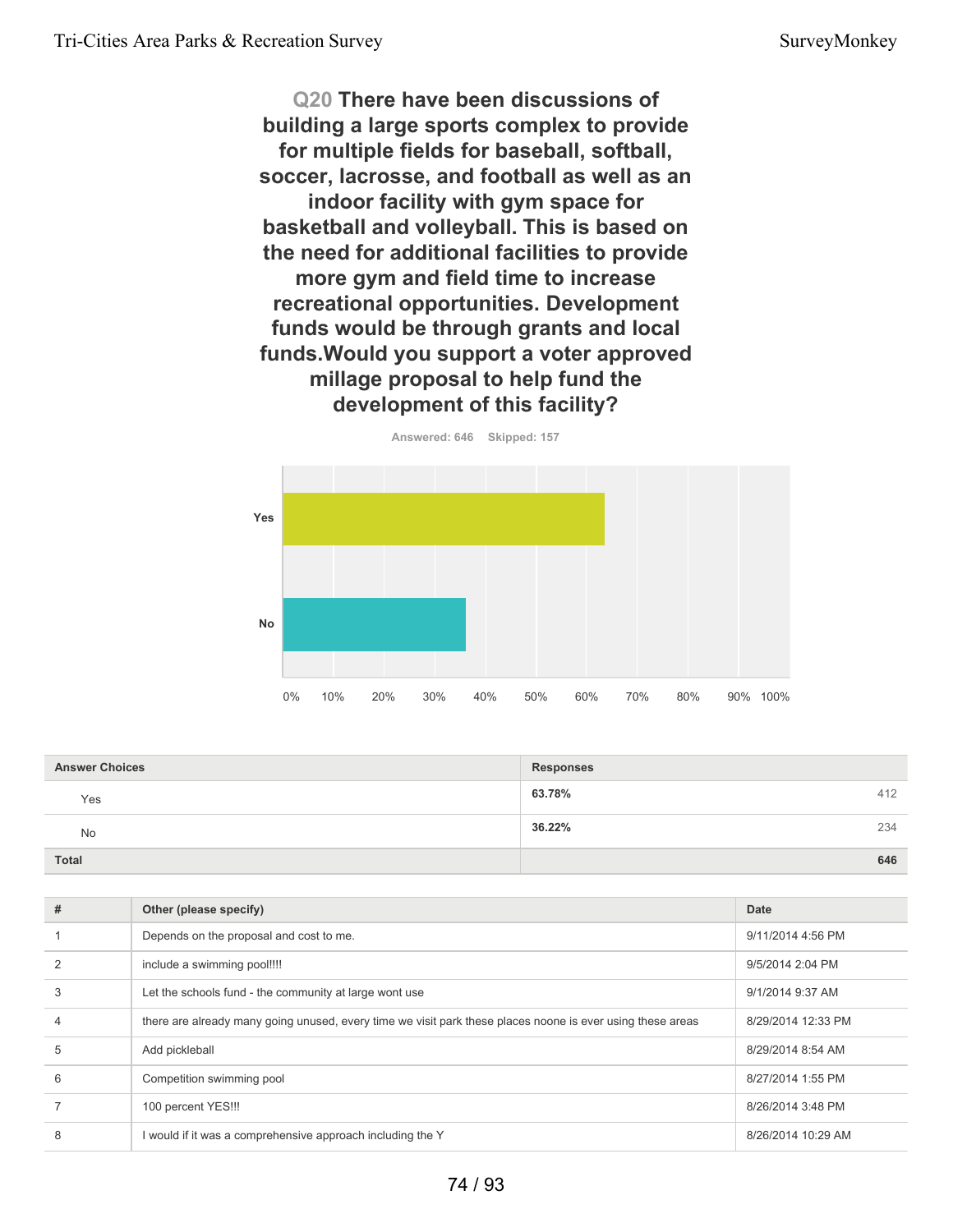## Q20 There have been discussions of building a large sports complex to provide for multiple fields for baseball, softball, soccer, lacrosse, and football as well as an indoor facility with gym space for basketball and volleyball. This is based on the need for additional facilities to provide more gym and field time to increase recreational opportunities. Development funds would be through grants and local funds.Would you support a voter approved millage proposal to help fund the development of this facility?

Answered: 646 Skipped: 157

| Answer Choices | Responses | |
|---|---|---|
| Yes | 63.78% | 412 |
| No | 36.22% | 234 |
| Total | | 646 |

| # | Other (please specify) | Date |
|---|---|---|
| 1 | Depends on the proposal and cost to me. | 9/11/2014 4:56 PM |
| 2 | include a swimming pool!!!! | 9/5/2014 2:04 PM |
| 3 | Let the schools fund - the community at large wont use | 9/1/2014 9:37 AM |
| 4 | there are already many going unused, every time we visit park these places noone is ever using these areas | 8/29/2014 12:33 PM |
| 5 | Add pickleball | 8/29/2014 8:54 AM |
| 6 | Competition swimming pool | 8/27/2014 1:55 PM |
| 7 | 100 percent YES!!! | 8/26/2014 3:48 PM |
| 8 | I would if it was a comprehensive approach including the Y | 8/26/2014 10:29 AM |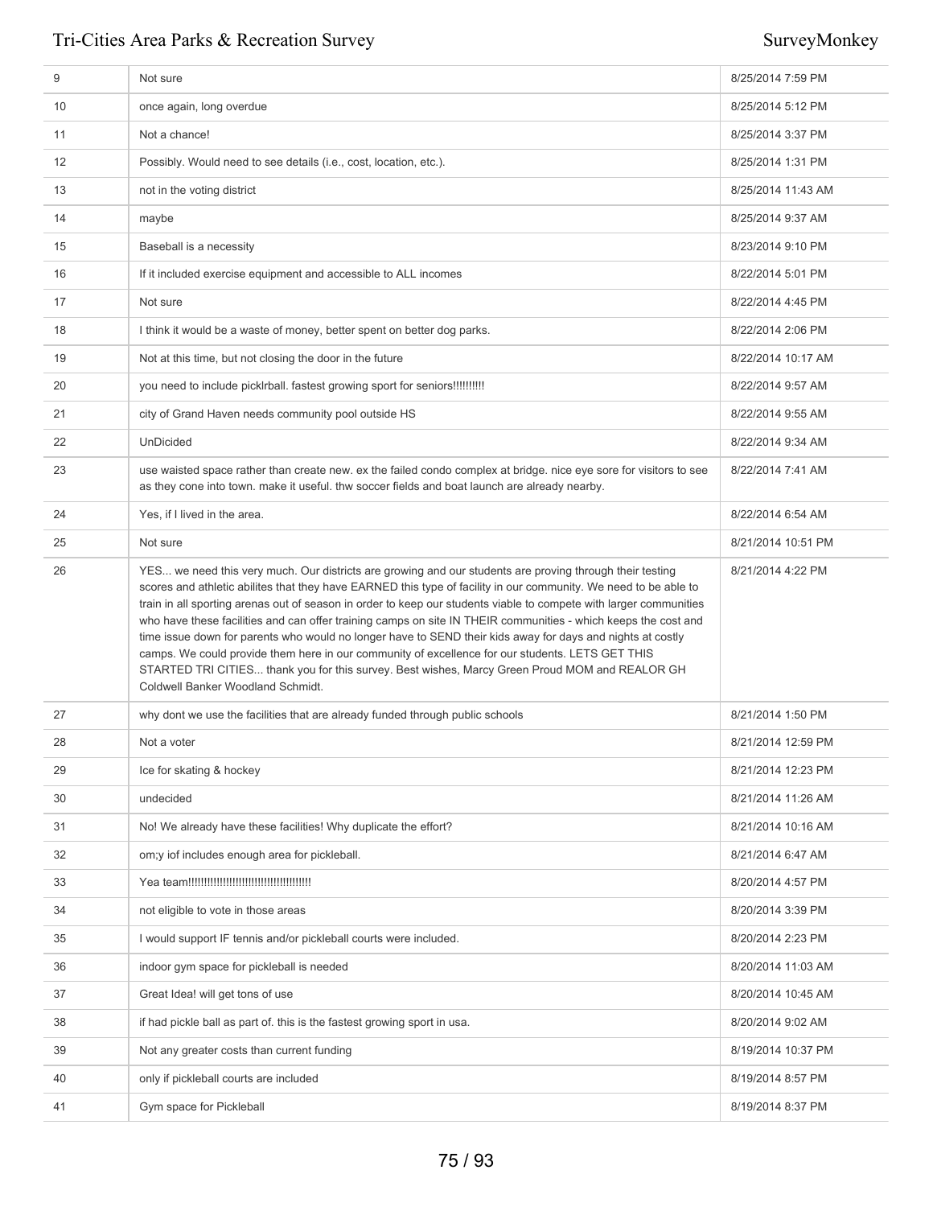| | | |
|---|---|---|
| 9 | Not sure | 8/25/2014 7:59 PM |
| 10 | once again, long overdue | 8/25/2014 5:12 PM |
| 11 | Not a chance! | 8/25/2014 3:37 PM |
| 12 | Possibly. Would need to see details (i.e., cost, location, etc.). | 8/25/2014 1:31 PM |
| 13 | not in the voting district | 8/25/2014 11:43 AM |
| 14 | maybe | 8/25/2014 9:37 AM |
| 15 | Baseball is a necessity | 8/23/2014 9:10 PM |
| 16 | If it included exercise equipment and accessible to ALL incomes | 8/22/2014 5:01 PM |
| 17 | Not sure | 8/22/2014 4:45 PM |
| 18 | I think it would be a waste of money, better spent on better dog parks. | 8/22/2014 2:06 PM |
| 19 | Not at this time, but not closing the door in the future | 8/22/2014 10:17 AM |
| 20 | you need to include picklrball. fastest growing sport for seniors!!!!!!!!!! | 8/22/2014 9:57 AM |
| 21 | city of Grand Haven needs community pool outside HS | 8/22/2014 9:55 AM |
| 22 | UnDicided | 8/22/2014 9:34 AM |
| 23 | use waisted space rather than create new. ex the failed condo complex at bridge. nice eye sore for visitors to see as they cone into town. make it useful. thw soccer fields and boat launch are already nearby. | 8/22/2014 7:41 AM |
| 24 | Yes, if I lived in the area. | 8/22/2014 6:54 AM |
| 25 | Not sure | 8/21/2014 10:51 PM |
| 26 | YES... we need this very much. Our districts are growing and our students are proving through their testing scores and athletic abilites that they have EARNED this type of facility in our community. We need to be able to train in all sporting arenas out of season in order to keep our students viable to compete with larger communities who have these facilities and can offer training camps on site IN THEIR communities - which keeps the cost and time issue down for parents who would no longer have to SEND their kids away for days and nights at costly camps. We could provide them here in our community of excellence for our students. LETS GET THIS STARTED TRI CITIES... thank you for this survey. Best wishes, Marcy Green Proud MOM and REALOR GH Coldwell Banker Woodland Schmidt. | 8/21/2014 4:22 PM |
| 27 | why dont we use the facilities that are already funded through public schools | 8/21/2014 1:50 PM |
| 28 | Not a voter | 8/21/2014 12:59 PM |
| 29 | Ice for skating & hockey | 8/21/2014 12:23 PM |
| 30 | undecided | 8/21/2014 11:26 AM |
| 31 | No! We already have these facilities! Why duplicate the effort? | 8/21/2014 10:16 AM |
| 32 | om;y iof includes enough area for pickleball. | 8/21/2014 6:47 AM |
| 33 | Yea team!!!!!!!!!!!!!!!!!!!!!!!!!!!!!!!!!!!!!!! | 8/20/2014 4:57 PM |
| 34 | not eligible to vote in those areas | 8/20/2014 3:39 PM |
| 35 | I would support IF tennis and/or pickleball courts were included. | 8/20/2014 2:23 PM |
| 36 | indoor gym space for pickleball is needed | 8/20/2014 11:03 AM |
| 37 | Great Idea! will get tons of use | 8/20/2014 10:45 AM |
| 38 | if had pickle ball as part of. this is the fastest growing sport in usa. | 8/20/2014 9:02 AM |
| 39 | Not any greater costs than current funding | 8/19/2014 10:37 PM |
| 40 | only if pickleball courts are included | 8/19/2014 8:57 PM |
| 41 | Gym space for Pickleball | 8/19/2014 8:37 PM |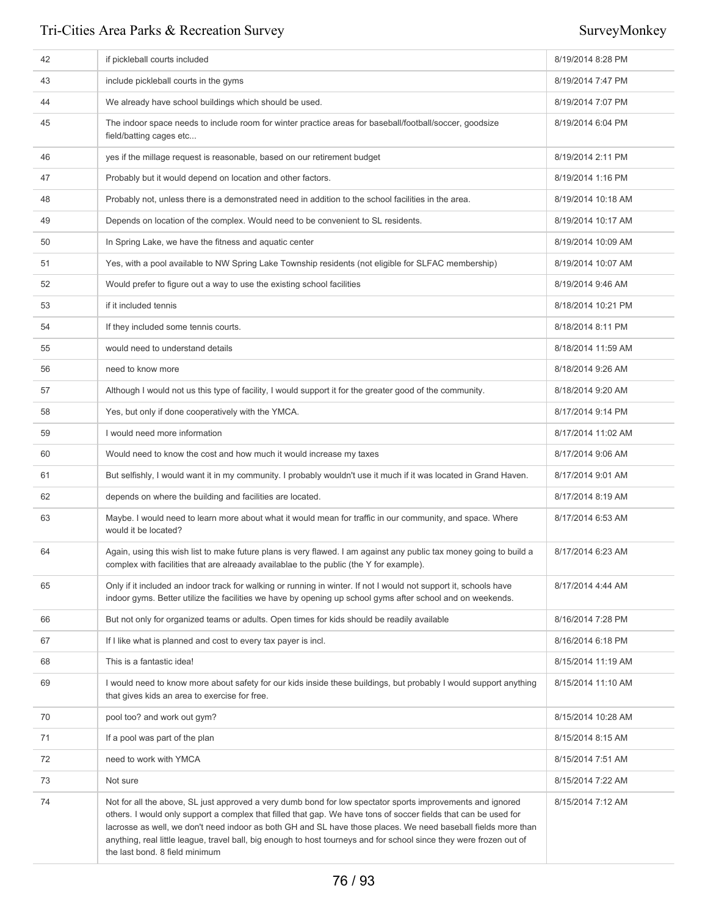| | | |
|---|---|---|
| 42 | if pickleball courts included | 8/19/2014 8:28 PM |
| 43 | include pickleball courts in the gyms | 8/19/2014 7:47 PM |
| 44 | We already have school buildings which should be used. | 8/19/2014 7:07 PM |
| 45 | The indoor space needs to include room for winter practice areas for baseball/football/soccer, goodsize field/batting cages etc... | 8/19/2014 6:04 PM |
| 46 | yes if the millage request is reasonable, based on our retirement budget | 8/19/2014 2:11 PM |
| 47 | Probably but it would depend on location and other factors. | 8/19/2014 1:16 PM |
| 48 | Probably not, unless there is a demonstrated need in addition to the school facilities in the area. | 8/19/2014 10:18 AM |
| 49 | Depends on location of the complex. Would need to be convenient to SL residents. | 8/19/2014 10:17 AM |
| 50 | In Spring Lake, we have the fitness and aquatic center | 8/19/2014 10:09 AM |
| 51 | Yes, with a pool available to NW Spring Lake Township residents (not eligible for SLFAC membership) | 8/19/2014 10:07 AM |
| 52 | Would prefer to figure out a way to use the existing school facilities | 8/19/2014 9:46 AM |
| 53 | if it included tennis | 8/18/2014 10:21 PM |
| 54 | If they included some tennis courts. | 8/18/2014 8:11 PM |
| 55 | would need to understand details | 8/18/2014 11:59 AM |
| 56 | need to know more | 8/18/2014 9:26 AM |
| 57 | Although I would not us this type of facility, I would support it for the greater good of the community. | 8/18/2014 9:20 AM |
| 58 | Yes, but only if done cooperatively with the YMCA. | 8/17/2014 9:14 PM |
| 59 | I would need more information | 8/17/2014 11:02 AM |
| 60 | Would need to know the cost and how much it would increase my taxes | 8/17/2014 9:06 AM |
| 61 | But selfishly, I would want it in my community. I probably wouldn't use it much if it was located in Grand Haven. | 8/17/2014 9:01 AM |
| 62 | depends on where the building and facilities are located. | 8/17/2014 8:19 AM |
| 63 | Maybe. I would need to learn more about what it would mean for traffic in our community, and space. Where would it be located? | 8/17/2014 6:53 AM |
| 64 | Again, using this wish list to make future plans is very flawed. I am against any public tax money going to build a complex with facilities that are alreaady availablae to the public (the Y for example). | 8/17/2014 6:23 AM |
| 65 | Only if it included an indoor track for walking or running in winter. If not I would not support it, schools have indoor gyms. Better utilize the facilities we have by opening up school gyms after school and on weekends. | 8/17/2014 4:44 AM |
| 66 | But not only for organized teams or adults. Open times for kids should be readily available | 8/16/2014 7:28 PM |
| 67 | If I like what is planned and cost to every tax payer is incl. | 8/16/2014 6:18 PM |
| 68 | This is a fantastic idea! | 8/15/2014 11:19 AM |
| 69 | I would need to know more about safety for our kids inside these buildings, but probably I would support anything that gives kids an area to exercise for free. | 8/15/2014 11:10 AM |
| 70 | pool too? and work out gym? | 8/15/2014 10:28 AM |
| 71 | If a pool was part of the plan | 8/15/2014 8:15 AM |
| 72 | need to work with YMCA | 8/15/2014 7:51 AM |
| 73 | Not sure | 8/15/2014 7:22 AM |
| 74 | Not for all the above, SL just approved a very dumb bond for low spectator sports improvements and ignored others. I would only support a complex that filled that gap. We have tons of soccer fields that can be used for lacrosse as well, we don't need indoor as both GH and SL have those places. We need baseball fields more than anything, real little league, travel ball, big enough to host tourneys and for school since they were frozen out of the last bond. 8 field minimum | 8/15/2014 7:12 AM |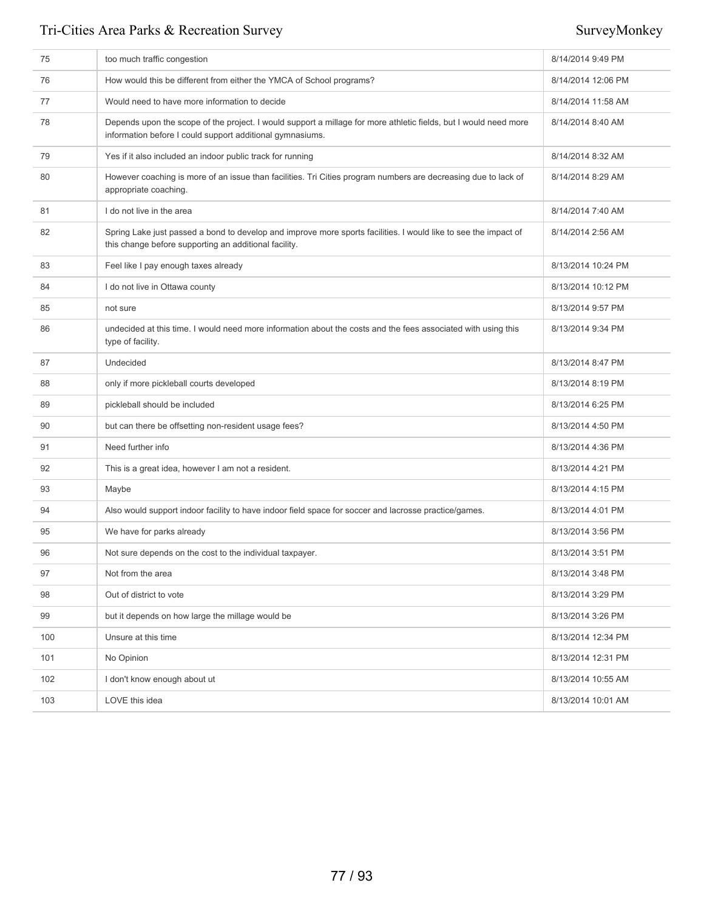| | | |
|---|---|---|
| 75 | too much traffic congestion | 8/14/2014 9:49 PM |
| 76 | How would this be different from either the YMCA of School programs? | 8/14/2014 12:06 PM |
| 77 | Would need to have more information to decide | 8/14/2014 11:58 AM |
| 78 | Depends upon the scope of the project. I would support a millage for more athletic fields, but I would need more information before I could support additional gymnasiums. | 8/14/2014 8:40 AM |
| 79 | Yes if it also included an indoor public track for running | 8/14/2014 8:32 AM |
| 80 | However coaching is more of an issue than facilities. Tri Cities program numbers are decreasing due to lack of appropriate coaching. | 8/14/2014 8:29 AM |
| 81 | I do not live in the area | 8/14/2014 7:40 AM |
| 82 | Spring Lake just passed a bond to develop and improve more sports facilities. I would like to see the impact of this change before supporting an additional facility. | 8/14/2014 2:56 AM |
| 83 | Feel like I pay enough taxes already | 8/13/2014 10:24 PM |
| 84 | I do not live in Ottawa county | 8/13/2014 10:12 PM |
| 85 | not sure | 8/13/2014 9:57 PM |
| 86 | undecided at this time. I would need more information about the costs and the fees associated with using this type of facility. | 8/13/2014 9:34 PM |
| 87 | Undecided | 8/13/2014 8:47 PM |
| 88 | only if more pickleball courts developed | 8/13/2014 8:19 PM |
| 89 | pickleball should be included | 8/13/2014 6:25 PM |
| 90 | but can there be offsetting non-resident usage fees? | 8/13/2014 4:50 PM |
| 91 | Need further info | 8/13/2014 4:36 PM |
| 92 | This is a great idea, however I am not a resident. | 8/13/2014 4:21 PM |
| 93 | Maybe | 8/13/2014 4:15 PM |
| 94 | Also would support indoor facility to have indoor field space for soccer and lacrosse practice/games. | 8/13/2014 4:01 PM |
| 95 | We have for parks already | 8/13/2014 3:56 PM |
| 96 | Not sure depends on the cost to the individual taxpayer. | 8/13/2014 3:51 PM |
| 97 | Not from the area | 8/13/2014 3:48 PM |
| 98 | Out of district to vote | 8/13/2014 3:29 PM |
| 99 | but it depends on how large the millage would be | 8/13/2014 3:26 PM |
| 100 | Unsure at this time | 8/13/2014 12:34 PM |
| 101 | No Opinion | 8/13/2014 12:31 PM |
| 102 | I don't know enough about ut | 8/13/2014 10:55 AM |
| 103 | LOVE this idea | 8/13/2014 10:01 AM |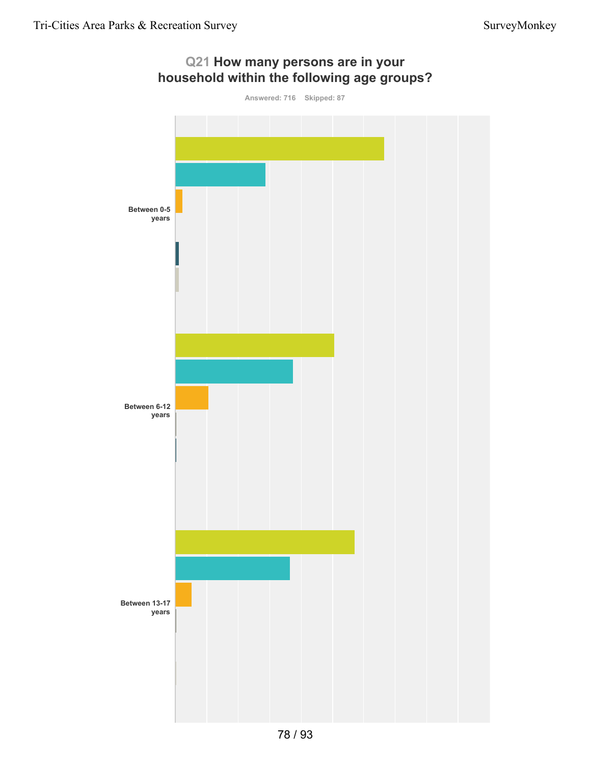## Q21 How many persons are in your household within the following age groups?

Answered: 716 Skipped: 87

Between 0-5 years

Between 6-12 years

Between 13-17 years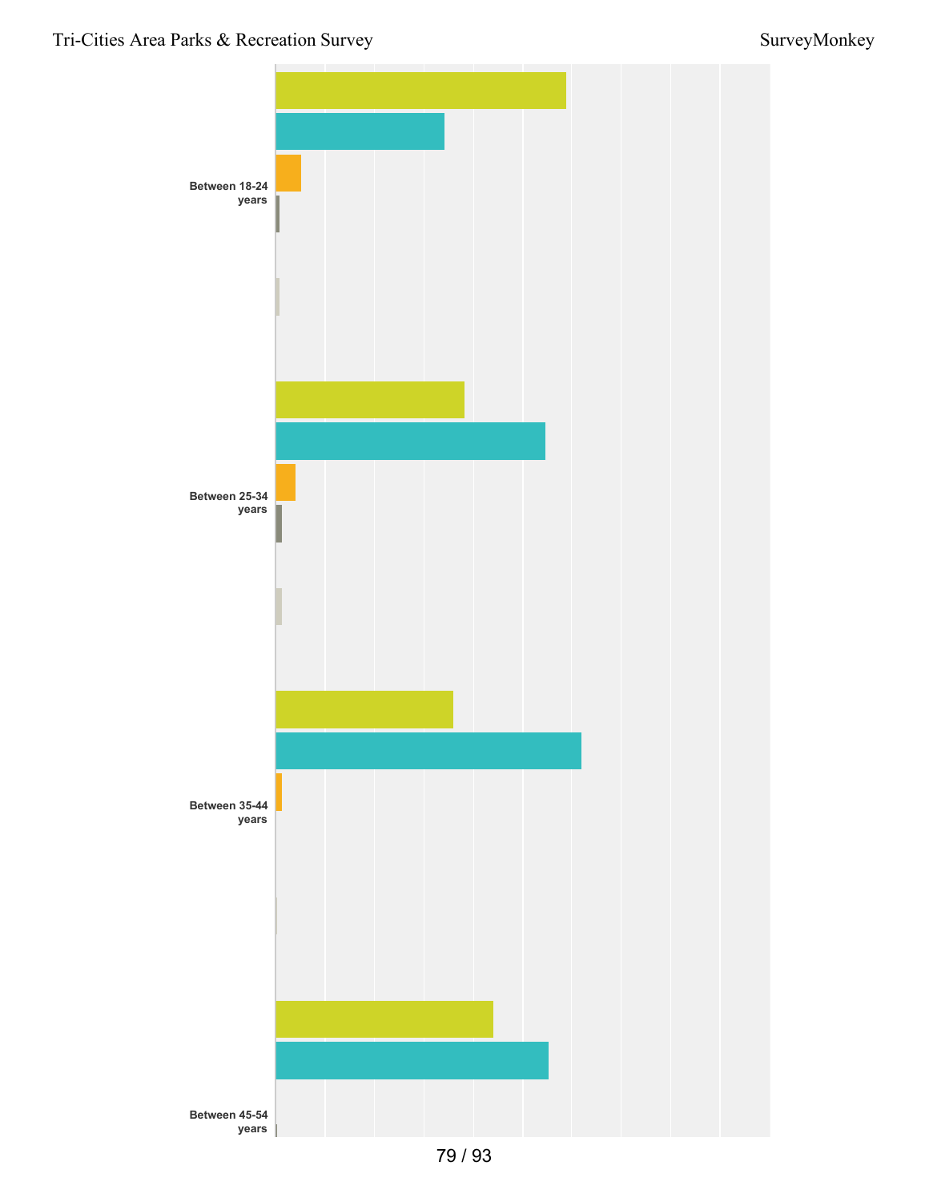Between 18-24 years

Between 25-34 years

Between 35-44 years

Between 45-54 years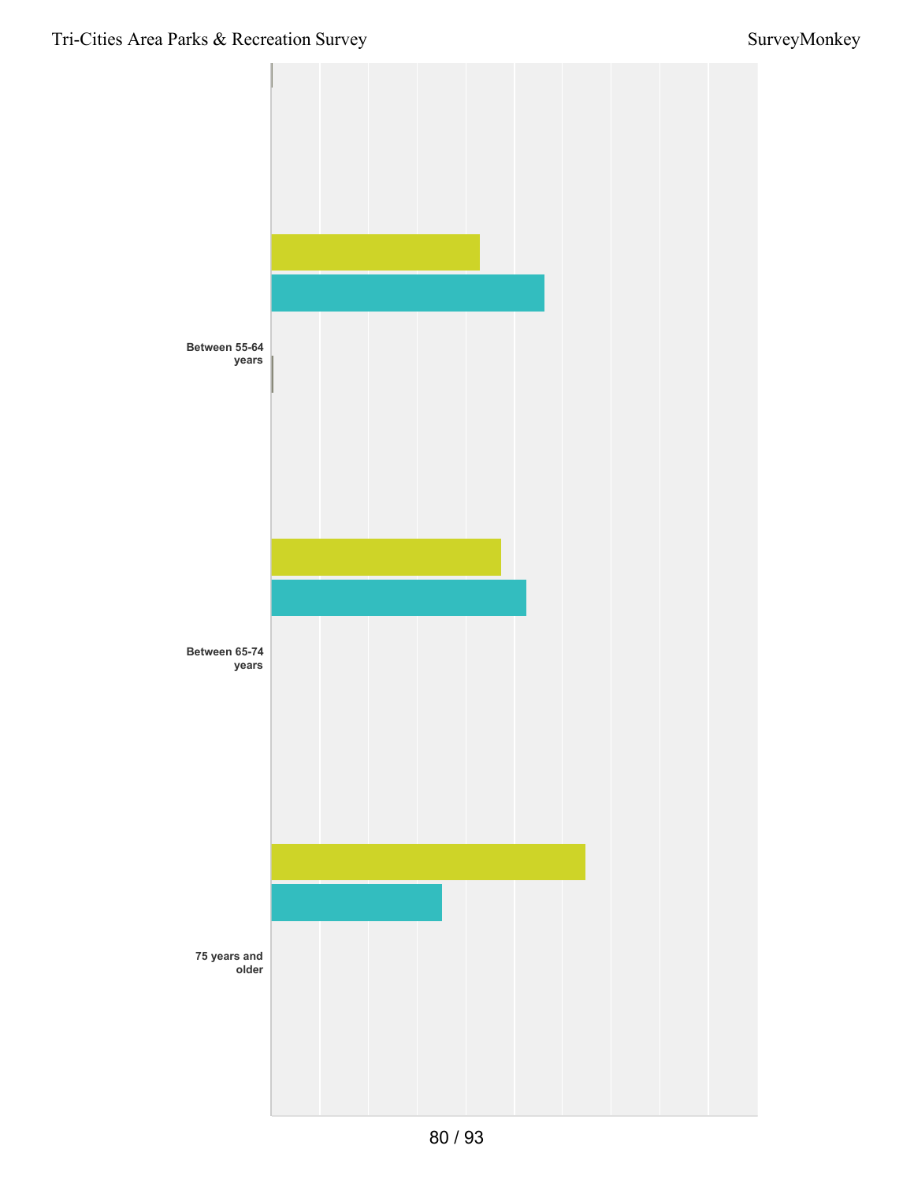Between 55-64 years

Between 65-74 years

75 years and older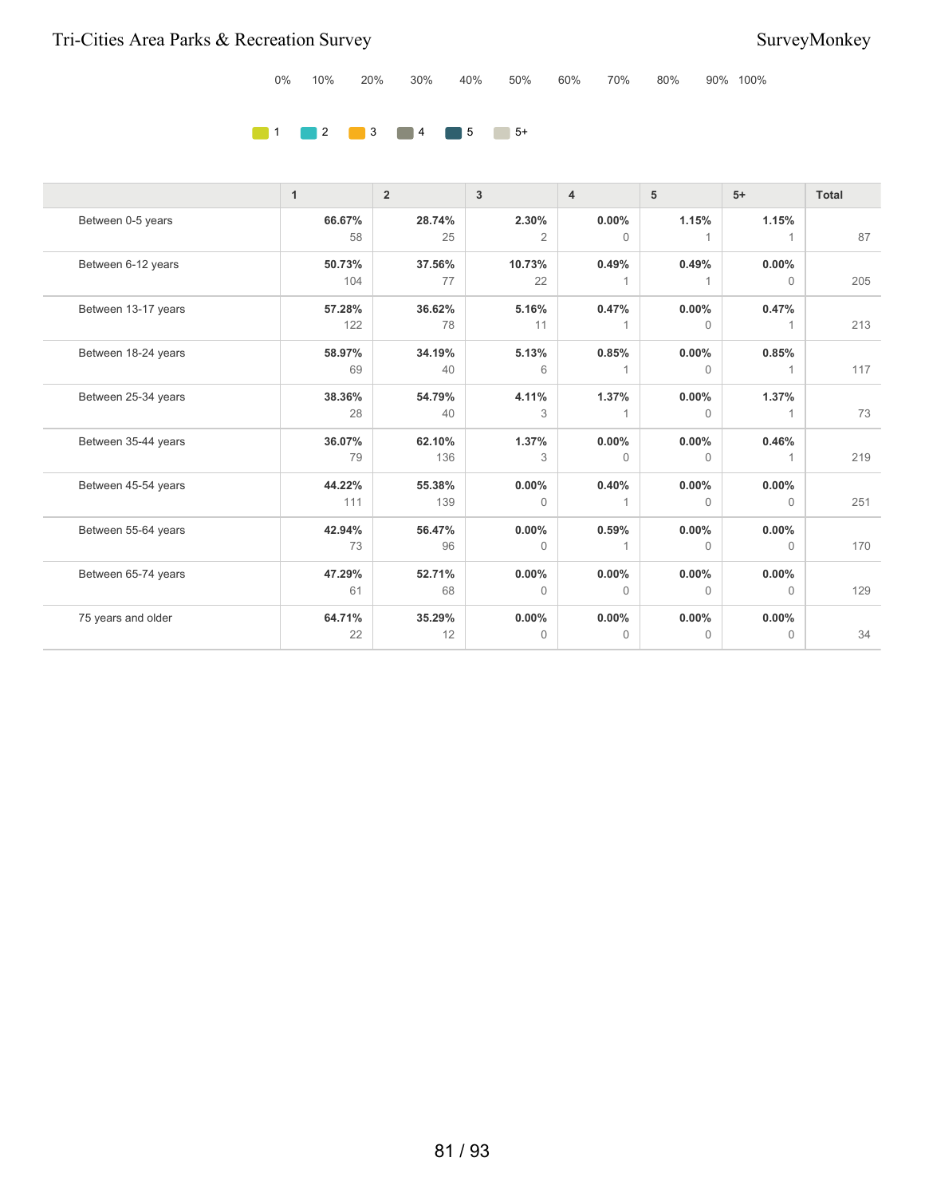0% 10% 20% 30% 40% 50% 60% 70% 80% 90% 100%

1 2 3 4 5 5+

| | 1 | 2 | 3 | 4 | 5 | 5+ | Total |
|---|---|---|---|---|---|---|---|
| Between 0-5 years | **66.67%** 58 | **28.74%** 25 | **2.30%** 2 | **0.00%** 0 | **1.15%** 1 | **1.15%** 1 | 87 |
| Between 6-12 years | **50.73%** 104 | **37.56%** 77 | **10.73%** 22 | **0.49%** 1 | **0.49%** 1 | **0.00%** 0 | 205 |
| Between 13-17 years | **57.28%** 122 | **36.62%** 78 | **5.16%** 11 | **0.47%** 1 | **0.00%** 0 | **0.47%** 1 | 213 |
| Between 18-24 years | **58.97%** 69 | **34.19%** 40 | **5.13%** 6 | **0.85%** 1 | **0.00%** 0 | **0.85%** 1 | 117 |
| Between 25-34 years | **38.36%** 28 | **54.79%** 40 | **4.11%** 3 | **1.37%** 1 | **0.00%** 0 | **1.37%** 1 | 73 |
| Between 35-44 years | **36.07%** 79 | **62.10%** 136 | **1.37%** 3 | **0.00%** 0 | **0.00%** 0 | **0.46%** 1 | 219 |
| Between 45-54 years | **44.22%** 111 | **55.38%** 139 | **0.00%** 0 | **0.40%** 1 | **0.00%** 0 | **0.00%** 0 | 251 |
| Between 55-64 years | **42.94%** 73 | **56.47%** 96 | **0.00%** 0 | **0.59%** 1 | **0.00%** 0 | **0.00%** 0 | 170 |
| Between 65-74 years | **47.29%** 61 | **52.71%** 68 | **0.00%** 0 | **0.00%** 0 | **0.00%** 0 | **0.00%** 0 | 129 |
| 75 years and older | **64.71%** 22 | **35.29%** 12 | **0.00%** 0 | **0.00%** 0 | **0.00%** 0 | **0.00%** 0 | 34 |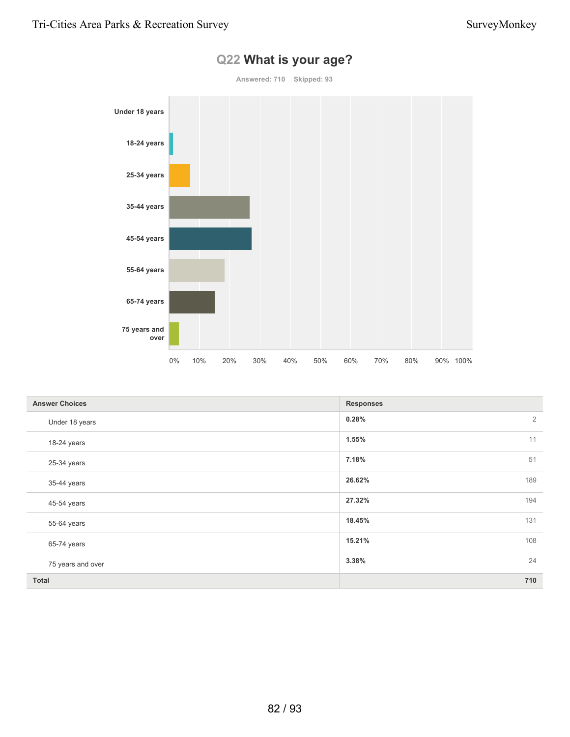## Q22 What is your age?

Answered: 710 Skipped: 93

| Answer Choices | Responses | |
|---|---|---|
| Under 18 years | 0.28% | 2 |
| 18-24 years | 1.55% | 11 |
| 25-34 years | 7.18% | 51 |
| 35-44 years | 26.62% | 189 |
| 45-54 years | 27.32% | 194 |
| 55-64 years | 18.45% | 131 |
| 65-74 years | 15.21% | 108 |
| 75 years and over | 3.38% | 24 |
| **Total** | | **710** |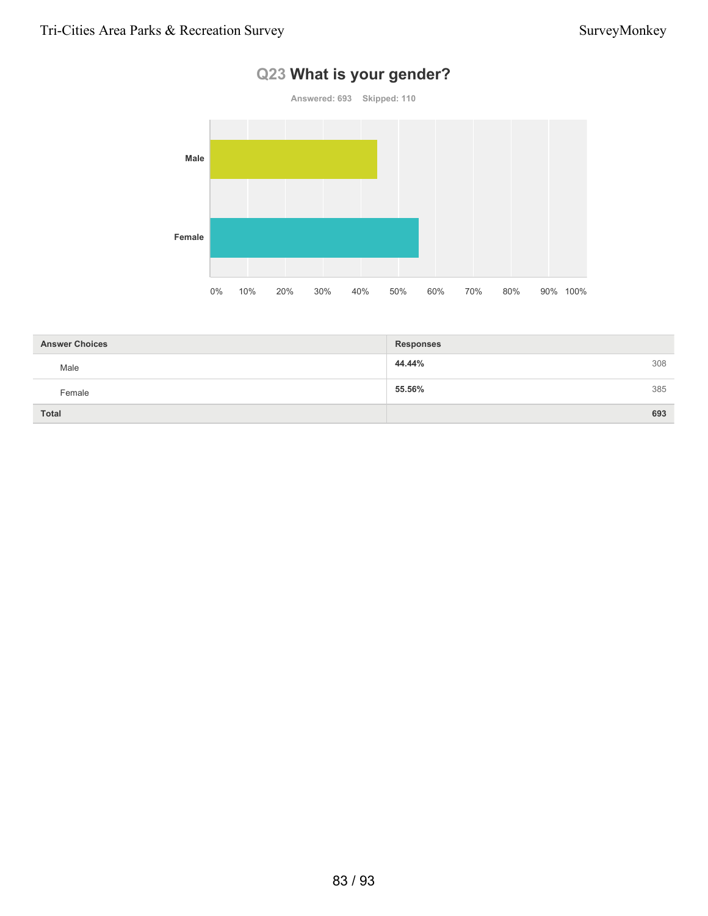## Q23 What is your gender?

Answered: 693 Skipped: 110

| Answer Choices | Responses | |
|---|---|---|
| Male | 44.44% | 308 |
| Female | 55.56% | 385 |
| Total | | 693 |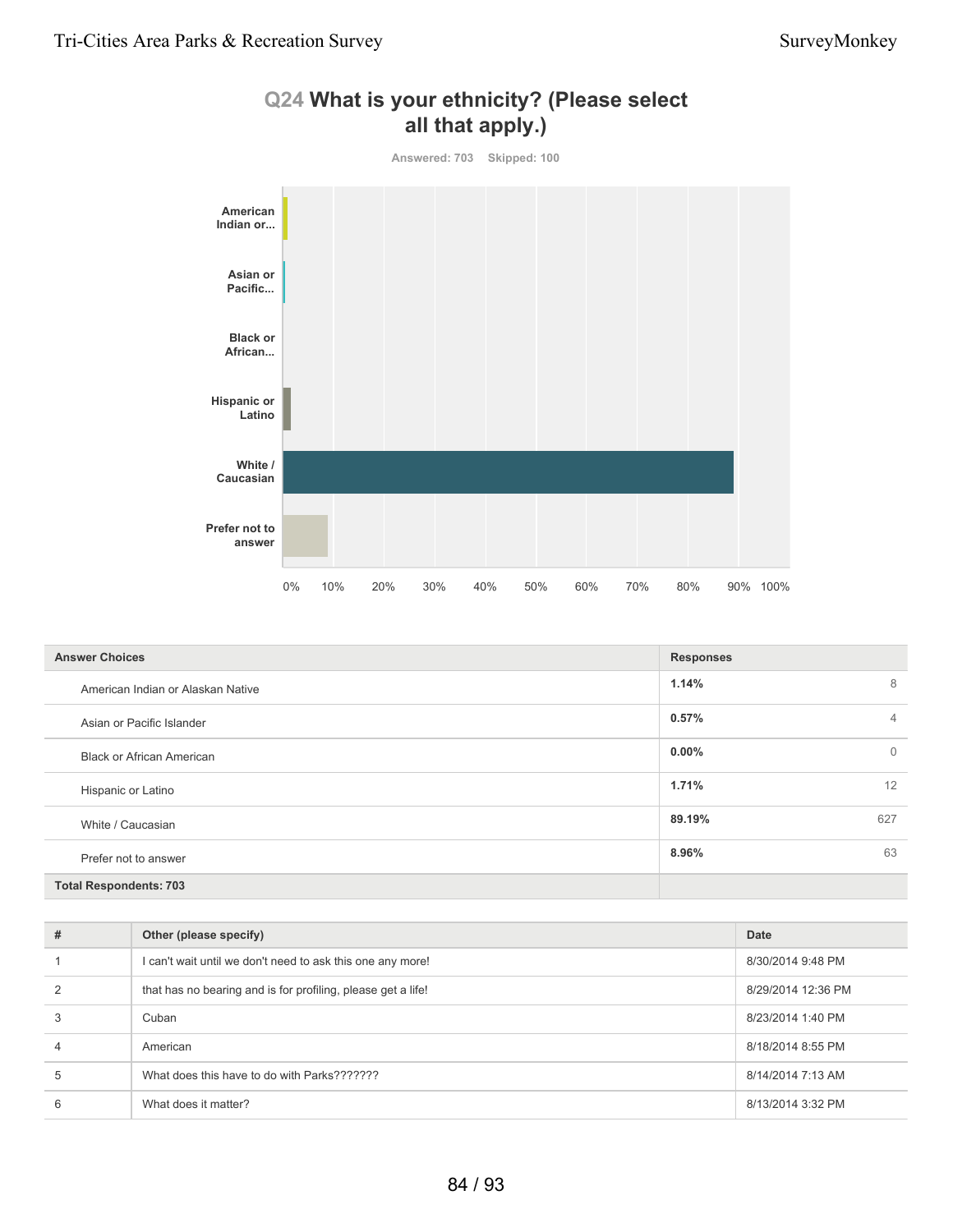## Q24 What is your ethnicity? (Please select all that apply.)

Answered: 703 Skipped: 100

| Answer Choices | Responses | |
|---|---|---|
| American Indian or Alaskan Native | 1.14% | 8 |
| Asian or Pacific Islander | 0.57% | 4 |
| Black or African American | 0.00% | 0 |
| Hispanic or Latino | 1.71% | 12 |
| White / Caucasian | 89.19% | 627 |
| Prefer not to answer | 8.96% | 63 |
| **Total Respondents: 703** | | |

| # | Other (please specify) | Date |
|---|---|---|
| 1 | I can't wait until we don't need to ask this one any more! | 8/30/2014 9:48 PM |
| 2 | that has no bearing and is for profiling, please get a life! | 8/29/2014 12:36 PM |
| 3 | Cuban | 8/23/2014 1:40 PM |
| 4 | American | 8/18/2014 8:55 PM |
| 5 | What does this have to do with Parks??????? | 8/14/2014 7:13 AM |
| 6 | What does it matter? | 8/13/2014 3:32 PM |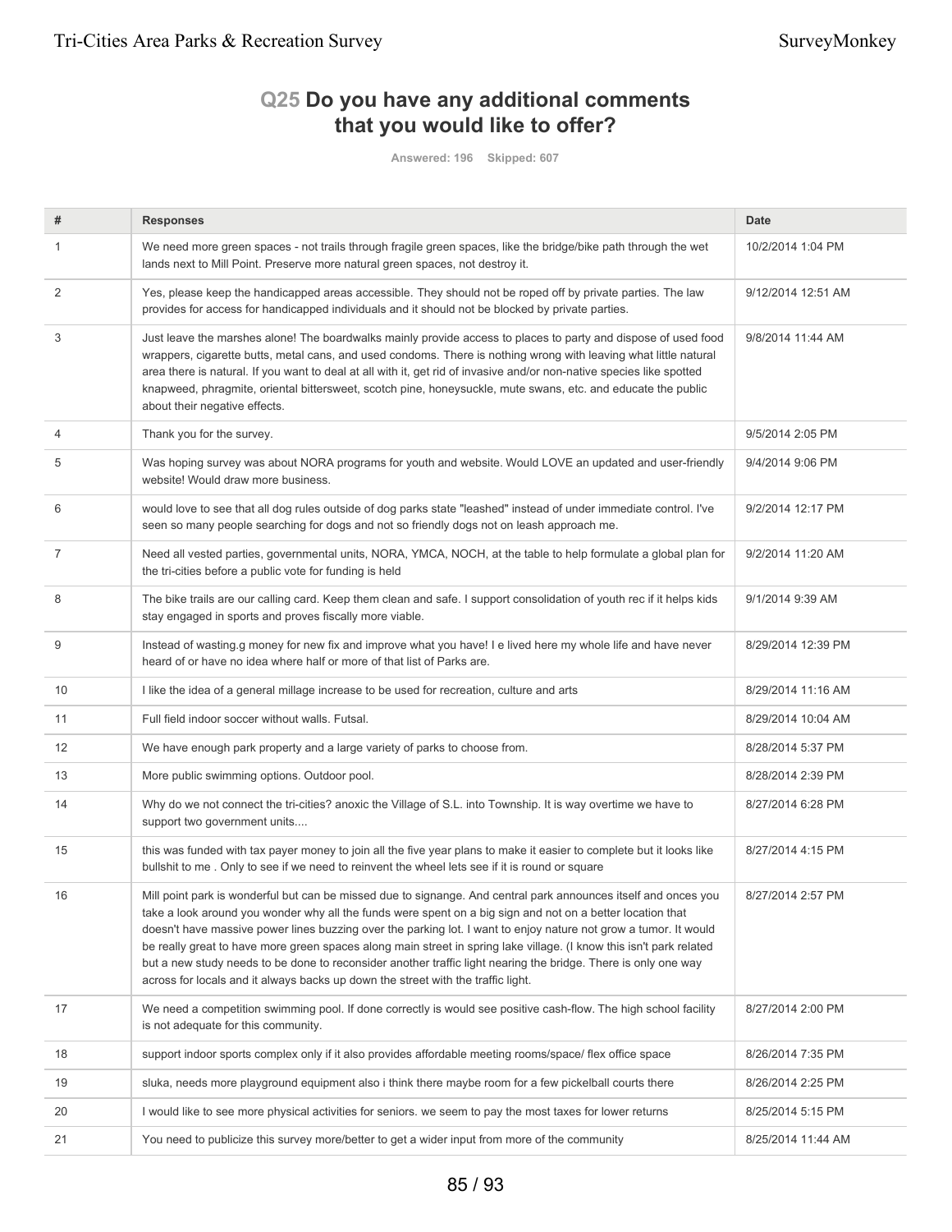## Q25 Do you have any additional comments that you would like to offer?

Answered: 196 Skipped: 607

| # | Responses | Date |
|---|---|---|
| 1 | We need more green spaces - not trails through fragile green spaces, like the bridge/bike path through the wet lands next to Mill Point. Preserve more natural green spaces, not destroy it. | 10/2/2014 1:04 PM |
| 2 | Yes, please keep the handicapped areas accessible. They should not be roped off by private parties. The law provides for access for handicapped individuals and it should not be blocked by private parties. | 9/12/2014 12:51 AM |
| 3 | Just leave the marshes alone! The boardwalks mainly provide access to places to party and dispose of used food wrappers, cigarette butts, metal cans, and used condoms. There is nothing wrong with leaving what little natural area there is natural. If you want to deal at all with it, get rid of invasive and/or non-native species like spotted knapweed, phragmite, oriental bittersweet, scotch pine, honeysuckle, mute swans, etc. and educate the public about their negative effects. | 9/8/2014 11:44 AM |
| 4 | Thank you for the survey. | 9/5/2014 2:05 PM |
| 5 | Was hoping survey was about NORA programs for youth and website. Would LOVE an updated and user-friendly website! Would draw more business. | 9/4/2014 9:06 PM |
| 6 | would love to see that all dog rules outside of dog parks state "leashed" instead of under immediate control. I've seen so many people searching for dogs and not so friendly dogs not on leash approach me. | 9/2/2014 12:17 PM |
| 7 | Need all vested parties, governmental units, NORA, YMCA, NOCH, at the table to help formulate a global plan for the tri-cities before a public vote for funding is held | 9/2/2014 11:20 AM |
| 8 | The bike trails are our calling card. Keep them clean and safe. I support consolidation of youth rec if it helps kids stay engaged in sports and proves fiscally more viable. | 9/1/2014 9:39 AM |
| 9 | Instead of wasting.g money for new fix and improve what you have! I e lived here my whole life and have never heard of or have no idea where half or more of that list of Parks are. | 8/29/2014 12:39 PM |
| 10 | I like the idea of a general millage increase to be used for recreation, culture and arts | 8/29/2014 11:16 AM |
| 11 | Full field indoor soccer without walls. Futsal. | 8/29/2014 10:04 AM |
| 12 | We have enough park property and a large variety of parks to choose from. | 8/28/2014 5:37 PM |
| 13 | More public swimming options. Outdoor pool. | 8/28/2014 2:39 PM |
| 14 | Why do we not connect the tri-cities? anoxic the Village of S.L. into Township. It is way overtime we have to support two government units.... | 8/27/2014 6:28 PM |
| 15 | this was funded with tax payer money to join all the five year plans to make it easier to complete but it looks like bullshit to me . Only to see if we need to reinvent the wheel lets see if it is round or square | 8/27/2014 4:15 PM |
| 16 | Mill point park is wonderful but can be missed due to signange. And central park announces itself and onces you take a look around you wonder why all the funds were spent on a big sign and not on a better location that doesn't have massive power lines buzzing over the parking lot. I want to enjoy nature not grow a tumor. It would be really great to have more green spaces along main street in spring lake village. (I know this isn't park related but a new study needs to be done to reconsider another traffic light nearing the bridge. There is only one way across for locals and it always backs up down the street with the traffic light. | 8/27/2014 2:57 PM |
| 17 | We need a competition swimming pool. If done correctly is would see positive cash-flow. The high school facility is not adequate for this community. | 8/27/2014 2:00 PM |
| 18 | support indoor sports complex only if it also provides affordable meeting rooms/space/ flex office space | 8/26/2014 7:35 PM |
| 19 | sluka, needs more playground equipment also i think there maybe room for a few pickelball courts there | 8/26/2014 2:25 PM |
| 20 | I would like to see more physical activities for seniors. we seem to pay the most taxes for lower returns | 8/25/2014 5:15 PM |
| 21 | You need to publicize this survey more/better to get a wider input from more of the community | 8/25/2014 11:44 AM |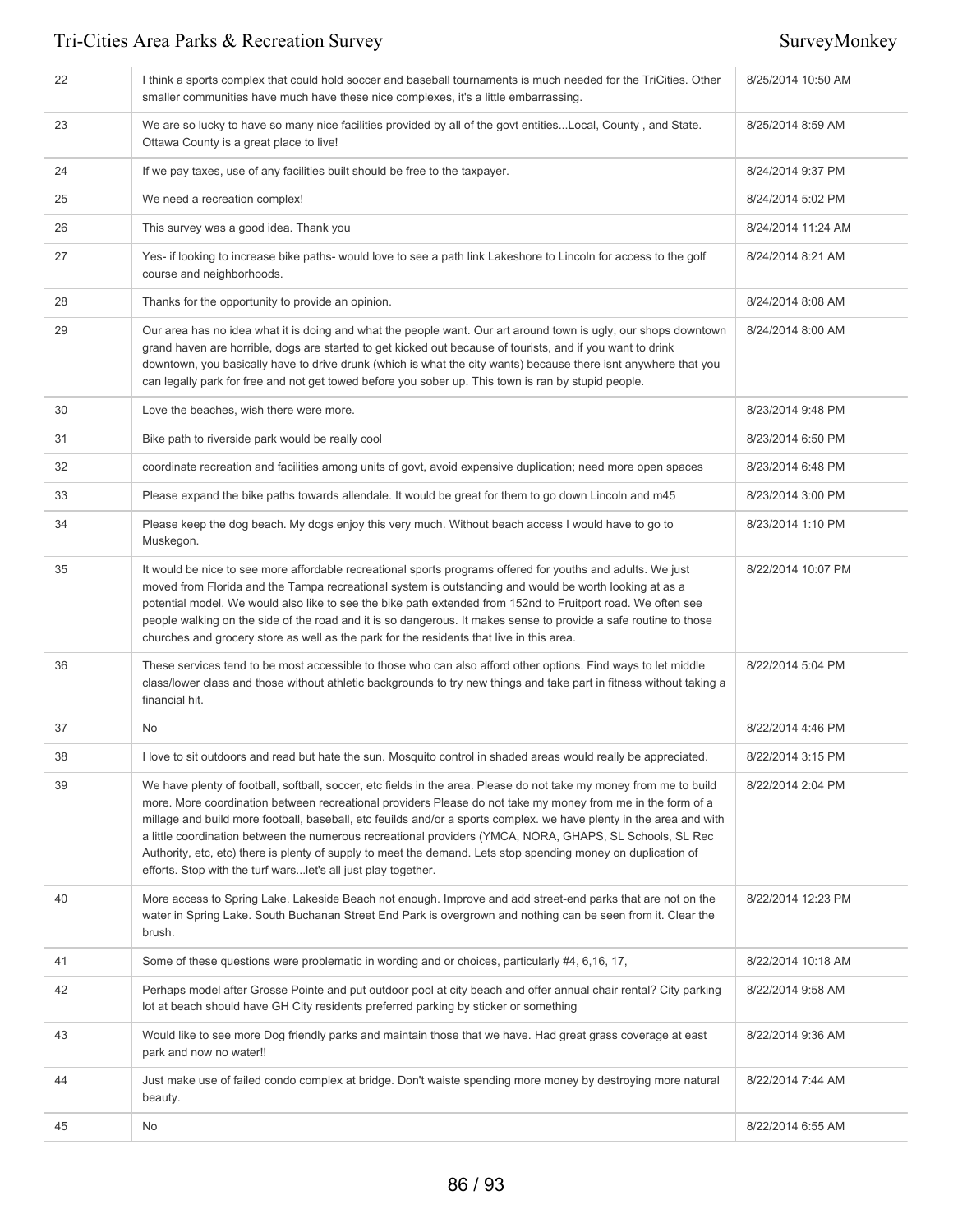| | | |
|---|---|---|
| 22 | I think a sports complex that could hold soccer and baseball tournaments is much needed for the TriCities. Other smaller communities have much have these nice complexes, it's a little embarrassing. | 8/25/2014 10:50 AM |
| 23 | We are so lucky to have so many nice facilities provided by all of the govt entities...Local, County , and State. Ottawa County is a great place to live! | 8/25/2014 8:59 AM |
| 24 | If we pay taxes, use of any facilities built should be free to the taxpayer. | 8/24/2014 9:37 PM |
| 25 | We need a recreation complex! | 8/24/2014 5:02 PM |
| 26 | This survey was a good idea. Thank you | 8/24/2014 11:24 AM |
| 27 | Yes- if looking to increase bike paths- would love to see a path link Lakeshore to Lincoln for access to the golf course and neighborhoods. | 8/24/2014 8:21 AM |
| 28 | Thanks for the opportunity to provide an opinion. | 8/24/2014 8:08 AM |
| 29 | Our area has no idea what it is doing and what the people want. Our art around town is ugly, our shops downtown grand haven are horrible, dogs are started to get kicked out because of tourists, and if you want to drink downtown, you basically have to drive drunk (which is what the city wants) because there isnt anywhere that you can legally park for free and not get towed before you sober up. This town is ran by stupid people. | 8/24/2014 8:00 AM |
| 30 | Love the beaches, wish there were more. | 8/23/2014 9:48 PM |
| 31 | Bike path to riverside park would be really cool | 8/23/2014 6:50 PM |
| 32 | coordinate recreation and facilities among units of govt, avoid expensive duplication; need more open spaces | 8/23/2014 6:48 PM |
| 33 | Please expand the bike paths towards allendale. It would be great for them to go down Lincoln and m45 | 8/23/2014 3:00 PM |
| 34 | Please keep the dog beach. My dogs enjoy this very much. Without beach access I would have to go to Muskegon. | 8/23/2014 1:10 PM |
| 35 | It would be nice to see more affordable recreational sports programs offered for youths and adults. We just moved from Florida and the Tampa recreational system is outstanding and would be worth looking at as a potential model. We would also like to see the bike path extended from 152nd to Fruitport road. We often see people walking on the side of the road and it is so dangerous. It makes sense to provide a safe routine to those churches and grocery store as well as the park for the residents that live in this area. | 8/22/2014 10:07 PM |
| 36 | These services tend to be most accessible to those who can also afford other options. Find ways to let middle class/lower class and those without athletic backgrounds to try new things and take part in fitness without taking a financial hit. | 8/22/2014 5:04 PM |
| 37 | No | 8/22/2014 4:46 PM |
| 38 | I love to sit outdoors and read but hate the sun. Mosquito control in shaded areas would really be appreciated. | 8/22/2014 3:15 PM |
| 39 | We have plenty of football, softball, soccer, etc fields in the area. Please do not take my money from me to build more. More coordination between recreational providers Please do not take my money from me in the form of a millage and build more football, baseball, etc feuilds and/or a sports complex. we have plenty in the area and with a little coordination between the numerous recreational providers (YMCA, NORA, GHAPS, SL Schools, SL Rec Authority, etc, etc) there is plenty of supply to meet the demand. Lets stop spending money on duplication of efforts. Stop with the turf wars...let's all just play together. | 8/22/2014 2:04 PM |
| 40 | More access to Spring Lake. Lakeside Beach not enough. Improve and add street-end parks that are not on the water in Spring Lake. South Buchanan Street End Park is overgrown and nothing can be seen from it. Clear the brush. | 8/22/2014 12:23 PM |
| 41 | Some of these questions were problematic in wording and or choices, particularly #4, 6,16, 17, | 8/22/2014 10:18 AM |
| 42 | Perhaps model after Grosse Pointe and put outdoor pool at city beach and offer annual chair rental? City parking lot at beach should have GH City residents preferred parking by sticker or something | 8/22/2014 9:58 AM |
| 43 | Would like to see more Dog friendly parks and maintain those that we have. Had great grass coverage at east park and now no water!! | 8/22/2014 9:36 AM |
| 44 | Just make use of failed condo complex at bridge. Don't waiste spending more money by destroying more natural beauty. | 8/22/2014 7:44 AM |
| 45 | No | 8/22/2014 6:55 AM |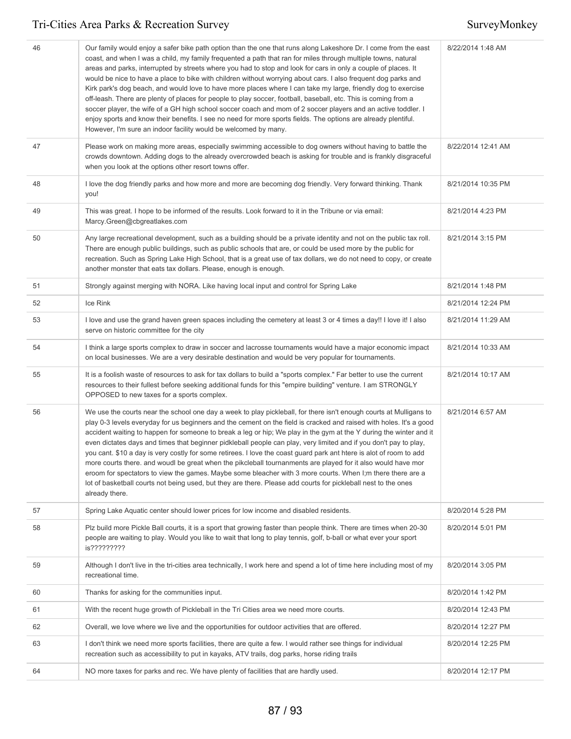| | | |
|---|---|---|
| 46 | Our family would enjoy a safer bike path option than the one that runs along Lakeshore Dr. I come from the east coast, and when I was a child, my family frequented a path that ran for miles through multiple towns, natural areas and parks, interrupted by streets where you had to stop and look for cars in only a couple of places. It would be nice to have a place to bike with children without worrying about cars. I also frequent dog parks and Kirk park's dog beach, and would love to have more places where I can take my large, friendly dog to exercise off-leash. There are plenty of places for people to play soccer, football, baseball, etc. This is coming from a soccer player, the wife of a GH high school soccer coach and mom of 2 soccer players and an active toddler. I enjoy sports and know their benefits. I see no need for more sports fields. The options are already plentiful. However, I'm sure an indoor facility would be welcomed by many. | 8/22/2014 1:48 AM |
| 47 | Please work on making more areas, especially swimming accessible to dog owners without having to battle the crowds downtown. Adding dogs to the already overcrowded beach is asking for trouble and is frankly disgraceful when you look at the options other resort towns offer. | 8/22/2014 12:41 AM |
| 48 | I love the dog friendly parks and how more and more are becoming dog friendly. Very forward thinking. Thank you! | 8/21/2014 10:35 PM |
| 49 | This was great. I hope to be informed of the results. Look forward to it in the Tribune or via email: Marcy.Green@cbgreatlakes.com | 8/21/2014 4:23 PM |
| 50 | Any large recreational development, such as a building should be a private identity and not on the public tax roll. There are enough public buildings, such as public schools that are, or could be used more by the public for recreation. Such as Spring Lake High School, that is a great use of tax dollars, we do not need to copy, or create another monster that eats tax dollars. Please, enough is enough. | 8/21/2014 3:15 PM |
| 51 | Strongly against merging with NORA. Like having local input and control for Spring Lake | 8/21/2014 1:48 PM |
| 52 | Ice Rink | 8/21/2014 12:24 PM |
| 53 | I love and use the grand haven green spaces including the cemetery at least 3 or 4 times a day!! I love it! I also serve on historic committee for the city | 8/21/2014 11:29 AM |
| 54 | I think a large sports complex to draw in soccer and lacrosse tournaments would have a major economic impact on local businesses. We are a very desirable destination and would be very popular for tournaments. | 8/21/2014 10:33 AM |
| 55 | It is a foolish waste of resources to ask for tax dollars to build a "sports complex." Far better to use the current resources to their fullest before seeking additional funds for this "empire building" venture. I am STRONGLY OPPOSED to new taxes for a sports complex. | 8/21/2014 10:17 AM |
| 56 | We use the courts near the school one day a week to play pickleball, for there isn't enough courts at Mulligans to play 0-3 levels everyday for us beginners and the cement on the field is cracked and raised with holes. It's a good accident waiting to happen for someone to break a leg or hip; We play in the gym at the Y during the winter and it even dictates days and times that beginner pidkleball people can play, very limited and if you don't pay to play, you cant. $10 a day is very costly for some retirees. I love the coast guard park ant htere is alot of room to add more courts there. and woudl be great when the pikcleball tournanments are played for it also would have mor eroom for spectators to view the games. Maybe some bleacher with 3 more courts. When I;m there there are a lot of basketball courts not being used, but they are there. Please add courts for pickleball nest to the ones already there. | 8/21/2014 6:57 AM |
| 57 | Spring Lake Aquatic center should lower prices for low income and disabled residents. | 8/20/2014 5:28 PM |
| 58 | Plz build more Pickle Ball courts, it is a sport that growing faster than people think. There are times when 20-30 people are waiting to play. Would you like to wait that long to play tennis, golf, b-ball or what ever your sport is????????? | 8/20/2014 5:01 PM |
| 59 | Although I don't live in the tri-cities area technically, I work here and spend a lot of time here including most of my recreational time. | 8/20/2014 3:05 PM |
| 60 | Thanks for asking for the communities input. | 8/20/2014 1:42 PM |
| 61 | With the recent huge growth of Pickleball in the Tri Cities area we need more courts. | 8/20/2014 12:43 PM |
| 62 | Overall, we love where we live and the opportunities for outdoor activities that are offered. | 8/20/2014 12:27 PM |
| 63 | I don't think we need more sports facilities, there are quite a few. I would rather see things for individual recreation such as accessibility to put in kayaks, ATV trails, dog parks, horse riding trails | 8/20/2014 12:25 PM |
| 64 | NO more taxes for parks and rec. We have plenty of facilities that are hardly used. | 8/20/2014 12:17 PM |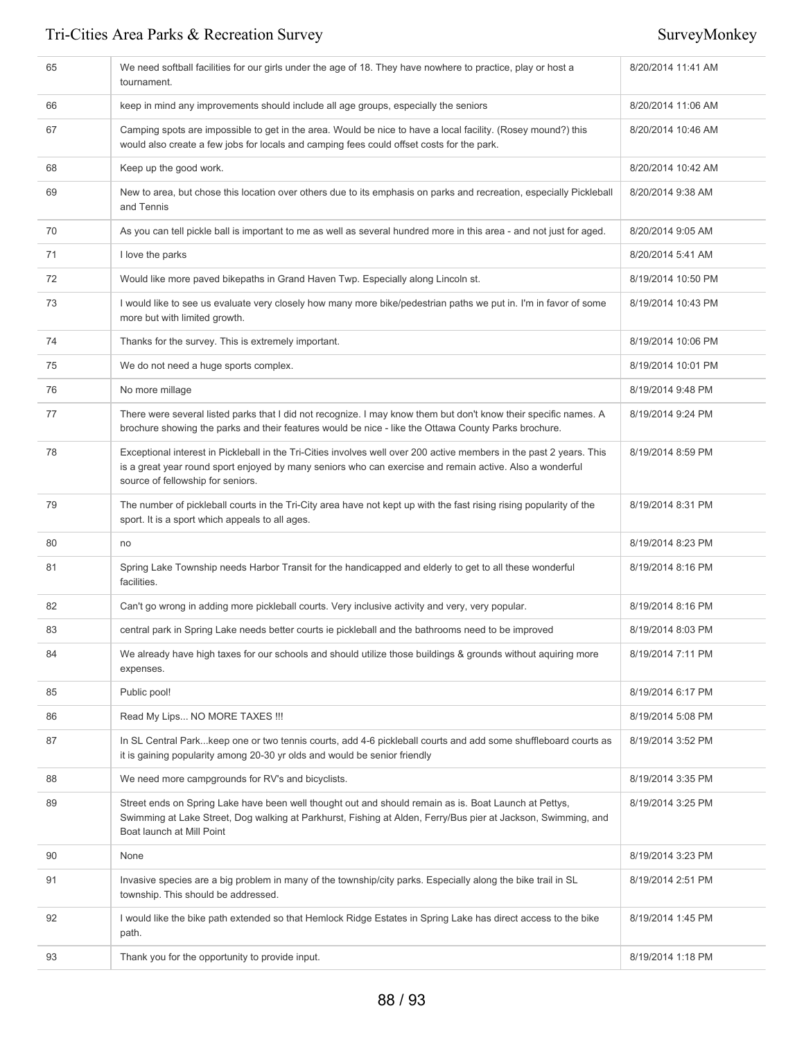| | | |
|---|---|---|
| 65 | We need softball facilities for our girls under the age of 18. They have nowhere to practice, play or host a tournament. | 8/20/2014 11:41 AM |
| 66 | keep in mind any improvements should include all age groups, especially the seniors | 8/20/2014 11:06 AM |
| 67 | Camping spots are impossible to get in the area. Would be nice to have a local facility. (Rosey mound?) this would also create a few jobs for locals and camping fees could offset costs for the park. | 8/20/2014 10:46 AM |
| 68 | Keep up the good work. | 8/20/2014 10:42 AM |
| 69 | New to area, but chose this location over others due to its emphasis on parks and recreation, especially Pickleball and Tennis | 8/20/2014 9:38 AM |
| 70 | As you can tell pickle ball is important to me as well as several hundred more in this area - and not just for aged. | 8/20/2014 9:05 AM |
| 71 | I love the parks | 8/20/2014 5:41 AM |
| 72 | Would like more paved bikepaths in Grand Haven Twp. Especially along Lincoln st. | 8/19/2014 10:50 PM |
| 73 | I would like to see us evaluate very closely how many more bike/pedestrian paths we put in. I'm in favor of some more but with limited growth. | 8/19/2014 10:43 PM |
| 74 | Thanks for the survey. This is extremely important. | 8/19/2014 10:06 PM |
| 75 | We do not need a huge sports complex. | 8/19/2014 10:01 PM |
| 76 | No more millage | 8/19/2014 9:48 PM |
| 77 | There were several listed parks that I did not recognize. I may know them but don't know their specific names. A brochure showing the parks and their features would be nice - like the Ottawa County Parks brochure. | 8/19/2014 9:24 PM |
| 78 | Exceptional interest in Pickleball in the Tri-Cities involves well over 200 active members in the past 2 years. This is a great year round sport enjoyed by many seniors who can exercise and remain active. Also a wonderful source of fellowship for seniors. | 8/19/2014 8:59 PM |
| 79 | The number of pickleball courts in the Tri-City area have not kept up with the fast rising rising popularity of the sport. It is a sport which appeals to all ages. | 8/19/2014 8:31 PM |
| 80 | no | 8/19/2014 8:23 PM |
| 81 | Spring Lake Township needs Harbor Transit for the handicapped and elderly to get to all these wonderful facilities. | 8/19/2014 8:16 PM |
| 82 | Can't go wrong in adding more pickleball courts. Very inclusive activity and very, very popular. | 8/19/2014 8:16 PM |
| 83 | central park in Spring Lake needs better courts ie pickleball and the bathrooms need to be improved | 8/19/2014 8:03 PM |
| 84 | We already have high taxes for our schools and should utilize those buildings & grounds without aquiring more expenses. | 8/19/2014 7:11 PM |
| 85 | Public pool! | 8/19/2014 6:17 PM |
| 86 | Read My Lips... NO MORE TAXES !!! | 8/19/2014 5:08 PM |
| 87 | In SL Central Park...keep one or two tennis courts, add 4-6 pickleball courts and add some shuffleboard courts as it is gaining popularity among 20-30 yr olds and would be senior friendly | 8/19/2014 3:52 PM |
| 88 | We need more campgrounds for RV's and bicyclists. | 8/19/2014 3:35 PM |
| 89 | Street ends on Spring Lake have been well thought out and should remain as is. Boat Launch at Pettys, Swimming at Lake Street, Dog walking at Parkhurst, Fishing at Alden, Ferry/Bus pier at Jackson, Swimming, and Boat launch at Mill Point | 8/19/2014 3:25 PM |
| 90 | None | 8/19/2014 3:23 PM |
| 91 | Invasive species are a big problem in many of the township/city parks. Especially along the bike trail in SL township. This should be addressed. | 8/19/2014 2:51 PM |
| 92 | I would like the bike path extended so that Hemlock Ridge Estates in Spring Lake has direct access to the bike path. | 8/19/2014 1:45 PM |
| 93 | Thank you for the opportunity to provide input. | 8/19/2014 1:18 PM |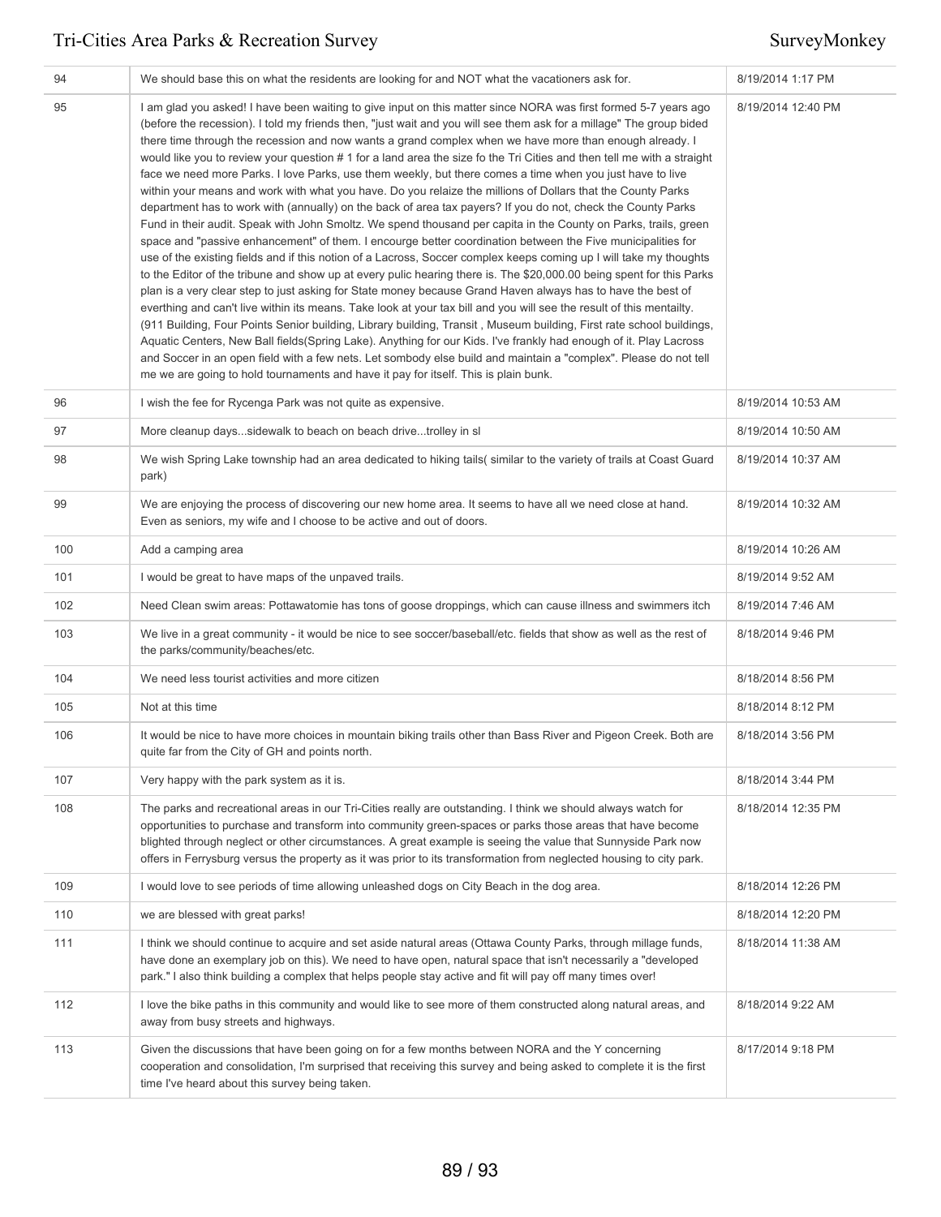| | | |
|---|---|---|
| 94 | We should base this on what the residents are looking for and NOT what the vacationers ask for. | 8/19/2014 1:17 PM |
| 95 | I am glad you asked! I have been waiting to give input on this matter since NORA was first formed 5-7 years ago (before the recession). I told my friends then, "just wait and you will see them ask for a millage" The group bided there time through the recession and now wants a grand complex when we have more than enough already. I would like you to review your question # 1 for a land area the size fo the Tri Cities and then tell me with a straight face we need more Parks. I love Parks, use them weekly, but there comes a time when you just have to live within your means and work with what you have. Do you relaize the millions of Dollars that the County Parks department has to work with (annually) on the back of area tax payers? If you do not, check the County Parks Fund in their audit. Speak with John Smoltz. We spend thousand per capita in the County on Parks, trails, green space and "passive enhancement" of them. I encourge better coordination between the Five municipalities for use of the existing fields and if this notion of a Lacross, Soccer complex keeps coming up I will take my thoughts to the Editor of the tribune and show up at every pulic hearing there is. The $20,000.00 being spent for this Parks plan is a very clear step to just asking for State money because Grand Haven always has to have the best of everthing and can't live within its means. Take look at your tax bill and you will see the result of this mentailty. (911 Building, Four Points Senior building, Library building, Transit , Museum building, First rate school buildings, Aquatic Centers, New Ball fields(Spring Lake). Anything for our Kids. I've frankly had enough of it. Play Lacross and Soccer in an open field with a few nets. Let sombody else build and maintain a "complex". Please do not tell me we are going to hold tournaments and have it pay for itself. This is plain bunk. | 8/19/2014 12:40 PM |
| 96 | I wish the fee for Rycenga Park was not quite as expensive. | 8/19/2014 10:53 AM |
| 97 | More cleanup days...sidewalk to beach on beach drive...trolley in sl | 8/19/2014 10:50 AM |
| 98 | We wish Spring Lake township had an area dedicated to hiking tails( similar to the variety of trails at Coast Guard park) | 8/19/2014 10:37 AM |
| 99 | We are enjoying the process of discovering our new home area. It seems to have all we need close at hand. Even as seniors, my wife and I choose to be active and out of doors. | 8/19/2014 10:32 AM |
| 100 | Add a camping area | 8/19/2014 10:26 AM |
| 101 | I would be great to have maps of the unpaved trails. | 8/19/2014 9:52 AM |
| 102 | Need Clean swim areas: Pottawatomie has tons of goose droppings, which can cause illness and swimmers itch | 8/19/2014 7:46 AM |
| 103 | We live in a great community - it would be nice to see soccer/baseball/etc. fields that show as well as the rest of the parks/community/beaches/etc. | 8/18/2014 9:46 PM |
| 104 | We need less tourist activities and more citizen | 8/18/2014 8:56 PM |
| 105 | Not at this time | 8/18/2014 8:12 PM |
| 106 | It would be nice to have more choices in mountain biking trails other than Bass River and Pigeon Creek. Both are quite far from the City of GH and points north. | 8/18/2014 3:56 PM |
| 107 | Very happy with the park system as it is. | 8/18/2014 3:44 PM |
| 108 | The parks and recreational areas in our Tri-Cities really are outstanding. I think we should always watch for opportunities to purchase and transform into community green-spaces or parks those areas that have become blighted through neglect or other circumstances. A great example is seeing the value that Sunnyside Park now offers in Ferrysburg versus the property as it was prior to its transformation from neglected housing to city park. | 8/18/2014 12:35 PM |
| 109 | I would love to see periods of time allowing unleashed dogs on City Beach in the dog area. | 8/18/2014 12:26 PM |
| 110 | we are blessed with great parks! | 8/18/2014 12:20 PM |
| 111 | I think we should continue to acquire and set aside natural areas (Ottawa County Parks, through millage funds, have done an exemplary job on this). We need to have open, natural space that isn't necessarily a "developed park." I also think building a complex that helps people stay active and fit will pay off many times over! | 8/18/2014 11:38 AM |
| 112 | I love the bike paths in this community and would like to see more of them constructed along natural areas, and away from busy streets and highways. | 8/18/2014 9:22 AM |
| 113 | Given the discussions that have been going on for a few months between NORA and the Y concerning cooperation and consolidation, I'm surprised that receiving this survey and being asked to complete it is the first time I've heard about this survey being taken. | 8/17/2014 9:18 PM |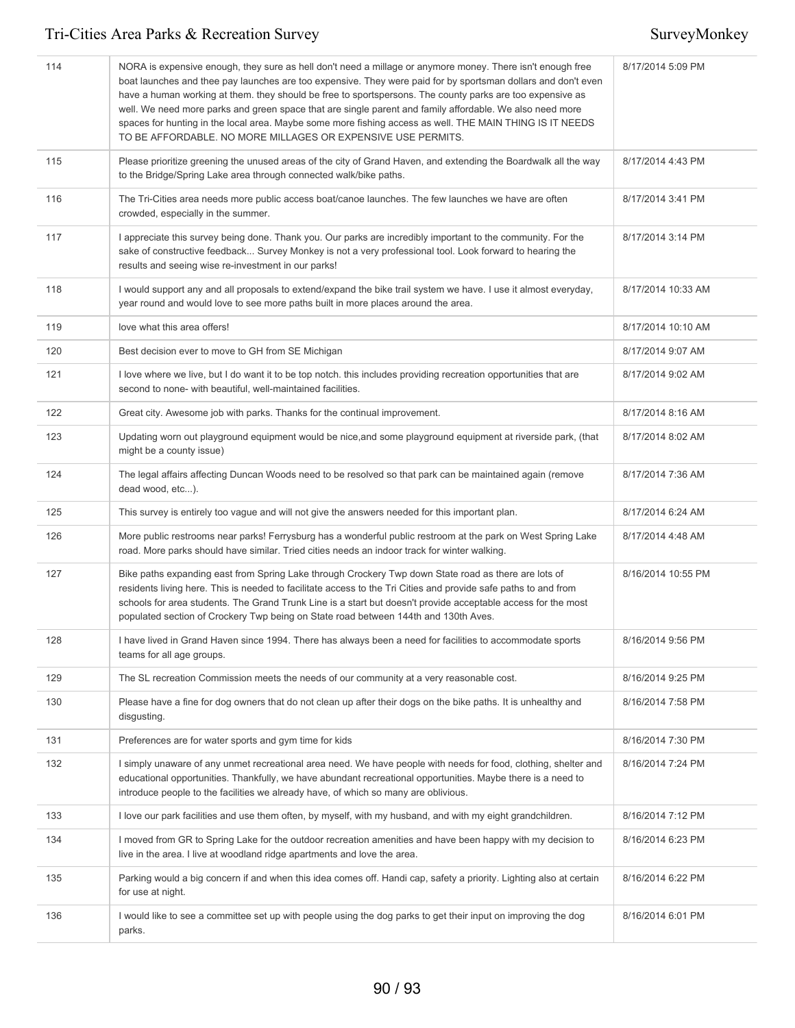| | | |
|---|---|---|
| 114 | NORA is expensive enough, they sure as hell don't need a millage or anymore money. There isn't enough free boat launches and thee pay launches are too expensive. They were paid for by sportsman dollars and don't even have a human working at them. they should be free to sportspersons. The county parks are too expensive as well. We need more parks and green space that are single parent and family affordable. We also need more spaces for hunting in the local area. Maybe some more fishing access as well. THE MAIN THING IS IT NEEDS TO BE AFFORDABLE. NO MORE MILLAGES OR EXPENSIVE USE PERMITS. | 8/17/2014 5:09 PM |
| 115 | Please prioritize greening the unused areas of the city of Grand Haven, and extending the Boardwalk all the way to the Bridge/Spring Lake area through connected walk/bike paths. | 8/17/2014 4:43 PM |
| 116 | The Tri-Cities area needs more public access boat/canoe launches. The few launches we have are often crowded, especially in the summer. | 8/17/2014 3:41 PM |
| 117 | I appreciate this survey being done. Thank you. Our parks are incredibly important to the community. For the sake of constructive feedback... Survey Monkey is not a very professional tool. Look forward to hearing the results and seeing wise re-investment in our parks! | 8/17/2014 3:14 PM |
| 118 | I would support any and all proposals to extend/expand the bike trail system we have. I use it almost everyday, year round and would love to see more paths built in more places around the area. | 8/17/2014 10:33 AM |
| 119 | love what this area offers! | 8/17/2014 10:10 AM |
| 120 | Best decision ever to move to GH from SE Michigan | 8/17/2014 9:07 AM |
| 121 | I love where we live, but I do want it to be top notch. this includes providing recreation opportunities that are second to none- with beautiful, well-maintained facilities. | 8/17/2014 9:02 AM |
| 122 | Great city. Awesome job with parks. Thanks for the continual improvement. | 8/17/2014 8:16 AM |
| 123 | Updating worn out playground equipment would be nice,and some playground equipment at riverside park, (that might be a county issue) | 8/17/2014 8:02 AM |
| 124 | The legal affairs affecting Duncan Woods need to be resolved so that park can be maintained again (remove dead wood, etc...). | 8/17/2014 7:36 AM |
| 125 | This survey is entirely too vague and will not give the answers needed for this important plan. | 8/17/2014 6:24 AM |
| 126 | More public restrooms near parks! Ferrysburg has a wonderful public restroom at the park on West Spring Lake road. More parks should have similar. Tried cities needs an indoor track for winter walking. | 8/17/2014 4:48 AM |
| 127 | Bike paths expanding east from Spring Lake through Crockery Twp down State road as there are lots of residents living here. This is needed to facilitate access to the Tri Cities and provide safe paths to and from schools for area students. The Grand Trunk Line is a start but doesn't provide acceptable access for the most populated section of Crockery Twp being on State road between 144th and 130th Aves. | 8/16/2014 10:55 PM |
| 128 | I have lived in Grand Haven since 1994. There has always been a need for facilities to accommodate sports teams for all age groups. | 8/16/2014 9:56 PM |
| 129 | The SL recreation Commission meets the needs of our community at a very reasonable cost. | 8/16/2014 9:25 PM |
| 130 | Please have a fine for dog owners that do not clean up after their dogs on the bike paths. It is unhealthy and disgusting. | 8/16/2014 7:58 PM |
| 131 | Preferences are for water sports and gym time for kids | 8/16/2014 7:30 PM |
| 132 | I simply unaware of any unmet recreational area need. We have people with needs for food, clothing, shelter and educational opportunities. Thankfully, we have abundant recreational opportunities. Maybe there is a need to introduce people to the facilities we already have, of which so many are oblivious. | 8/16/2014 7:24 PM |
| 133 | I love our park facilities and use them often, by myself, with my husband, and with my eight grandchildren. | 8/16/2014 7:12 PM |
| 134 | I moved from GR to Spring Lake for the outdoor recreation amenities and have been happy with my decision to live in the area. I live at woodland ridge apartments and love the area. | 8/16/2014 6:23 PM |
| 135 | Parking would a big concern if and when this idea comes off. Handi cap, safety a priority. Lighting also at certain for use at night. | 8/16/2014 6:22 PM |
| 136 | I would like to see a committee set up with people using the dog parks to get their input on improving the dog parks. | 8/16/2014 6:01 PM |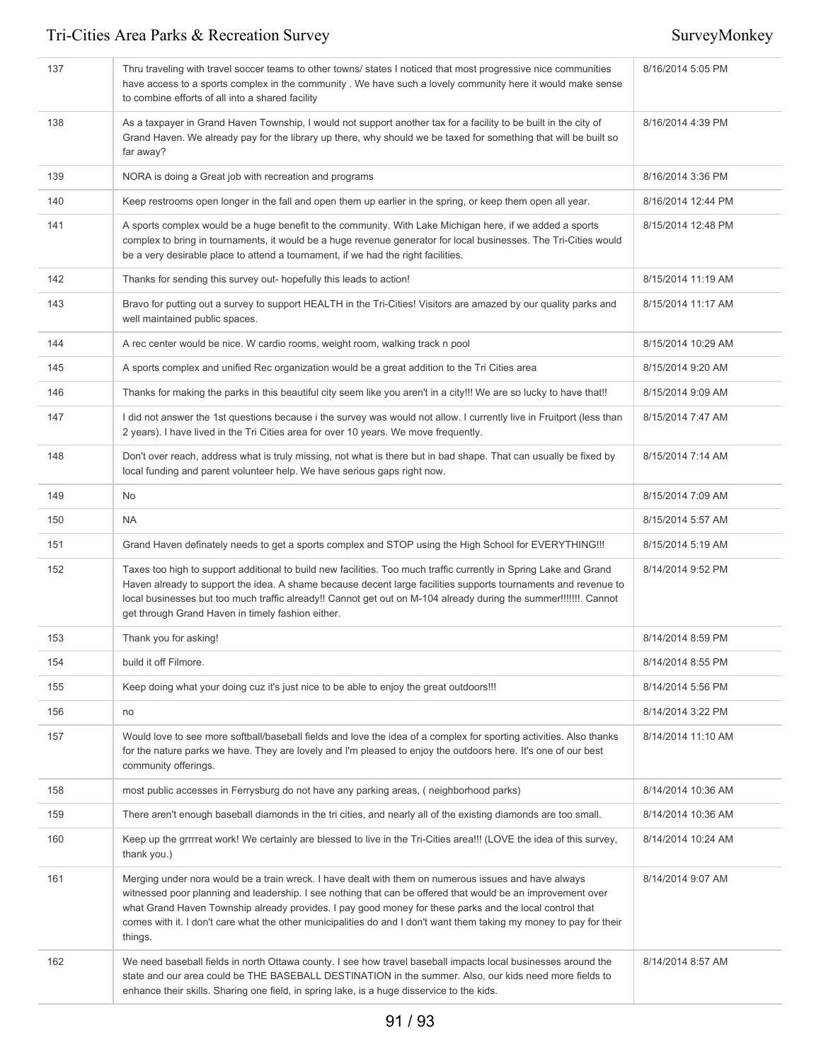| | | |
|---|---|---|
| 137 | Thru traveling with travel soccer teams to other towns/ states I noticed that most progressive nice communities have access to a sports complex in the community . We have such a lovely community here it would make sense to combine efforts of all into a shared facility | 8/16/2014 5:05 PM |
| 138 | As a taxpayer in Grand Haven Township, I would not support another tax for a facility to be built in the city of Grand Haven. We already pay for the library up there, why should we be taxed for something that will be built so far away? | 8/16/2014 4:39 PM |
| 139 | NORA is doing a Great job with recreation and programs | 8/16/2014 3:36 PM |
| 140 | Keep restrooms open longer in the fall and open them up earlier in the spring, or keep them open all year. | 8/16/2014 12:44 PM |
| 141 | A sports complex would be a huge benefit to the community. With Lake Michigan here, if we added a sports complex to bring in tournaments, it would be a huge revenue generator for local businesses. The Tri-Cities would be a very desirable place to attend a tournament, if we had the right facilities. | 8/15/2014 12:48 PM |
| 142 | Thanks for sending this survey out- hopefully this leads to action! | 8/15/2014 11:19 AM |
| 143 | Bravo for putting out a survey to support HEALTH in the Tri-Cities! Visitors are amazed by our quality parks and well maintained public spaces. | 8/15/2014 11:17 AM |
| 144 | A rec center would be nice. W cardio rooms, weight room, walking track n pool | 8/15/2014 10:29 AM |
| 145 | A sports complex and unified Rec organization would be a great addition to the Tri Cities area | 8/15/2014 9:20 AM |
| 146 | Thanks for making the parks in this beautiful city seem like you aren't in a city!!! We are so lucky to have that!! | 8/15/2014 9:09 AM |
| 147 | I did not answer the 1st questions because i the survey was would not allow. I currently live in Fruitport (less than 2 years). I have lived in the Tri Cities area for over 10 years. We move frequently. | 8/15/2014 7:47 AM |
| 148 | Don't over reach, address what is truly missing, not what is there but in bad shape. That can usually be fixed by local funding and parent volunteer help. We have serious gaps right now. | 8/15/2014 7:14 AM |
| 149 | No | 8/15/2014 7:09 AM |
| 150 | NA | 8/15/2014 5:57 AM |
| 151 | Grand Haven definately needs to get a sports complex and STOP using the High School for EVERYTHING!!! | 8/15/2014 5:19 AM |
| 152 | Taxes too high to support additional to build new facilities. Too much traffic currently in Spring Lake and Grand Haven already to support the idea. A shame because decent large facilities supports tournaments and revenue to local businesses but too much traffic already!! Cannot get out on M-104 already during the summer!!!!!!!. Cannot get through Grand Haven in timely fashion either. | 8/14/2014 9:52 PM |
| 153 | Thank you for asking! | 8/14/2014 8:59 PM |
| 154 | build it off Filmore. | 8/14/2014 8:55 PM |
| 155 | Keep doing what your doing cuz it's just nice to be able to enjoy the great outdoors!!! | 8/14/2014 5:56 PM |
| 156 | no | 8/14/2014 3:22 PM |
| 157 | Would love to see more softball/baseball fields and love the idea of a complex for sporting activities. Also thanks for the nature parks we have. They are lovely and I'm pleased to enjoy the outdoors here. It's one of our best community offerings. | 8/14/2014 11:10 AM |
| 158 | most public accesses in Ferrysburg do not have any parking areas, ( neighborhood parks) | 8/14/2014 10:36 AM |
| 159 | There aren't enough baseball diamonds in the tri cities, and nearly all of the existing diamonds are too small. | 8/14/2014 10:36 AM |
| 160 | Keep up the grrrreat work! We certainly are blessed to live in the Tri-Cities area!!! (LOVE the idea of this survey, thank you.) | 8/14/2014 10:24 AM |
| 161 | Merging under nora would be a train wreck. I have dealt with them on numerous issues and have always witnessed poor planning and leadership. I see nothing that can be offered that would be an improvement over what Grand Haven Township already provides. I pay good money for these parks and the local control that comes with it. I don't care what the other municipalities do and I don't want them taking my money to pay for their things. | 8/14/2014 9:07 AM |
| 162 | We need baseball fields in north Ottawa county. I see how travel baseball impacts local businesses around the state and our area could be THE BASEBALL DESTINATION in the summer. Also, our kids need more fields to enhance their skills. Sharing one field, in spring lake, is a huge disservice to the kids. | 8/14/2014 8:57 AM |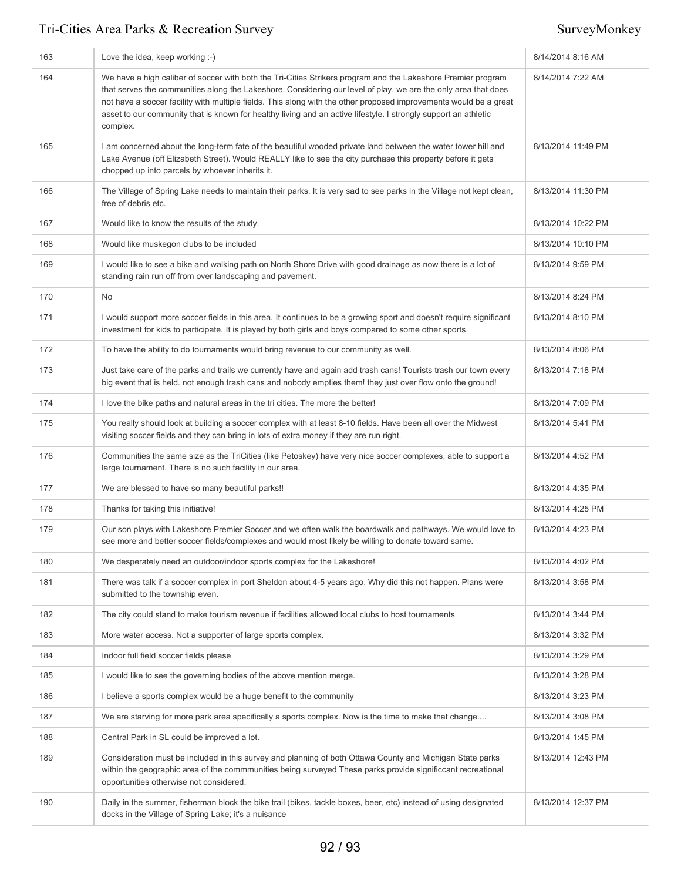| | | |
|---|---|---|
| 163 | Love the idea, keep working :-) | 8/14/2014 8:16 AM |
| 164 | We have a high caliber of soccer with both the Tri-Cities Strikers program and the Lakeshore Premier program that serves the communities along the Lakeshore. Considering our level of play, we are the only area that does not have a soccer facility with multiple fields. This along with the other proposed improvements would be a great asset to our community that is known for healthy living and an active lifestyle. I strongly support an athletic complex. | 8/14/2014 7:22 AM |
| 165 | I am concerned about the long-term fate of the beautiful wooded private land between the water tower hill and Lake Avenue (off Elizabeth Street). Would REALLY like to see the city purchase this property before it gets chopped up into parcels by whoever inherits it. | 8/13/2014 11:49 PM |
| 166 | The Village of Spring Lake needs to maintain their parks. It is very sad to see parks in the Village not kept clean, free of debris etc. | 8/13/2014 11:30 PM |
| 167 | Would like to know the results of the study. | 8/13/2014 10:22 PM |
| 168 | Would like muskegon clubs to be included | 8/13/2014 10:10 PM |
| 169 | I would like to see a bike and walking path on North Shore Drive with good drainage as now there is a lot of standing rain run off from over landscaping and pavement. | 8/13/2014 9:59 PM |
| 170 | No | 8/13/2014 8:24 PM |
| 171 | I would support more soccer fields in this area. It continues to be a growing sport and doesn't require significant investment for kids to participate. It is played by both girls and boys compared to some other sports. | 8/13/2014 8:10 PM |
| 172 | To have the ability to do tournaments would bring revenue to our community as well. | 8/13/2014 8:06 PM |
| 173 | Just take care of the parks and trails we currently have and again add trash cans! Tourists trash our town every big event that is held. not enough trash cans and nobody empties them! they just over flow onto the ground! | 8/13/2014 7:18 PM |
| 174 | I love the bike paths and natural areas in the tri cities. The more the better! | 8/13/2014 7:09 PM |
| 175 | You really should look at building a soccer complex with at least 8-10 fields. Have been all over the Midwest visiting soccer fields and they can bring in lots of extra money if they are run right. | 8/13/2014 5:41 PM |
| 176 | Communities the same size as the TriCities (like Petoskey) have very nice soccer complexes, able to support a large tournament. There is no such facility in our area. | 8/13/2014 4:52 PM |
| 177 | We are blessed to have so many beautiful parks!! | 8/13/2014 4:35 PM |
| 178 | Thanks for taking this initiative! | 8/13/2014 4:25 PM |
| 179 | Our son plays with Lakeshore Premier Soccer and we often walk the boardwalk and pathways. We would love to see more and better soccer fields/complexes and would most likely be willing to donate toward same. | 8/13/2014 4:23 PM |
| 180 | We desperately need an outdoor/indoor sports complex for the Lakeshore! | 8/13/2014 4:02 PM |
| 181 | There was talk if a soccer complex in port Sheldon about 4-5 years ago. Why did this not happen. Plans were submitted to the township even. | 8/13/2014 3:58 PM |
| 182 | The city could stand to make tourism revenue if facilities allowed local clubs to host tournaments | 8/13/2014 3:44 PM |
| 183 | More water access. Not a supporter of large sports complex. | 8/13/2014 3:32 PM |
| 184 | Indoor full field soccer fields please | 8/13/2014 3:29 PM |
| 185 | I would like to see the governing bodies of the above mention merge. | 8/13/2014 3:28 PM |
| 186 | I believe a sports complex would be a huge benefit to the community | 8/13/2014 3:23 PM |
| 187 | We are starving for more park area specifically a sports complex. Now is the time to make that change.... | 8/13/2014 3:08 PM |
| 188 | Central Park in SL could be improved a lot. | 8/13/2014 1:45 PM |
| 189 | Consideration must be included in this survey and planning of both Ottawa County and Michigan State parks within the geographic area of the commmunities being surveyed These parks provide significcant recreational opportunities otherwise not considered. | 8/13/2014 12:43 PM |
| 190 | Daily in the summer, fisherman block the bike trail (bikes, tackle boxes, beer, etc) instead of using designated docks in the Village of Spring Lake; it's a nuisance | 8/13/2014 12:37 PM |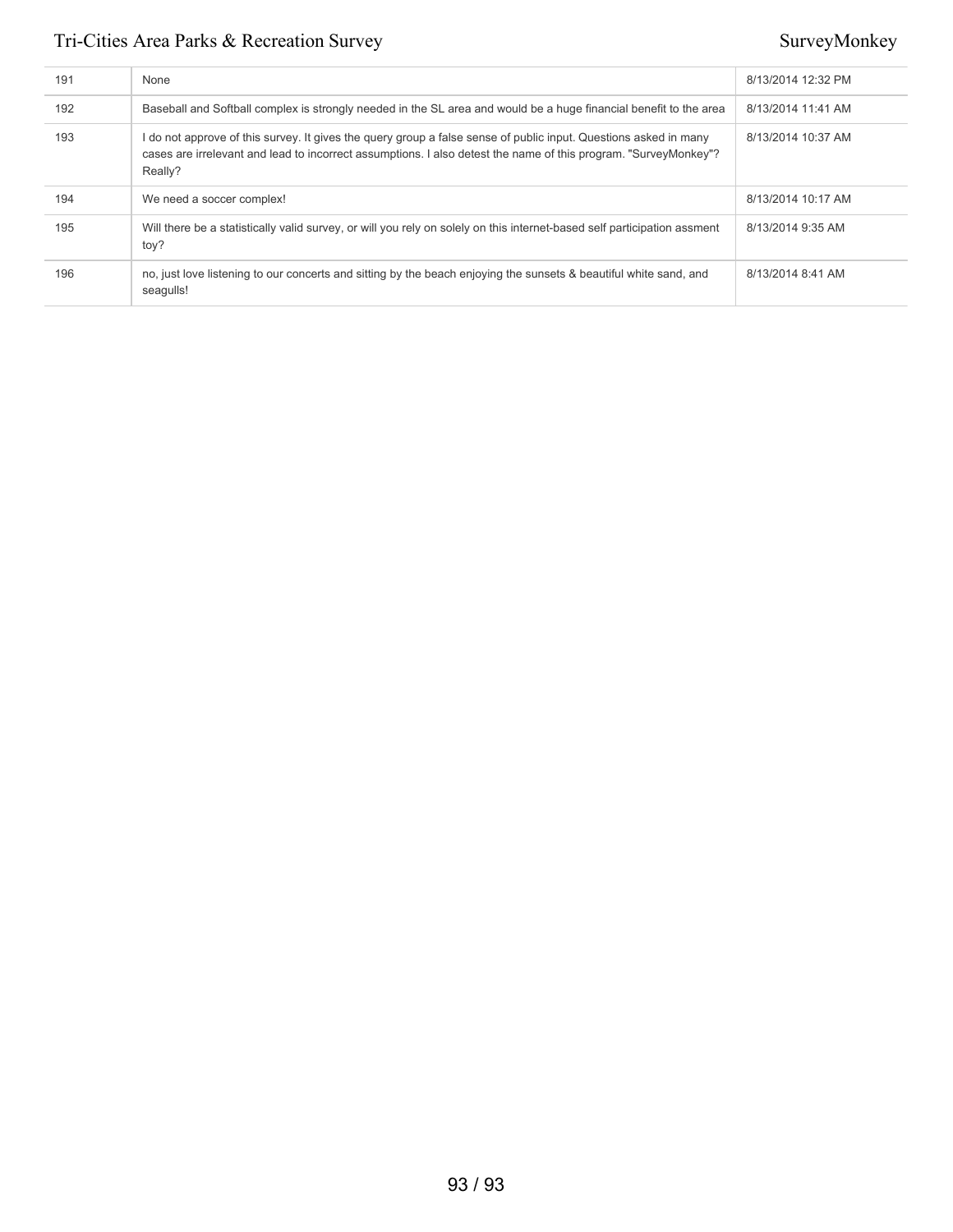| | | |
|---|---|---|
| 191 | None | 8/13/2014 12:32 PM |
| 192 | Baseball and Softball complex is strongly needed in the SL area and would be a huge financial benefit to the area | 8/13/2014 11:41 AM |
| 193 | I do not approve of this survey. It gives the query group a false sense of public input. Questions asked in many cases are irrelevant and lead to incorrect assumptions. I also detest the name of this program. "SurveyMonkey"? Really? | 8/13/2014 10:37 AM |
| 194 | We need a soccer complex! | 8/13/2014 10:17 AM |
| 195 | Will there be a statistically valid survey, or will you rely on solely on this internet-based self participation assment toy? | 8/13/2014 9:35 AM |
| 196 | no, just love listening to our concerts and sitting by the beach enjoying the sunsets & beautiful white sand, and seagulls! | 8/13/2014 8:41 AM |